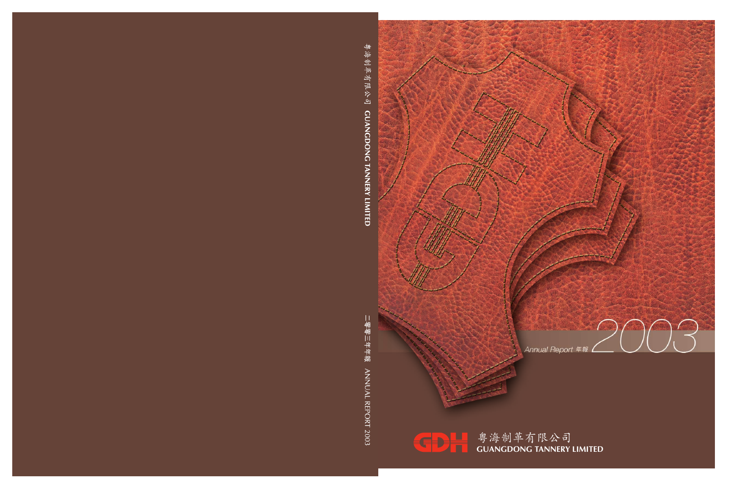粵海制革有限公司 GUANGDONG TANNERY LIMITED

二零零三年年報 ANNUAL REPORT 2003

Annual Report 年報 2003

粵海制革有限公司

GUANGDONG TANNERY LIMITED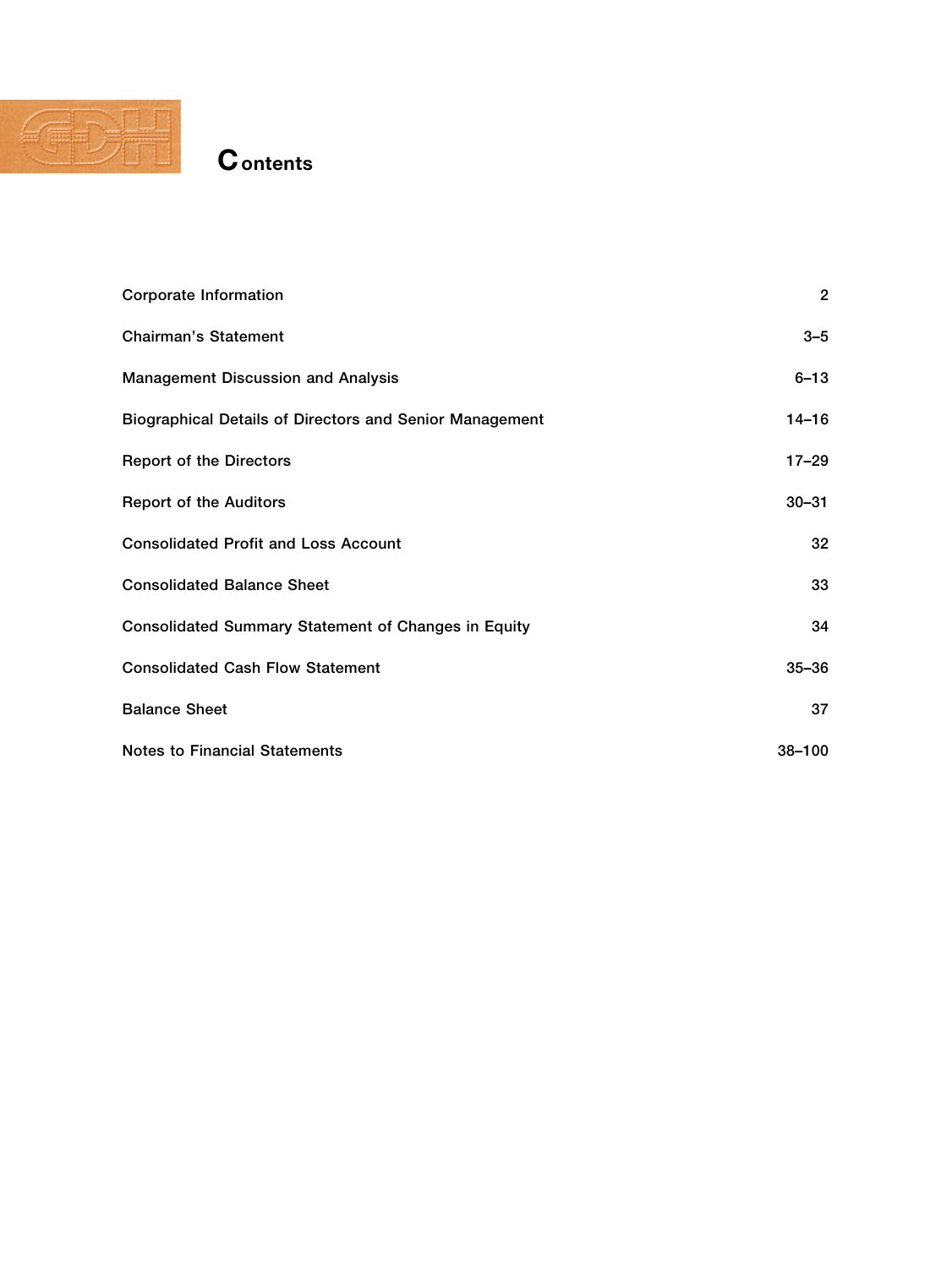# Contents

| | |
|---|---|
| Corporate Information | 2 |
| Chairman's Statement | 3–5 |
| Management Discussion and Analysis | 6–13 |
| Biographical Details of Directors and Senior Management | 14–16 |
| Report of the Directors | 17–29 |
| Report of the Auditors | 30–31 |
| Consolidated Profit and Loss Account | 32 |
| Consolidated Balance Sheet | 33 |
| Consolidated Summary Statement of Changes in Equity | 34 |
| Consolidated Cash Flow Statement | 35–36 |
| Balance Sheet | 37 |
| Notes to Financial Statements | 38–100 |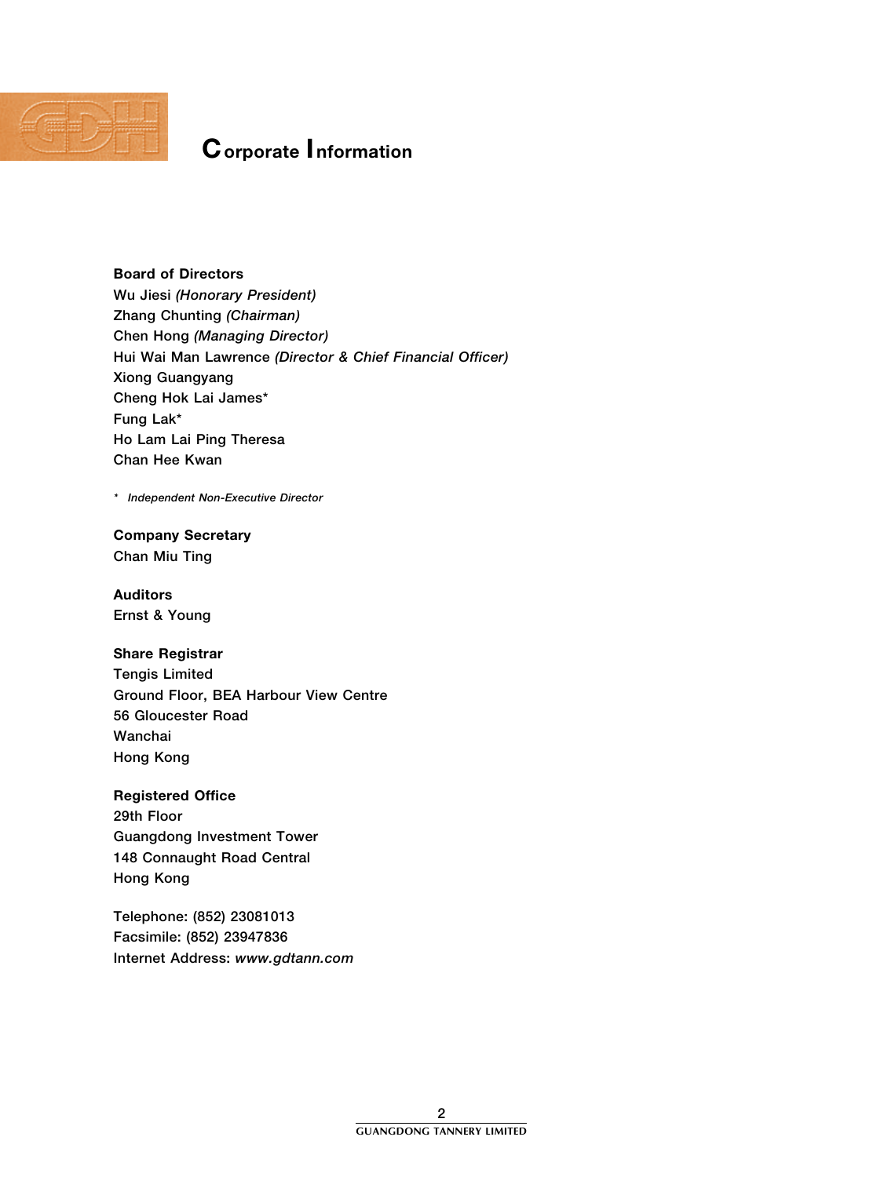# Corporate Information

**Board of Directors**

Wu Jiesi *(Honorary President)*
Zhang Chunting *(Chairman)*
Chen Hong *(Managing Director)*
Hui Wai Man Lawrence *(Director & Chief Financial Officer)*
Xiong Guangyang
Cheng Hok Lai James*
Fung Lak*
Ho Lam Lai Ping Theresa
Chan Hee Kwan

\* *Independent Non-Executive Director*

**Company Secretary**

Chan Miu Ting

**Auditors**

Ernst & Young

**Share Registrar**

Tengis Limited
Ground Floor, BEA Harbour View Centre
56 Gloucester Road
Wanchai
Hong Kong

**Registered Office**

29th Floor
Guangdong Investment Tower
148 Connaught Road Central
Hong Kong

Telephone: (852) 23081013
Facsimile: (852) 23947836
Internet Address: *www.gdtann.com*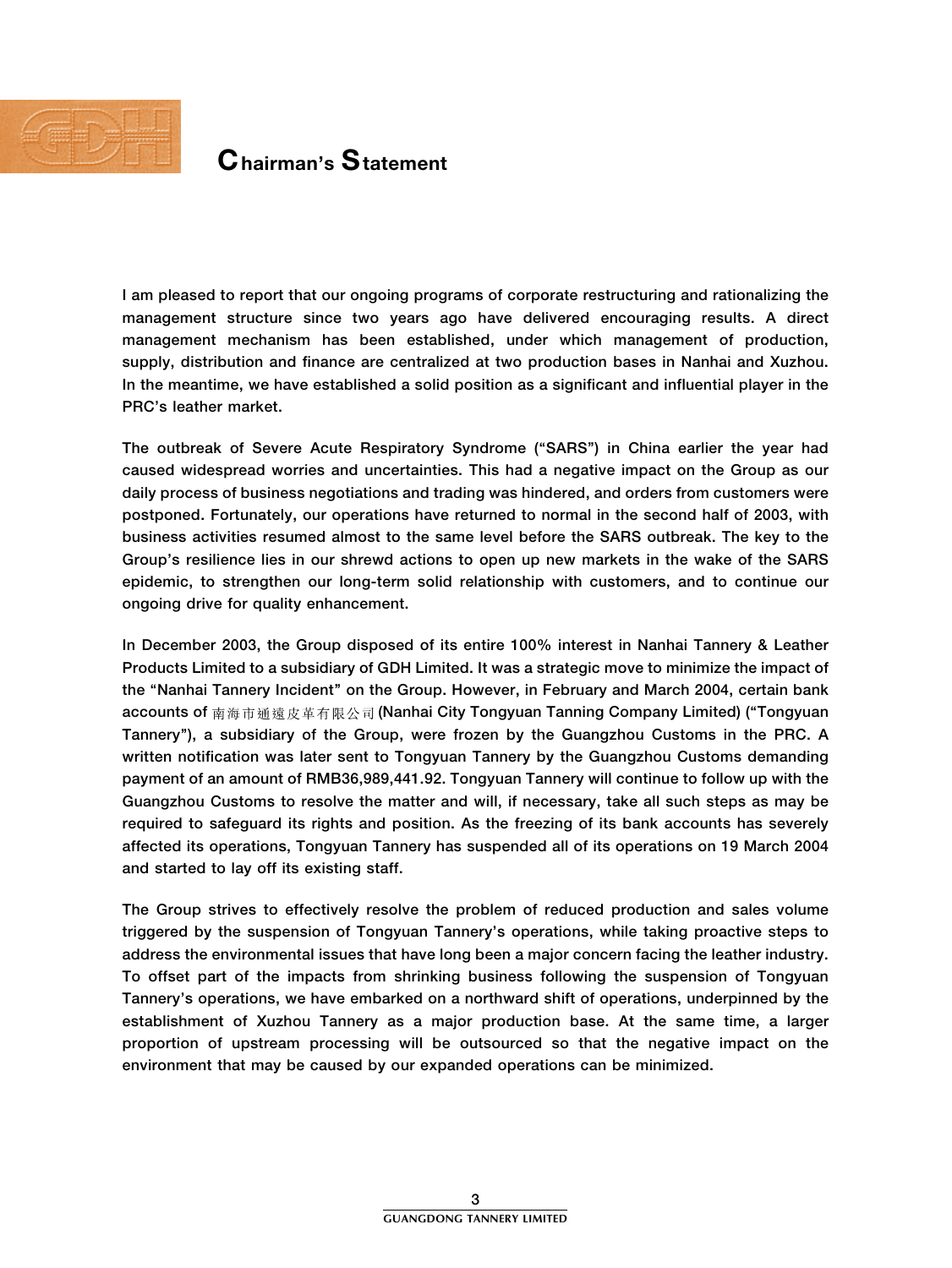# Chairman's Statement

I am pleased to report that our ongoing programs of corporate restructuring and rationalizing the management structure since two years ago have delivered encouraging results. A direct management mechanism has been established, under which management of production, supply, distribution and finance are centralized at two production bases in Nanhai and Xuzhou. In the meantime, we have established a solid position as a significant and influential player in the PRC's leather market.

The outbreak of Severe Acute Respiratory Syndrome ("SARS") in China earlier the year had caused widespread worries and uncertainties. This had a negative impact on the Group as our daily process of business negotiations and trading was hindered, and orders from customers were postponed. Fortunately, our operations have returned to normal in the second half of 2003, with business activities resumed almost to the same level before the SARS outbreak. The key to the Group's resilience lies in our shrewd actions to open up new markets in the wake of the SARS epidemic, to strengthen our long-term solid relationship with customers, and to continue our ongoing drive for quality enhancement.

In December 2003, the Group disposed of its entire 100% interest in Nanhai Tannery & Leather Products Limited to a subsidiary of GDH Limited. It was a strategic move to minimize the impact of the "Nanhai Tannery Incident" on the Group. However, in February and March 2004, certain bank accounts of 南海市通遠皮革有限公司 (Nanhai City Tongyuan Tanning Company Limited) ("Tongyuan Tannery"), a subsidiary of the Group, were frozen by the Guangzhou Customs in the PRC. A written notification was later sent to Tongyuan Tannery by the Guangzhou Customs demanding payment of an amount of RMB36,989,441.92. Tongyuan Tannery will continue to follow up with the Guangzhou Customs to resolve the matter and will, if necessary, take all such steps as may be required to safeguard its rights and position. As the freezing of its bank accounts has severely affected its operations, Tongyuan Tannery has suspended all of its operations on 19 March 2004 and started to lay off its existing staff.

The Group strives to effectively resolve the problem of reduced production and sales volume triggered by the suspension of Tongyuan Tannery's operations, while taking proactive steps to address the environmental issues that have long been a major concern facing the leather industry. To offset part of the impacts from shrinking business following the suspension of Tongyuan Tannery's operations, we have embarked on a northward shift of operations, underpinned by the establishment of Xuzhou Tannery as a major production base. At the same time, a larger proportion of upstream processing will be outsourced so that the negative impact on the environment that may be caused by our expanded operations can be minimized.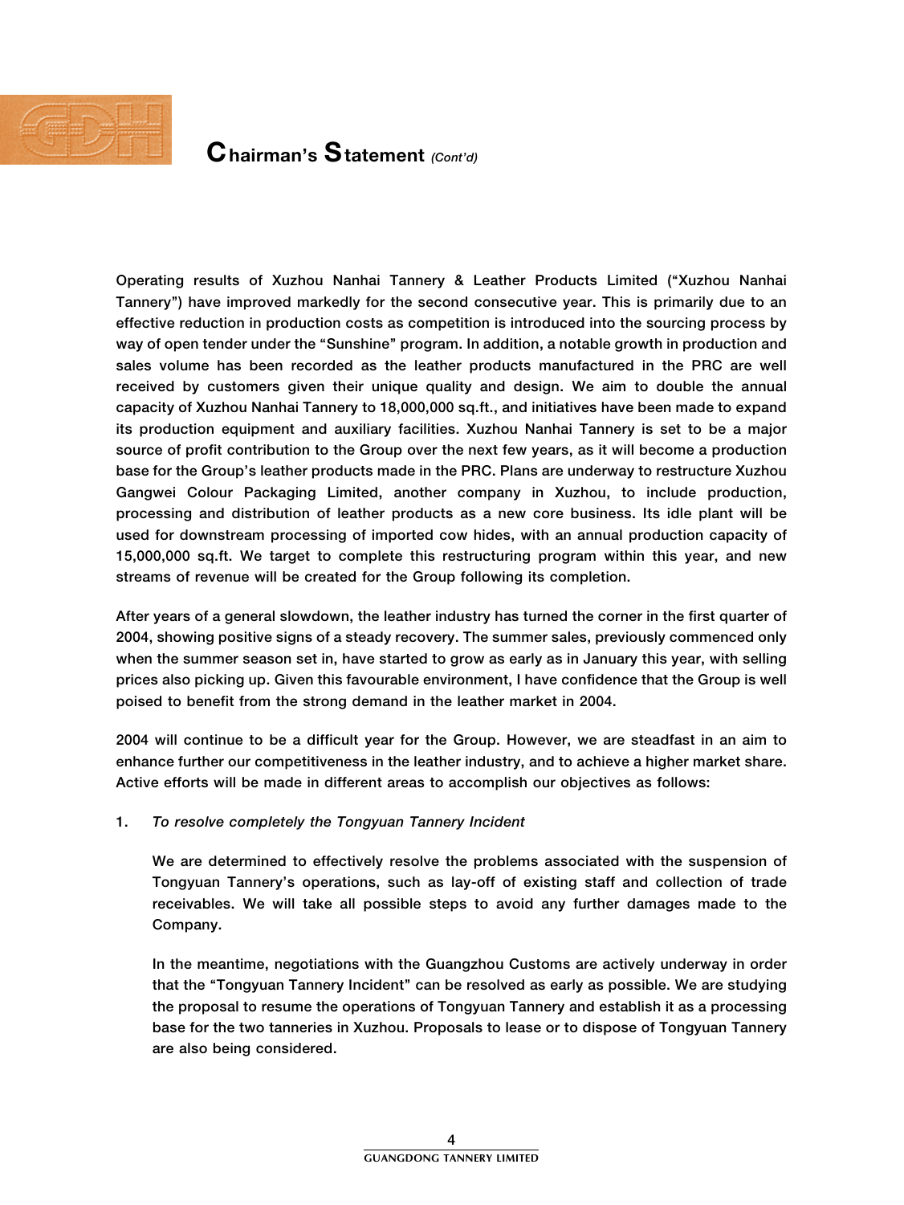Operating results of Xuzhou Nanhai Tannery & Leather Products Limited ("Xuzhou Nanhai Tannery") have improved markedly for the second consecutive year. This is primarily due to an effective reduction in production costs as competition is introduced into the sourcing process by way of open tender under the "Sunshine" program. In addition, a notable growth in production and sales volume has been recorded as the leather products manufactured in the PRC are well received by customers given their unique quality and design. We aim to double the annual capacity of Xuzhou Nanhai Tannery to 18,000,000 sq.ft., and initiatives have been made to expand its production equipment and auxiliary facilities. Xuzhou Nanhai Tannery is set to be a major source of profit contribution to the Group over the next few years, as it will become a production base for the Group's leather products made in the PRC. Plans are underway to restructure Xuzhou Gangwei Colour Packaging Limited, another company in Xuzhou, to include production, processing and distribution of leather products as a new core business. Its idle plant will be used for downstream processing of imported cow hides, with an annual production capacity of 15,000,000 sq.ft. We target to complete this restructuring program within this year, and new streams of revenue will be created for the Group following its completion.

After years of a general slowdown, the leather industry has turned the corner in the first quarter of 2004, showing positive signs of a steady recovery. The summer sales, previously commenced only when the summer season set in, have started to grow as early as in January this year, with selling prices also picking up. Given this favourable environment, I have confidence that the Group is well poised to benefit from the strong demand in the leather market in 2004.

2004 will continue to be a difficult year for the Group. However, we are steadfast in an aim to enhance further our competitiveness in the leather industry, and to achieve a higher market share. Active efforts will be made in different areas to accomplish our objectives as follows:

1. *To resolve completely the Tongyuan Tannery Incident*

   We are determined to effectively resolve the problems associated with the suspension of Tongyuan Tannery's operations, such as lay-off of existing staff and collection of trade receivables. We will take all possible steps to avoid any further damages made to the Company.

   In the meantime, negotiations with the Guangzhou Customs are actively underway in order that the "Tongyuan Tannery Incident" can be resolved as early as possible. We are studying the proposal to resume the operations of Tongyuan Tannery and establish it as a processing base for the two tanneries in Xuzhou. Proposals to lease or to dispose of Tongyuan Tannery are also being considered.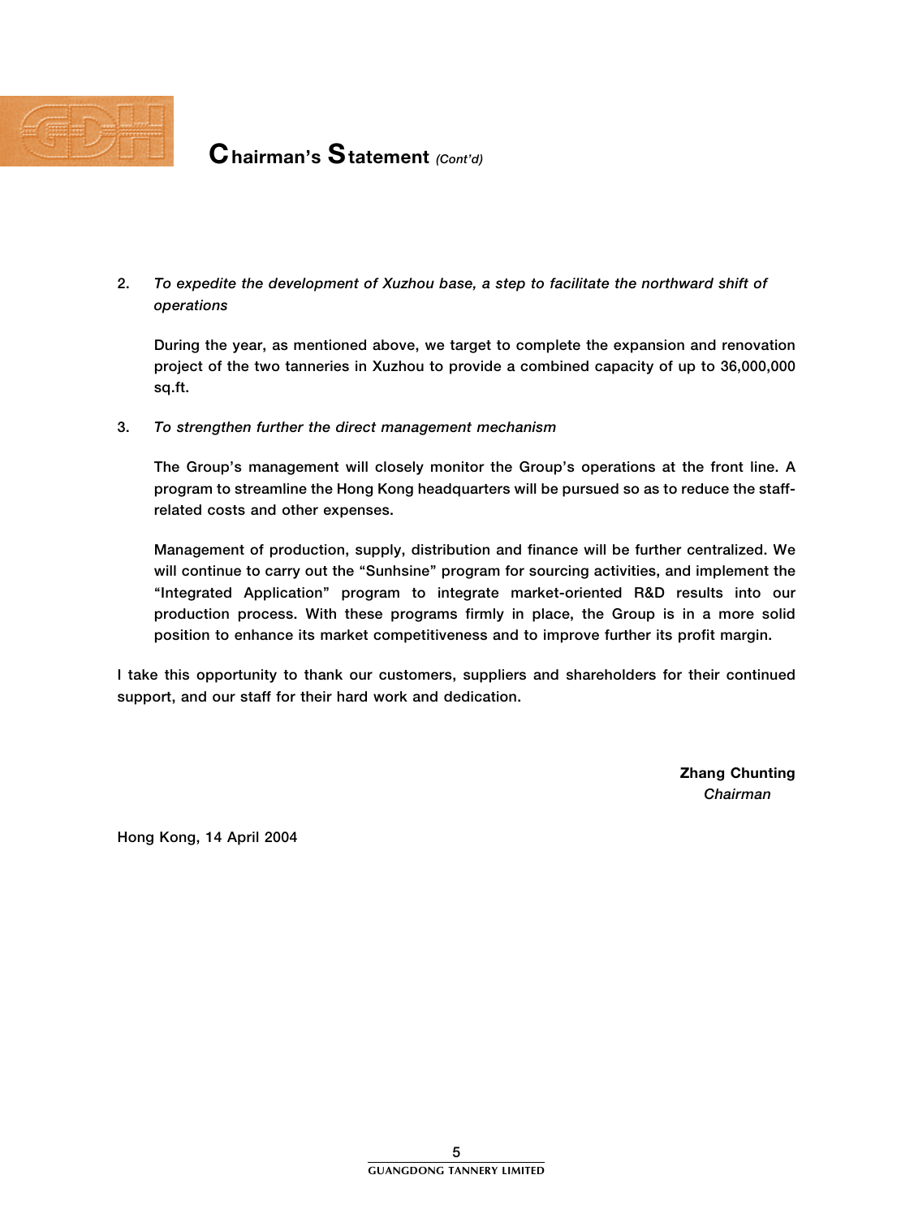# Chairman's Statement *(Cont'd)*

2. *To expedite the development of Xuzhou base, a step to facilitate the northward shift of operations*

   During the year, as mentioned above, we target to complete the expansion and renovation project of the two tanneries in Xuzhou to provide a combined capacity of up to 36,000,000 sq.ft.

3. *To strengthen further the direct management mechanism*

   The Group's management will closely monitor the Group's operations at the front line. A program to streamline the Hong Kong headquarters will be pursued so as to reduce the staff-related costs and other expenses.

   Management of production, supply, distribution and finance will be further centralized. We will continue to carry out the "Sunhsine" program for sourcing activities, and implement the "Integrated Application" program to integrate market-oriented R&D results into our production process. With these programs firmly in place, the Group is in a more solid position to enhance its market competitiveness and to improve further its profit margin.

I take this opportunity to thank our customers, suppliers and shareholders for their continued support, and our staff for their hard work and dedication.

**Zhang Chunting**
*Chairman*

Hong Kong, 14 April 2004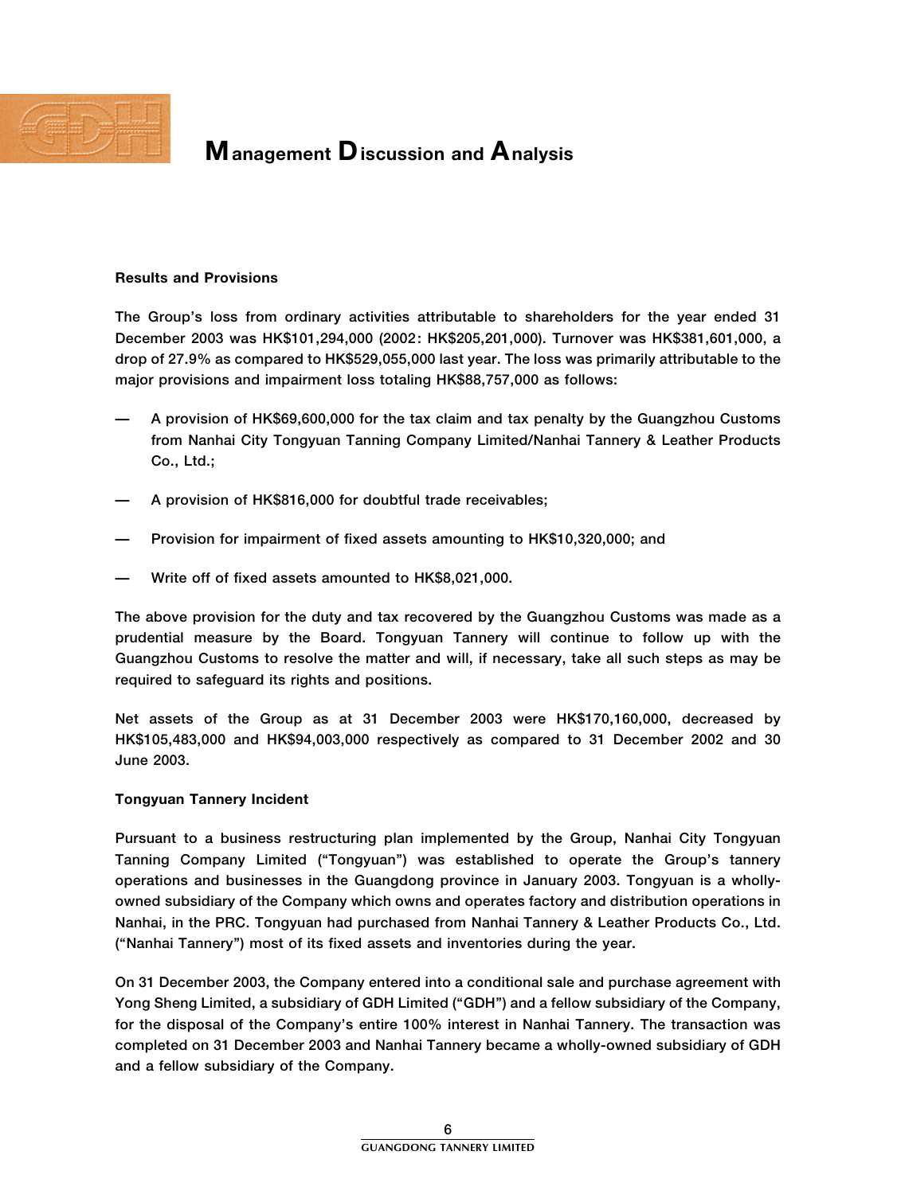# Management Discussion and Analysis

**Results and Provisions**

The Group's loss from ordinary activities attributable to shareholders for the year ended 31 December 2003 was HK$101,294,000 (2002: HK$205,201,000). Turnover was HK$381,601,000, a drop of 27.9% as compared to HK$529,055,000 last year. The loss was primarily attributable to the major provisions and impairment loss totaling HK$88,757,000 as follows:

— A provision of HK$69,600,000 for the tax claim and tax penalty by the Guangzhou Customs from Nanhai City Tongyuan Tanning Company Limited/Nanhai Tannery & Leather Products Co., Ltd.;

— A provision of HK$816,000 for doubtful trade receivables;

— Provision for impairment of fixed assets amounting to HK$10,320,000; and

— Write off of fixed assets amounted to HK$8,021,000.

The above provision for the duty and tax recovered by the Guangzhou Customs was made as a prudential measure by the Board. Tongyuan Tannery will continue to follow up with the Guangzhou Customs to resolve the matter and will, if necessary, take all such steps as may be required to safeguard its rights and positions.

Net assets of the Group as at 31 December 2003 were HK$170,160,000, decreased by HK$105,483,000 and HK$94,003,000 respectively as compared to 31 December 2002 and 30 June 2003.

**Tongyuan Tannery Incident**

Pursuant to a business restructuring plan implemented by the Group, Nanhai City Tongyuan Tanning Company Limited ("Tongyuan") was established to operate the Group's tannery operations and businesses in the Guangdong province in January 2003. Tongyuan is a wholly-owned subsidiary of the Company which owns and operates factory and distribution operations in Nanhai, in the PRC. Tongyuan had purchased from Nanhai Tannery & Leather Products Co., Ltd. ("Nanhai Tannery") most of its fixed assets and inventories during the year.

On 31 December 2003, the Company entered into a conditional sale and purchase agreement with Yong Sheng Limited, a subsidiary of GDH Limited ("GDH") and a fellow subsidiary of the Company, for the disposal of the Company's entire 100% interest in Nanhai Tannery. The transaction was completed on 31 December 2003 and Nanhai Tannery became a wholly-owned subsidiary of GDH and a fellow subsidiary of the Company.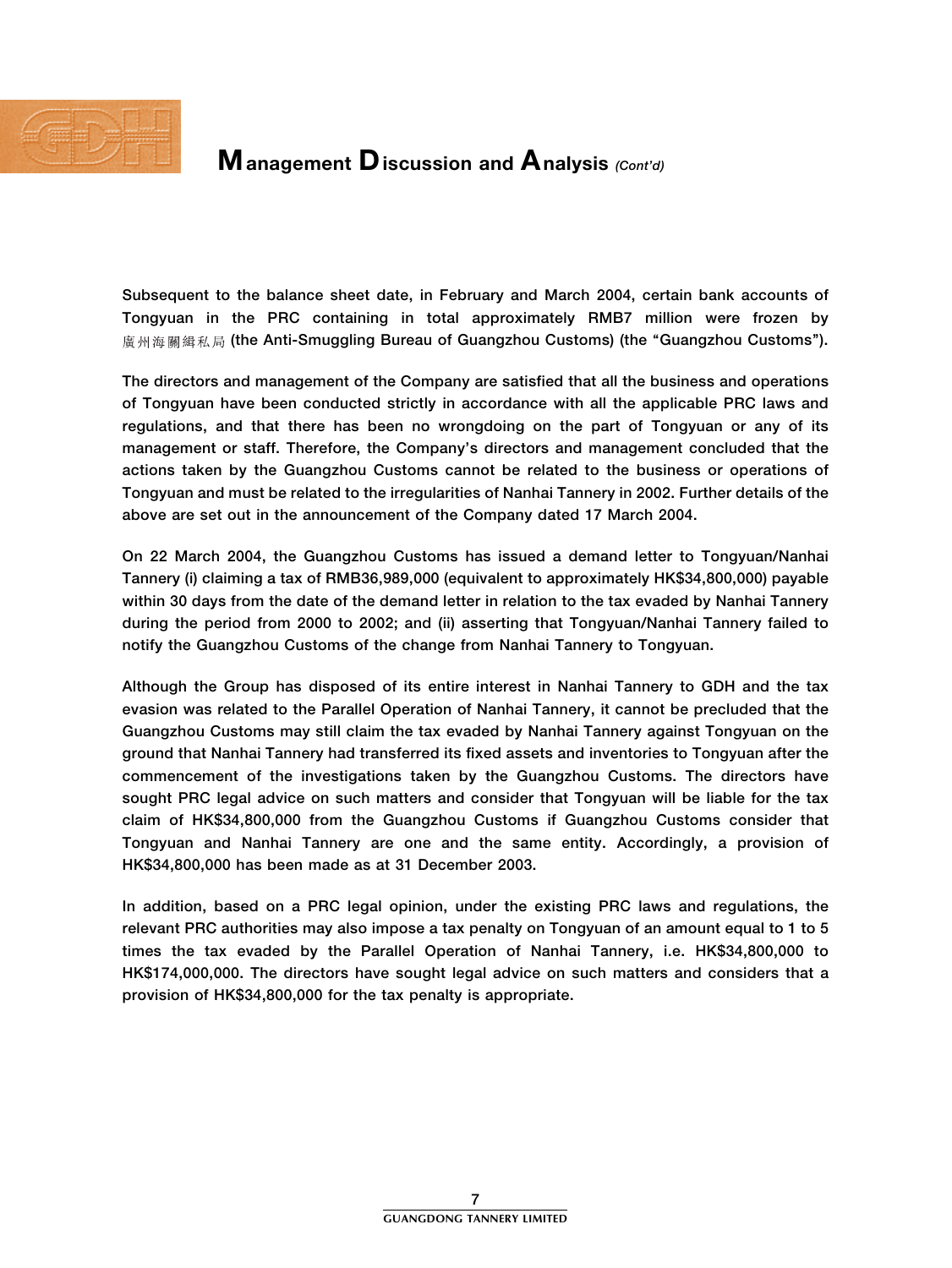# Management Discussion and Analysis *(Cont'd)*

**Subsequent to the balance sheet date, in February and March 2004, certain bank accounts of Tongyuan in the PRC containing in total approximately RMB7 million were frozen by 廣州海關緝私局 (the Anti-Smuggling Bureau of Guangzhou Customs) (the "Guangzhou Customs").**

**The directors and management of the Company are satisfied that all the business and operations of Tongyuan have been conducted strictly in accordance with all the applicable PRC laws and regulations, and that there has been no wrongdoing on the part of Tongyuan or any of its management or staff. Therefore, the Company's directors and management concluded that the actions taken by the Guangzhou Customs cannot be related to the business or operations of Tongyuan and must be related to the irregularities of Nanhai Tannery in 2002. Further details of the above are set out in the announcement of the Company dated 17 March 2004.**

**On 22 March 2004, the Guangzhou Customs has issued a demand letter to Tongyuan/Nanhai Tannery (i) claiming a tax of RMB36,989,000 (equivalent to approximately HK$34,800,000) payable within 30 days from the date of the demand letter in relation to the tax evaded by Nanhai Tannery during the period from 2000 to 2002; and (ii) asserting that Tongyuan/Nanhai Tannery failed to notify the Guangzhou Customs of the change from Nanhai Tannery to Tongyuan.**

**Although the Group has disposed of its entire interest in Nanhai Tannery to GDH and the tax evasion was related to the Parallel Operation of Nanhai Tannery, it cannot be precluded that the Guangzhou Customs may still claim the tax evaded by Nanhai Tannery against Tongyuan on the ground that Nanhai Tannery had transferred its fixed assets and inventories to Tongyuan after the commencement of the investigations taken by the Guangzhou Customs. The directors have sought PRC legal advice on such matters and consider that Tongyuan will be liable for the tax claim of HK$34,800,000 from the Guangzhou Customs if Guangzhou Customs consider that Tongyuan and Nanhai Tannery are one and the same entity. Accordingly, a provision of HK$34,800,000 has been made as at 31 December 2003.**

**In addition, based on a PRC legal opinion, under the existing PRC laws and regulations, the relevant PRC authorities may also impose a tax penalty on Tongyuan of an amount equal to 1 to 5 times the tax evaded by the Parallel Operation of Nanhai Tannery, i.e. HK$34,800,000 to HK$174,000,000. The directors have sought legal advice on such matters and considers that a provision of HK$34,800,000 for the tax penalty is appropriate.**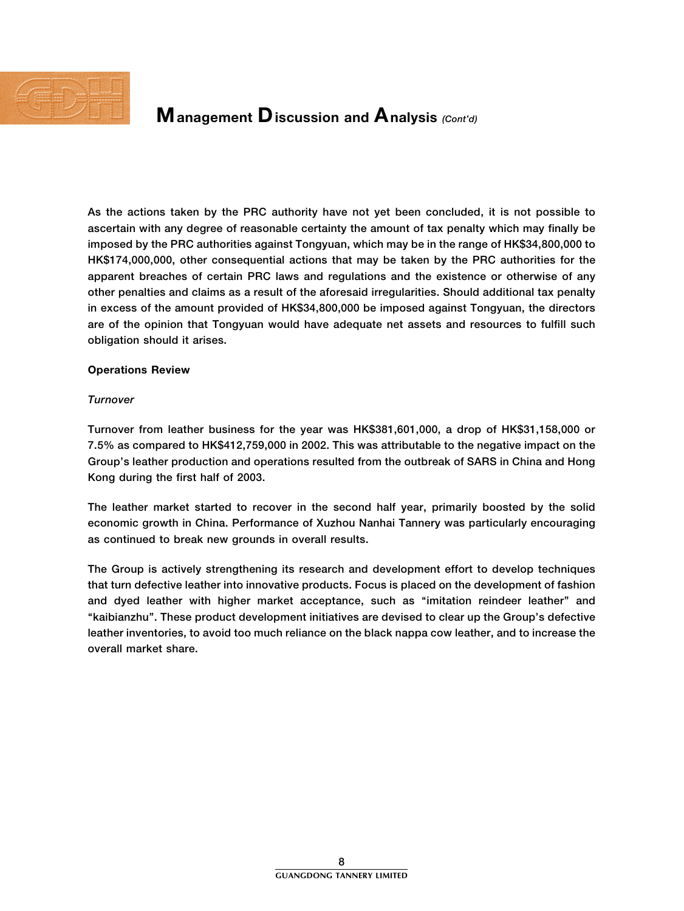As the actions taken by the PRC authority have not yet been concluded, it is not possible to ascertain with any degree of reasonable certainty the amount of tax penalty which may finally be imposed by the PRC authorities against Tongyuan, which may be in the range of HK$34,800,000 to HK$174,000,000, other consequential actions that may be taken by the PRC authorities for the apparent breaches of certain PRC laws and regulations and the existence or otherwise of any other penalties and claims as a result of the aforesaid irregularities. Should additional tax penalty in excess of the amount provided of HK$34,800,000 be imposed against Tongyuan, the directors are of the opinion that Tongyuan would have adequate net assets and resources to fulfill such obligation should it arises.

**Operations Review**

*Turnover*

Turnover from leather business for the year was HK$381,601,000, a drop of HK$31,158,000 or 7.5% as compared to HK$412,759,000 in 2002. This was attributable to the negative impact on the Group's leather production and operations resulted from the outbreak of SARS in China and Hong Kong during the first half of 2003.

The leather market started to recover in the second half year, primarily boosted by the solid economic growth in China. Performance of Xuzhou Nanhai Tannery was particularly encouraging as continued to break new grounds in overall results.

The Group is actively strengthening its research and development effort to develop techniques that turn defective leather into innovative products. Focus is placed on the development of fashion and dyed leather with higher market acceptance, such as "imitation reindeer leather" and "kaibianzhu". These product development initiatives are devised to clear up the Group's defective leather inventories, to avoid too much reliance on the black nappa cow leather, and to increase the overall market share.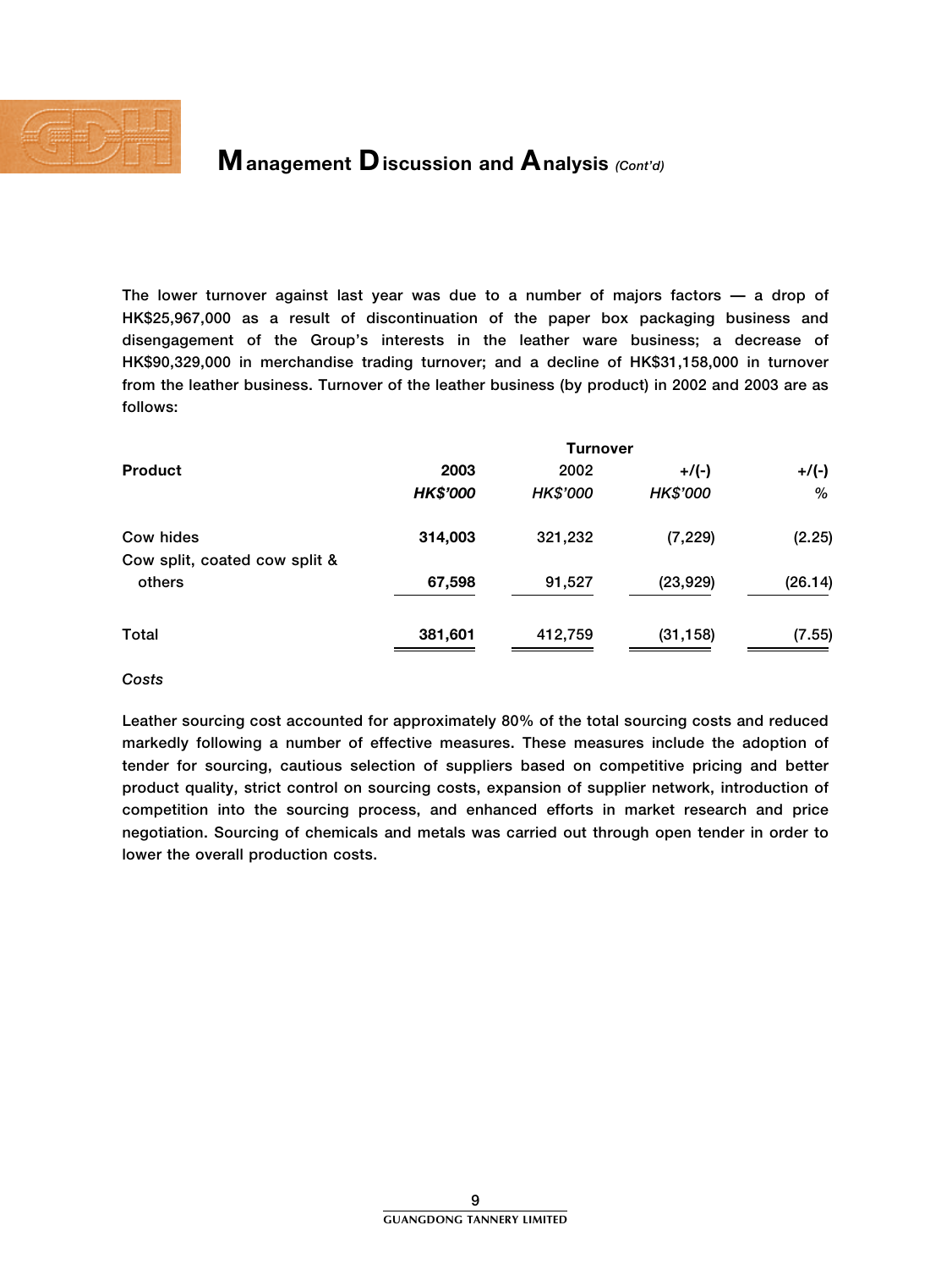The lower turnover against last year was due to a number of majors factors — a drop of HK$25,967,000 as a result of discontinuation of the paper box packaging business and disengagement of the Group's interests in the leather ware business; a decrease of HK$90,329,000 in merchandise trading turnover; and a decline of HK$31,158,000 in turnover from the leather business. Turnover of the leather business (by product) in 2002 and 2003 are as follows:

| Product | Turnover | | | |
|---|---|---|---|---|
| | **2003** | 2002 | +/(-) | +/(-) |
| | ***HK$'000*** | *HK$'000* | *HK$'000* | *%* |
| Cow hides | **314,003** | 321,232 | (7,229) | (2.25) |
| Cow split, coated cow split & others | **67,598** | 91,527 | (23,929) | (26.14) |
| Total | **381,601** | 412,759 | (31,158) | (7.55) |

*Costs*

Leather sourcing cost accounted for approximately 80% of the total sourcing costs and reduced markedly following a number of effective measures. These measures include the adoption of tender for sourcing, cautious selection of suppliers based on competitive pricing and better product quality, strict control on sourcing costs, expansion of supplier network, introduction of competition into the sourcing process, and enhanced efforts in market research and price negotiation. Sourcing of chemicals and metals was carried out through open tender in order to lower the overall production costs.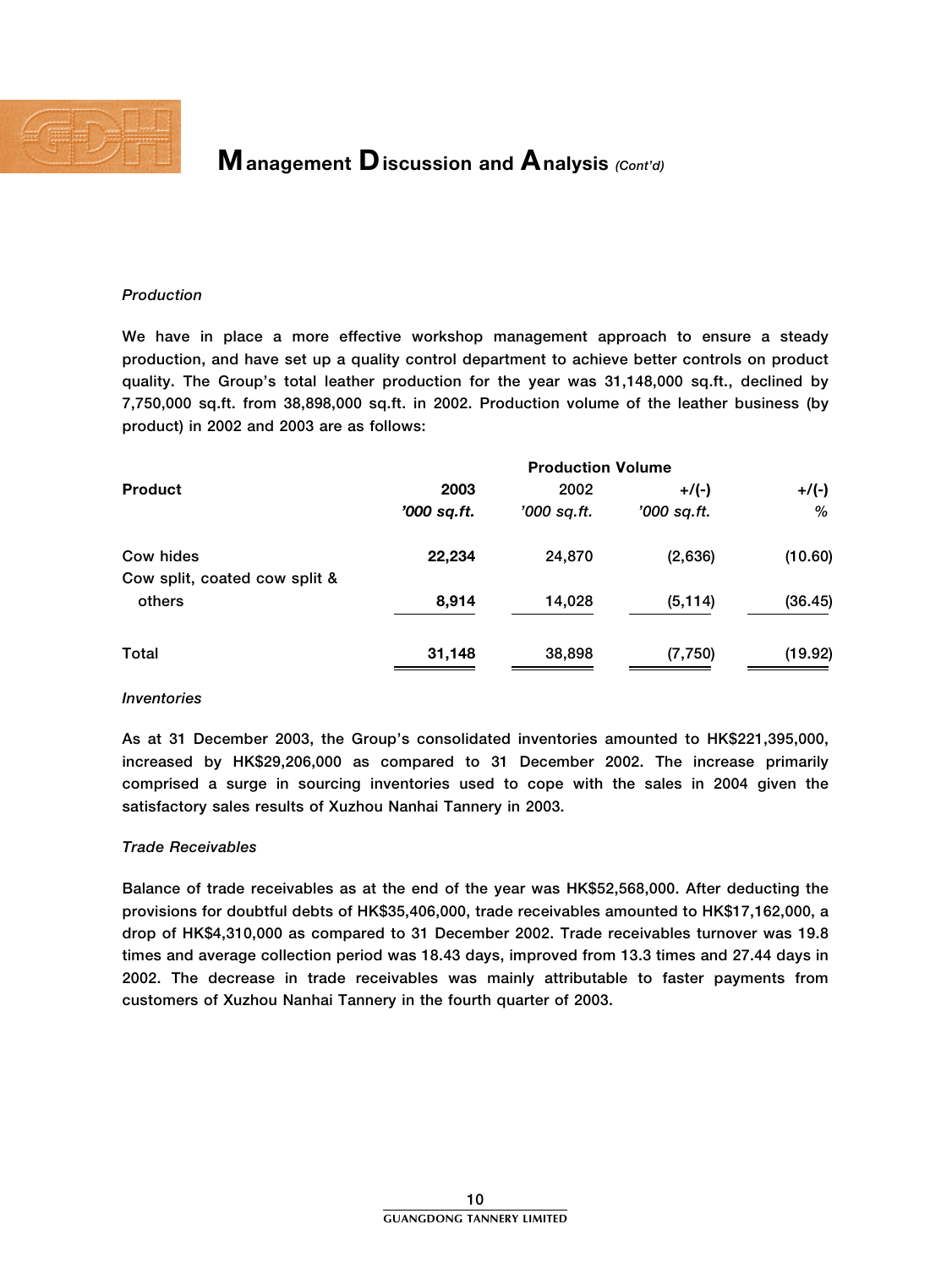## Management Discussion and Analysis *(Cont'd)*

*Production*

We have in place a more effective workshop management approach to ensure a steady production, and have set up a quality control department to achieve better controls on product quality. The Group's total leather production for the year was 31,148,000 sq.ft., declined by 7,750,000 sq.ft. from 38,898,000 sq.ft. in 2002. Production volume of the leather business (by product) in 2002 and 2003 are as follows:

| | Production Volume | | | |
|---|---|---|---|---|
| **Product** | **2003** | 2002 | +/(-) | +/(-) |
| | ***'000 sq.ft.*** | *'000 sq.ft.* | *'000 sq.ft.* | % |
| Cow hides | **22,234** | 24,870 | (2,636) | (10.60) |
| Cow split, coated cow split & others | **8,914** | 14,028 | (5,114) | (36.45) |
| Total | **31,148** | 38,898 | (7,750) | (19.92) |

*Inventories*

As at 31 December 2003, the Group's consolidated inventories amounted to HK$221,395,000, increased by HK$29,206,000 as compared to 31 December 2002. The increase primarily comprised a surge in sourcing inventories used to cope with the sales in 2004 given the satisfactory sales results of Xuzhou Nanhai Tannery in 2003.

*Trade Receivables*

Balance of trade receivables as at the end of the year was HK$52,568,000. After deducting the provisions for doubtful debts of HK$35,406,000, trade receivables amounted to HK$17,162,000, a drop of HK$4,310,000 as compared to 31 December 2002. Trade receivables turnover was 19.8 times and average collection period was 18.43 days, improved from 13.3 times and 27.44 days in 2002. The decrease in trade receivables was mainly attributable to faster payments from customers of Xuzhou Nanhai Tannery in the fourth quarter of 2003.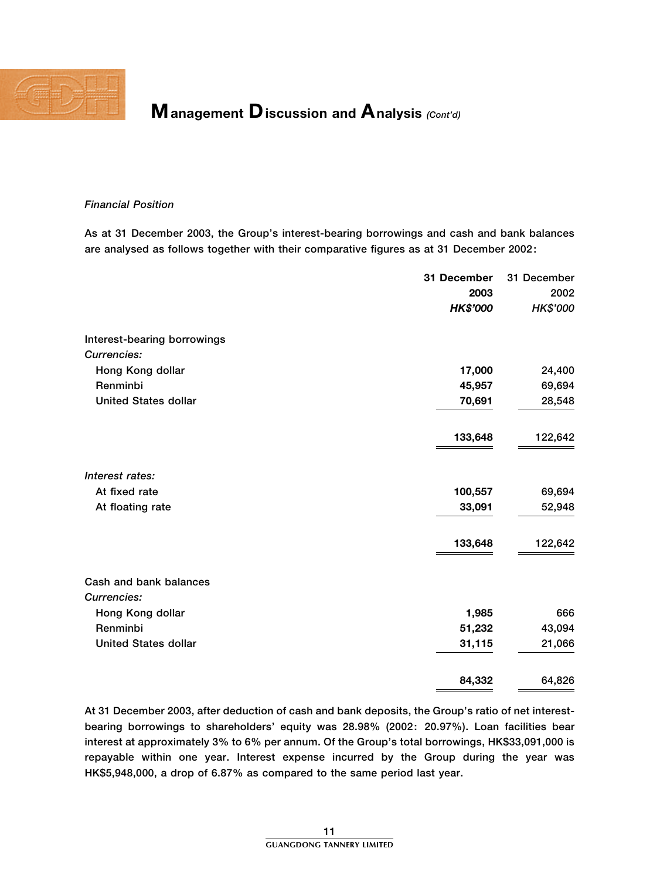## Management Discussion and Analysis *(Cont'd)*

*Financial Position*

As at 31 December 2003, the Group's interest-bearing borrowings and cash and bank balances are analysed as follows together with their comparative figures as at 31 December 2002:

| | **31 December 2003** | 31 December 2002 |
|---|---|---|
| | ***HK$'000*** | *HK$'000* |
| Interest-bearing borrowings | | |
| *Currencies:* | | |
| Hong Kong dollar | **17,000** | 24,400 |
| Renminbi | **45,957** | 69,694 |
| United States dollar | **70,691** | 28,548 |
| | **133,648** | 122,642 |
| *Interest rates:* | | |
| At fixed rate | **100,557** | 69,694 |
| At floating rate | **33,091** | 52,948 |
| | **133,648** | 122,642 |
| Cash and bank balances | | |
| *Currencies:* | | |
| Hong Kong dollar | **1,985** | 666 |
| Renminbi | **51,232** | 43,094 |
| United States dollar | **31,115** | 21,066 |
| | **84,332** | 64,826 |

At 31 December 2003, after deduction of cash and bank deposits, the Group's ratio of net interest-bearing borrowings to shareholders' equity was 28.98% (2002: 20.97%). Loan facilities bear interest at approximately 3% to 6% per annum. Of the Group's total borrowings, HK$33,091,000 is repayable within one year. Interest expense incurred by the Group during the year was HK$5,948,000, a drop of 6.87% as compared to the same period last year.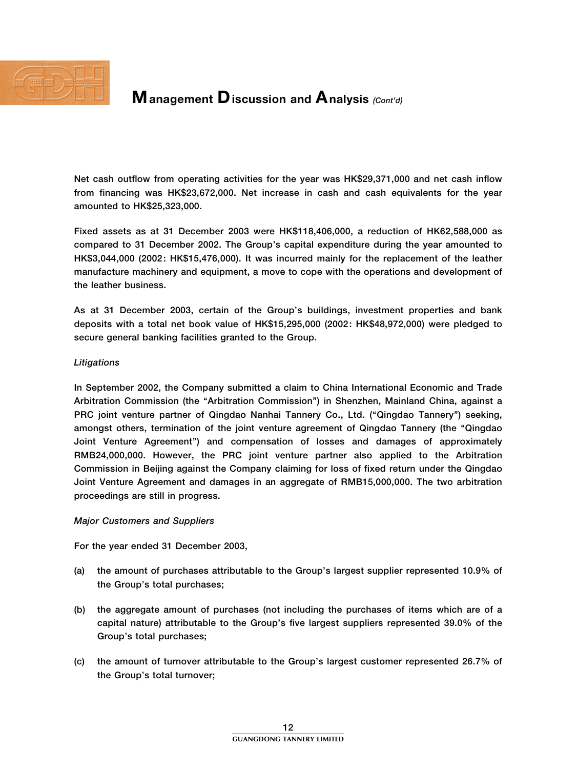Net cash outflow from operating activities for the year was HK$29,371,000 and net cash inflow from financing was HK$23,672,000. Net increase in cash and cash equivalents for the year amounted to HK$25,323,000.

Fixed assets as at 31 December 2003 were HK$118,406,000, a reduction of HK62,588,000 as compared to 31 December 2002. The Group's capital expenditure during the year amounted to HK$3,044,000 (2002: HK$15,476,000). It was incurred mainly for the replacement of the leather manufacture machinery and equipment, a move to cope with the operations and development of the leather business.

As at 31 December 2003, certain of the Group's buildings, investment properties and bank deposits with a total net book value of HK$15,295,000 (2002: HK$48,972,000) were pledged to secure general banking facilities granted to the Group.

*Litigations*

In September 2002, the Company submitted a claim to China International Economic and Trade Arbitration Commission (the "Arbitration Commission") in Shenzhen, Mainland China, against a PRC joint venture partner of Qingdao Nanhai Tannery Co., Ltd. ("Qingdao Tannery") seeking, amongst others, termination of the joint venture agreement of Qingdao Tannery (the "Qingdao Joint Venture Agreement") and compensation of losses and damages of approximately RMB24,000,000. However, the PRC joint venture partner also applied to the Arbitration Commission in Beijing against the Company claiming for loss of fixed return under the Qingdao Joint Venture Agreement and damages in an aggregate of RMB15,000,000. The two arbitration proceedings are still in progress.

*Major Customers and Suppliers*

For the year ended 31 December 2003,

(a) the amount of purchases attributable to the Group's largest supplier represented 10.9% of the Group's total purchases;

(b) the aggregate amount of purchases (not including the purchases of items which are of a capital nature) attributable to the Group's five largest suppliers represented 39.0% of the Group's total purchases;

(c) the amount of turnover attributable to the Group's largest customer represented 26.7% of the Group's total turnover;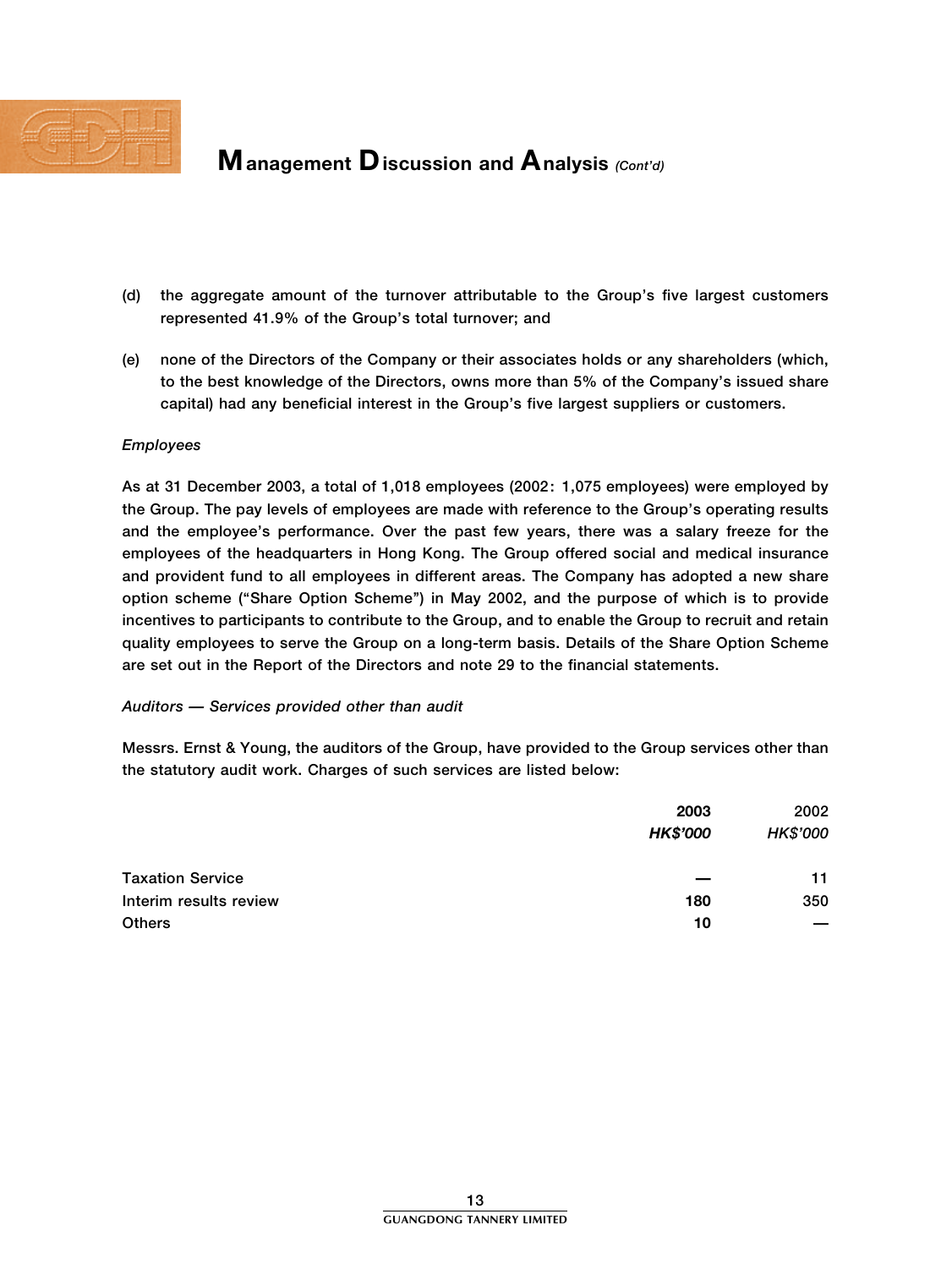# Management Discussion and Analysis *(Cont'd)*

(d) the aggregate amount of the turnover attributable to the Group's five largest customers represented 41.9% of the Group's total turnover; and

(e) none of the Directors of the Company or their associates holds or any shareholders (which, to the best knowledge of the Directors, owns more than 5% of the Company's issued share capital) had any beneficial interest in the Group's five largest suppliers or customers.

*Employees*

As at 31 December 2003, a total of 1,018 employees (2002: 1,075 employees) were employed by the Group. The pay levels of employees are made with reference to the Group's operating results and the employee's performance. Over the past few years, there was a salary freeze for the employees of the headquarters in Hong Kong. The Group offered social and medical insurance and provident fund to all employees in different areas. The Company has adopted a new share option scheme ("Share Option Scheme") in May 2002, and the purpose of which is to provide incentives to participants to contribute to the Group, and to enable the Group to recruit and retain quality employees to serve the Group on a long-term basis. Details of the Share Option Scheme are set out in the Report of the Directors and note 29 to the financial statements.

*Auditors — Services provided other than audit*

Messrs. Ernst & Young, the auditors of the Group, have provided to the Group services other than the statutory audit work. Charges of such services are listed below:

| | **2003** | 2002 |
|---|---|---|
| | ***HK$'000*** | *HK$'000* |
| Taxation Service | **—** | 11 |
| Interim results review | **180** | 350 |
| Others | **10** | — |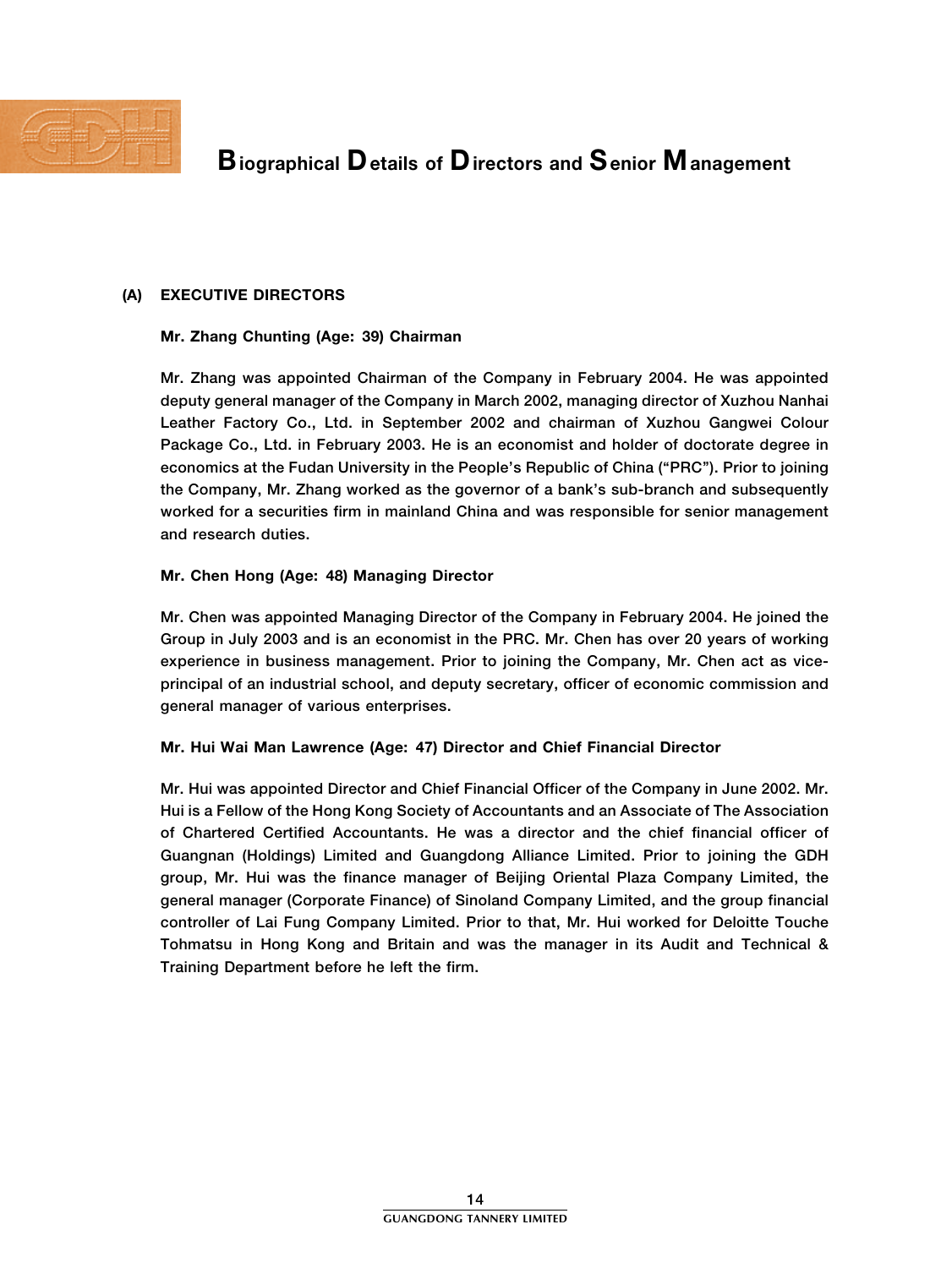# Biographical Details of Directors and Senior Management

## (A) EXECUTIVE DIRECTORS

**Mr. Zhang Chunting (Age: 39) Chairman**

Mr. Zhang was appointed Chairman of the Company in February 2004. He was appointed deputy general manager of the Company in March 2002, managing director of Xuzhou Nanhai Leather Factory Co., Ltd. in September 2002 and chairman of Xuzhou Gangwei Colour Package Co., Ltd. in February 2003. He is an economist and holder of doctorate degree in economics at the Fudan University in the People's Republic of China ("PRC"). Prior to joining the Company, Mr. Zhang worked as the governor of a bank's sub-branch and subsequently worked for a securities firm in mainland China and was responsible for senior management and research duties.

**Mr. Chen Hong (Age: 48) Managing Director**

Mr. Chen was appointed Managing Director of the Company in February 2004. He joined the Group in July 2003 and is an economist in the PRC. Mr. Chen has over 20 years of working experience in business management. Prior to joining the Company, Mr. Chen act as vice-principal of an industrial school, and deputy secretary, officer of economic commission and general manager of various enterprises.

**Mr. Hui Wai Man Lawrence (Age: 47) Director and Chief Financial Director**

Mr. Hui was appointed Director and Chief Financial Officer of the Company in June 2002. Mr. Hui is a Fellow of the Hong Kong Society of Accountants and an Associate of The Association of Chartered Certified Accountants. He was a director and the chief financial officer of Guangnan (Holdings) Limited and Guangdong Alliance Limited. Prior to joining the GDH group, Mr. Hui was the finance manager of Beijing Oriental Plaza Company Limited, the general manager (Corporate Finance) of Sinoland Company Limited, and the group financial controller of Lai Fung Company Limited. Prior to that, Mr. Hui worked for Deloitte Touche Tohmatsu in Hong Kong and Britain and was the manager in its Audit and Technical & Training Department before he left the firm.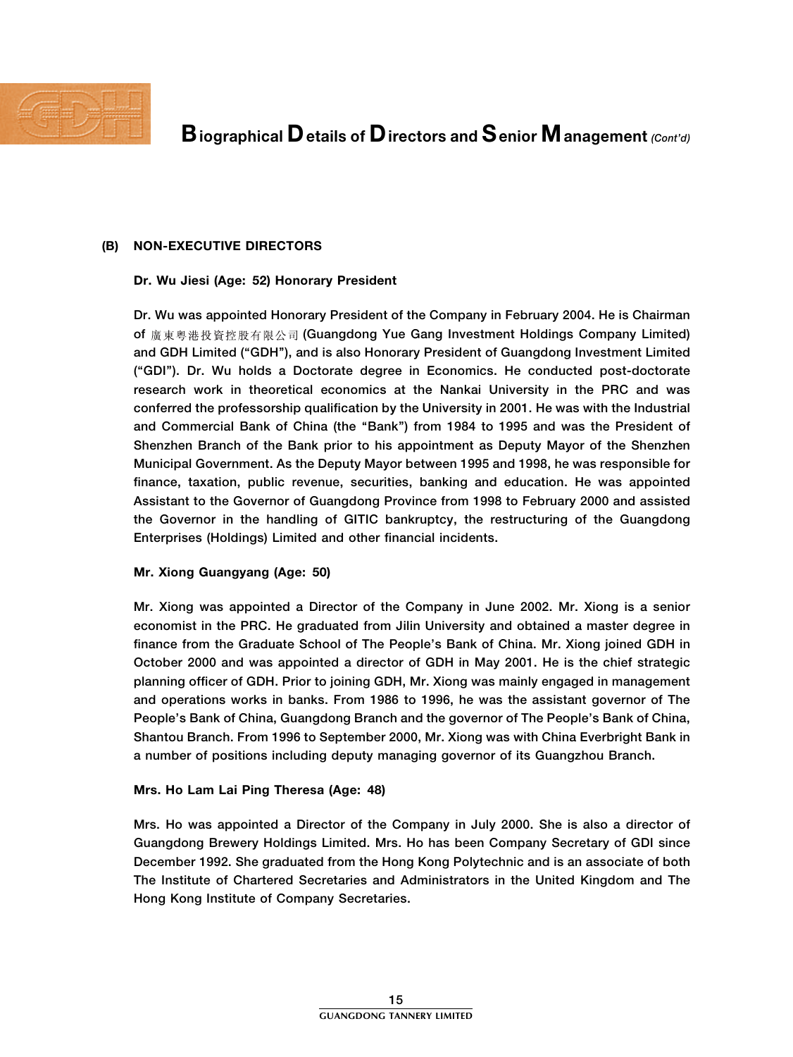## (B) NON-EXECUTIVE DIRECTORS

### Dr. Wu Jiesi (Age: 52) Honorary President

Dr. Wu was appointed Honorary President of the Company in February 2004. He is Chairman of 廣東粵港投資控股有限公司 (Guangdong Yue Gang Investment Holdings Company Limited) and GDH Limited ("GDH"), and is also Honorary President of Guangdong Investment Limited ("GDI"). Dr. Wu holds a Doctorate degree in Economics. He conducted post-doctorate research work in theoretical economics at the Nankai University in the PRC and was conferred the professorship qualification by the University in 2001. He was with the Industrial and Commercial Bank of China (the "Bank") from 1984 to 1995 and was the President of Shenzhen Branch of the Bank prior to his appointment as Deputy Mayor of the Shenzhen Municipal Government. As the Deputy Mayor between 1995 and 1998, he was responsible for finance, taxation, public revenue, securities, banking and education. He was appointed Assistant to the Governor of Guangdong Province from 1998 to February 2000 and assisted the Governor in the handling of GITIC bankruptcy, the restructuring of the Guangdong Enterprises (Holdings) Limited and other financial incidents.

### Mr. Xiong Guangyang (Age: 50)

Mr. Xiong was appointed a Director of the Company in June 2002. Mr. Xiong is a senior economist in the PRC. He graduated from Jilin University and obtained a master degree in finance from the Graduate School of The People's Bank of China. Mr. Xiong joined GDH in October 2000 and was appointed a director of GDH in May 2001. He is the chief strategic planning officer of GDH. Prior to joining GDH, Mr. Xiong was mainly engaged in management and operations works in banks. From 1986 to 1996, he was the assistant governor of The People's Bank of China, Guangdong Branch and the governor of The People's Bank of China, Shantou Branch. From 1996 to September 2000, Mr. Xiong was with China Everbright Bank in a number of positions including deputy managing governor of its Guangzhou Branch.

### Mrs. Ho Lam Lai Ping Theresa (Age: 48)

Mrs. Ho was appointed a Director of the Company in July 2000. She is also a director of Guangdong Brewery Holdings Limited. Mrs. Ho has been Company Secretary of GDI since December 1992. She graduated from the Hong Kong Polytechnic and is an associate of both The Institute of Chartered Secretaries and Administrators in the United Kingdom and The Hong Kong Institute of Company Secretaries.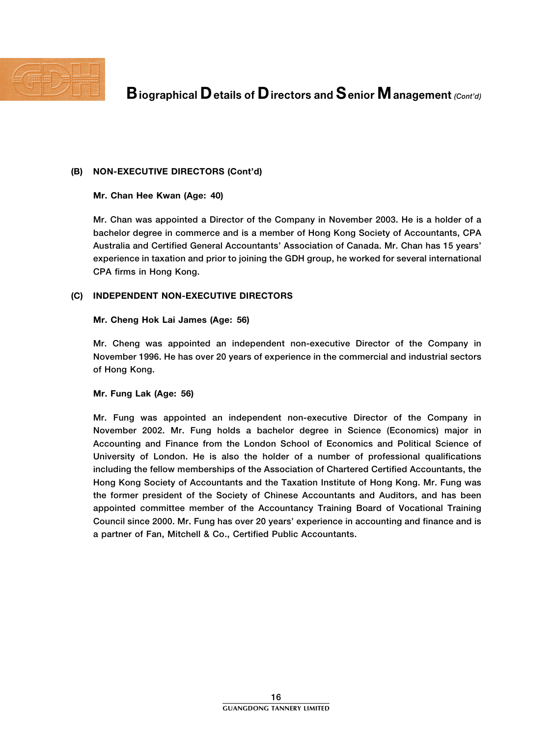### (B) NON-EXECUTIVE DIRECTORS (Cont'd)

**Mr. Chan Hee Kwan (Age: 40)**

Mr. Chan was appointed a Director of the Company in November 2003. He is a holder of a bachelor degree in commerce and is a member of Hong Kong Society of Accountants, CPA Australia and Certified General Accountants' Association of Canada. Mr. Chan has 15 years' experience in taxation and prior to joining the GDH group, he worked for several international CPA firms in Hong Kong.

### (C) INDEPENDENT NON-EXECUTIVE DIRECTORS

**Mr. Cheng Hok Lai James (Age: 56)**

Mr. Cheng was appointed an independent non-executive Director of the Company in November 1996. He has over 20 years of experience in the commercial and industrial sectors of Hong Kong.

**Mr. Fung Lak (Age: 56)**

Mr. Fung was appointed an independent non-executive Director of the Company in November 2002. Mr. Fung holds a bachelor degree in Science (Economics) major in Accounting and Finance from the London School of Economics and Political Science of University of London. He is also the holder of a number of professional qualifications including the fellow memberships of the Association of Chartered Certified Accountants, the Hong Kong Society of Accountants and the Taxation Institute of Hong Kong. Mr. Fung was the former president of the Society of Chinese Accountants and Auditors, and has been appointed committee member of the Accountancy Training Board of Vocational Training Council since 2000. Mr. Fung has over 20 years' experience in accounting and finance and is a partner of Fan, Mitchell & Co., Certified Public Accountants.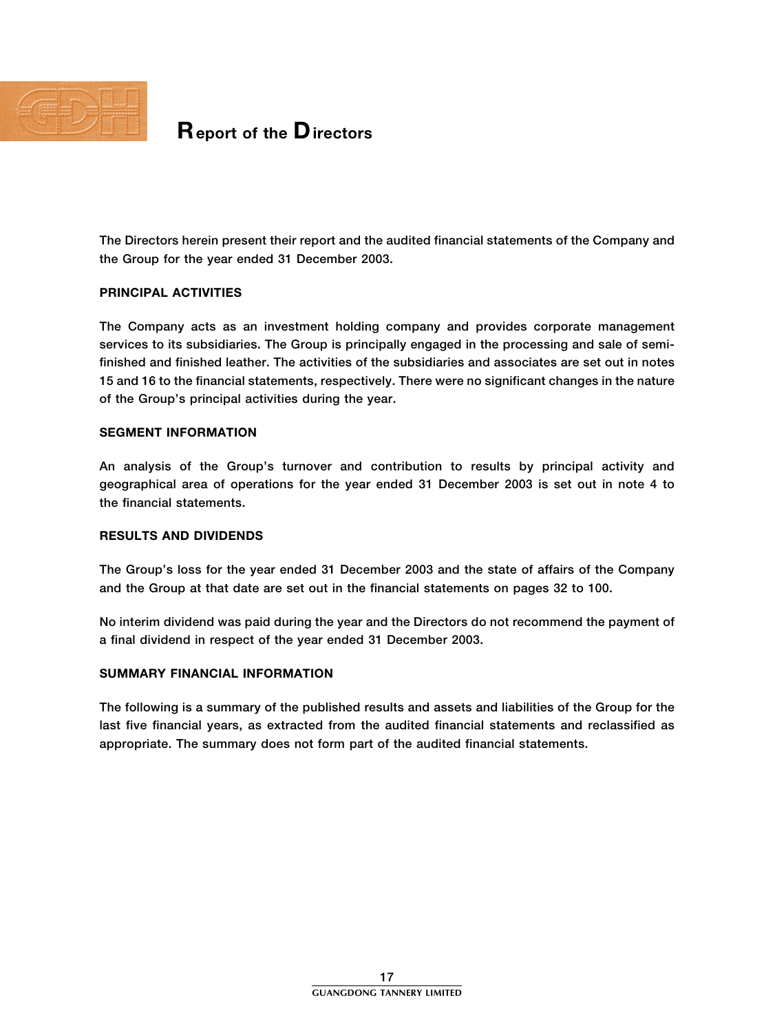# Report of the Directors

The Directors herein present their report and the audited financial statements of the Company and the Group for the year ended 31 December 2003.

## PRINCIPAL ACTIVITIES

The Company acts as an investment holding company and provides corporate management services to its subsidiaries. The Group is principally engaged in the processing and sale of semi-finished and finished leather. The activities of the subsidiaries and associates are set out in notes 15 and 16 to the financial statements, respectively. There were no significant changes in the nature of the Group's principal activities during the year.

## SEGMENT INFORMATION

An analysis of the Group's turnover and contribution to results by principal activity and geographical area of operations for the year ended 31 December 2003 is set out in note 4 to the financial statements.

## RESULTS AND DIVIDENDS

The Group's loss for the year ended 31 December 2003 and the state of affairs of the Company and the Group at that date are set out in the financial statements on pages 32 to 100.

No interim dividend was paid during the year and the Directors do not recommend the payment of a final dividend in respect of the year ended 31 December 2003.

## SUMMARY FINANCIAL INFORMATION

The following is a summary of the published results and assets and liabilities of the Group for the last five financial years, as extracted from the audited financial statements and reclassified as appropriate. The summary does not form part of the audited financial statements.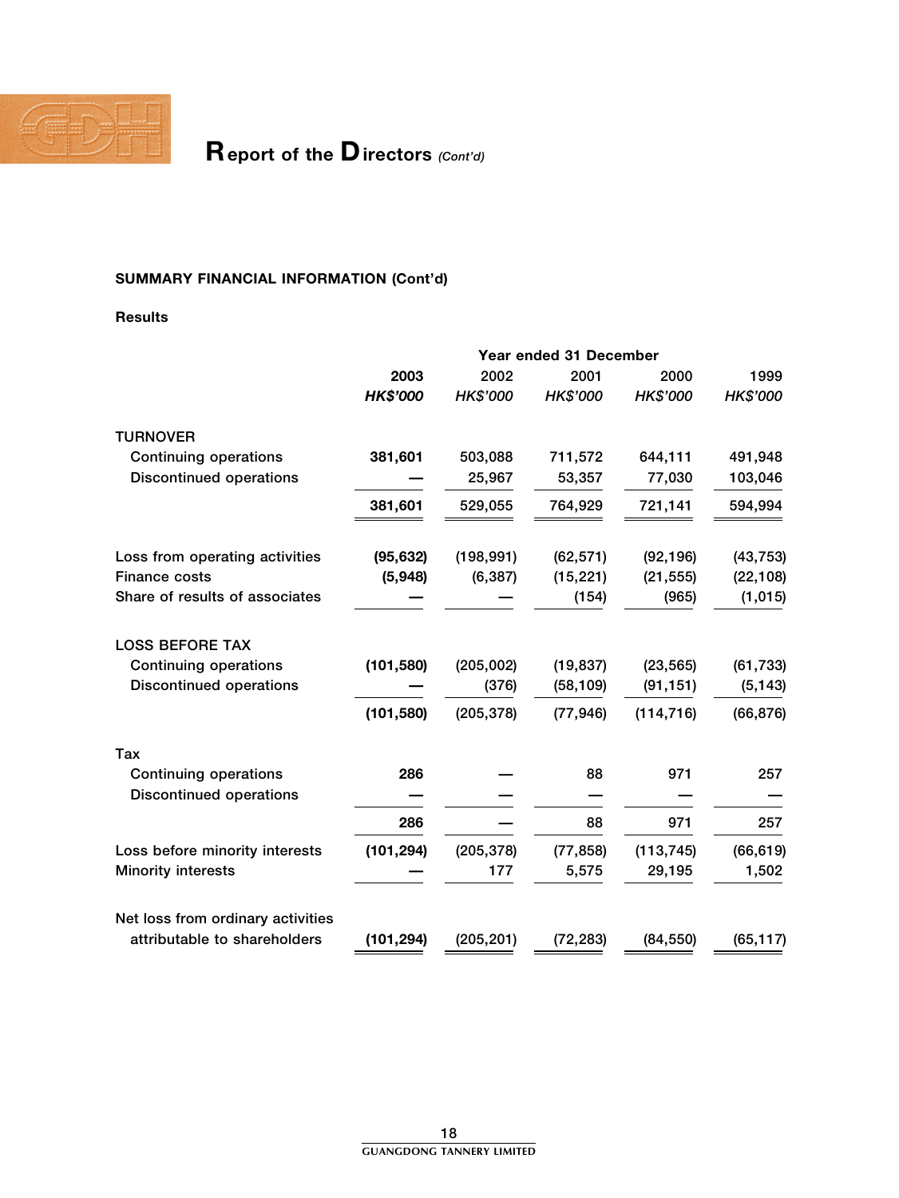## SUMMARY FINANCIAL INFORMATION (Cont'd)

### Results

| | Year ended 31 December | | | | |
|---|---|---|---|---|---|
| | **2003** | 2002 | 2001 | 2000 | 1999 |
| | ***HK$'000*** | *HK$'000* | *HK$'000* | *HK$'000* | *HK$'000* |
| TURNOVER | | | | | |
| Continuing operations | **381,601** | 503,088 | 711,572 | 644,111 | 491,948 |
| Discontinued operations | **—** | 25,967 | 53,357 | 77,030 | 103,046 |
| | **381,601** | 529,055 | 764,929 | 721,141 | 594,994 |
| Loss from operating activities | **(95,632)** | (198,991) | (62,571) | (92,196) | (43,753) |
| Finance costs | **(5,948)** | (6,387) | (15,221) | (21,555) | (22,108) |
| Share of results of associates | **—** | — | (154) | (965) | (1,015) |
| LOSS BEFORE TAX | | | | | |
| Continuing operations | **(101,580)** | (205,002) | (19,837) | (23,565) | (61,733) |
| Discontinued operations | **—** | (376) | (58,109) | (91,151) | (5,143) |
| | **(101,580)** | (205,378) | (77,946) | (114,716) | (66,876) |
| Tax | | | | | |
| Continuing operations | **286** | — | 88 | 971 | 257 |
| Discontinued operations | **—** | — | — | — | — |
| | **286** | — | 88 | 971 | 257 |
| Loss before minority interests | **(101,294)** | (205,378) | (77,858) | (113,745) | (66,619) |
| Minority interests | **—** | 177 | 5,575 | 29,195 | 1,502 |
| Net loss from ordinary activities attributable to shareholders | **(101,294)** | (205,201) | (72,283) | (84,550) | (65,117) |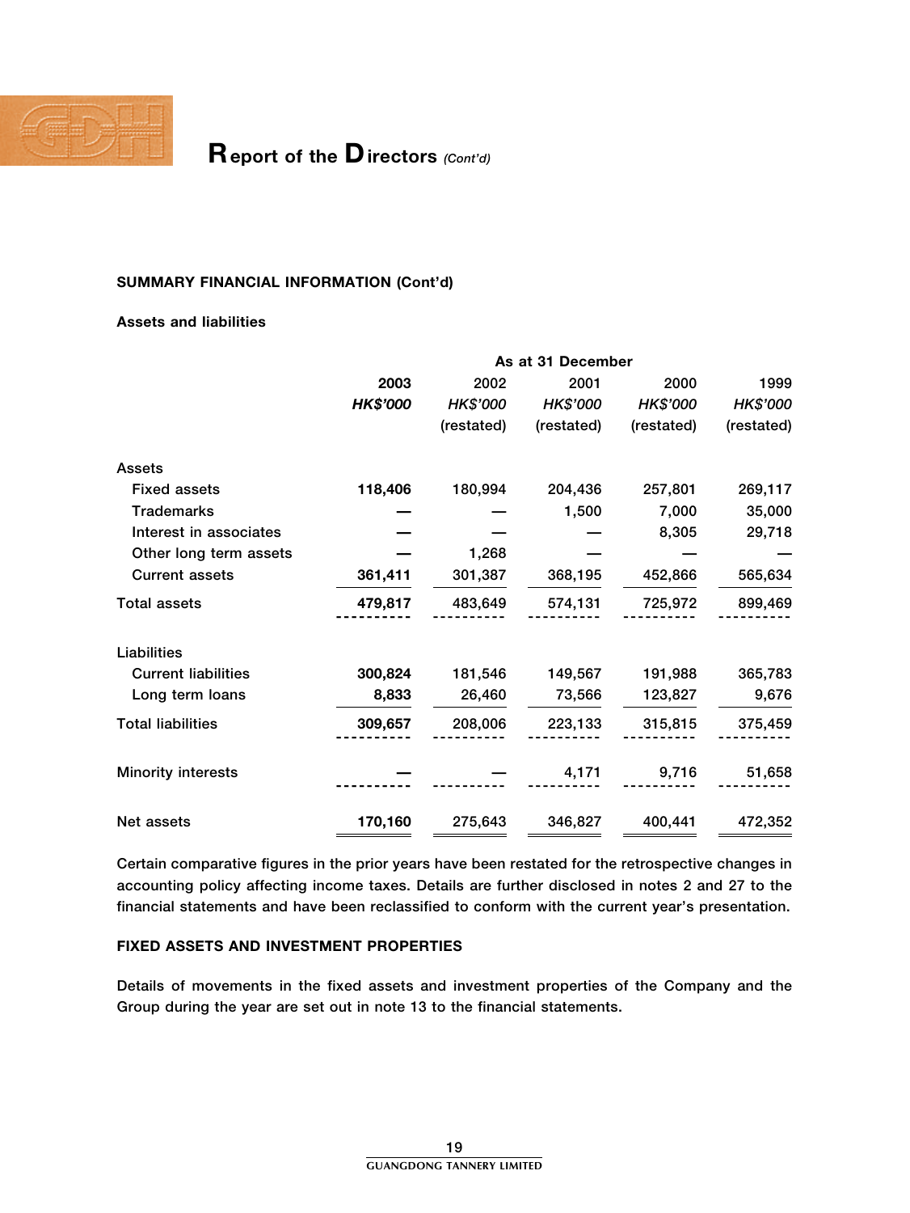## SUMMARY FINANCIAL INFORMATION (Cont'd)

### Assets and liabilities

| | As at 31 December | | | | |
|---|---|---|---|---|---|
| | **2003** | 2002 | 2001 | 2000 | 1999 |
| | ***HK$'000*** | *HK$'000* | *HK$'000* | *HK$'000* | *HK$'000* |
| | | (restated) | (restated) | (restated) | (restated) |
| Assets | | | | | |
| Fixed assets | **118,406** | 180,994 | 204,436 | 257,801 | 269,117 |
| Trademarks | **—** | — | 1,500 | 7,000 | 35,000 |
| Interest in associates | **—** | — | — | 8,305 | 29,718 |
| Other long term assets | **—** | 1,268 | — | — | — |
| Current assets | **361,411** | 301,387 | 368,195 | 452,866 | 565,634 |
| Total assets | **479,817** | 483,649 | 574,131 | 725,972 | 899,469 |
| Liabilities | | | | | |
| Current liabilities | **300,824** | 181,546 | 149,567 | 191,988 | 365,783 |
| Long term loans | **8,833** | 26,460 | 73,566 | 123,827 | 9,676 |
| Total liabilities | **309,657** | 208,006 | 223,133 | 315,815 | 375,459 |
| Minority interests | **—** | — | 4,171 | 9,716 | 51,658 |
| Net assets | **170,160** | 275,643 | 346,827 | 400,441 | 472,352 |

Certain comparative figures in the prior years have been restated for the retrospective changes in accounting policy affecting income taxes. Details are further disclosed in notes 2 and 27 to the financial statements and have been reclassified to conform with the current year's presentation.

## FIXED ASSETS AND INVESTMENT PROPERTIES

Details of movements in the fixed assets and investment properties of the Company and the Group during the year are set out in note 13 to the financial statements.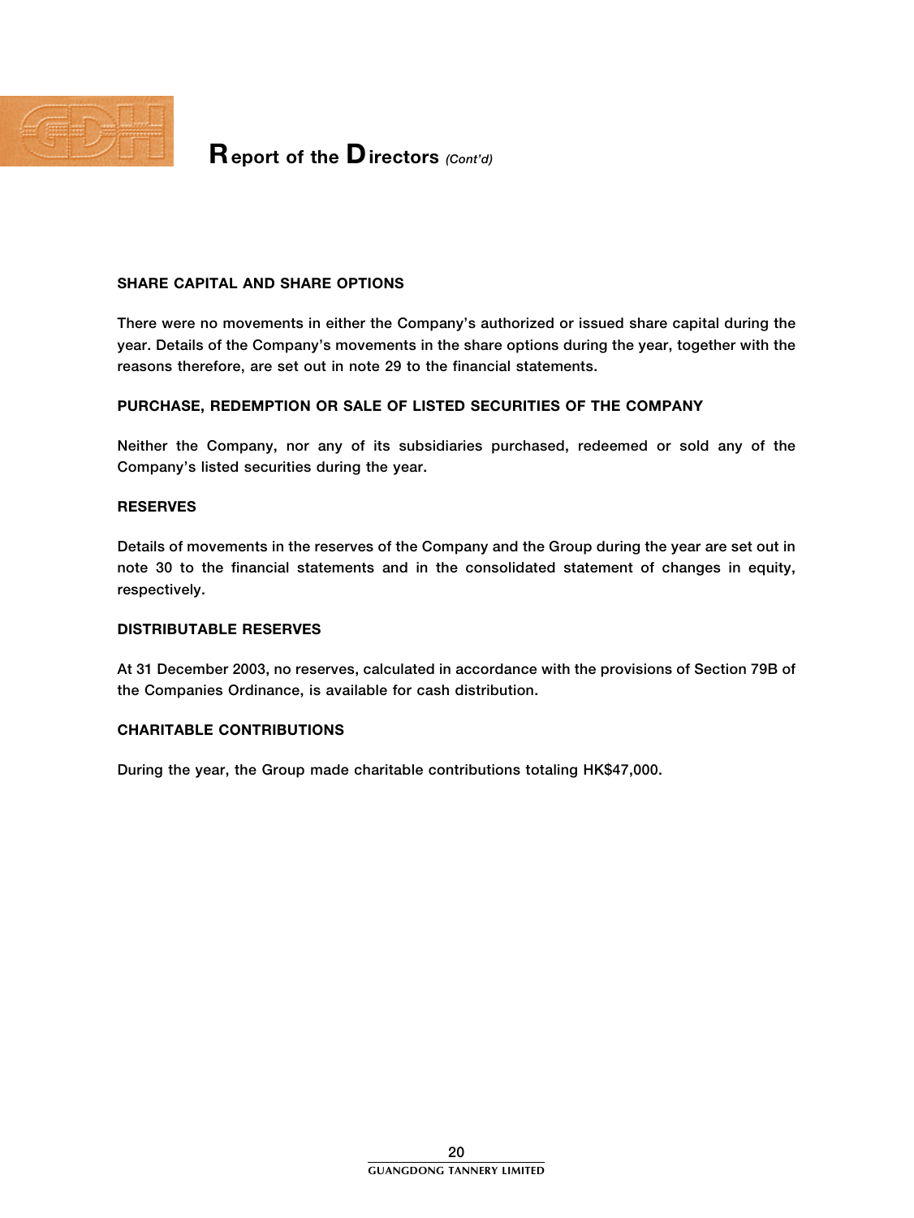## SHARE CAPITAL AND SHARE OPTIONS

There were no movements in either the Company's authorized or issued share capital during the year. Details of the Company's movements in the share options during the year, together with the reasons therefore, are set out in note 29 to the financial statements.

## PURCHASE, REDEMPTION OR SALE OF LISTED SECURITIES OF THE COMPANY

Neither the Company, nor any of its subsidiaries purchased, redeemed or sold any of the Company's listed securities during the year.

## RESERVES

Details of movements in the reserves of the Company and the Group during the year are set out in note 30 to the financial statements and in the consolidated statement of changes in equity, respectively.

## DISTRIBUTABLE RESERVES

At 31 December 2003, no reserves, calculated in accordance with the provisions of Section 79B of the Companies Ordinance, is available for cash distribution.

## CHARITABLE CONTRIBUTIONS

During the year, the Group made charitable contributions totaling HK$47,000.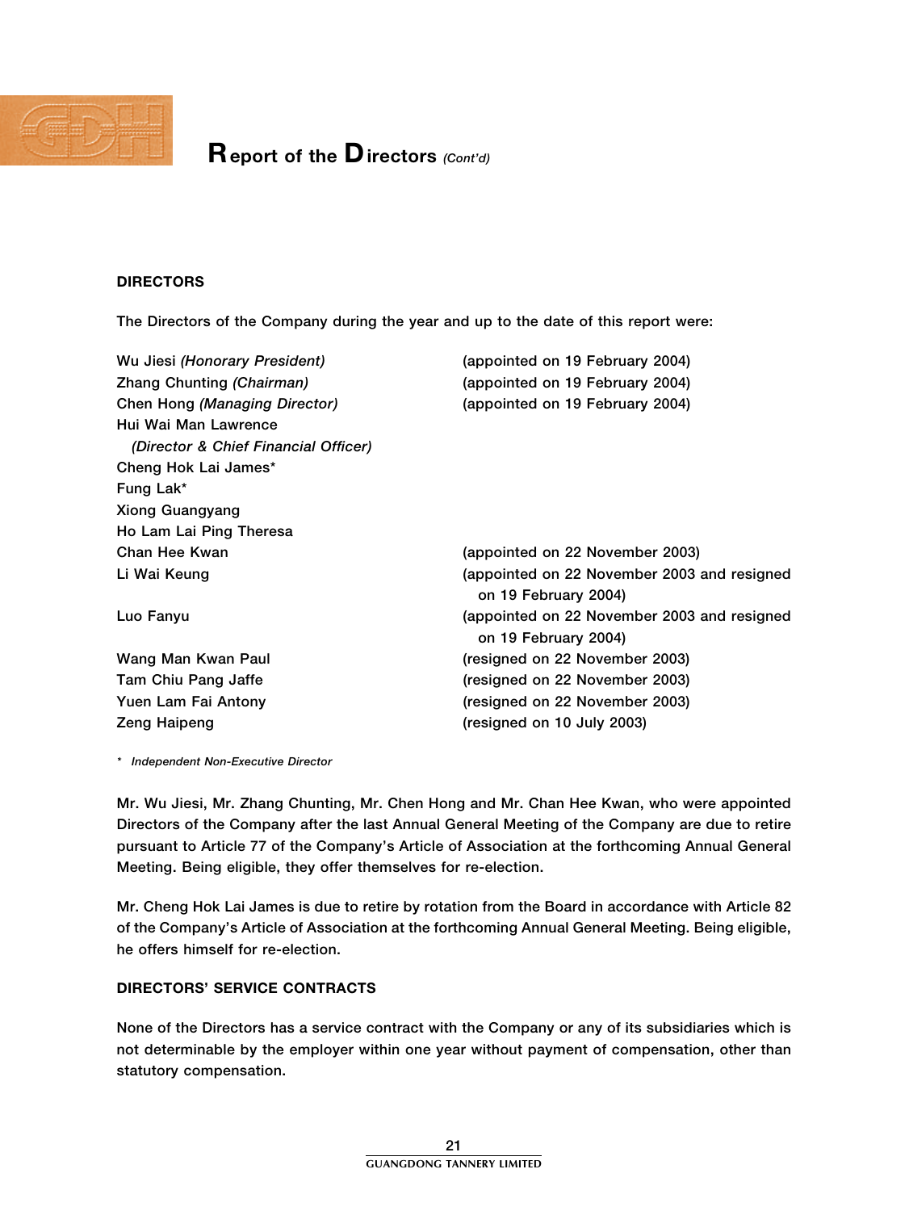## DIRECTORS

The Directors of the Company during the year and up to the date of this report were:

| | |
|---|---|
| Wu Jiesi *(Honorary President)* | (appointed on 19 February 2004) |
| Zhang Chunting *(Chairman)* | (appointed on 19 February 2004) |
| Chen Hong *(Managing Director)* | (appointed on 19 February 2004) |
| Hui Wai Man Lawrence *(Director & Chief Financial Officer)* | |
| Cheng Hok Lai James* | |
| Fung Lak* | |
| Xiong Guangyang | |
| Ho Lam Lai Ping Theresa | |
| Chan Hee Kwan | (appointed on 22 November 2003) |
| Li Wai Keung | (appointed on 22 November 2003 and resigned on 19 February 2004) |
| Luo Fanyu | (appointed on 22 November 2003 and resigned on 19 February 2004) |
| Wang Man Kwan Paul | (resigned on 22 November 2003) |
| Tam Chiu Pang Jaffe | (resigned on 22 November 2003) |
| Yuen Lam Fai Antony | (resigned on 22 November 2003) |
| Zeng Haipeng | (resigned on 10 July 2003) |

\* *Independent Non-Executive Director*

Mr. Wu Jiesi, Mr. Zhang Chunting, Mr. Chen Hong and Mr. Chan Hee Kwan, who were appointed Directors of the Company after the last Annual General Meeting of the Company are due to retire pursuant to Article 77 of the Company's Article of Association at the forthcoming Annual General Meeting. Being eligible, they offer themselves for re-election.

Mr. Cheng Hok Lai James is due to retire by rotation from the Board in accordance with Article 82 of the Company's Article of Association at the forthcoming Annual General Meeting. Being eligible, he offers himself for re-election.

## DIRECTORS' SERVICE CONTRACTS

None of the Directors has a service contract with the Company or any of its subsidiaries which is not determinable by the employer within one year without payment of compensation, other than statutory compensation.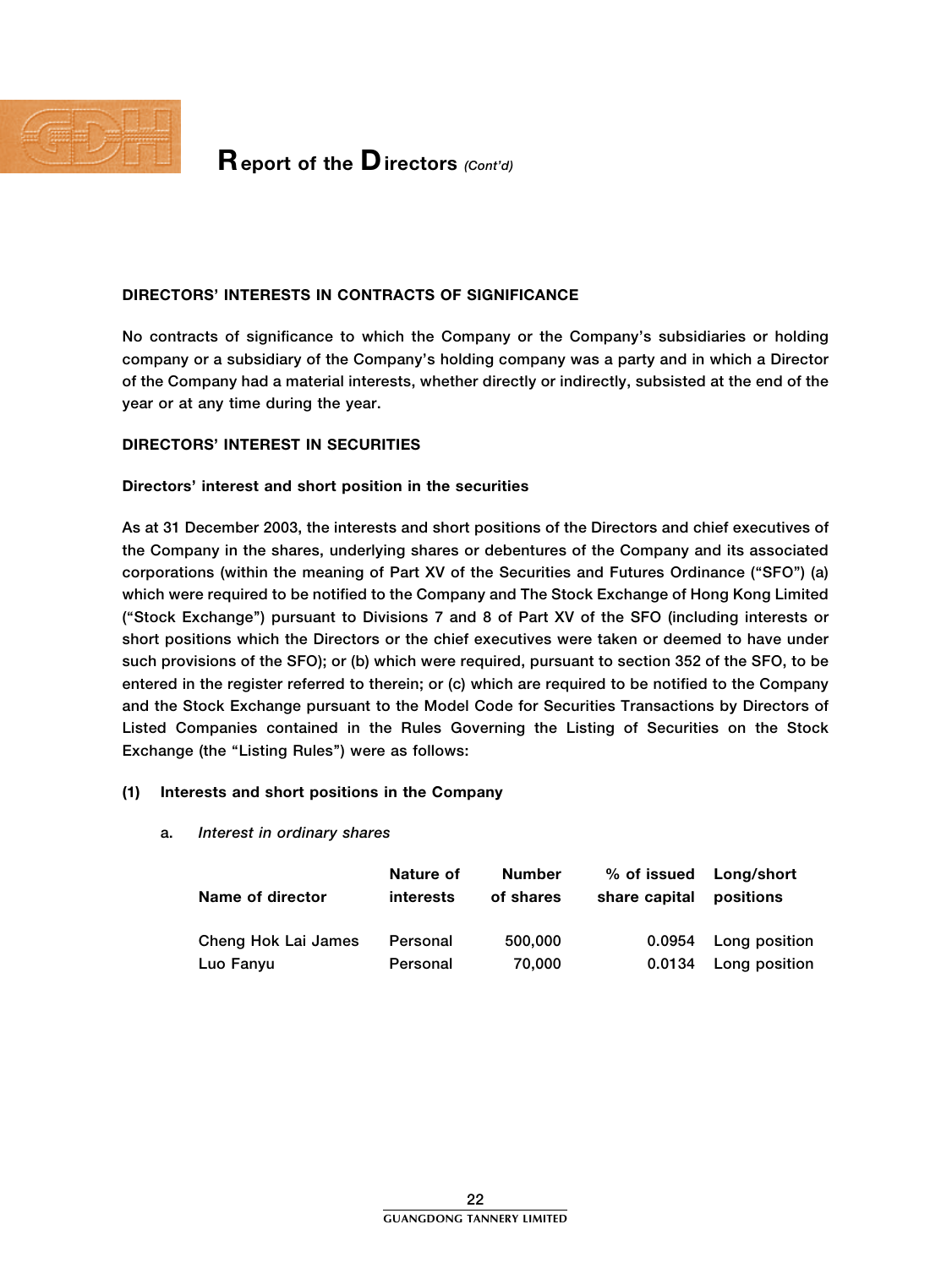## DIRECTORS' INTERESTS IN CONTRACTS OF SIGNIFICANCE

No contracts of significance to which the Company or the Company's subsidiaries or holding company or a subsidiary of the Company's holding company was a party and in which a Director of the Company had a material interests, whether directly or indirectly, subsisted at the end of the year or at any time during the year.

## DIRECTORS' INTEREST IN SECURITIES

### Directors' interest and short position in the securities

As at 31 December 2003, the interests and short positions of the Directors and chief executives of the Company in the shares, underlying shares or debentures of the Company and its associated corporations (within the meaning of Part XV of the Securities and Futures Ordinance ("SFO") (a) which were required to be notified to the Company and The Stock Exchange of Hong Kong Limited ("Stock Exchange") pursuant to Divisions 7 and 8 of Part XV of the SFO (including interests or short positions which the Directors or the chief executives were taken or deemed to have under such provisions of the SFO); or (b) which were required, pursuant to section 352 of the SFO, to be entered in the register referred to therein; or (c) which are required to be notified to the Company and the Stock Exchange pursuant to the Model Code for Securities Transactions by Directors of Listed Companies contained in the Rules Governing the Listing of Securities on the Stock Exchange (the "Listing Rules") were as follows:

### (1) Interests and short positions in the Company

a. *Interest in ordinary shares*

| Name of director | Nature of interests | Number of shares | % of issued share capital | Long/short positions |
|---|---|---|---|---|
| Cheng Hok Lai James | Personal | 500,000 | 0.0954 | Long position |
| Luo Fanyu | Personal | 70,000 | 0.0134 | Long position |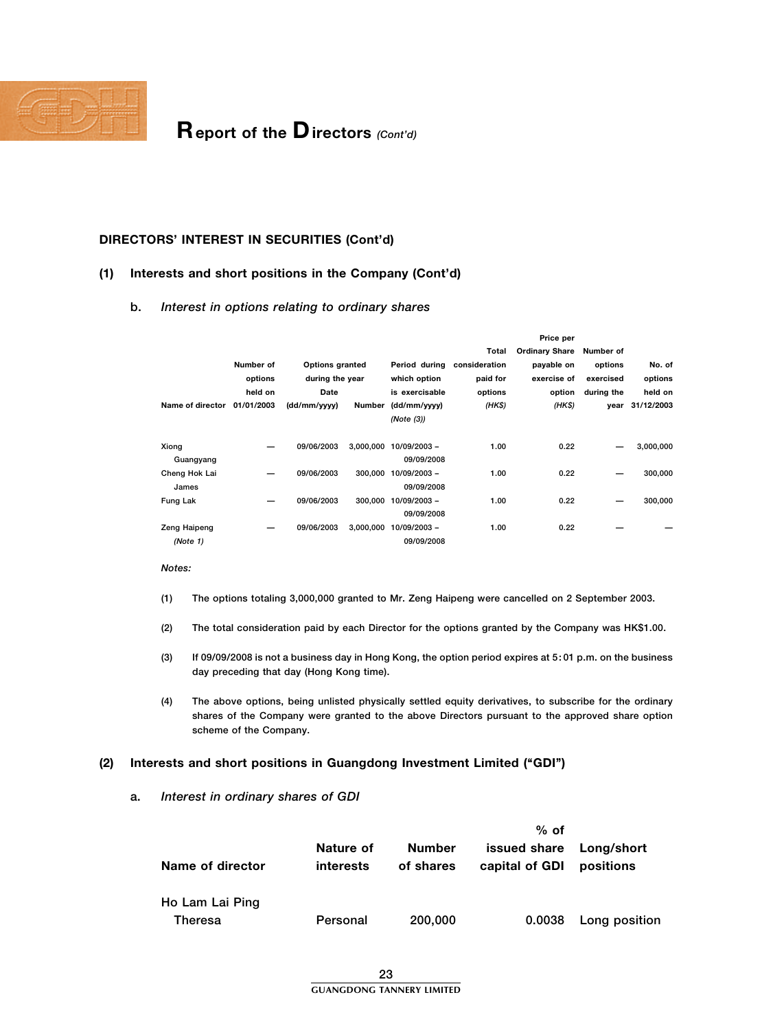## DIRECTORS' INTEREST IN SECURITIES (Cont'd)

### (1) Interests and short positions in the Company (Cont'd)

b. *Interest in options relating to ordinary shares*

| Name of director | Number of options held on 01/01/2003 | Options granted during the year Date (dd/mm/yyyy) | Number | Period during which option is exercisable (dd/mm/yyyy) *(Note (3))* | Total consideration paid for options *(HK$)* | Price per Ordinary Share payable on exercise of option *(HK$)* | Number of options exercised during the year | No. of options held on 31/12/2003 |
|---|---|---|---|---|---|---|---|---|
| Xiong Guangyang | — | 09/06/2003 | 3,000,000 | 10/09/2003 – 09/09/2008 | 1.00 | 0.22 | — | 3,000,000 |
| Cheng Hok Lai James | — | 09/06/2003 | 300,000 | 10/09/2003 – 09/09/2008 | 1.00 | 0.22 | — | 300,000 |
| Fung Lak | — | 09/06/2003 | 300,000 | 10/09/2003 – 09/09/2008 | 1.00 | 0.22 | — | 300,000 |
| Zeng Haipeng *(Note 1)* | — | 09/06/2003 | 3,000,000 | 10/09/2003 – 09/09/2008 | 1.00 | 0.22 | — | — |

*Notes:*

(1) The options totaling 3,000,000 granted to Mr. Zeng Haipeng were cancelled on 2 September 2003.

(2) The total consideration paid by each Director for the options granted by the Company was HK$1.00.

(3) If 09/09/2008 is not a business day in Hong Kong, the option period expires at 5:01 p.m. on the business day preceding that day (Hong Kong time).

(4) The above options, being unlisted physically settled equity derivatives, to subscribe for the ordinary shares of the Company were granted to the above Directors pursuant to the approved share option scheme of the Company.

### (2) Interests and short positions in Guangdong Investment Limited ("GDI")

a. *Interest in ordinary shares of GDI*

| Name of director | Nature of interests | Number of shares | % of issued share capital of GDI | Long/short positions |
|---|---|---|---|---|
| Ho Lam Lai Ping Theresa | Personal | 200,000 | 0.0038 | Long position |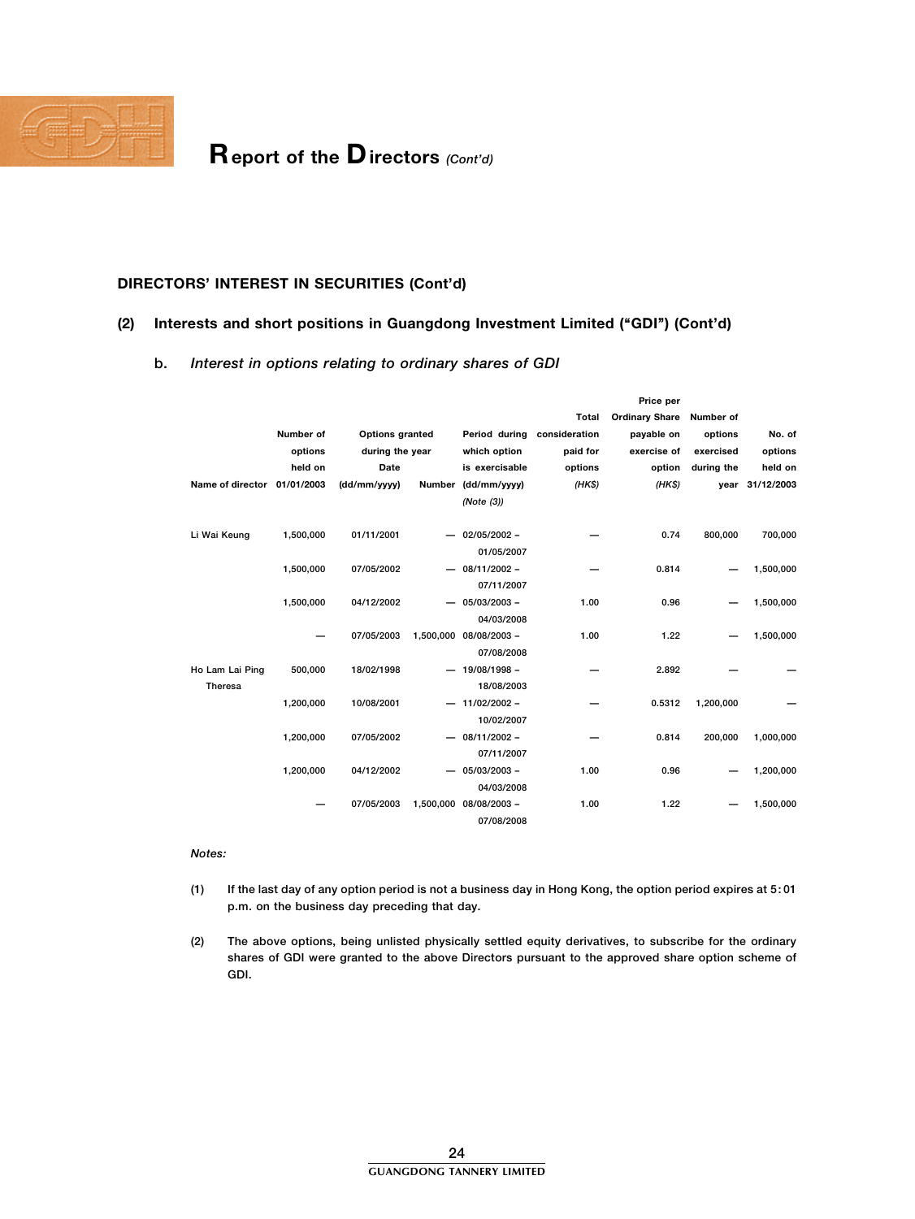# Report of the Directors *(Cont'd)*

**DIRECTORS' INTEREST IN SECURITIES (Cont'd)**

**(2) Interests and short positions in Guangdong Investment Limited ("GDI") (Cont'd)**

b. *Interest in options relating to ordinary shares of GDI*

| Name of director | Number of options held on 01/01/2003 | Options granted during the year Date (dd/mm/yyyy) | Number | Period during which option is exercisable (dd/mm/yyyy) *(Note (3))* | Total consideration paid for options *(HK$)* | Price per Ordinary Share payable on exercise of option *(HK$)* | Number of options exercised during the year | No. of options held on 31/12/2003 |
|---|---|---|---|---|---|---|---|---|
| Li Wai Keung | 1,500,000 | 01/11/2001 | — | 02/05/2002 – 01/05/2007 | — | 0.74 | 800,000 | 700,000 |
| | 1,500,000 | 07/05/2002 | — | 08/11/2002 – 07/11/2007 | — | 0.814 | — | 1,500,000 |
| | 1,500,000 | 04/12/2002 | — | 05/03/2003 – 04/03/2008 | 1.00 | 0.96 | — | 1,500,000 |
| | — | 07/05/2003 | 1,500,000 | 08/08/2003 – 07/08/2008 | 1.00 | 1.22 | — | 1,500,000 |
| Ho Lam Lai Ping Theresa | 500,000 | 18/02/1998 | — | 19/08/1998 – 18/08/2003 | — | 2.892 | — | — |
| | 1,200,000 | 10/08/2001 | — | 11/02/2002 – 10/02/2007 | — | 0.5312 | 1,200,000 | — |
| | 1,200,000 | 07/05/2002 | — | 08/11/2002 – 07/11/2007 | — | 0.814 | 200,000 | 1,000,000 |
| | 1,200,000 | 04/12/2002 | — | 05/03/2003 – 04/03/2008 | 1.00 | 0.96 | — | 1,200,000 |
| | — | 07/05/2003 | 1,500,000 | 08/08/2003 – 07/08/2008 | 1.00 | 1.22 | — | 1,500,000 |

*Notes:*

(1) If the last day of any option period is not a business day in Hong Kong, the option period expires at 5:01 p.m. on the business day preceding that day.

(2) The above options, being unlisted physically settled equity derivatives, to subscribe for the ordinary shares of GDI were granted to the above Directors pursuant to the approved share option scheme of GDI.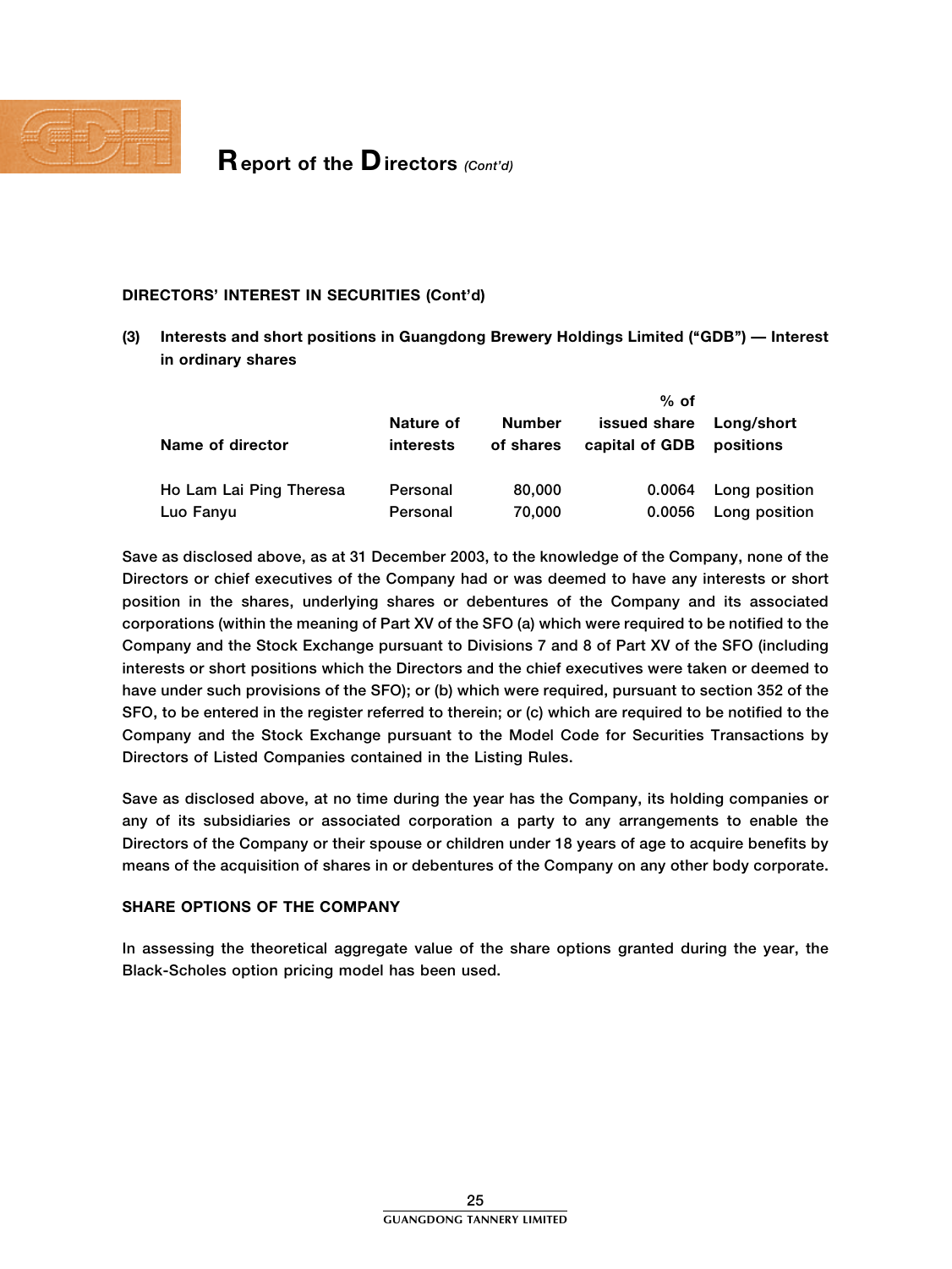**DIRECTORS' INTEREST IN SECURITIES (Cont'd)**

**(3) Interests and short positions in Guangdong Brewery Holdings Limited ("GDB") — Interest in ordinary shares**

| Name of director | Nature of interests | Number of shares | % of issued share capital of GDB | Long/short positions |
|---|---|---|---|---|
| Ho Lam Lai Ping Theresa | Personal | 80,000 | 0.0064 | Long position |
| Luo Fanyu | Personal | 70,000 | 0.0056 | Long position |

Save as disclosed above, as at 31 December 2003, to the knowledge of the Company, none of the Directors or chief executives of the Company had or was deemed to have any interests or short position in the shares, underlying shares or debentures of the Company and its associated corporations (within the meaning of Part XV of the SFO (a) which were required to be notified to the Company and the Stock Exchange pursuant to Divisions 7 and 8 of Part XV of the SFO (including interests or short positions which the Directors and the chief executives were taken or deemed to have under such provisions of the SFO); or (b) which were required, pursuant to section 352 of the SFO, to be entered in the register referred to therein; or (c) which are required to be notified to the Company and the Stock Exchange pursuant to the Model Code for Securities Transactions by Directors of Listed Companies contained in the Listing Rules.

Save as disclosed above, at no time during the year has the Company, its holding companies or any of its subsidiaries or associated corporation a party to any arrangements to enable the Directors of the Company or their spouse or children under 18 years of age to acquire benefits by means of the acquisition of shares in or debentures of the Company on any other body corporate.

**SHARE OPTIONS OF THE COMPANY**

In assessing the theoretical aggregate value of the share options granted during the year, the Black-Scholes option pricing model has been used.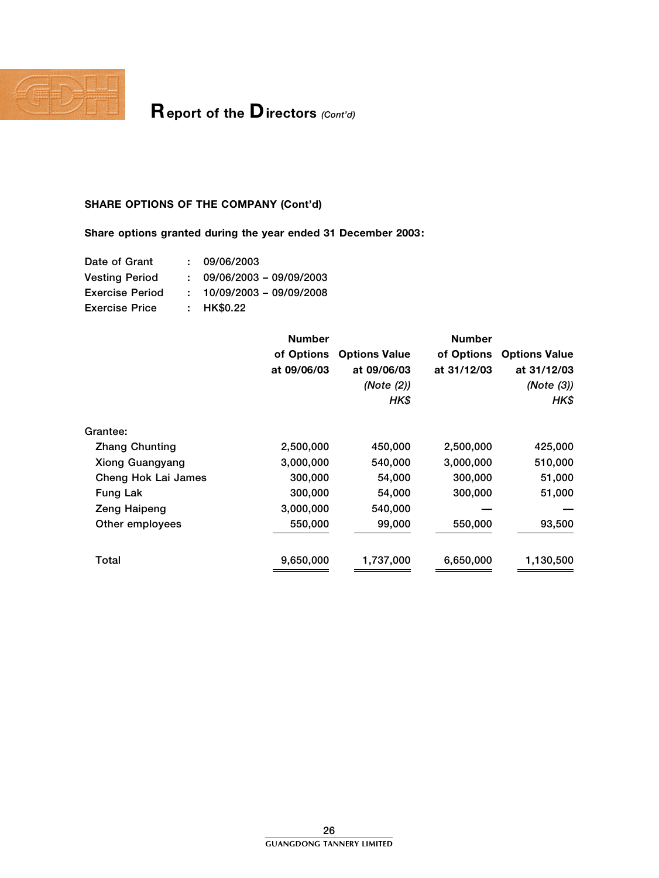## SHARE OPTIONS OF THE COMPANY (Cont'd)

**Share options granted during the year ended 31 December 2003:**

| | | |
|---|---|---|
| Date of Grant | : | 09/06/2003 |
| Vesting Period | : | 09/06/2003 – 09/09/2003 |
| Exercise Period | : | 10/09/2003 – 09/09/2008 |
| Exercise Price | : | HK$0.22 |

| | Number of Options at 09/06/03 | Options Value at 09/06/03 *(Note (2))* *HK$* | Number of Options at 31/12/03 | Options Value at 31/12/03 *(Note (3))* *HK$* |
|---|---|---|---|---|
| Grantee: | | | | |
| Zhang Chunting | 2,500,000 | 450,000 | 2,500,000 | 425,000 |
| Xiong Guangyang | 3,000,000 | 540,000 | 3,000,000 | 510,000 |
| Cheng Hok Lai James | 300,000 | 54,000 | 300,000 | 51,000 |
| Fung Lak | 300,000 | 54,000 | 300,000 | 51,000 |
| Zeng Haipeng | 3,000,000 | 540,000 | — | — |
| Other employees | 550,000 | 99,000 | 550,000 | 93,500 |
| Total | 9,650,000 | 1,737,000 | 6,650,000 | 1,130,500 |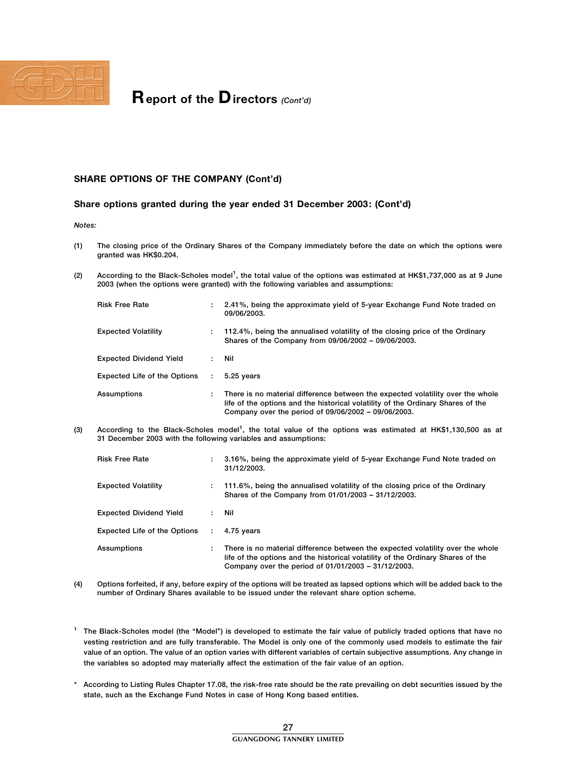## SHARE OPTIONS OF THE COMPANY (Cont'd)

### Share options granted during the year ended 31 December 2003: (Cont'd)

*Notes:*

(1) The closing price of the Ordinary Shares of the Company immediately before the date on which the options were granted was HK$0.204.

(2) According to the Black-Scholes model[1], the total value of the options was estimated at HK$1,737,000 as at 9 June 2003 (when the options were granted) with the following variables and assumptions:

| | | |
|---|---|---|
| Risk Free Rate | : | 2.41%, being the approximate yield of 5-year Exchange Fund Note traded on 09/06/2003. |
| Expected Volatility | : | 112.4%, being the annualised volatility of the closing price of the Ordinary Shares of the Company from 09/06/2002 – 09/06/2003. |
| Expected Dividend Yield | : | Nil |
| Expected Life of the Options | : | 5.25 years |
| Assumptions | : | There is no material difference between the expected volatility over the whole life of the options and the historical volatility of the Ordinary Shares of the Company over the period of 09/06/2002 – 09/06/2003. |

(3) According to the Black-Scholes model[1], the total value of the options was estimated at HK$1,130,500 as at 31 December 2003 with the following variables and assumptions:

| | | |
|---|---|---|
| Risk Free Rate | : | 3.16%, being the approximate yield of 5-year Exchange Fund Note traded on 31/12/2003. |
| Expected Volatility | : | 111.6%, being the annualised volatility of the closing price of the Ordinary Shares of the Company from 01/01/2003 – 31/12/2003. |
| Expected Dividend Yield | : | Nil |
| Expected Life of the Options | : | 4.75 years |
| Assumptions | : | There is no material difference between the expected volatility over the whole life of the options and the historical volatility of the Ordinary Shares of the Company over the period of 01/01/2003 – 31/12/2003. |

(4) Options forfeited, if any, before expiry of the options will be treated as lapsed options which will be added back to the number of Ordinary Shares available to be issued under the relevant share option scheme.

[1] The Black-Scholes model (the "Model") is developed to estimate the fair value of publicly traded options that have no vesting restriction and are fully transferable. The Model is only one of the commonly used models to estimate the fair value of an option. The value of an option varies with different variables of certain subjective assumptions. Any change in the variables so adopted may materially affect the estimation of the fair value of an option.

\* According to Listing Rules Chapter 17.08, the risk-free rate should be the rate prevailing on debt securities issued by the state, such as the Exchange Fund Notes in case of Hong Kong based entities.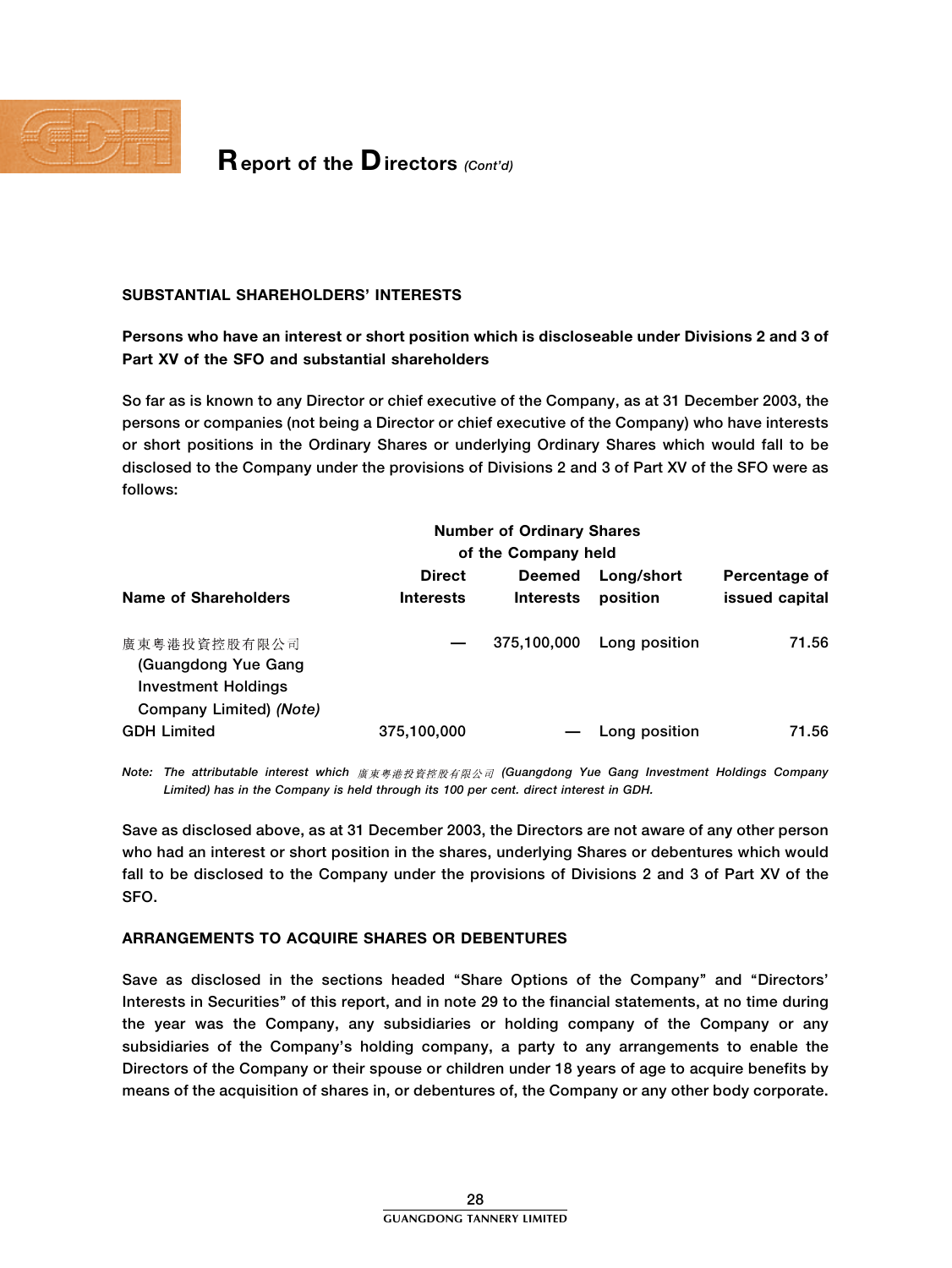## SUBSTANTIAL SHAREHOLDERS' INTERESTS

### Persons who have an interest or short position which is discloseable under Divisions 2 and 3 of Part XV of the SFO and substantial shareholders

So far as is known to any Director or chief executive of the Company, as at 31 December 2003, the persons or companies (not being a Director or chief executive of the Company) who have interests or short positions in the Ordinary Shares or underlying Ordinary Shares which would fall to be disclosed to the Company under the provisions of Divisions 2 and 3 of Part XV of the SFO were as follows:

| | Number of Ordinary Shares of the Company held | | | |
|---|---|---|---|---|
| Name of Shareholders | Direct Interests | Deemed Interests | Long/short position | Percentage of issued capital |
| 廣東粵港投資控股有限公司 (Guangdong Yue Gang Investment Holdings Company Limited) *(Note)* | — | 375,100,000 | Long position | 71.56 |
| GDH Limited | 375,100,000 | — | Long position | 71.56 |

*Note: The attributable interest which 廣東粵港投資控股有限公司 (Guangdong Yue Gang Investment Holdings Company Limited) has in the Company is held through its 100 per cent. direct interest in GDH.*

Save as disclosed above, as at 31 December 2003, the Directors are not aware of any other person who had an interest or short position in the shares, underlying Shares or debentures which would fall to be disclosed to the Company under the provisions of Divisions 2 and 3 of Part XV of the SFO.

## ARRANGEMENTS TO ACQUIRE SHARES OR DEBENTURES

Save as disclosed in the sections headed "Share Options of the Company" and "Directors' Interests in Securities" of this report, and in note 29 to the financial statements, at no time during the year was the Company, any subsidiaries or holding company of the Company or any subsidiaries of the Company's holding company, a party to any arrangements to enable the Directors of the Company or their spouse or children under 18 years of age to acquire benefits by means of the acquisition of shares in, or debentures of, the Company or any other body corporate.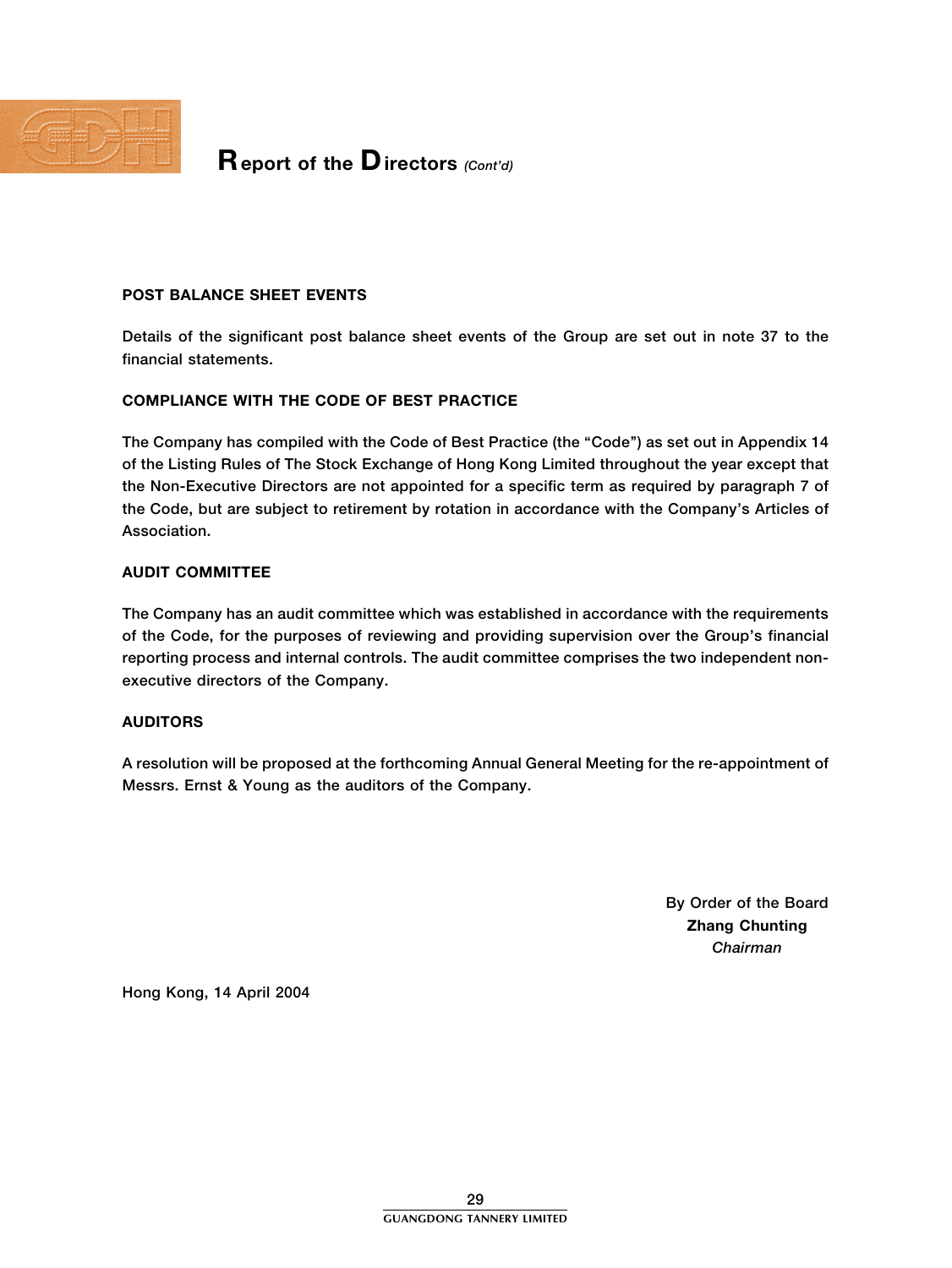## POST BALANCE SHEET EVENTS

Details of the significant post balance sheet events of the Group are set out in note 37 to the financial statements.

## COMPLIANCE WITH THE CODE OF BEST PRACTICE

The Company has compiled with the Code of Best Practice (the "Code") as set out in Appendix 14 of the Listing Rules of The Stock Exchange of Hong Kong Limited throughout the year except that the Non-Executive Directors are not appointed for a specific term as required by paragraph 7 of the Code, but are subject to retirement by rotation in accordance with the Company's Articles of Association.

## AUDIT COMMITTEE

The Company has an audit committee which was established in accordance with the requirements of the Code, for the purposes of reviewing and providing supervision over the Group's financial reporting process and internal controls. The audit committee comprises the two independent non-executive directors of the Company.

## AUDITORS

A resolution will be proposed at the forthcoming Annual General Meeting for the re-appointment of Messrs. Ernst & Young as the auditors of the Company.

By Order of the Board
**Zhang Chunting**
*Chairman*

Hong Kong, 14 April 2004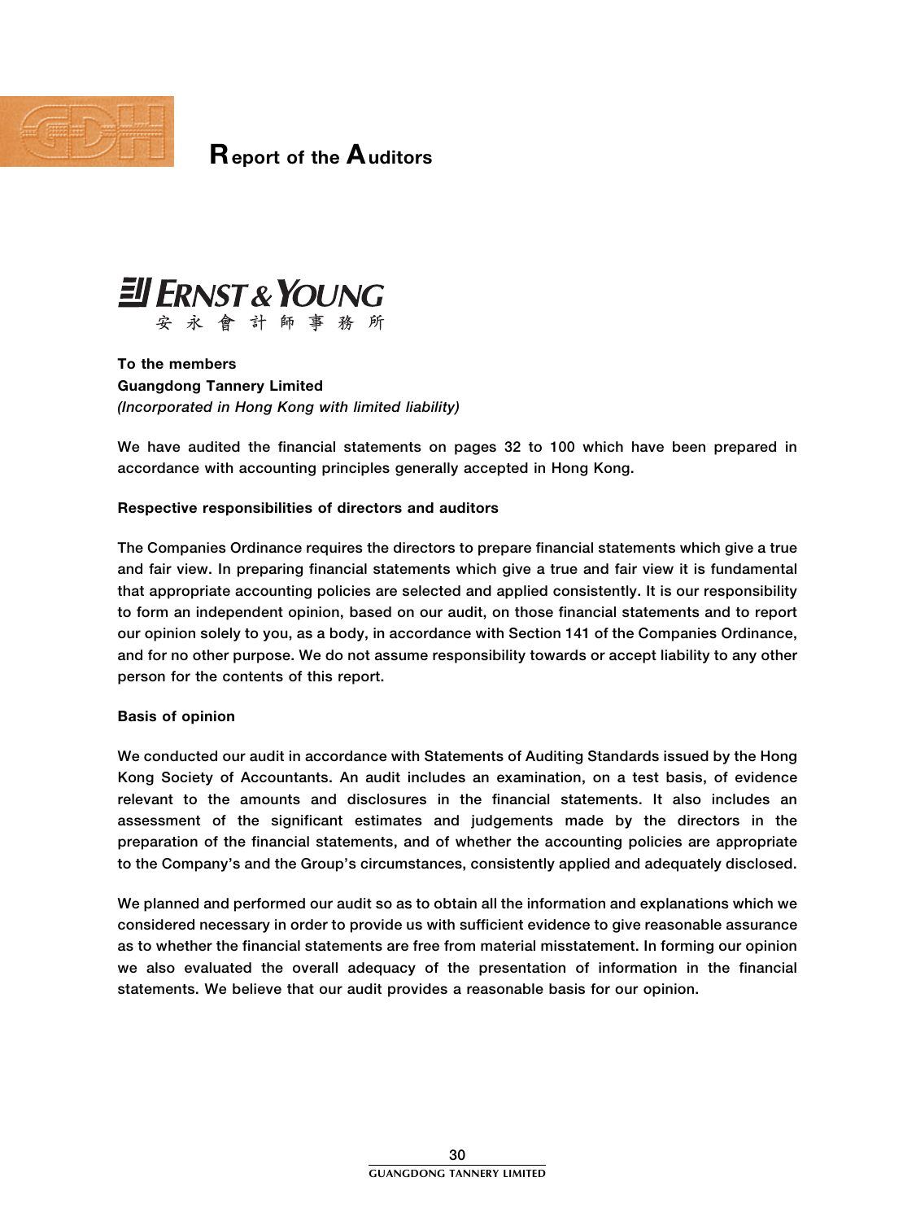# Report of the Auditors

**ERNST & YOUNG**
安 永 會 計 師 事 務 所

**To the members**
**Guangdong Tannery Limited**
***(Incorporated in Hong Kong with limited liability)***

We have audited the financial statements on pages 32 to 100 which have been prepared in accordance with accounting principles generally accepted in Hong Kong.

**Respective responsibilities of directors and auditors**

The Companies Ordinance requires the directors to prepare financial statements which give a true and fair view. In preparing financial statements which give a true and fair view it is fundamental that appropriate accounting policies are selected and applied consistently. It is our responsibility to form an independent opinion, based on our audit, on those financial statements and to report our opinion solely to you, as a body, in accordance with Section 141 of the Companies Ordinance, and for no other purpose. We do not assume responsibility towards or accept liability to any other person for the contents of this report.

**Basis of opinion**

We conducted our audit in accordance with Statements of Auditing Standards issued by the Hong Kong Society of Accountants. An audit includes an examination, on a test basis, of evidence relevant to the amounts and disclosures in the financial statements. It also includes an assessment of the significant estimates and judgements made by the directors in the preparation of the financial statements, and of whether the accounting policies are appropriate to the Company's and the Group's circumstances, consistently applied and adequately disclosed.

We planned and performed our audit so as to obtain all the information and explanations which we considered necessary in order to provide us with sufficient evidence to give reasonable assurance as to whether the financial statements are free from material misstatement. In forming our opinion we also evaluated the overall adequacy of the presentation of information in the financial statements. We believe that our audit provides a reasonable basis for our opinion.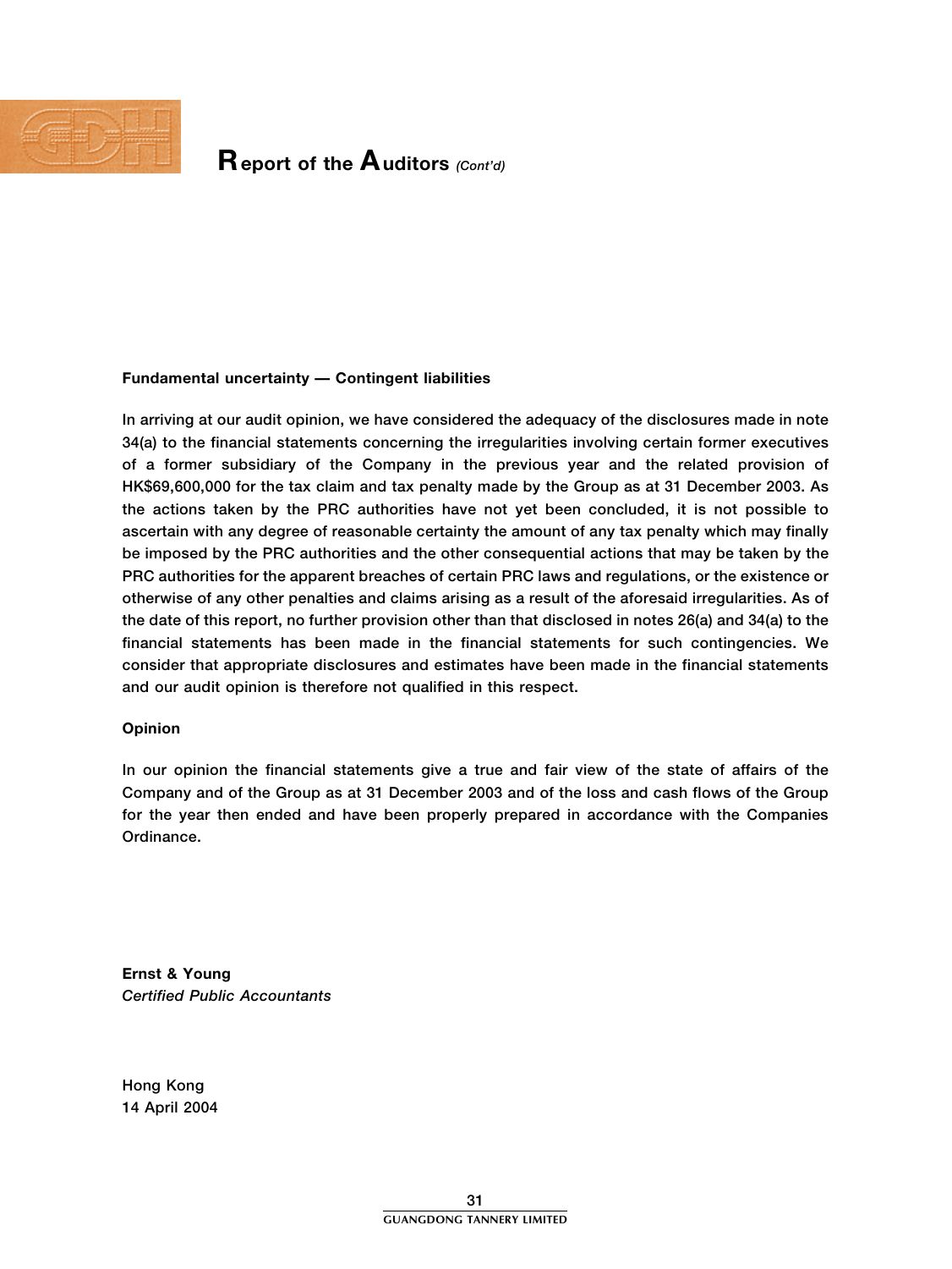**Fundamental uncertainty — Contingent liabilities**

In arriving at our audit opinion, we have considered the adequacy of the disclosures made in note 34(a) to the financial statements concerning the irregularities involving certain former executives of a former subsidiary of the Company in the previous year and the related provision of HK$69,600,000 for the tax claim and tax penalty made by the Group as at 31 December 2003. As the actions taken by the PRC authorities have not yet been concluded, it is not possible to ascertain with any degree of reasonable certainty the amount of any tax penalty which may finally be imposed by the PRC authorities and the other consequential actions that may be taken by the PRC authorities for the apparent breaches of certain PRC laws and regulations, or the existence or otherwise of any other penalties and claims arising as a result of the aforesaid irregularities. As of the date of this report, no further provision other than that disclosed in notes 26(a) and 34(a) to the financial statements has been made in the financial statements for such contingencies. We consider that appropriate disclosures and estimates have been made in the financial statements and our audit opinion is therefore not qualified in this respect.

**Opinion**

In our opinion the financial statements give a true and fair view of the state of affairs of the Company and of the Group as at 31 December 2003 and of the loss and cash flows of the Group for the year then ended and have been properly prepared in accordance with the Companies Ordinance.

**Ernst & Young**
*Certified Public Accountants*

Hong Kong
14 April 2004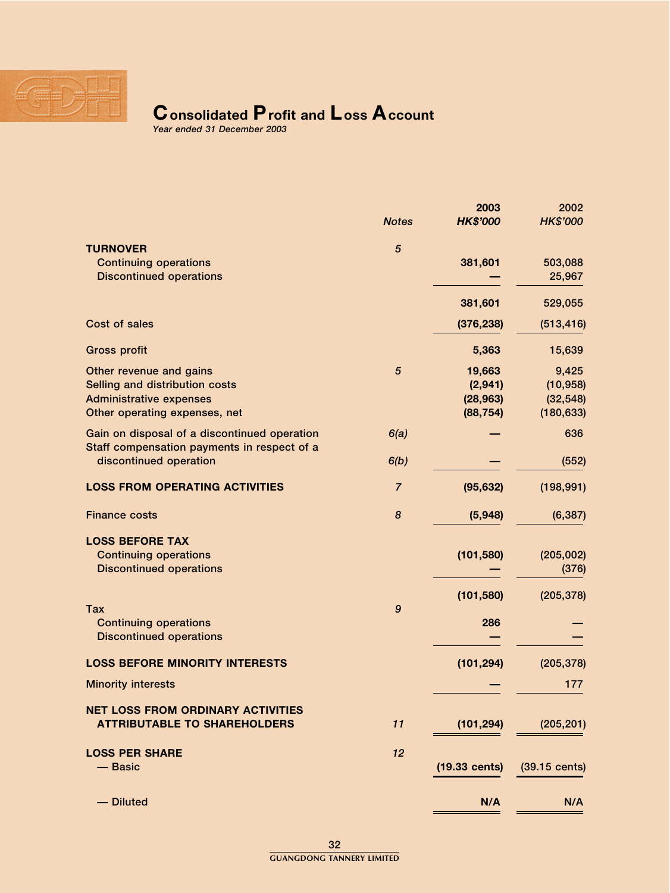# Consolidated Profit and Loss Account

*Year ended 31 December 2003*

| | *Notes* | 2003 *HK$'000* | 2002 *HK$'000* |
|---|---|---|---|
| **TURNOVER** | *5* | | |
| Continuing operations | | **381,601** | 503,088 |
| Discontinued operations | | **—** | 25,967 |
| | | **381,601** | 529,055 |
| Cost of sales | | **(376,238)** | (513,416) |
| Gross profit | | **5,363** | 15,639 |
| Other revenue and gains | *5* | **19,663** | 9,425 |
| Selling and distribution costs | | **(2,941)** | (10,958) |
| Administrative expenses | | **(28,963)** | (32,548) |
| Other operating expenses, net | | **(88,754)** | (180,633) |
| Gain on disposal of a discontinued operation | *6(a)* | **—** | 636 |
| Staff compensation payments in respect of a discontinued operation | *6(b)* | **—** | (552) |
| **LOSS FROM OPERATING ACTIVITIES** | *7* | **(95,632)** | (198,991) |
| Finance costs | *8* | **(5,948)** | (6,387) |
| **LOSS BEFORE TAX** | | | |
| Continuing operations | | **(101,580)** | (205,002) |
| Discontinued operations | | **—** | (376) |
| | | **(101,580)** | (205,378) |
| Tax | *9* | | |
| Continuing operations | | **286** | — |
| Discontinued operations | | **—** | — |
| **LOSS BEFORE MINORITY INTERESTS** | | **(101,294)** | (205,378) |
| Minority interests | | **—** | 177 |
| **NET LOSS FROM ORDINARY ACTIVITIES ATTRIBUTABLE TO SHAREHOLDERS** | *11* | **(101,294)** | (205,201) |
| **LOSS PER SHARE** | *12* | | |
| — Basic | | **(19.33 cents)** | (39.15 cents) |
| — Diluted | | **N/A** | N/A |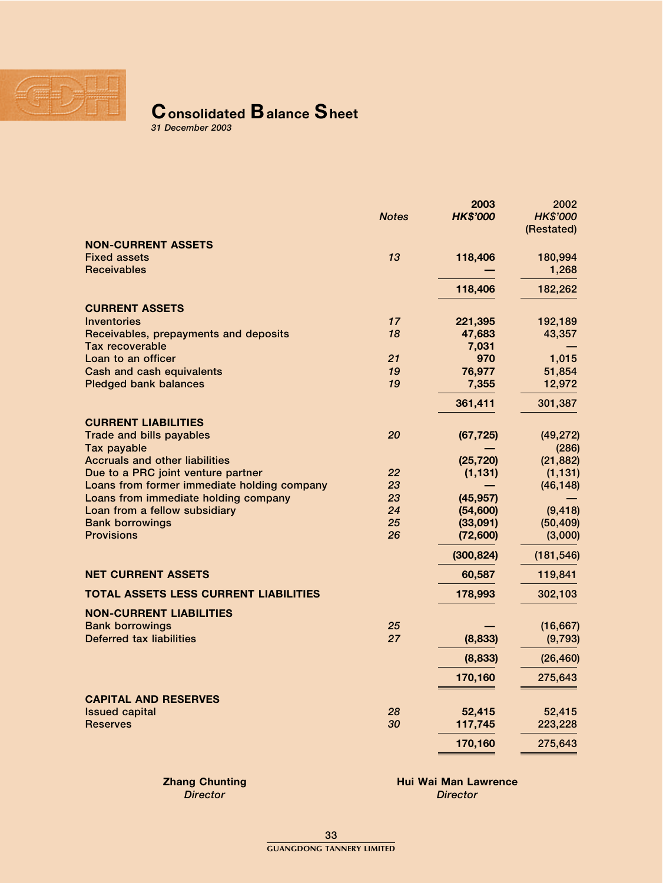# Consolidated Balance Sheet

*31 December 2003*

| | Notes | 2003 HK$'000 | 2002 HK$'000 (Restated) |
|---|---|---|---|
| **NON-CURRENT ASSETS** | | | |
| Fixed assets | 13 | 118,406 | 180,994 |
| Receivables | | — | 1,268 |
| | | 118,406 | 182,262 |
| **CURRENT ASSETS** | | | |
| Inventories | 17 | 221,395 | 192,189 |
| Receivables, prepayments and deposits | 18 | 47,683 | 43,357 |
| Tax recoverable | | 7,031 | — |
| Loan to an officer | 21 | 970 | 1,015 |
| Cash and cash equivalents | 19 | 76,977 | 51,854 |
| Pledged bank balances | 19 | 7,355 | 12,972 |
| | | 361,411 | 301,387 |
| **CURRENT LIABILITIES** | | | |
| Trade and bills payables | 20 | (67,725) | (49,272) |
| Tax payable | | — | (286) |
| Accruals and other liabilities | | (25,720) | (21,882) |
| Due to a PRC joint venture partner | 22 | (1,131) | (1,131) |
| Loans from former immediate holding company | 23 | — | (46,148) |
| Loans from immediate holding company | 23 | (45,957) | — |
| Loan from a fellow subsidiary | 24 | (54,600) | (9,418) |
| Bank borrowings | 25 | (33,091) | (50,409) |
| Provisions | 26 | (72,600) | (3,000) |
| | | (300,824) | (181,546) |
| **NET CURRENT ASSETS** | | 60,587 | 119,841 |
| **TOTAL ASSETS LESS CURRENT LIABILITIES** | | 178,993 | 302,103 |
| **NON-CURRENT LIABILITIES** | | | |
| Bank borrowings | 25 | — | (16,667) |
| Deferred tax liabilities | 27 | (8,833) | (9,793) |
| | | (8,833) | (26,460) |
| | | 170,160 | 275,643 |
| **CAPITAL AND RESERVES** | | | |
| Issued capital | 28 | 52,415 | 52,415 |
| Reserves | 30 | 117,745 | 223,228 |
| | | 170,160 | 275,643 |

**Zhang Chunting**
*Director*

**Hui Wai Man Lawrence**
*Director*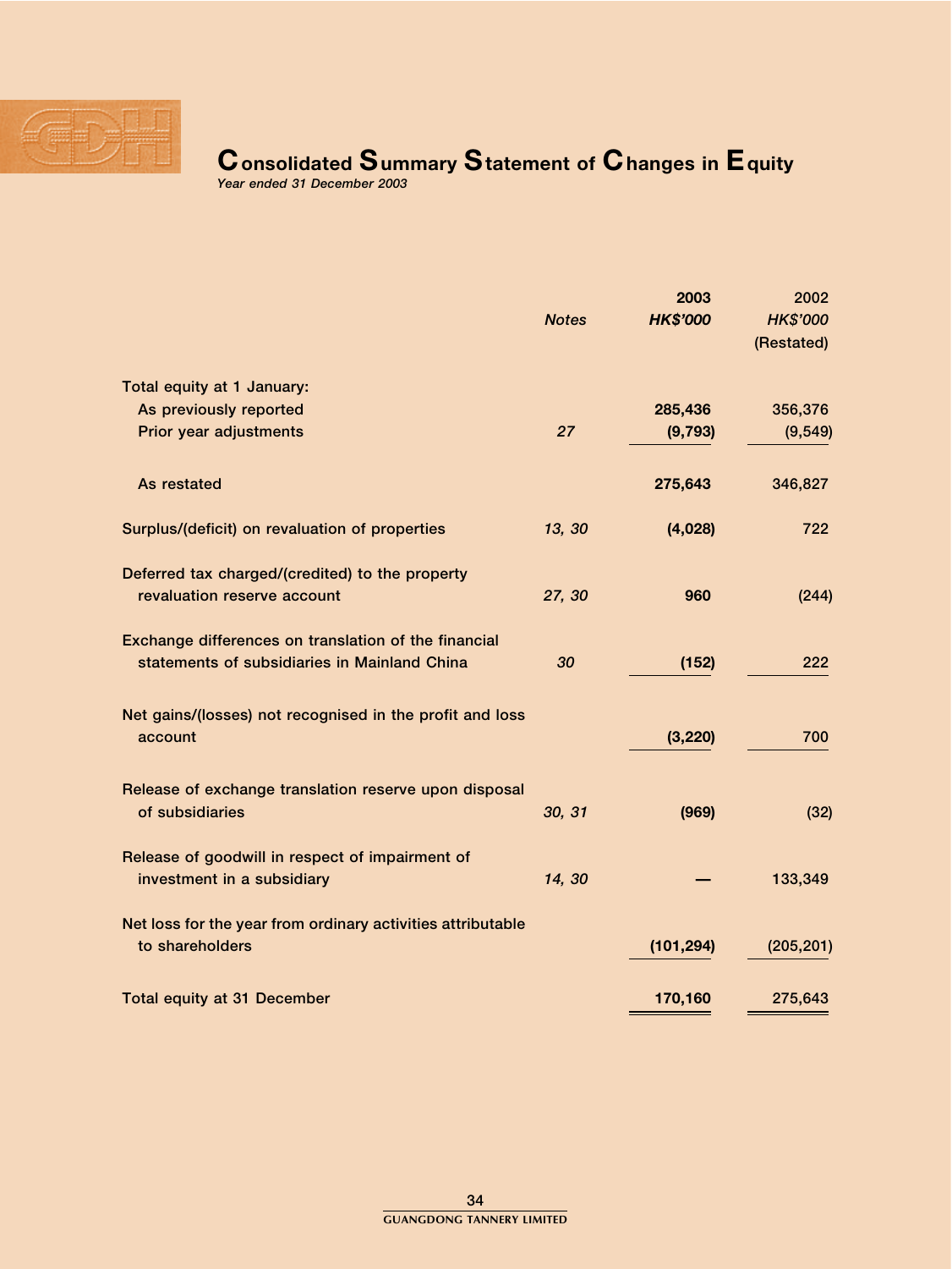# Consolidated Summary Statement of Changes in Equity

*Year ended 31 December 2003*

| | *Notes* | 2003<br>*HK$'000* | 2002<br>*HK$'000*<br>(Restated) |
|---|---|---|---|
| Total equity at 1 January: | | | |
| As previously reported | | **285,436** | 356,376 |
| Prior year adjustments | *27* | **(9,793)** | (9,549) |
| As restated | | **275,643** | 346,827 |
| Surplus/(deficit) on revaluation of properties | *13, 30* | **(4,028)** | 722 |
| Deferred tax charged/(credited) to the property revaluation reserve account | *27, 30* | **960** | (244) |
| Exchange differences on translation of the financial statements of subsidiaries in Mainland China | *30* | **(152)** | 222 |
| Net gains/(losses) not recognised in the profit and loss account | | **(3,220)** | 700 |
| Release of exchange translation reserve upon disposal of subsidiaries | *30, 31* | **(969)** | (32) |
| Release of goodwill in respect of impairment of investment in a subsidiary | *14, 30* | **—** | 133,349 |
| Net loss for the year from ordinary activities attributable to shareholders | | **(101,294)** | (205,201) |
| Total equity at 31 December | | **170,160** | 275,643 |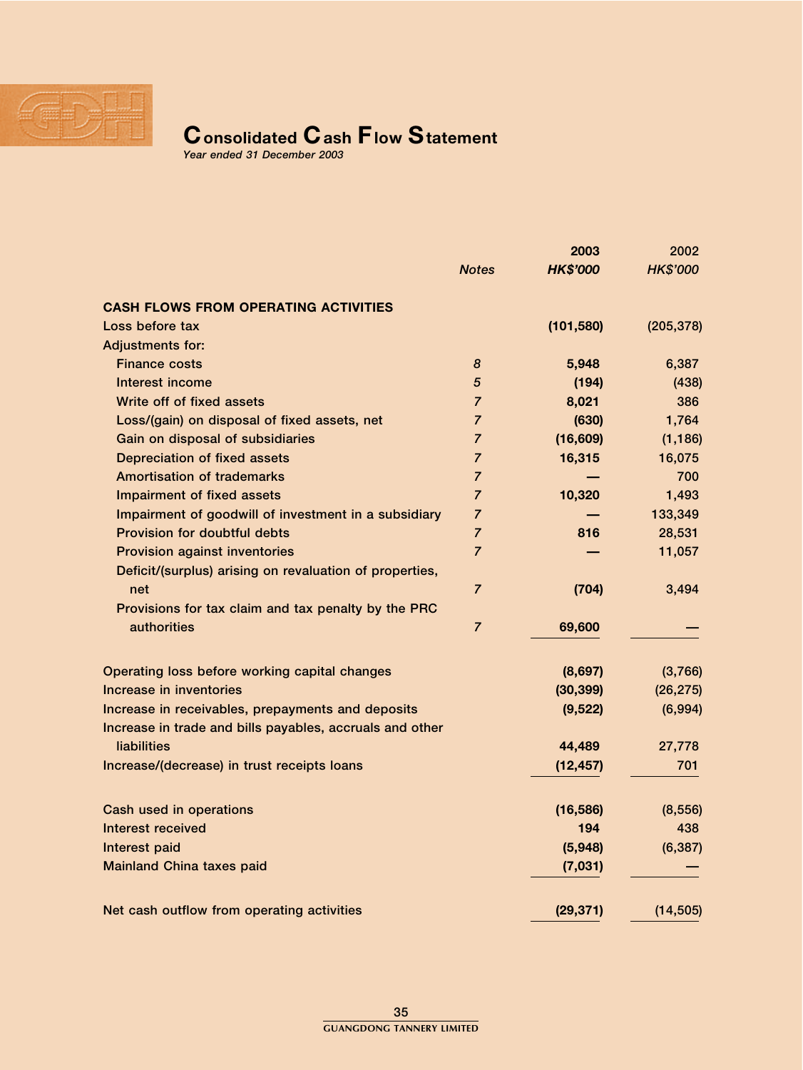# Consolidated Cash Flow Statement

*Year ended 31 December 2003*

| | Notes | 2003 HK$'000 | 2002 HK$'000 |
|---|---|---|---|
| **CASH FLOWS FROM OPERATING ACTIVITIES** | | | |
| Loss before tax | | **(101,580)** | (205,378) |
| Adjustments for: | | | |
| Finance costs | 8 | **5,948** | 6,387 |
| Interest income | 5 | **(194)** | (438) |
| Write off of fixed assets | 7 | **8,021** | 386 |
| Loss/(gain) on disposal of fixed assets, net | 7 | **(630)** | 1,764 |
| Gain on disposal of subsidiaries | 7 | **(16,609)** | (1,186) |
| Depreciation of fixed assets | 7 | **16,315** | 16,075 |
| Amortisation of trademarks | 7 | **—** | 700 |
| Impairment of fixed assets | 7 | **10,320** | 1,493 |
| Impairment of goodwill of investment in a subsidiary | 7 | **—** | 133,349 |
| Provision for doubtful debts | 7 | **816** | 28,531 |
| Provision against inventories | 7 | **—** | 11,057 |
| Deficit/(surplus) arising on revaluation of properties, net | 7 | **(704)** | 3,494 |
| Provisions for tax claim and tax penalty by the PRC authorities | 7 | **69,600** | — |
| Operating loss before working capital changes | | **(8,697)** | (3,766) |
| Increase in inventories | | **(30,399)** | (26,275) |
| Increase in receivables, prepayments and deposits | | **(9,522)** | (6,994) |
| Increase in trade and bills payables, accruals and other liabilities | | **44,489** | 27,778 |
| Increase/(decrease) in trust receipts loans | | **(12,457)** | 701 |
| Cash used in operations | | **(16,586)** | (8,556) |
| Interest received | | **194** | 438 |
| Interest paid | | **(5,948)** | (6,387) |
| Mainland China taxes paid | | **(7,031)** | — |
| Net cash outflow from operating activities | | **(29,371)** | (14,505) |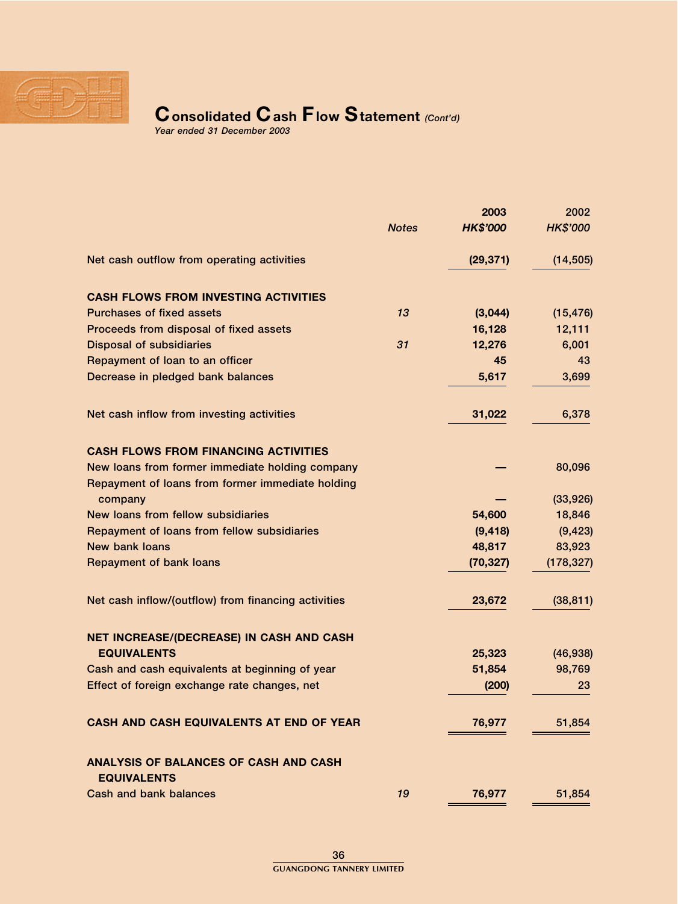# Consolidated Cash Flow Statement *(Cont'd)*

*Year ended 31 December 2003*

| | *Notes* | 2003 *HK$'000* | 2002 *HK$'000* |
|---|---|---|---|
| Net cash outflow from operating activities | | (29,371) | (14,505) |
| **CASH FLOWS FROM INVESTING ACTIVITIES** | | | |
| Purchases of fixed assets | *13* | (3,044) | (15,476) |
| Proceeds from disposal of fixed assets | | 16,128 | 12,111 |
| Disposal of subsidiaries | *31* | 12,276 | 6,001 |
| Repayment of loan to an officer | | 45 | 43 |
| Decrease in pledged bank balances | | 5,617 | 3,699 |
| Net cash inflow from investing activities | | 31,022 | 6,378 |
| **CASH FLOWS FROM FINANCING ACTIVITIES** | | | |
| New loans from former immediate holding company | | — | 80,096 |
| Repayment of loans from former immediate holding company | | — | (33,926) |
| New loans from fellow subsidiaries | | 54,600 | 18,846 |
| Repayment of loans from fellow subsidiaries | | (9,418) | (9,423) |
| New bank loans | | 48,817 | 83,923 |
| Repayment of bank loans | | (70,327) | (178,327) |
| Net cash inflow/(outflow) from financing activities | | 23,672 | (38,811) |
| **NET INCREASE/(DECREASE) IN CASH AND CASH EQUIVALENTS** | | 25,323 | (46,938) |
| Cash and cash equivalents at beginning of year | | 51,854 | 98,769 |
| Effect of foreign exchange rate changes, net | | (200) | 23 |
| **CASH AND CASH EQUIVALENTS AT END OF YEAR** | | 76,977 | 51,854 |
| **ANALYSIS OF BALANCES OF CASH AND CASH EQUIVALENTS** | | | |
| Cash and bank balances | *19* | 76,977 | 51,854 |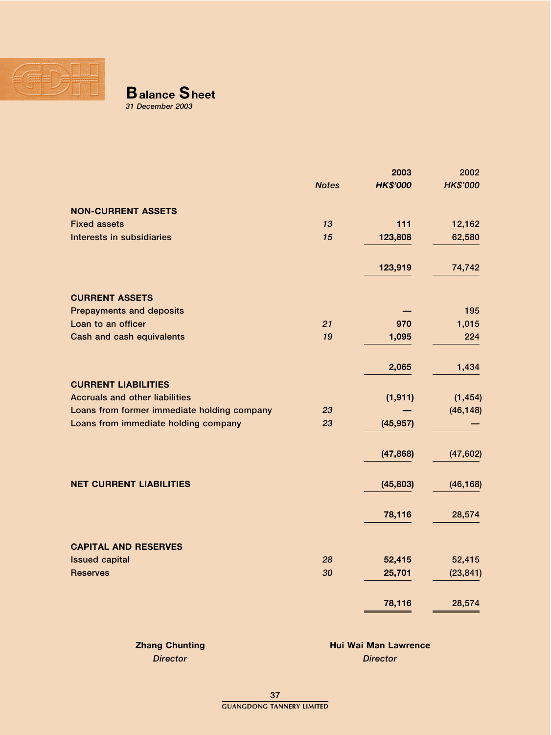# Balance Sheet

*31 December 2003*

| | Notes | 2003 HK$'000 | 2002 HK$'000 |
|---|---|---|---|
| **NON-CURRENT ASSETS** | | | |
| Fixed assets | 13 | 111 | 12,162 |
| Interests in subsidiaries | 15 | 123,808 | 62,580 |
| | | 123,919 | 74,742 |
| **CURRENT ASSETS** | | | |
| Prepayments and deposits | | — | 195 |
| Loan to an officer | 21 | 970 | 1,015 |
| Cash and cash equivalents | 19 | 1,095 | 224 |
| | | 2,065 | 1,434 |
| **CURRENT LIABILITIES** | | | |
| Accruals and other liabilities | | (1,911) | (1,454) |
| Loans from former immediate holding company | 23 | — | (46,148) |
| Loans from immediate holding company | 23 | (45,957) | — |
| | | (47,868) | (47,602) |
| **NET CURRENT LIABILITIES** | | (45,803) | (46,168) |
| | | 78,116 | 28,574 |
| **CAPITAL AND RESERVES** | | | |
| Issued capital | 28 | 52,415 | 52,415 |
| Reserves | 30 | 25,701 | (23,841) |
| | | 78,116 | 28,574 |

**Zhang Chunting**
*Director*

**Hui Wai Man Lawrence**
*Director*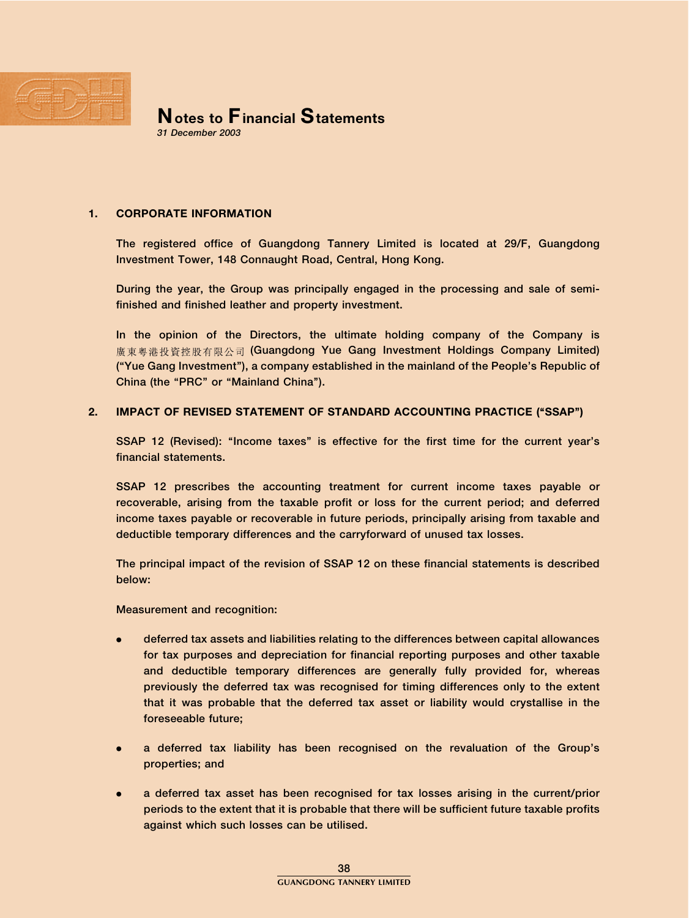# Notes to Financial Statements

*31 December 2003*

## 1. CORPORATE INFORMATION

The registered office of Guangdong Tannery Limited is located at 29/F, Guangdong Investment Tower, 148 Connaught Road, Central, Hong Kong.

During the year, the Group was principally engaged in the processing and sale of semi-finished and finished leather and property investment.

In the opinion of the Directors, the ultimate holding company of the Company is 廣東粵港投資控股有限公司 (Guangdong Yue Gang Investment Holdings Company Limited) ("Yue Gang Investment"), a company established in the mainland of the People's Republic of China (the "PRC" or "Mainland China").

## 2. IMPACT OF REVISED STATEMENT OF STANDARD ACCOUNTING PRACTICE ("SSAP")

SSAP 12 (Revised): "Income taxes" is effective for the first time for the current year's financial statements.

SSAP 12 prescribes the accounting treatment for current income taxes payable or recoverable, arising from the taxable profit or loss for the current period; and deferred income taxes payable or recoverable in future periods, principally arising from taxable and deductible temporary differences and the carryforward of unused tax losses.

The principal impact of the revision of SSAP 12 on these financial statements is described below:

Measurement and recognition:

- deferred tax assets and liabilities relating to the differences between capital allowances for tax purposes and depreciation for financial reporting purposes and other taxable and deductible temporary differences are generally fully provided for, whereas previously the deferred tax was recognised for timing differences only to the extent that it was probable that the deferred tax asset or liability would crystallise in the foreseeable future;
- a deferred tax liability has been recognised on the revaluation of the Group's properties; and
- a deferred tax asset has been recognised for tax losses arising in the current/prior periods to the extent that it is probable that there will be sufficient future taxable profits against which such losses can be utilised.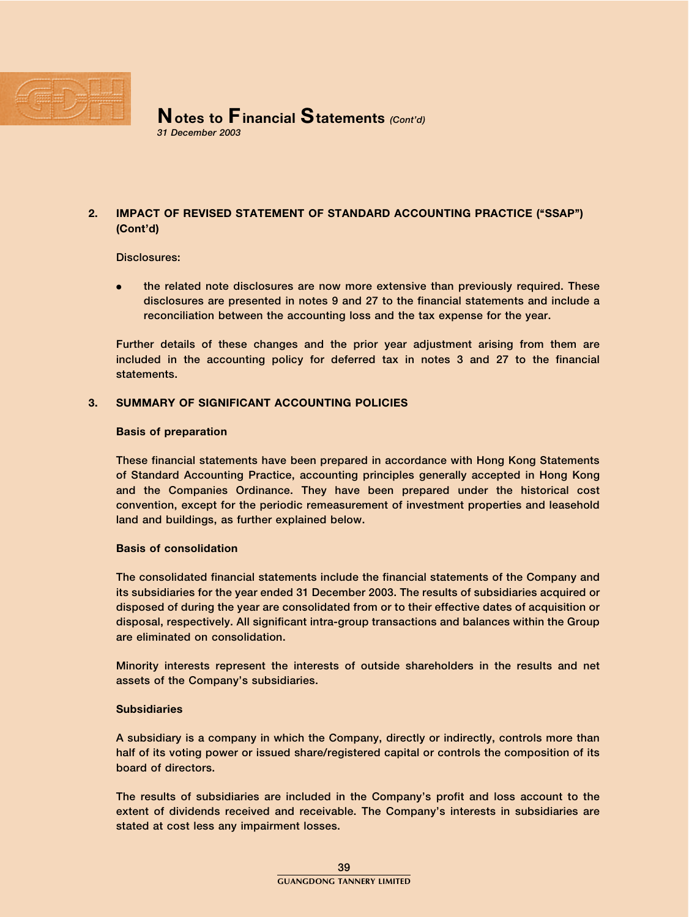## 2. IMPACT OF REVISED STATEMENT OF STANDARD ACCOUNTING PRACTICE ("SSAP") (Cont'd)

**Disclosures:**

- the related note disclosures are now more extensive than previously required. These disclosures are presented in notes 9 and 27 to the financial statements and include a reconciliation between the accounting loss and the tax expense for the year.

Further details of these changes and the prior year adjustment arising from them are included in the accounting policy for deferred tax in notes 3 and 27 to the financial statements.

## 3. SUMMARY OF SIGNIFICANT ACCOUNTING POLICIES

### Basis of preparation

These financial statements have been prepared in accordance with Hong Kong Statements of Standard Accounting Practice, accounting principles generally accepted in Hong Kong and the Companies Ordinance. They have been prepared under the historical cost convention, except for the periodic remeasurement of investment properties and leasehold land and buildings, as further explained below.

### Basis of consolidation

The consolidated financial statements include the financial statements of the Company and its subsidiaries for the year ended 31 December 2003. The results of subsidiaries acquired or disposed of during the year are consolidated from or to their effective dates of acquisition or disposal, respectively. All significant intra-group transactions and balances within the Group are eliminated on consolidation.

Minority interests represent the interests of outside shareholders in the results and net assets of the Company's subsidiaries.

### Subsidiaries

A subsidiary is a company in which the Company, directly or indirectly, controls more than half of its voting power or issued share/registered capital or controls the composition of its board of directors.

The results of subsidiaries are included in the Company's profit and loss account to the extent of dividends received and receivable. The Company's interests in subsidiaries are stated at cost less any impairment losses.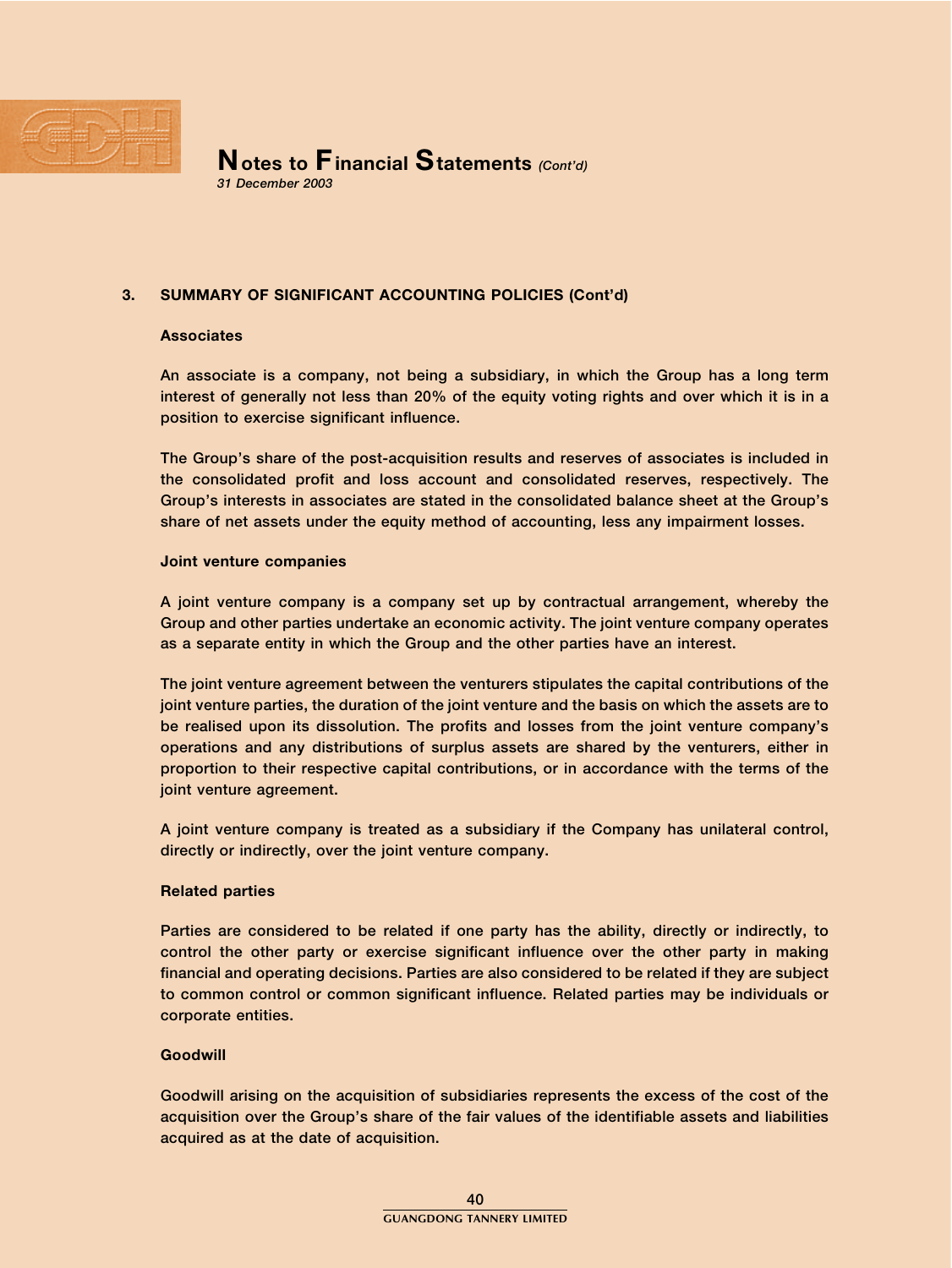## 3. SUMMARY OF SIGNIFICANT ACCOUNTING POLICIES (Cont'd)

### Associates

An associate is a company, not being a subsidiary, in which the Group has a long term interest of generally not less than 20% of the equity voting rights and over which it is in a position to exercise significant influence.

The Group's share of the post-acquisition results and reserves of associates is included in the consolidated profit and loss account and consolidated reserves, respectively. The Group's interests in associates are stated in the consolidated balance sheet at the Group's share of net assets under the equity method of accounting, less any impairment losses.

### Joint venture companies

A joint venture company is a company set up by contractual arrangement, whereby the Group and other parties undertake an economic activity. The joint venture company operates as a separate entity in which the Group and the other parties have an interest.

The joint venture agreement between the venturers stipulates the capital contributions of the joint venture parties, the duration of the joint venture and the basis on which the assets are to be realised upon its dissolution. The profits and losses from the joint venture company's operations and any distributions of surplus assets are shared by the venturers, either in proportion to their respective capital contributions, or in accordance with the terms of the joint venture agreement.

A joint venture company is treated as a subsidiary if the Company has unilateral control, directly or indirectly, over the joint venture company.

### Related parties

Parties are considered to be related if one party has the ability, directly or indirectly, to control the other party or exercise significant influence over the other party in making financial and operating decisions. Parties are also considered to be related if they are subject to common control or common significant influence. Related parties may be individuals or corporate entities.

### Goodwill

Goodwill arising on the acquisition of subsidiaries represents the excess of the cost of the acquisition over the Group's share of the fair values of the identifiable assets and liabilities acquired as at the date of acquisition.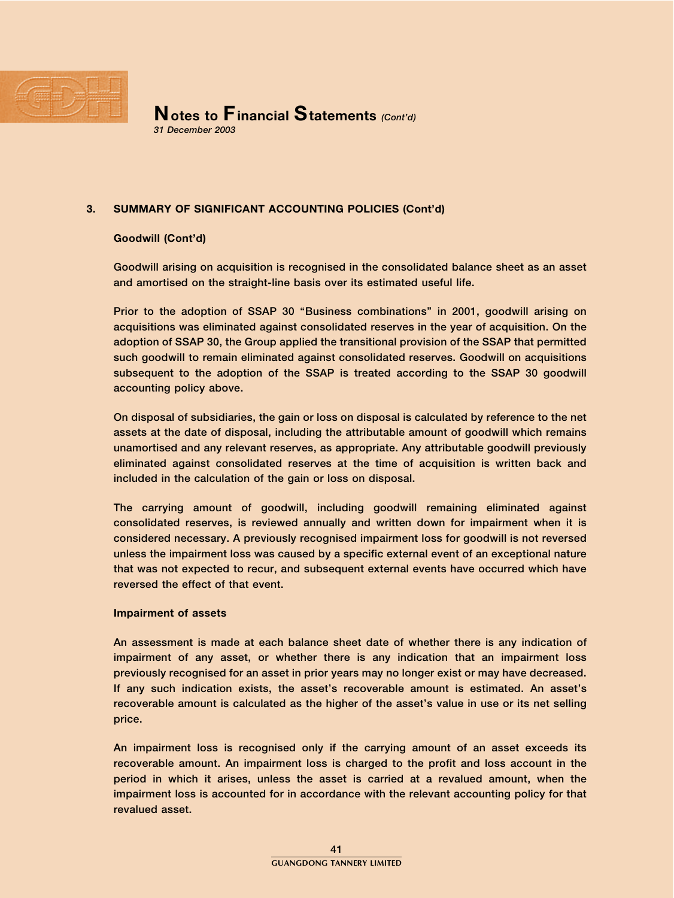## 3. SUMMARY OF SIGNIFICANT ACCOUNTING POLICIES (Cont'd)

### Goodwill (Cont'd)

Goodwill arising on acquisition is recognised in the consolidated balance sheet as an asset and amortised on the straight-line basis over its estimated useful life.

Prior to the adoption of SSAP 30 "Business combinations" in 2001, goodwill arising on acquisitions was eliminated against consolidated reserves in the year of acquisition. On the adoption of SSAP 30, the Group applied the transitional provision of the SSAP that permitted such goodwill to remain eliminated against consolidated reserves. Goodwill on acquisitions subsequent to the adoption of the SSAP is treated according to the SSAP 30 goodwill accounting policy above.

On disposal of subsidiaries, the gain or loss on disposal is calculated by reference to the net assets at the date of disposal, including the attributable amount of goodwill which remains unamortised and any relevant reserves, as appropriate. Any attributable goodwill previously eliminated against consolidated reserves at the time of acquisition is written back and included in the calculation of the gain or loss on disposal.

The carrying amount of goodwill, including goodwill remaining eliminated against consolidated reserves, is reviewed annually and written down for impairment when it is considered necessary. A previously recognised impairment loss for goodwill is not reversed unless the impairment loss was caused by a specific external event of an exceptional nature that was not expected to recur, and subsequent external events have occurred which have reversed the effect of that event.

### Impairment of assets

An assessment is made at each balance sheet date of whether there is any indication of impairment of any asset, or whether there is any indication that an impairment loss previously recognised for an asset in prior years may no longer exist or may have decreased. If any such indication exists, the asset's recoverable amount is estimated. An asset's recoverable amount is calculated as the higher of the asset's value in use or its net selling price.

An impairment loss is recognised only if the carrying amount of an asset exceeds its recoverable amount. An impairment loss is charged to the profit and loss account in the period in which it arises, unless the asset is carried at a revalued amount, when the impairment loss is accounted for in accordance with the relevant accounting policy for that revalued asset.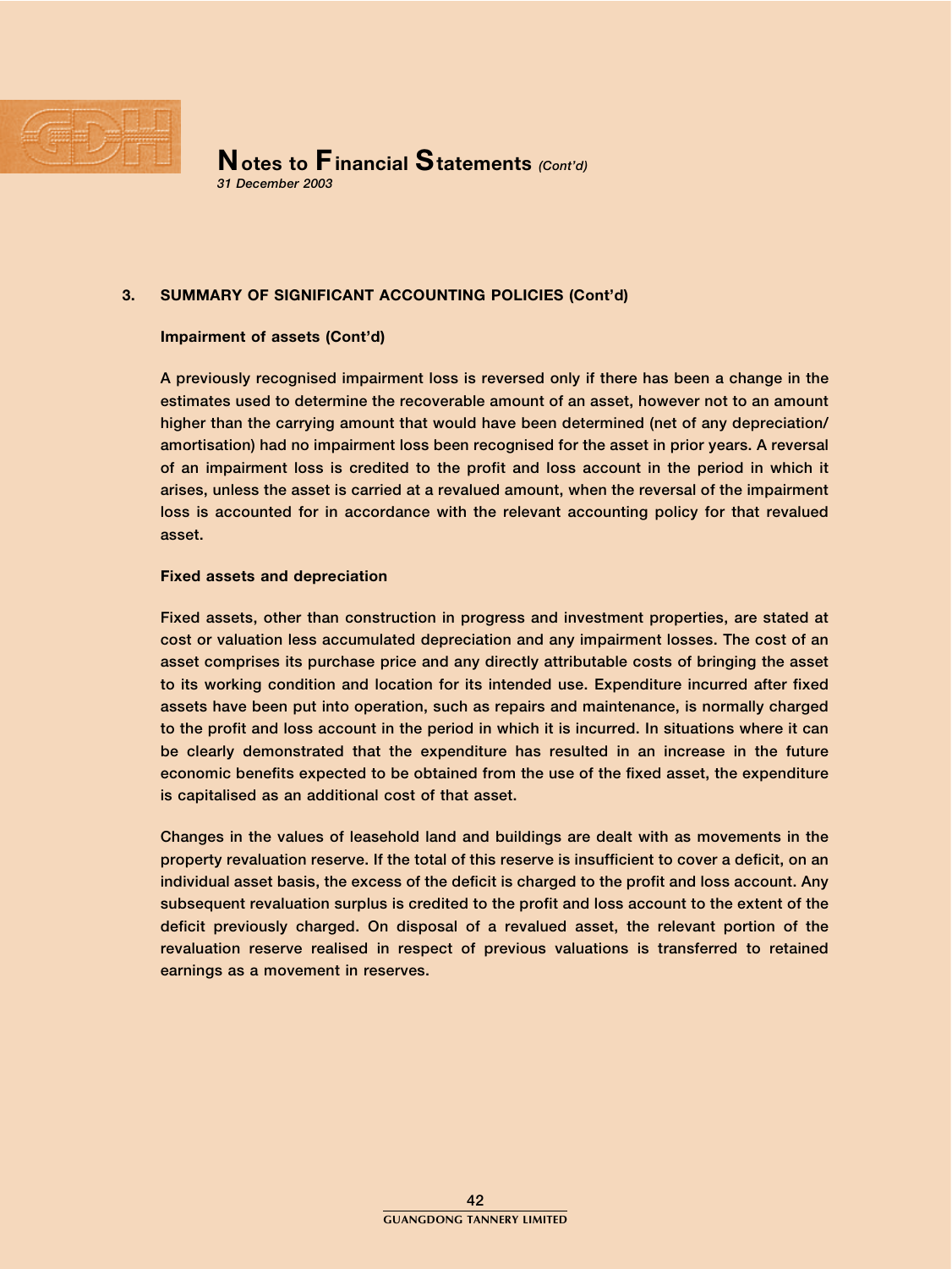## 3. SUMMARY OF SIGNIFICANT ACCOUNTING POLICIES (Cont'd)

### Impairment of assets (Cont'd)

A previously recognised impairment loss is reversed only if there has been a change in the estimates used to determine the recoverable amount of an asset, however not to an amount higher than the carrying amount that would have been determined (net of any depreciation/amortisation) had no impairment loss been recognised for the asset in prior years. A reversal of an impairment loss is credited to the profit and loss account in the period in which it arises, unless the asset is carried at a revalued amount, when the reversal of the impairment loss is accounted for in accordance with the relevant accounting policy for that revalued asset.

### Fixed assets and depreciation

Fixed assets, other than construction in progress and investment properties, are stated at cost or valuation less accumulated depreciation and any impairment losses. The cost of an asset comprises its purchase price and any directly attributable costs of bringing the asset to its working condition and location for its intended use. Expenditure incurred after fixed assets have been put into operation, such as repairs and maintenance, is normally charged to the profit and loss account in the period in which it is incurred. In situations where it can be clearly demonstrated that the expenditure has resulted in an increase in the future economic benefits expected to be obtained from the use of the fixed asset, the expenditure is capitalised as an additional cost of that asset.

Changes in the values of leasehold land and buildings are dealt with as movements in the property revaluation reserve. If the total of this reserve is insufficient to cover a deficit, on an individual asset basis, the excess of the deficit is charged to the profit and loss account. Any subsequent revaluation surplus is credited to the profit and loss account to the extent of the deficit previously charged. On disposal of a revalued asset, the relevant portion of the revaluation reserve realised in respect of previous valuations is transferred to retained earnings as a movement in reserves.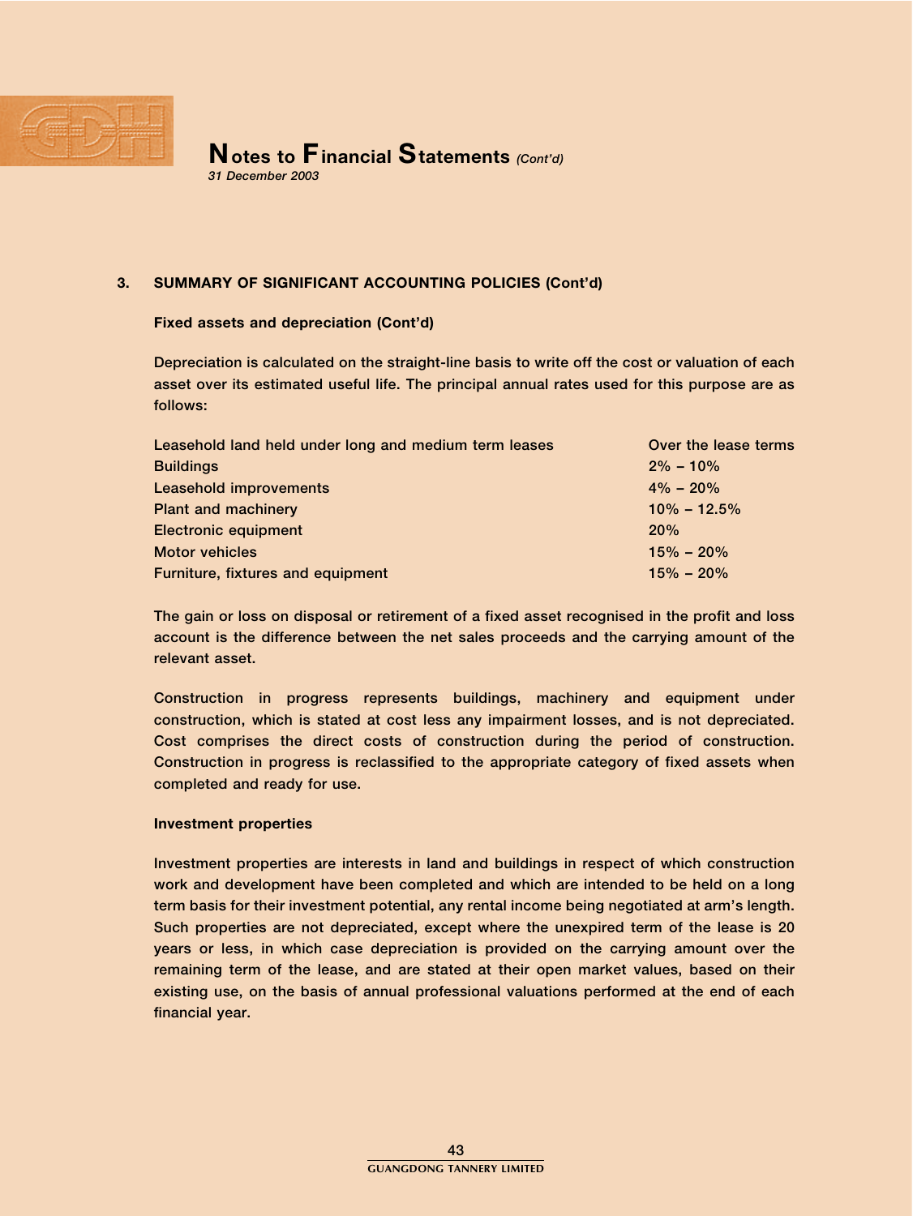## 3. SUMMARY OF SIGNIFICANT ACCOUNTING POLICIES (Cont'd)

### Fixed assets and depreciation (Cont'd)

Depreciation is calculated on the straight-line basis to write off the cost or valuation of each asset over its estimated useful life. The principal annual rates used for this purpose are as follows:

| | |
|---|---|
| Leasehold land held under long and medium term leases | Over the lease terms |
| Buildings | 2% – 10% |
| Leasehold improvements | 4% – 20% |
| Plant and machinery | 10% – 12.5% |
| Electronic equipment | 20% |
| Motor vehicles | 15% – 20% |
| Furniture, fixtures and equipment | 15% – 20% |

The gain or loss on disposal or retirement of a fixed asset recognised in the profit and loss account is the difference between the net sales proceeds and the carrying amount of the relevant asset.

Construction in progress represents buildings, machinery and equipment under construction, which is stated at cost less any impairment losses, and is not depreciated. Cost comprises the direct costs of construction during the period of construction. Construction in progress is reclassified to the appropriate category of fixed assets when completed and ready for use.

### Investment properties

Investment properties are interests in land and buildings in respect of which construction work and development have been completed and which are intended to be held on a long term basis for their investment potential, any rental income being negotiated at arm's length. Such properties are not depreciated, except where the unexpired term of the lease is 20 years or less, in which case depreciation is provided on the carrying amount over the remaining term of the lease, and are stated at their open market values, based on their existing use, on the basis of annual professional valuations performed at the end of each financial year.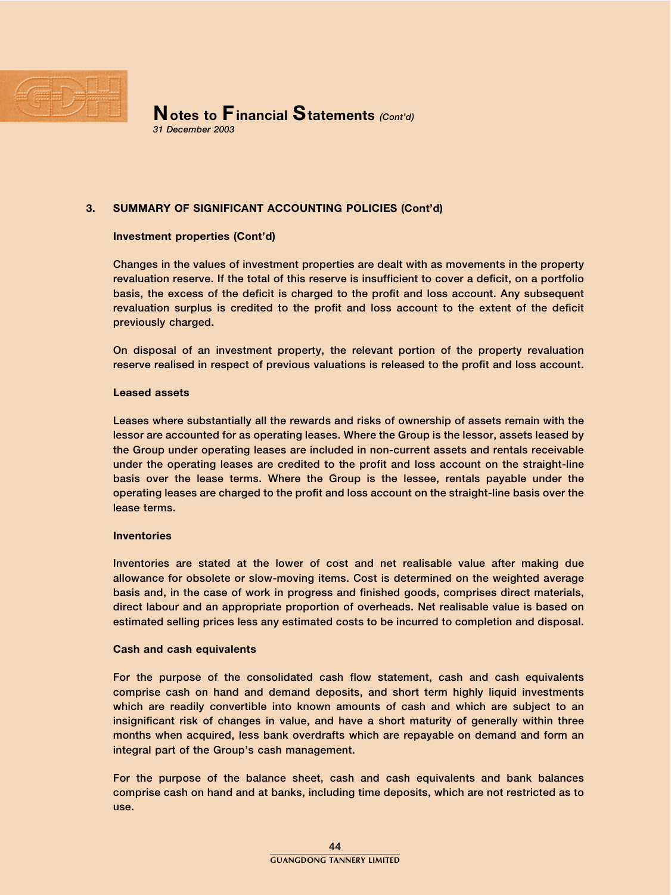## 3. SUMMARY OF SIGNIFICANT ACCOUNTING POLICIES (Cont'd)

### Investment properties (Cont'd)

Changes in the values of investment properties are dealt with as movements in the property revaluation reserve. If the total of this reserve is insufficient to cover a deficit, on a portfolio basis, the excess of the deficit is charged to the profit and loss account. Any subsequent revaluation surplus is credited to the profit and loss account to the extent of the deficit previously charged.

On disposal of an investment property, the relevant portion of the property revaluation reserve realised in respect of previous valuations is released to the profit and loss account.

### Leased assets

Leases where substantially all the rewards and risks of ownership of assets remain with the lessor are accounted for as operating leases. Where the Group is the lessor, assets leased by the Group under operating leases are included in non-current assets and rentals receivable under the operating leases are credited to the profit and loss account on the straight-line basis over the lease terms. Where the Group is the lessee, rentals payable under the operating leases are charged to the profit and loss account on the straight-line basis over the lease terms.

### Inventories

Inventories are stated at the lower of cost and net realisable value after making due allowance for obsolete or slow-moving items. Cost is determined on the weighted average basis and, in the case of work in progress and finished goods, comprises direct materials, direct labour and an appropriate proportion of overheads. Net realisable value is based on estimated selling prices less any estimated costs to be incurred to completion and disposal.

### Cash and cash equivalents

For the purpose of the consolidated cash flow statement, cash and cash equivalents comprise cash on hand and demand deposits, and short term highly liquid investments which are readily convertible into known amounts of cash and which are subject to an insignificant risk of changes in value, and have a short maturity of generally within three months when acquired, less bank overdrafts which are repayable on demand and form an integral part of the Group's cash management.

For the purpose of the balance sheet, cash and cash equivalents and bank balances comprise cash on hand and at banks, including time deposits, which are not restricted as to use.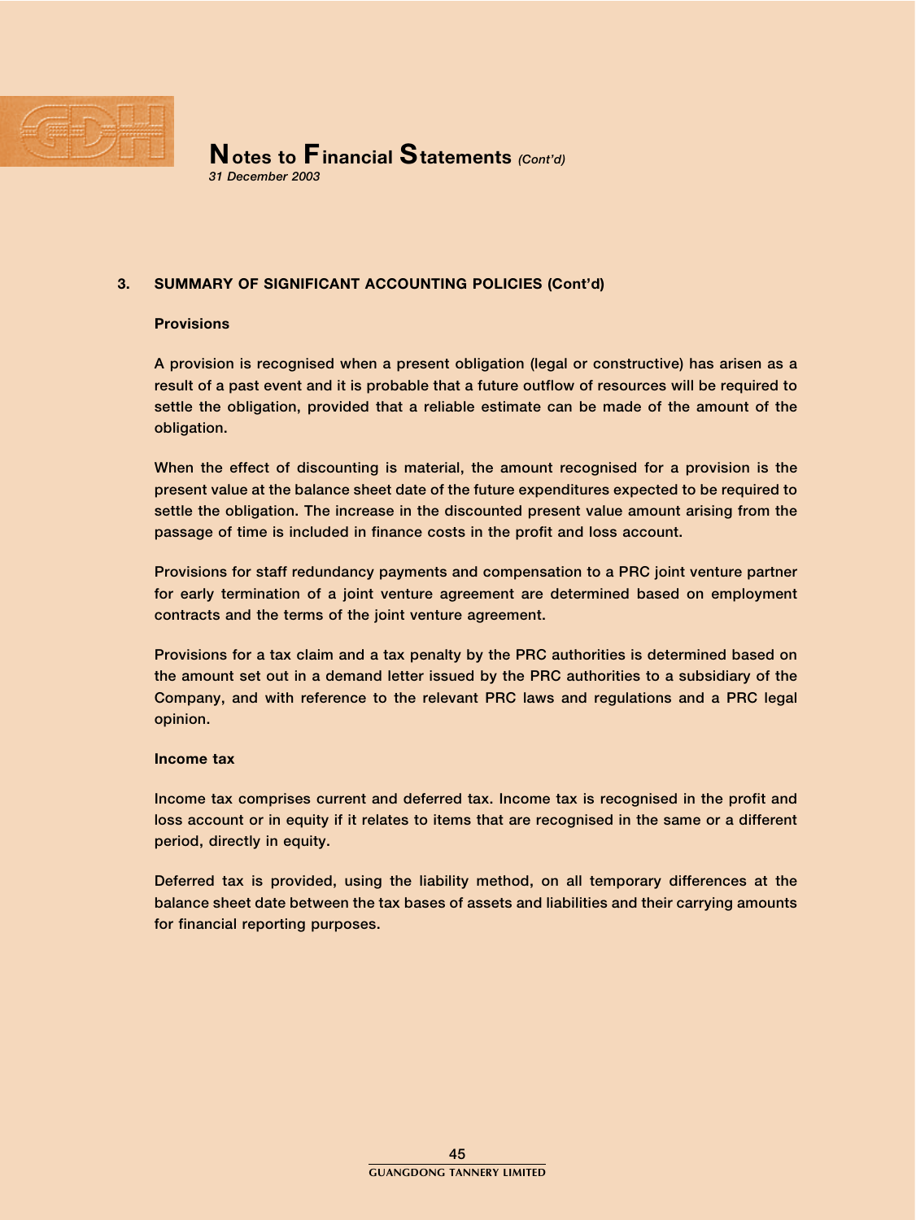## 3. SUMMARY OF SIGNIFICANT ACCOUNTING POLICIES (Cont'd)

### Provisions

A provision is recognised when a present obligation (legal or constructive) has arisen as a result of a past event and it is probable that a future outflow of resources will be required to settle the obligation, provided that a reliable estimate can be made of the amount of the obligation.

When the effect of discounting is material, the amount recognised for a provision is the present value at the balance sheet date of the future expenditures expected to be required to settle the obligation. The increase in the discounted present value amount arising from the passage of time is included in finance costs in the profit and loss account.

Provisions for staff redundancy payments and compensation to a PRC joint venture partner for early termination of a joint venture agreement are determined based on employment contracts and the terms of the joint venture agreement.

Provisions for a tax claim and a tax penalty by the PRC authorities is determined based on the amount set out in a demand letter issued by the PRC authorities to a subsidiary of the Company, and with reference to the relevant PRC laws and regulations and a PRC legal opinion.

### Income tax

Income tax comprises current and deferred tax. Income tax is recognised in the profit and loss account or in equity if it relates to items that are recognised in the same or a different period, directly in equity.

Deferred tax is provided, using the liability method, on all temporary differences at the balance sheet date between the tax bases of assets and liabilities and their carrying amounts for financial reporting purposes.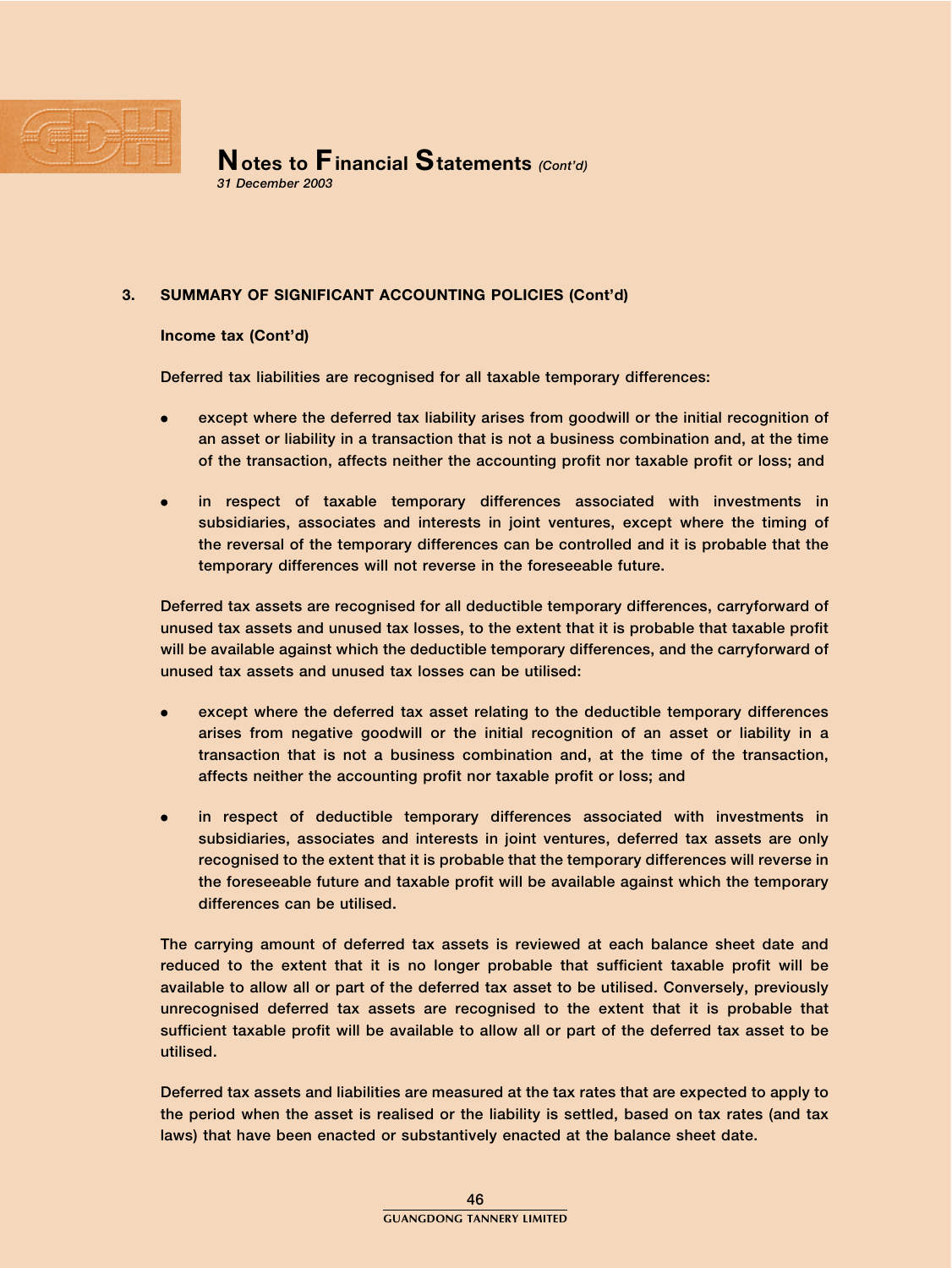### 3. SUMMARY OF SIGNIFICANT ACCOUNTING POLICIES (Cont'd)

**Income tax (Cont'd)**

Deferred tax liabilities are recognised for all taxable temporary differences:

- except where the deferred tax liability arises from goodwill or the initial recognition of an asset or liability in a transaction that is not a business combination and, at the time of the transaction, affects neither the accounting profit nor taxable profit or loss; and

- in respect of taxable temporary differences associated with investments in subsidiaries, associates and interests in joint ventures, except where the timing of the reversal of the temporary differences can be controlled and it is probable that the temporary differences will not reverse in the foreseeable future.

Deferred tax assets are recognised for all deductible temporary differences, carryforward of unused tax assets and unused tax losses, to the extent that it is probable that taxable profit will be available against which the deductible temporary differences, and the carryforward of unused tax assets and unused tax losses can be utilised:

- except where the deferred tax asset relating to the deductible temporary differences arises from negative goodwill or the initial recognition of an asset or liability in a transaction that is not a business combination and, at the time of the transaction, affects neither the accounting profit nor taxable profit or loss; and

- in respect of deductible temporary differences associated with investments in subsidiaries, associates and interests in joint ventures, deferred tax assets are only recognised to the extent that it is probable that the temporary differences will reverse in the foreseeable future and taxable profit will be available against which the temporary differences can be utilised.

The carrying amount of deferred tax assets is reviewed at each balance sheet date and reduced to the extent that it is no longer probable that sufficient taxable profit will be available to allow all or part of the deferred tax asset to be utilised. Conversely, previously unrecognised deferred tax assets are recognised to the extent that it is probable that sufficient taxable profit will be available to allow all or part of the deferred tax asset to be utilised.

Deferred tax assets and liabilities are measured at the tax rates that are expected to apply to the period when the asset is realised or the liability is settled, based on tax rates (and tax laws) that have been enacted or substantively enacted at the balance sheet date.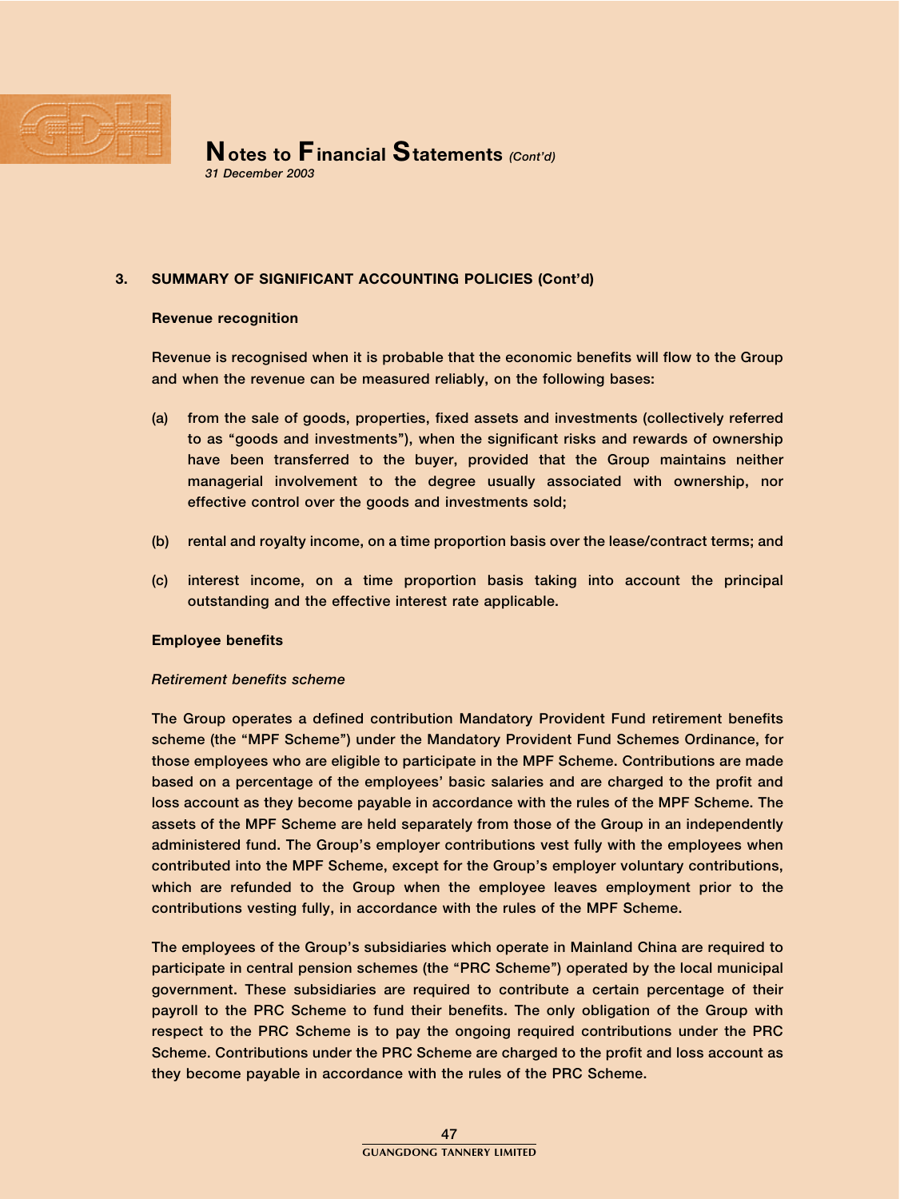### 3. SUMMARY OF SIGNIFICANT ACCOUNTING POLICIES (Cont'd)

**Revenue recognition**

Revenue is recognised when it is probable that the economic benefits will flow to the Group and when the revenue can be measured reliably, on the following bases:

(a) from the sale of goods, properties, fixed assets and investments (collectively referred to as "goods and investments"), when the significant risks and rewards of ownership have been transferred to the buyer, provided that the Group maintains neither managerial involvement to the degree usually associated with ownership, nor effective control over the goods and investments sold;

(b) rental and royalty income, on a time proportion basis over the lease/contract terms; and

(c) interest income, on a time proportion basis taking into account the principal outstanding and the effective interest rate applicable.

**Employee benefits**

*Retirement benefits scheme*

The Group operates a defined contribution Mandatory Provident Fund retirement benefits scheme (the "MPF Scheme") under the Mandatory Provident Fund Schemes Ordinance, for those employees who are eligible to participate in the MPF Scheme. Contributions are made based on a percentage of the employees' basic salaries and are charged to the profit and loss account as they become payable in accordance with the rules of the MPF Scheme. The assets of the MPF Scheme are held separately from those of the Group in an independently administered fund. The Group's employer contributions vest fully with the employees when contributed into the MPF Scheme, except for the Group's employer voluntary contributions, which are refunded to the Group when the employee leaves employment prior to the contributions vesting fully, in accordance with the rules of the MPF Scheme.

The employees of the Group's subsidiaries which operate in Mainland China are required to participate in central pension schemes (the "PRC Scheme") operated by the local municipal government. These subsidiaries are required to contribute a certain percentage of their payroll to the PRC Scheme to fund their benefits. The only obligation of the Group with respect to the PRC Scheme is to pay the ongoing required contributions under the PRC Scheme. Contributions under the PRC Scheme are charged to the profit and loss account as they become payable in accordance with the rules of the PRC Scheme.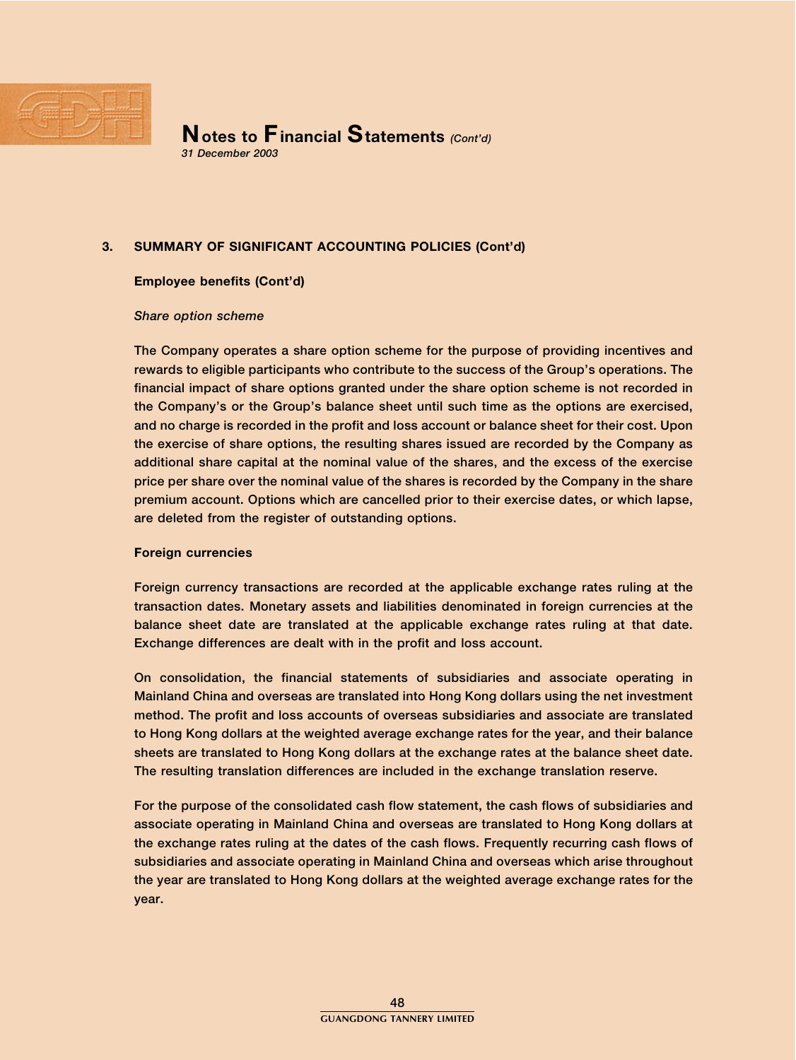## 3. SUMMARY OF SIGNIFICANT ACCOUNTING POLICIES (Cont'd)

### Employee benefits (Cont'd)

*Share option scheme*

The Company operates a share option scheme for the purpose of providing incentives and rewards to eligible participants who contribute to the success of the Group's operations. The financial impact of share options granted under the share option scheme is not recorded in the Company's or the Group's balance sheet until such time as the options are exercised, and no charge is recorded in the profit and loss account or balance sheet for their cost. Upon the exercise of share options, the resulting shares issued are recorded by the Company as additional share capital at the nominal value of the shares, and the excess of the exercise price per share over the nominal value of the shares is recorded by the Company in the share premium account. Options which are cancelled prior to their exercise dates, or which lapse, are deleted from the register of outstanding options.

### Foreign currencies

Foreign currency transactions are recorded at the applicable exchange rates ruling at the transaction dates. Monetary assets and liabilities denominated in foreign currencies at the balance sheet date are translated at the applicable exchange rates ruling at that date. Exchange differences are dealt with in the profit and loss account.

On consolidation, the financial statements of subsidiaries and associate operating in Mainland China and overseas are translated into Hong Kong dollars using the net investment method. The profit and loss accounts of overseas subsidiaries and associate are translated to Hong Kong dollars at the weighted average exchange rates for the year, and their balance sheets are translated to Hong Kong dollars at the exchange rates at the balance sheet date. The resulting translation differences are included in the exchange translation reserve.

For the purpose of the consolidated cash flow statement, the cash flows of subsidiaries and associate operating in Mainland China and overseas are translated to Hong Kong dollars at the exchange rates ruling at the dates of the cash flows. Frequently recurring cash flows of subsidiaries and associate operating in Mainland China and overseas which arise throughout the year are translated to Hong Kong dollars at the weighted average exchange rates for the year.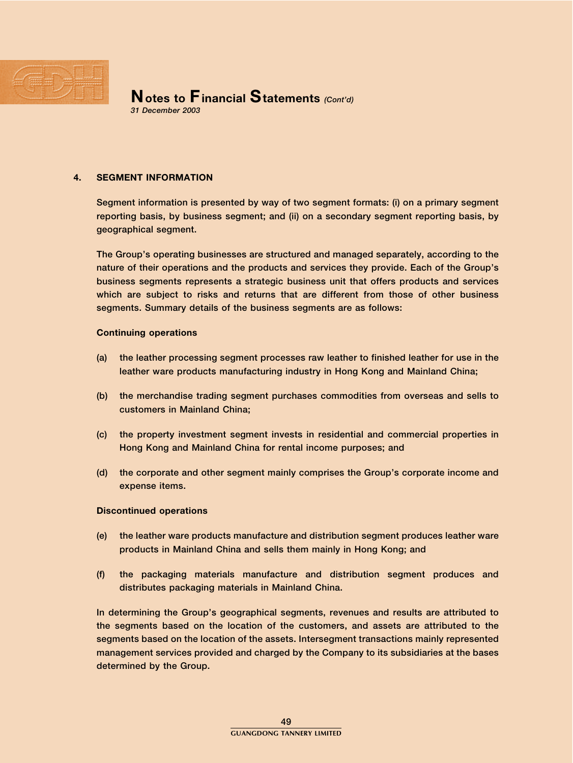## 4. SEGMENT INFORMATION

Segment information is presented by way of two segment formats: (i) on a primary segment reporting basis, by business segment; and (ii) on a secondary segment reporting basis, by geographical segment.

The Group's operating businesses are structured and managed separately, according to the nature of their operations and the products and services they provide. Each of the Group's business segments represents a strategic business unit that offers products and services which are subject to risks and returns that are different from those of other business segments. Summary details of the business segments are as follows:

**Continuing operations**

(a) the leather processing segment processes raw leather to finished leather for use in the leather ware products manufacturing industry in Hong Kong and Mainland China;

(b) the merchandise trading segment purchases commodities from overseas and sells to customers in Mainland China;

(c) the property investment segment invests in residential and commercial properties in Hong Kong and Mainland China for rental income purposes; and

(d) the corporate and other segment mainly comprises the Group's corporate income and expense items.

**Discontinued operations**

(e) the leather ware products manufacture and distribution segment produces leather ware products in Mainland China and sells them mainly in Hong Kong; and

(f) the packaging materials manufacture and distribution segment produces and distributes packaging materials in Mainland China.

In determining the Group's geographical segments, revenues and results are attributed to the segments based on the location of the customers, and assets are attributed to the segments based on the location of the assets. Intersegment transactions mainly represented management services provided and charged by the Company to its subsidiaries at the bases determined by the Group.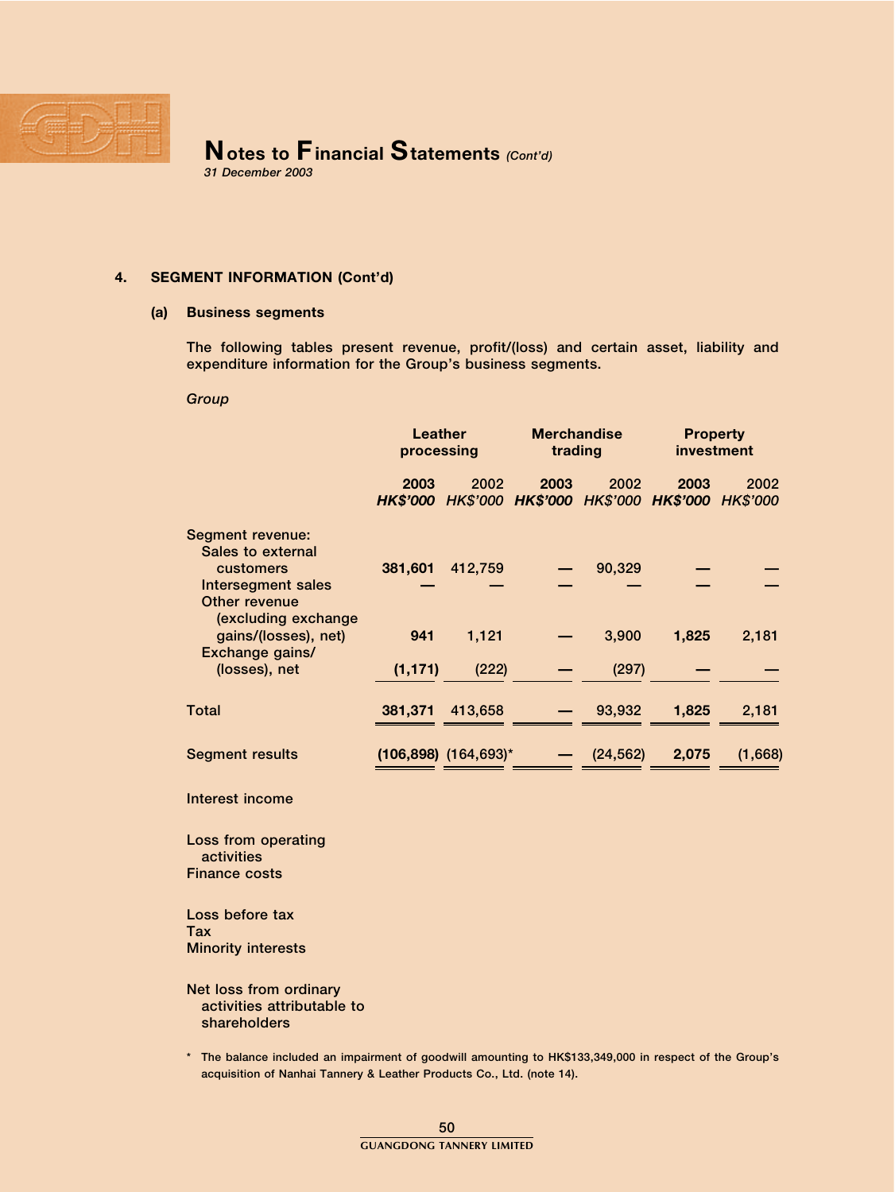# Notes to Financial Statements *(Cont'd)*

*31 December 2003*

## 4. SEGMENT INFORMATION (Cont'd)

### (a) Business segments

The following tables present revenue, profit/(loss) and certain asset, liability and expenditure information for the Group's business segments.

*Group*

| | Leather processing | | Merchandise trading | | Property investment | |
|---|---|---|---|---|---|---|
| | **2003** | 2002 | **2003** | 2002 | **2003** | 2002 |
| | ***HK$'000*** | *HK$'000* | ***HK$'000*** | *HK$'000* | ***HK$'000*** | *HK$'000* |
| Segment revenue: | | | | | | |
| Sales to external customers | **381,601** | 412,759 | **—** | 90,329 | **—** | — |
| Intersegment sales | **—** | — | **—** | — | **—** | — |
| Other revenue (excluding exchange gains/(losses), net) | **941** | 1,121 | **—** | 3,900 | **1,825** | 2,181 |
| Exchange gains/ (losses), net | **(1,171)** | (222) | **—** | (297) | **—** | — |
| Total | **381,371** | 413,658 | **—** | 93,932 | **1,825** | 2,181 |
| Segment results | **(106,898)** | (164,693)* | **—** | (24,562) | **2,075** | (1,668) |
| Interest income | | | | | | |
| Loss from operating activities | | | | | | |
| Finance costs | | | | | | |
| Loss before tax | | | | | | |
| Tax | | | | | | |
| Minority interests | | | | | | |
| Net loss from ordinary activities attributable to shareholders | | | | | | |

\* The balance included an impairment of goodwill amounting to HK$133,349,000 in respect of the Group's acquisition of Nanhai Tannery & Leather Products Co., Ltd. (note 14).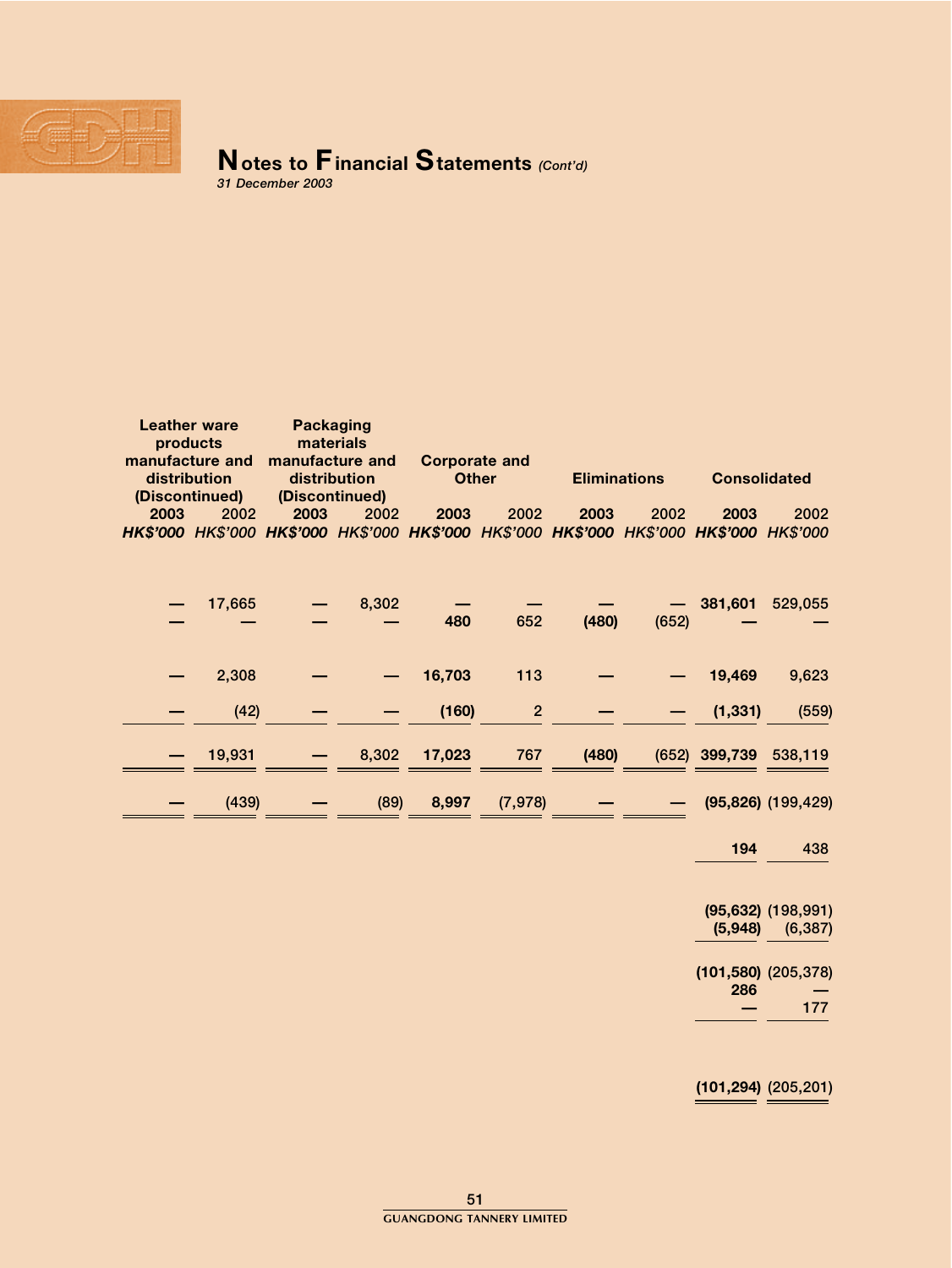# Notes to Financial Statements *(Cont'd)*

*31 December 2003*

| Leather ware products manufacture and distribution (Discontinued) | | Packaging materials manufacture and distribution (Discontinued) | | Corporate and Other | | Eliminations | | Consolidated | |
|---|---|---|---|---|---|---|---|---|---|
| **2003** | 2002 | **2003** | 2002 | **2003** | 2002 | **2003** | 2002 | **2003** | 2002 |
| ***HK$'000*** | *HK$'000* | ***HK$'000*** | *HK$'000* | ***HK$'000*** | *HK$'000* | ***HK$'000*** | *HK$'000* | ***HK$'000*** | *HK$'000* |
| **—** | 17,665 | **—** | 8,302 | **—** | — | **—** | — | **381,601** | 529,055 |
| **—** | — | **—** | — | **480** | 652 | **(480)** | (652) | **—** | — |
| **—** | 2,308 | **—** | — | **16,703** | 113 | **—** | — | **19,469** | 9,623 |
| **—** | (42) | **—** | — | **(160)** | 2 | **—** | — | **(1,331)** | (559) |
| **—** | 19,931 | **—** | 8,302 | **17,023** | 767 | **(480)** | (652) | **399,739** | 538,119 |
| **—** | (439) | **—** | (89) | **8,997** | (7,978) | **—** | — | **(95,826)** | (199,429) |
| | | | | | | | | **194** | 438 |
| | | | | | | | | **(95,632)** | (198,991) |
| | | | | | | | | **(5,948)** | (6,387) |
| | | | | | | | | **(101,580)** | (205,378) |
| | | | | | | | | **286** | — |
| | | | | | | | | **—** | 177 |
| | | | | | | | | **(101,294)** | (205,201) |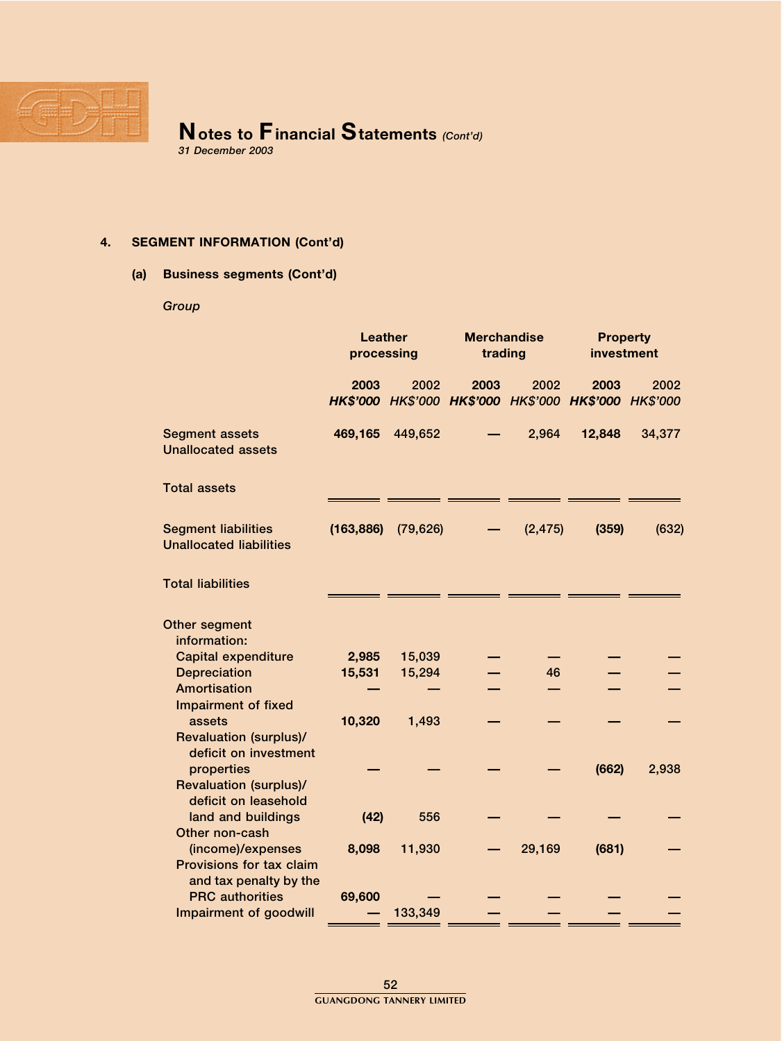## 4. SEGMENT INFORMATION (Cont'd)

### (a) Business segments (Cont'd)

*Group*

| | Leather processing | | Merchandise trading | | Property investment | |
|---|---|---|---|---|---|---|
| | **2003** | 2002 | **2003** | 2002 | **2003** | 2002 |
| | ***HK$'000*** | *HK$'000* | ***HK$'000*** | *HK$'000* | ***HK$'000*** | *HK$'000* |
| Segment assets | **469,165** | 449,652 | **—** | 2,964 | **12,848** | 34,377 |
| Unallocated assets | | | | | | |
| Total assets | | | | | | |
| Segment liabilities | **(163,886)** | (79,626) | **—** | (2,475) | **(359)** | (632) |
| Unallocated liabilities | | | | | | |
| Total liabilities | | | | | | |
| Other segment information: | | | | | | |
| Capital expenditure | **2,985** | 15,039 | **—** | — | **—** | — |
| Depreciation | **15,531** | 15,294 | **—** | 46 | **—** | — |
| Amortisation | **—** | — | **—** | — | **—** | — |
| Impairment of fixed assets | **10,320** | 1,493 | **—** | — | **—** | — |
| Revaluation (surplus)/deficit on investment properties | **—** | — | **—** | — | **(662)** | 2,938 |
| Revaluation (surplus)/deficit on leasehold land and buildings | **(42)** | 556 | **—** | — | **—** | — |
| Other non-cash (income)/expenses | **8,098** | 11,930 | **—** | 29,169 | **(681)** | — |
| Provisions for tax claim and tax penalty by the PRC authorities | **69,600** | — | **—** | — | **—** | — |
| Impairment of goodwill | **—** | 133,349 | **—** | — | **—** | — |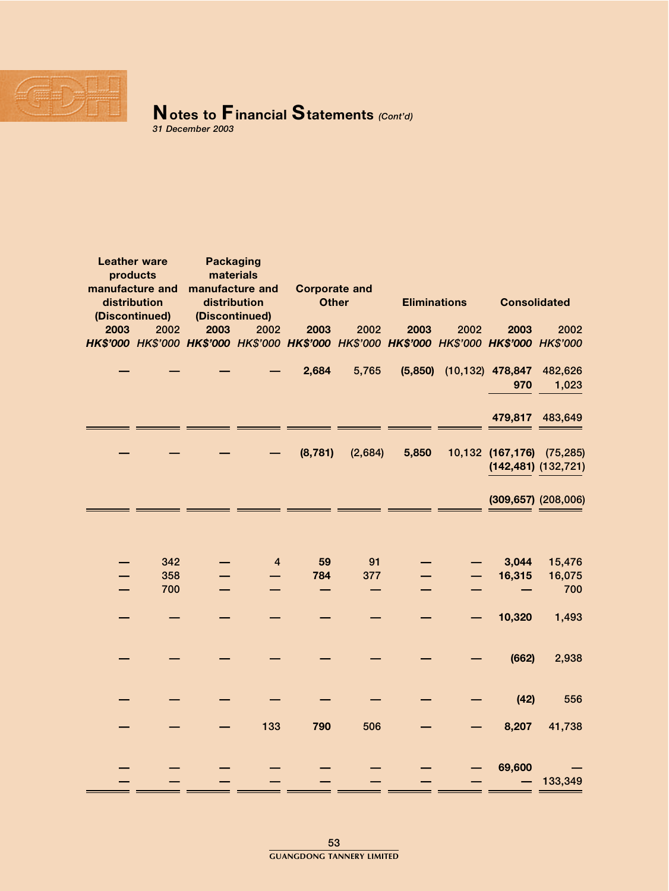## Notes to Financial Statements *(Cont'd)*

*31 December 2003*

| Leather ware products manufacture and distribution (Discontinued) | | Packaging materials manufacture and distribution (Discontinued) | | Corporate and Other | | Eliminations | | Consolidated | |
|---|---|---|---|---|---|---|---|---|---|
| **2003** | 2002 | **2003** | 2002 | **2003** | 2002 | **2003** | 2002 | **2003** | 2002 |
| ***HK$'000*** | *HK$'000* | ***HK$'000*** | *HK$'000* | ***HK$'000*** | *HK$'000* | ***HK$'000*** | *HK$'000* | ***HK$'000*** | *HK$'000* |
| **—** | — | **—** | — | **2,684** | 5,765 | **(5,850)** | (10,132) | **478,847** | 482,626 |
| | | | | | | | | **970** | 1,023 |
| | | | | | | | | **479,817** | 483,649 |
| **—** | — | **—** | — | **(8,781)** | (2,684) | **5,850** | 10,132 | **(167,176)** | (75,285) |
| | | | | | | | | **(142,481)** | (132,721) |
| | | | | | | | | **(309,657)** | (208,006) |
| **—** | 342 | **—** | 4 | **59** | 91 | **—** | — | **3,044** | 15,476 |
| **—** | 358 | **—** | — | **784** | 377 | **—** | — | **16,315** | 16,075 |
| **—** | 700 | **—** | — | **—** | — | **—** | — | **—** | 700 |
| **—** | — | **—** | — | **—** | — | **—** | — | **10,320** | 1,493 |
| **—** | — | **—** | — | **—** | — | **—** | — | **(662)** | 2,938 |
| **—** | — | **—** | — | **—** | — | **—** | — | **(42)** | 556 |
| **—** | — | **—** | 133 | **790** | 506 | **—** | — | **8,207** | 41,738 |
| **—** | — | **—** | — | **—** | — | **—** | — | **69,600** | — |
| **—** | — | **—** | — | **—** | — | **—** | — | **—** | 133,349 |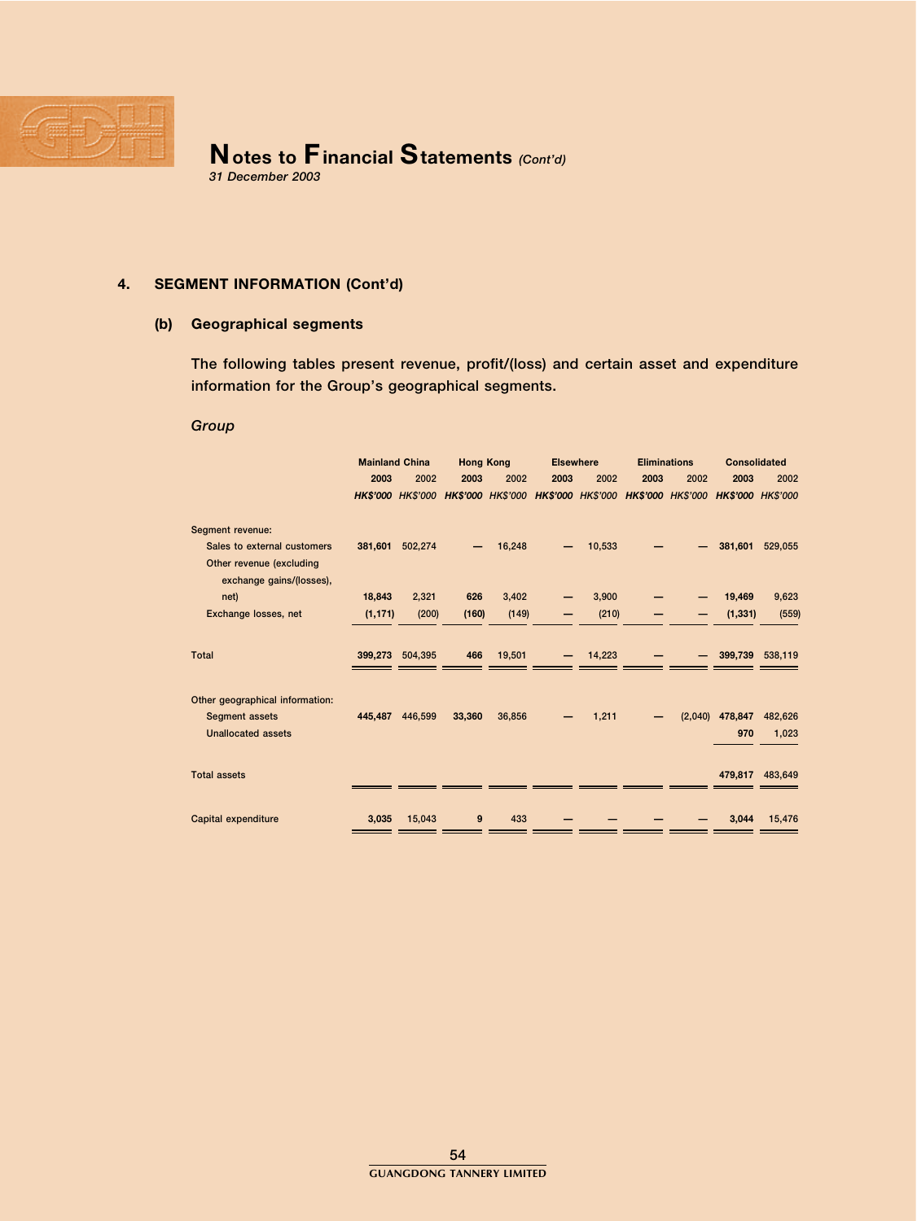## Notes to Financial Statements *(Cont'd)*

*31 December 2003*

### 4. SEGMENT INFORMATION (Cont'd)

#### (b) Geographical segments

The following tables present revenue, profit/(loss) and certain asset and expenditure information for the Group's geographical segments.

*Group*

| | Mainland China | | Hong Kong | | Elsewhere | | Eliminations | | Consolidated | |
|---|---|---|---|---|---|---|---|---|---|---|
| | **2003** | 2002 | **2003** | 2002 | **2003** | 2002 | **2003** | 2002 | **2003** | 2002 |
| | ***HK$'000*** | *HK$'000* | ***HK$'000*** | *HK$'000* | ***HK$'000*** | *HK$'000* | ***HK$'000*** | *HK$'000* | ***HK$'000*** | *HK$'000* |
| Segment revenue: | | | | | | | | | | |
| Sales to external customers | **381,601** | 502,274 | **—** | 16,248 | **—** | 10,533 | **—** | — | **381,601** | 529,055 |
| Other revenue (excluding exchange gains/(losses), net) | **18,843** | 2,321 | **626** | 3,402 | **—** | 3,900 | **—** | — | **19,469** | 9,623 |
| Exchange losses, net | **(1,171)** | (200) | **(160)** | (149) | **—** | (210) | **—** | — | **(1,331)** | (559) |
| Total | **399,273** | 504,395 | **466** | 19,501 | **—** | 14,223 | **—** | — | **399,739** | 538,119 |
| Other geographical information: | | | | | | | | | | |
| Segment assets | **445,487** | 446,599 | **33,360** | 36,856 | **—** | 1,211 | **—** | (2,040) | **478,847** | 482,626 |
| Unallocated assets | | | | | | | | | **970** | 1,023 |
| Total assets | | | | | | | | | **479,817** | 483,649 |
| Capital expenditure | **3,035** | 15,043 | **9** | 433 | **—** | — | **—** | — | **3,044** | 15,476 |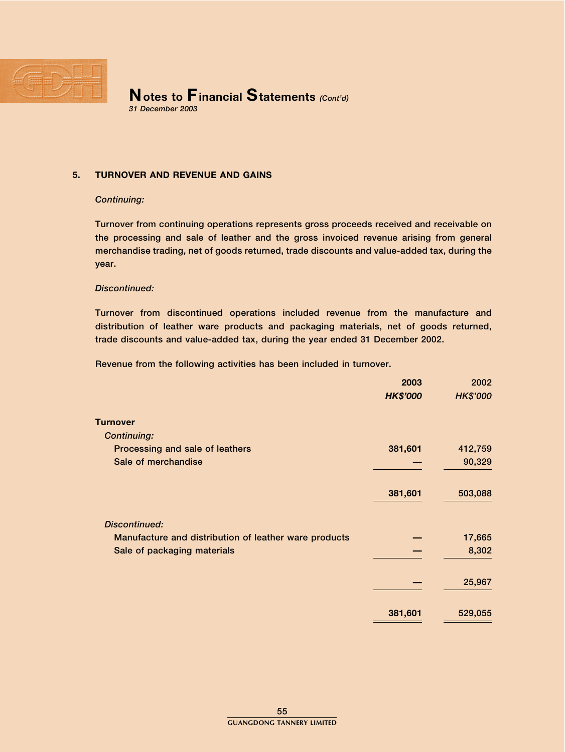## 5. TURNOVER AND REVENUE AND GAINS

*Continuing:*

Turnover from continuing operations represents gross proceeds received and receivable on the processing and sale of leather and the gross invoiced revenue arising from general merchandise trading, net of goods returned, trade discounts and value-added tax, during the year.

*Discontinued:*

Turnover from discontinued operations included revenue from the manufacture and distribution of leather ware products and packaging materials, net of goods returned, trade discounts and value-added tax, during the year ended 31 December 2002.

Revenue from the following activities has been included in turnover.

| | 2003<br>*HK$'000* | 2002<br>*HK$'000* |
|---|---|---|
| **Turnover** | | |
| *Continuing:* | | |
| Processing and sale of leathers | **381,601** | 412,759 |
| Sale of merchandise | **—** | 90,329 |
| | **381,601** | 503,088 |
| *Discontinued:* | | |
| Manufacture and distribution of leather ware products | **—** | 17,665 |
| Sale of packaging materials | **—** | 8,302 |
| | **—** | 25,967 |
| | **381,601** | 529,055 |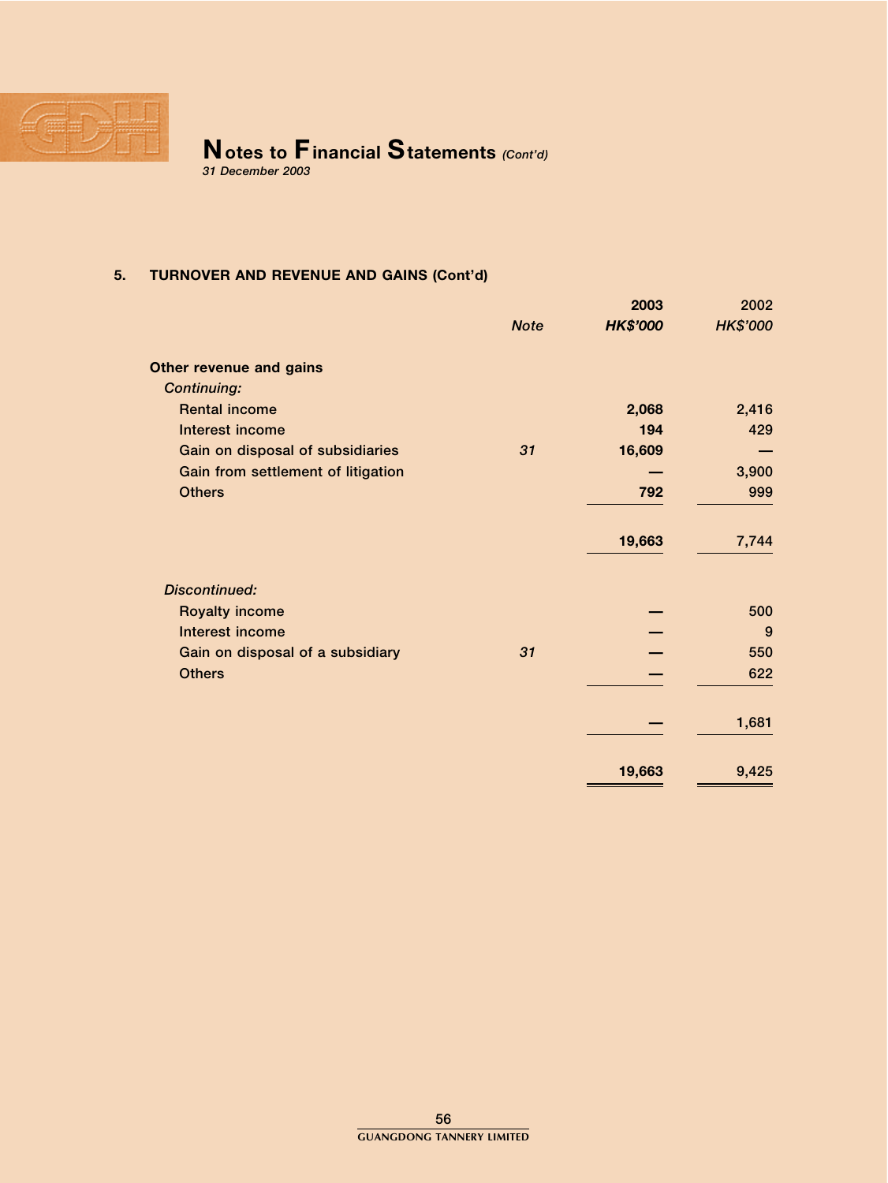## 5. TURNOVER AND REVENUE AND GAINS (Cont'd)

| | Note | 2003<br>HK$'000 | 2002<br>HK$'000 |
|---|---|---|---|
| **Other revenue and gains** | | | |
| *Continuing:* | | | |
| Rental income | | **2,068** | 2,416 |
| Interest income | | **194** | 429 |
| Gain on disposal of subsidiaries | *31* | **16,609** | — |
| Gain from settlement of litigation | | **—** | 3,900 |
| Others | | **792** | 999 |
| | | **19,663** | 7,744 |
| *Discontinued:* | | | |
| Royalty income | | **—** | 500 |
| Interest income | | **—** | 9 |
| Gain on disposal of a subsidiary | *31* | **—** | 550 |
| Others | | **—** | 622 |
| | | **—** | 1,681 |
| | | **19,663** | 9,425 |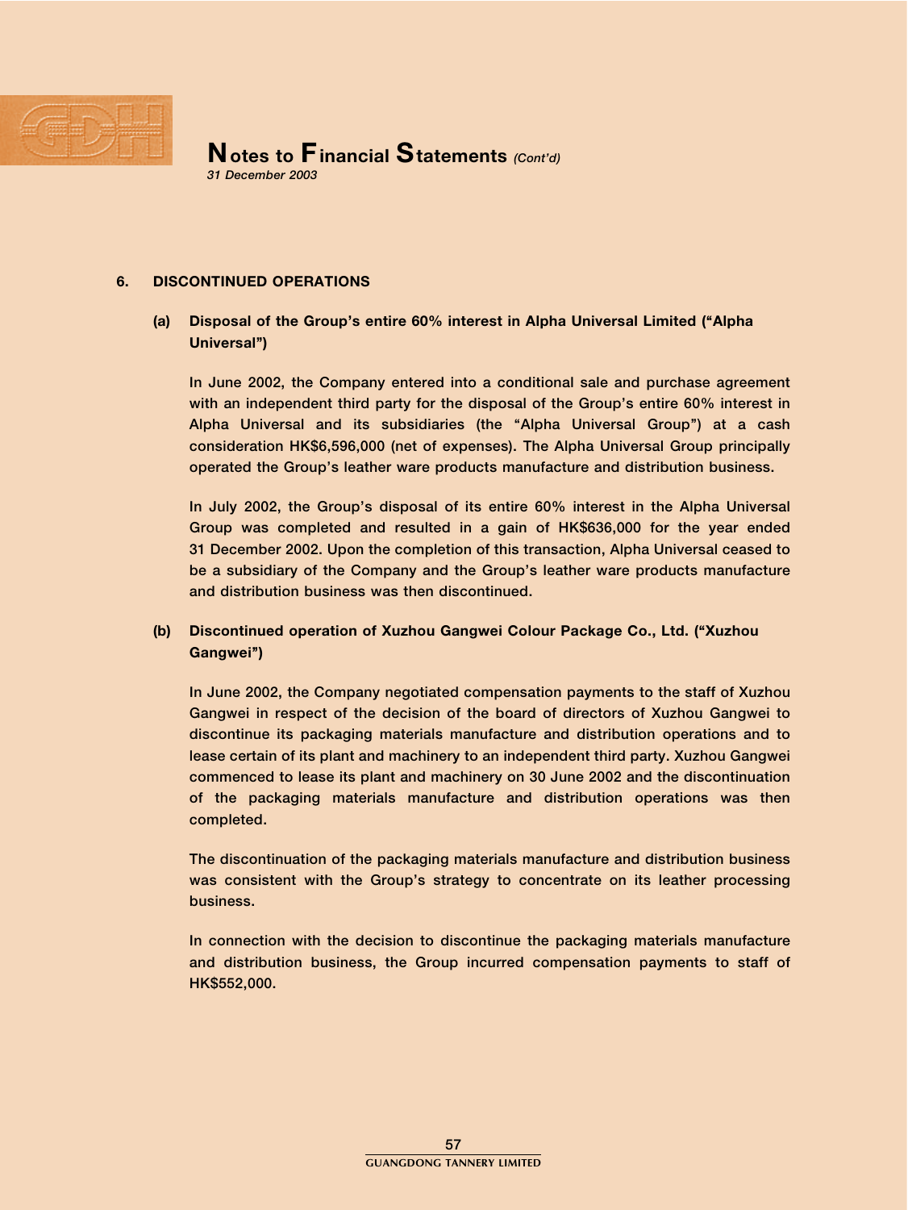# Notes to Financial Statements *(Cont'd)*

*31 December 2003*

## 6. DISCONTINUED OPERATIONS

### (a) Disposal of the Group's entire 60% interest in Alpha Universal Limited ("Alpha Universal")

In June 2002, the Company entered into a conditional sale and purchase agreement with an independent third party for the disposal of the Group's entire 60% interest in Alpha Universal and its subsidiaries (the "Alpha Universal Group") at a cash consideration HK$6,596,000 (net of expenses). The Alpha Universal Group principally operated the Group's leather ware products manufacture and distribution business.

In July 2002, the Group's disposal of its entire 60% interest in the Alpha Universal Group was completed and resulted in a gain of HK$636,000 for the year ended 31 December 2002. Upon the completion of this transaction, Alpha Universal ceased to be a subsidiary of the Company and the Group's leather ware products manufacture and distribution business was then discontinued.

### (b) Discontinued operation of Xuzhou Gangwei Colour Package Co., Ltd. ("Xuzhou Gangwei")

In June 2002, the Company negotiated compensation payments to the staff of Xuzhou Gangwei in respect of the decision of the board of directors of Xuzhou Gangwei to discontinue its packaging materials manufacture and distribution operations and to lease certain of its plant and machinery to an independent third party. Xuzhou Gangwei commenced to lease its plant and machinery on 30 June 2002 and the discontinuation of the packaging materials manufacture and distribution operations was then completed.

The discontinuation of the packaging materials manufacture and distribution business was consistent with the Group's strategy to concentrate on its leather processing business.

In connection with the decision to discontinue the packaging materials manufacture and distribution business, the Group incurred compensation payments to staff of HK$552,000.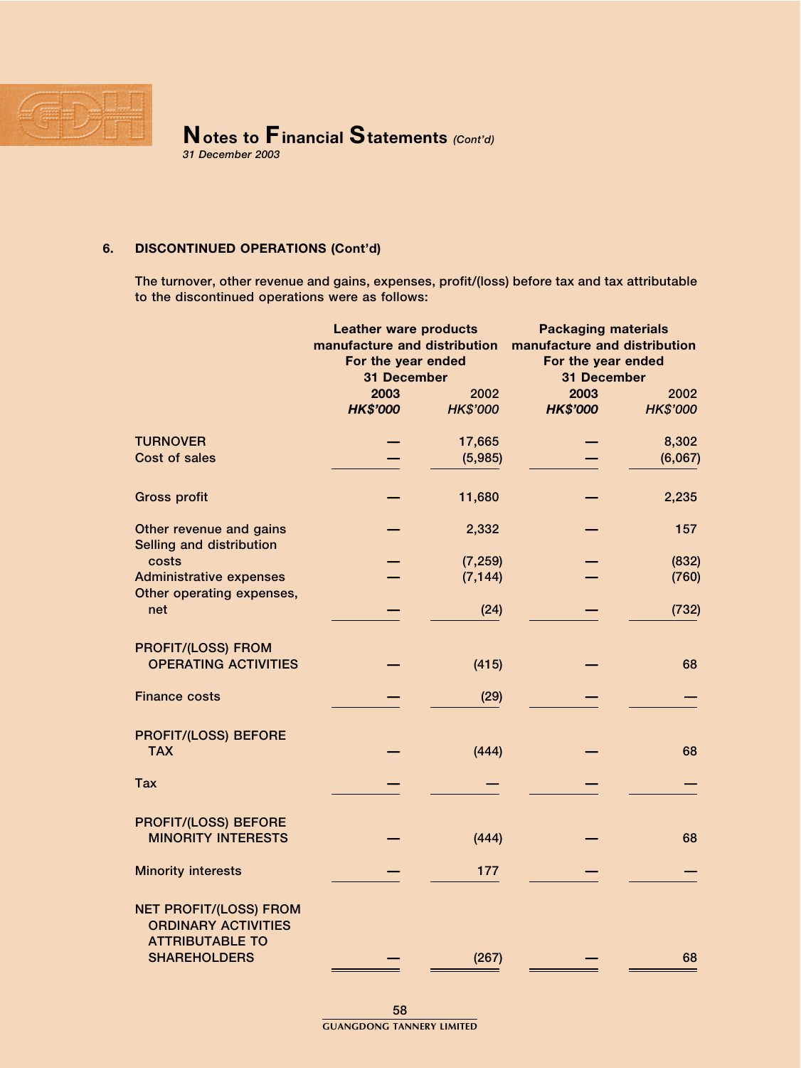## 6. DISCONTINUED OPERATIONS (Cont'd)

The turnover, other revenue and gains, expenses, profit/(loss) before tax and tax attributable to the discontinued operations were as follows:

| | Leather ware products manufacture and distribution For the year ended 31 December | | Packaging materials manufacture and distribution For the year ended 31 December | |
|---|---|---|---|---|
| | **2003** | 2002 | **2003** | 2002 |
| | ***HK$'000*** | *HK$'000* | ***HK$'000*** | *HK$'000* |
| TURNOVER | — | 17,665 | — | 8,302 |
| Cost of sales | — | (5,985) | — | (6,067) |
| Gross profit | — | 11,680 | — | 2,235 |
| Other revenue and gains | — | 2,332 | — | 157 |
| Selling and distribution costs | — | (7,259) | — | (832) |
| Administrative expenses | — | (7,144) | — | (760) |
| Other operating expenses, net | — | (24) | — | (732) |
| PROFIT/(LOSS) FROM OPERATING ACTIVITIES | — | (415) | — | 68 |
| Finance costs | — | (29) | — | — |
| PROFIT/(LOSS) BEFORE TAX | — | (444) | — | 68 |
| Tax | — | — | — | — |
| PROFIT/(LOSS) BEFORE MINORITY INTERESTS | — | (444) | — | 68 |
| Minority interests | — | 177 | — | — |
| NET PROFIT/(LOSS) FROM ORDINARY ACTIVITIES ATTRIBUTABLE TO SHAREHOLDERS | — | (267) | — | 68 |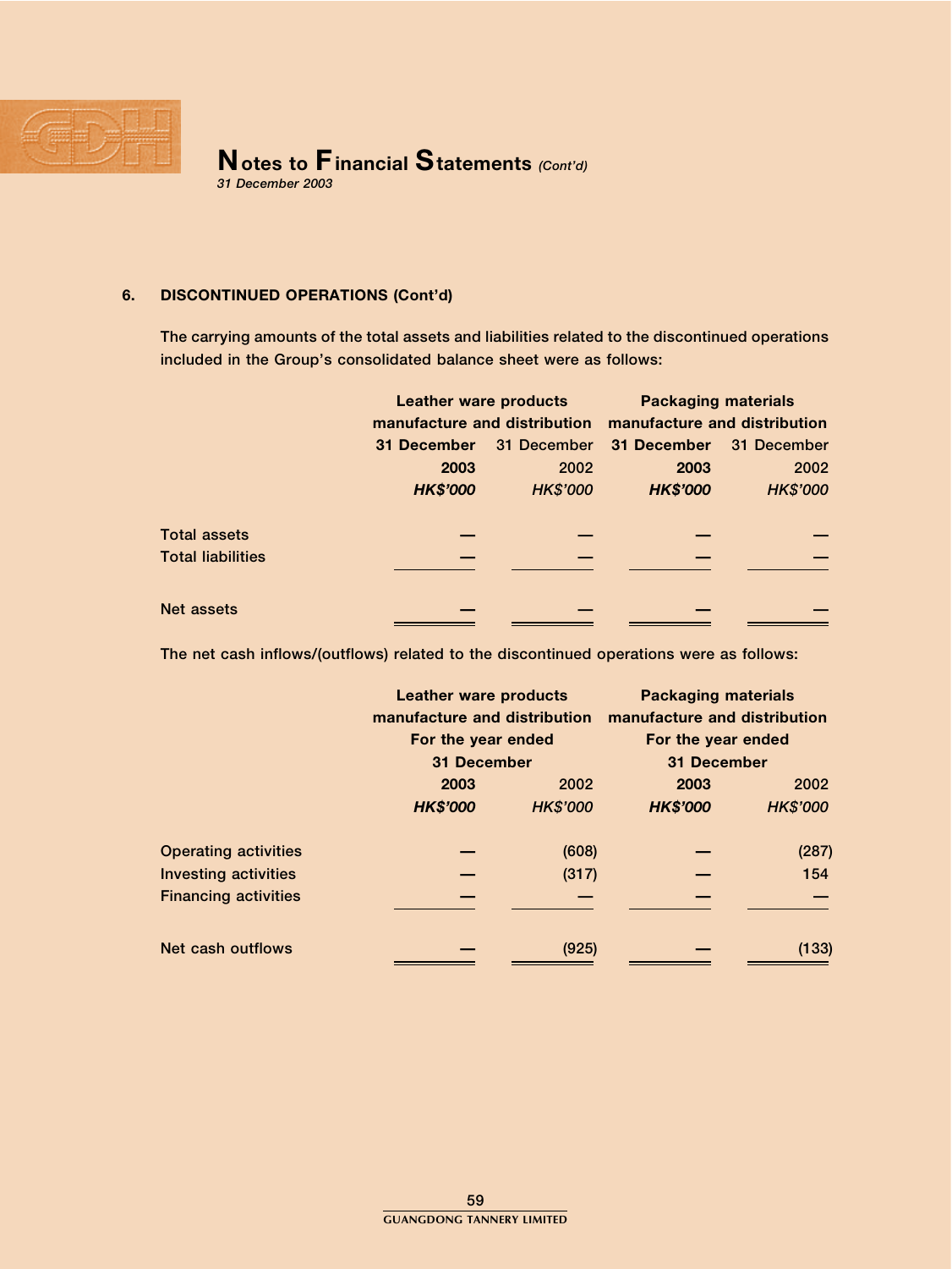## 6. DISCONTINUED OPERATIONS (Cont'd)

The carrying amounts of the total assets and liabilities related to the discontinued operations included in the Group's consolidated balance sheet were as follows:

| | Leather ware products manufacture and distribution | | Packaging materials manufacture and distribution | |
|---|---|---|---|---|
| | **31 December 2003** | 31 December 2002 | **31 December 2003** | 31 December 2002 |
| | ***HK$'000*** | *HK$'000* | ***HK$'000*** | *HK$'000* |
| Total assets | — | — | — | — |
| Total liabilities | — | — | — | — |
| Net assets | — | — | — | — |

The net cash inflows/(outflows) related to the discontinued operations were as follows:

| | Leather ware products manufacture and distribution For the year ended 31 December | | Packaging materials manufacture and distribution For the year ended 31 December | |
|---|---|---|---|---|
| | **2003** | 2002 | **2003** | 2002 |
| | ***HK$'000*** | *HK$'000* | ***HK$'000*** | *HK$'000* |
| Operating activities | — | (608) | — | (287) |
| Investing activities | — | (317) | — | 154 |
| Financing activities | — | — | — | — |
| Net cash outflows | — | (925) | — | (133) |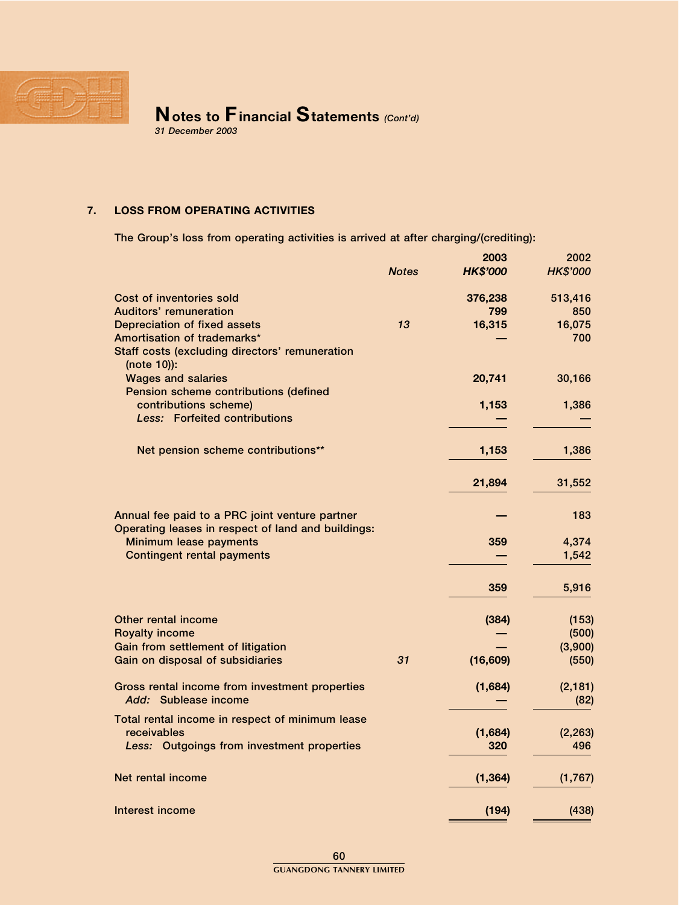## 7. LOSS FROM OPERATING ACTIVITIES

The Group's loss from operating activities is arrived at after charging/(crediting):

| | Notes | 2003 HK$'000 | 2002 HK$'000 |
|---|---|---|---|
| Cost of inventories sold | | 376,238 | 513,416 |
| Auditors' remuneration | | 799 | 850 |
| Depreciation of fixed assets | 13 | 16,315 | 16,075 |
| Amortisation of trademarks* | | — | 700 |
| Staff costs (excluding directors' remuneration (note 10)): | | | |
| Wages and salaries | | 20,741 | 30,166 |
| Pension scheme contributions (defined contributions scheme) | | 1,153 | 1,386 |
| *Less:* Forfeited contributions | | — | — |
| Net pension scheme contributions** | | 1,153 | 1,386 |
| | | 21,894 | 31,552 |
| Annual fee paid to a PRC joint venture partner | | — | 183 |
| Operating leases in respect of land and buildings: | | | |
| Minimum lease payments | | 359 | 4,374 |
| Contingent rental payments | | — | 1,542 |
| | | 359 | 5,916 |
| Other rental income | | (384) | (153) |
| Royalty income | | — | (500) |
| Gain from settlement of litigation | | — | (3,900) |
| Gain on disposal of subsidiaries | 31 | (16,609) | (550) |
| Gross rental income from investment properties | | (1,684) | (2,181) |
| *Add:* Sublease income | | — | (82) |
| Total rental income in respect of minimum lease receivables | | (1,684) | (2,263) |
| *Less:* Outgoings from investment properties | | 320 | 496 |
| Net rental income | | (1,364) | (1,767) |
| Interest income | | (194) | (438) |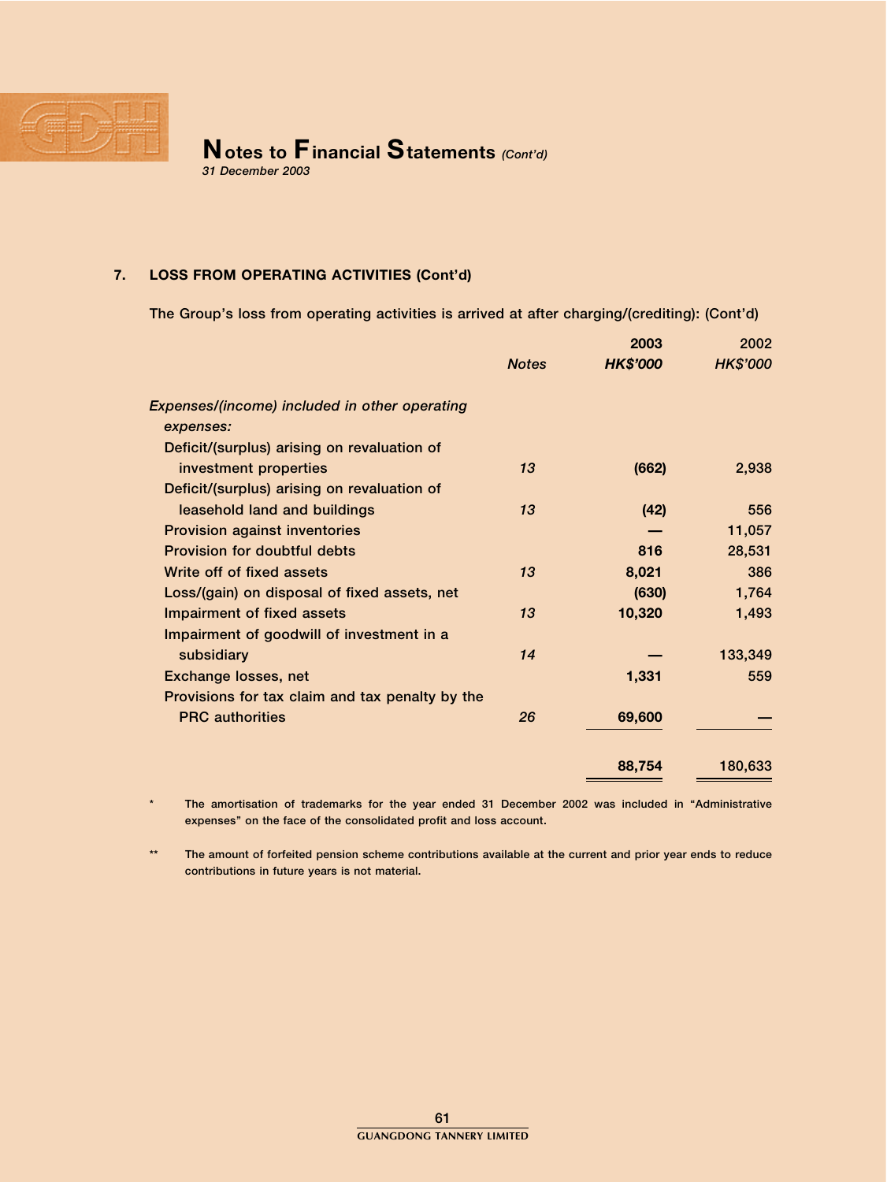# Notes to Financial Statements *(Cont'd)*

*31 December 2003*

## 7. LOSS FROM OPERATING ACTIVITIES (Cont'd)

The Group's loss from operating activities is arrived at after charging/(crediting): (Cont'd)

| | Notes | 2003 HK$'000 | 2002 HK$'000 |
|---|---|---|---|
| *Expenses/(income) included in other operating expenses:* | | | |
| Deficit/(surplus) arising on revaluation of investment properties | *13* | **(662)** | 2,938 |
| Deficit/(surplus) arising on revaluation of leasehold land and buildings | *13* | **(42)** | 556 |
| Provision against inventories | | **—** | 11,057 |
| Provision for doubtful debts | | **816** | 28,531 |
| Write off of fixed assets | *13* | **8,021** | 386 |
| Loss/(gain) on disposal of fixed assets, net | | **(630)** | 1,764 |
| Impairment of fixed assets | *13* | **10,320** | 1,493 |
| Impairment of goodwill of investment in a subsidiary | *14* | **—** | 133,349 |
| Exchange losses, net | | **1,331** | 559 |
| Provisions for tax claim and tax penalty by the PRC authorities | *26* | **69,600** | — |
| | | **88,754** | 180,633 |

\* The amortisation of trademarks for the year ended 31 December 2002 was included in "Administrative expenses" on the face of the consolidated profit and loss account.

\*\* The amount of forfeited pension scheme contributions available at the current and prior year ends to reduce contributions in future years is not material.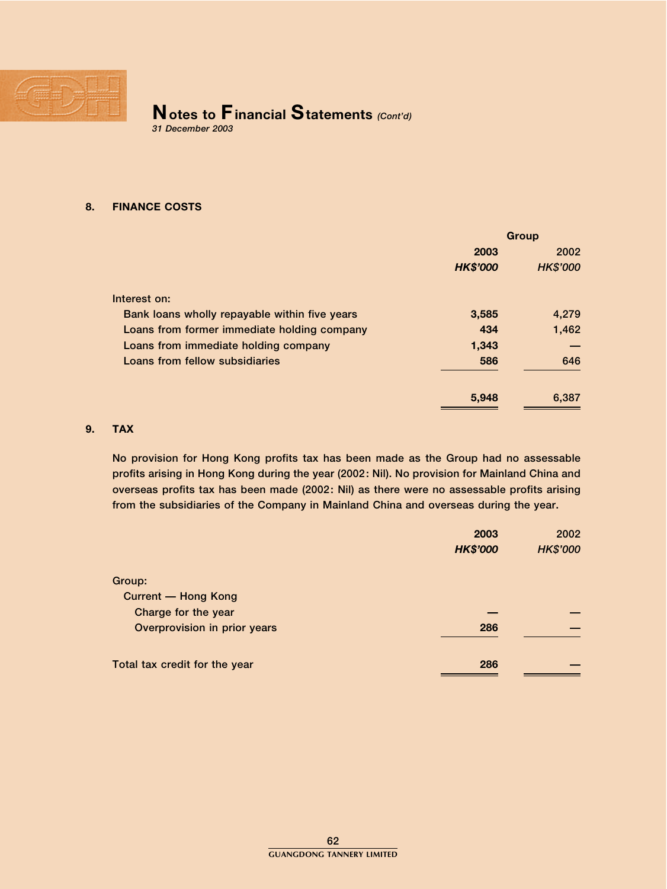## 8. FINANCE COSTS

| | Group | |
|---|---|---|
| | **2003** | 2002 |
| | ***HK$'000*** | *HK$'000* |
| Interest on: | | |
| Bank loans wholly repayable within five years | **3,585** | 4,279 |
| Loans from former immediate holding company | **434** | 1,462 |
| Loans from immediate holding company | **1,343** | — |
| Loans from fellow subsidiaries | **586** | 646 |
| | **5,948** | 6,387 |

## 9. TAX

No provision for Hong Kong profits tax has been made as the Group had no assessable profits arising in Hong Kong during the year (2002: Nil). No provision for Mainland China and overseas profits tax has been made (2002: Nil) as there were no assessable profits arising from the subsidiaries of the Company in Mainland China and overseas during the year.

| | **2003** | 2002 |
|---|---|---|
| | ***HK$'000*** | *HK$'000* |
| Group: | | |
| Current — Hong Kong | | |
| Charge for the year | **—** | — |
| Overprovision in prior years | **286** | — |
| Total tax credit for the year | **286** | — |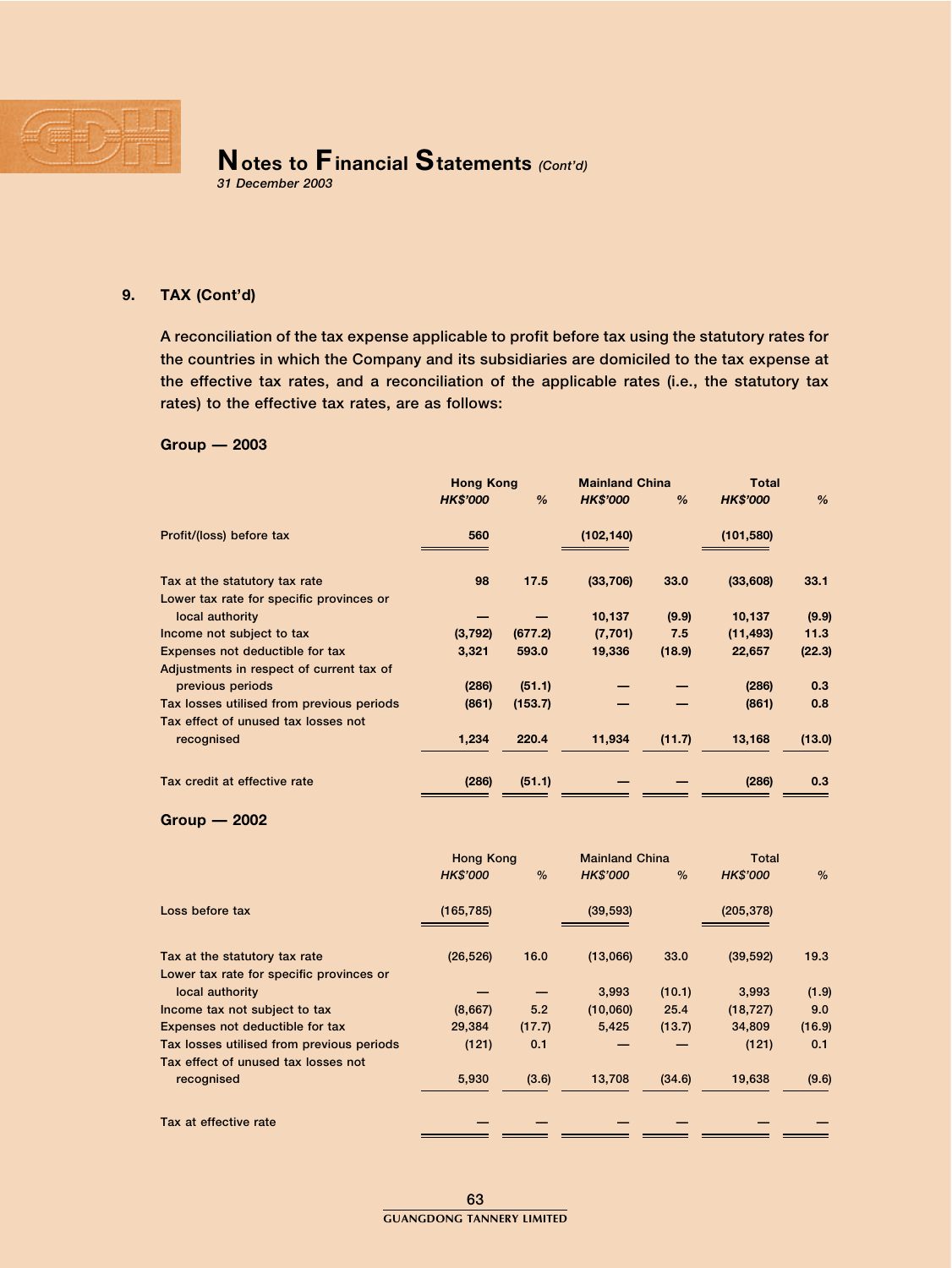## 9. TAX (Cont'd)

A reconciliation of the tax expense applicable to profit before tax using the statutory rates for the countries in which the Company and its subsidiaries are domiciled to the tax expense at the effective tax rates, and a reconciliation of the applicable rates (i.e., the statutory tax rates) to the effective tax rates, are as follows:

### Group — 2003

| | Hong Kong | | Mainland China | | Total | |
|---|---|---|---|---|---|---|
| | *HK$'000* | *%* | *HK$'000* | *%* | *HK$'000* | *%* |
| Profit/(loss) before tax | 560 | | (102,140) | | (101,580) | |
| Tax at the statutory tax rate | 98 | 17.5 | (33,706) | 33.0 | (33,608) | 33.1 |
| Lower tax rate for specific provinces or local authority | — | — | 10,137 | (9.9) | 10,137 | (9.9) |
| Income not subject to tax | (3,792) | (677.2) | (7,701) | 7.5 | (11,493) | 11.3 |
| Expenses not deductible for tax | 3,321 | 593.0 | 19,336 | (18.9) | 22,657 | (22.3) |
| Adjustments in respect of current tax of previous periods | (286) | (51.1) | — | — | (286) | 0.3 |
| Tax losses utilised from previous periods | (861) | (153.7) | — | — | (861) | 0.8 |
| Tax effect of unused tax losses not recognised | 1,234 | 220.4 | 11,934 | (11.7) | 13,168 | (13.0) |
| Tax credit at effective rate | (286) | (51.1) | — | — | (286) | 0.3 |

### Group — 2002

| | Hong Kong | | Mainland China | | Total | |
|---|---|---|---|---|---|---|
| | *HK$'000* | *%* | *HK$'000* | *%* | *HK$'000* | *%* |
| Loss before tax | (165,785) | | (39,593) | | (205,378) | |
| Tax at the statutory tax rate | (26,526) | 16.0 | (13,066) | 33.0 | (39,592) | 19.3 |
| Lower tax rate for specific provinces or local authority | — | — | 3,993 | (10.1) | 3,993 | (1.9) |
| Income tax not subject to tax | (8,667) | 5.2 | (10,060) | 25.4 | (18,727) | 9.0 |
| Expenses not deductible for tax | 29,384 | (17.7) | 5,425 | (13.7) | 34,809 | (16.9) |
| Tax losses utilised from previous periods | (121) | 0.1 | — | — | (121) | 0.1 |
| Tax effect of unused tax losses not recognised | 5,930 | (3.6) | 13,708 | (34.6) | 19,638 | (9.6) |
| Tax at effective rate | — | — | — | — | — | — |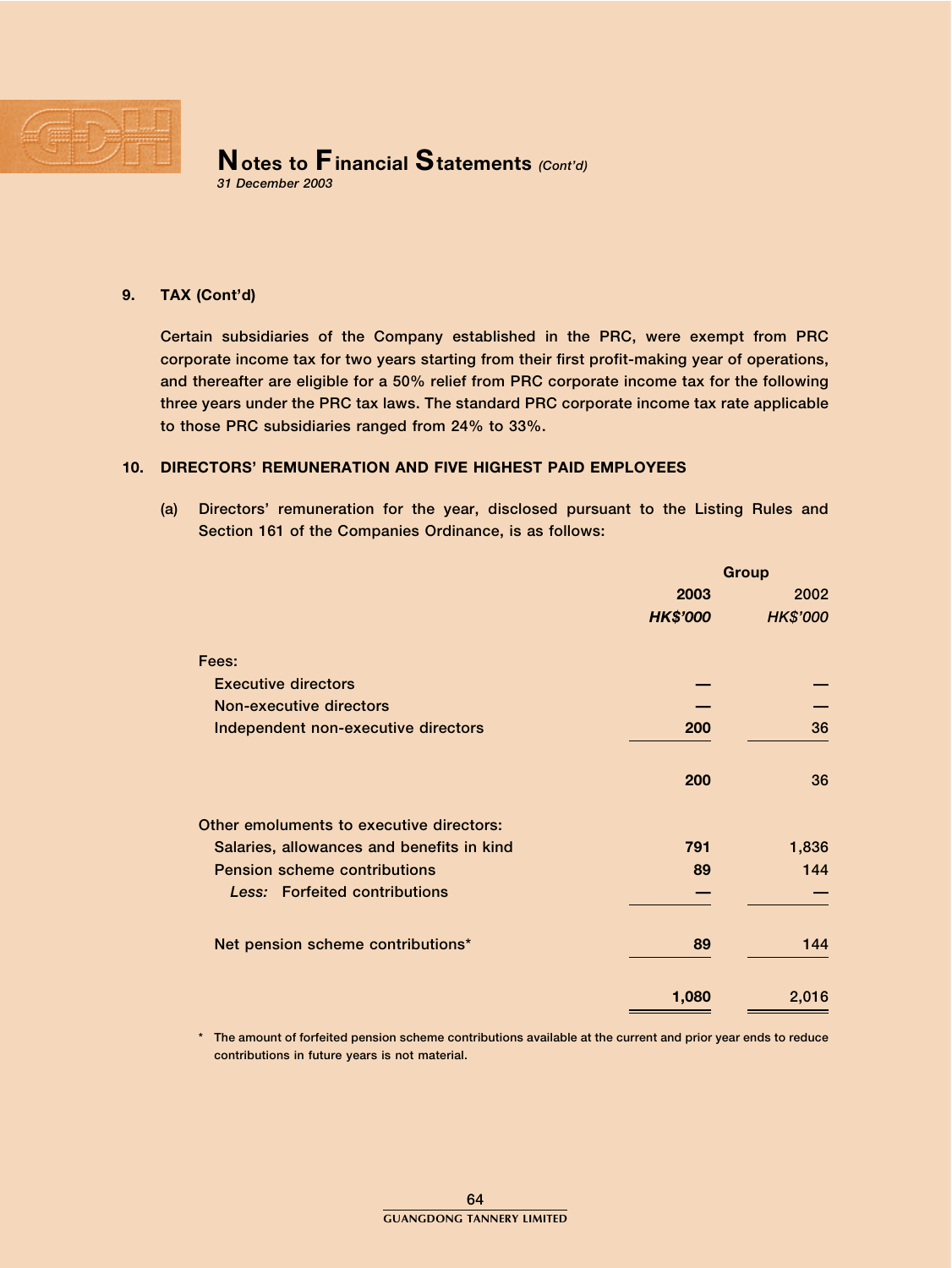## 9. TAX (Cont'd)

Certain subsidiaries of the Company established in the PRC, were exempt from PRC corporate income tax for two years starting from their first profit-making year of operations, and thereafter are eligible for a 50% relief from PRC corporate income tax for the following three years under the PRC tax laws. The standard PRC corporate income tax rate applicable to those PRC subsidiaries ranged from 24% to 33%.

## 10. DIRECTORS' REMUNERATION AND FIVE HIGHEST PAID EMPLOYEES

(a) Directors' remuneration for the year, disclosed pursuant to the Listing Rules and Section 161 of the Companies Ordinance, is as follows:

| | Group | |
|---|---|---|
| | **2003** | 2002 |
| | ***HK$'000*** | *HK$'000* |
| Fees: | | |
| Executive directors | **—** | — |
| Non-executive directors | **—** | — |
| Independent non-executive directors | **200** | 36 |
| | **200** | 36 |
| Other emoluments to executive directors: | | |
| Salaries, allowances and benefits in kind | **791** | 1,836 |
| Pension scheme contributions | **89** | 144 |
| *Less:* Forfeited contributions | **—** | — |
| Net pension scheme contributions* | **89** | 144 |
| | **1,080** | 2,016 |

\* The amount of forfeited pension scheme contributions available at the current and prior year ends to reduce contributions in future years is not material.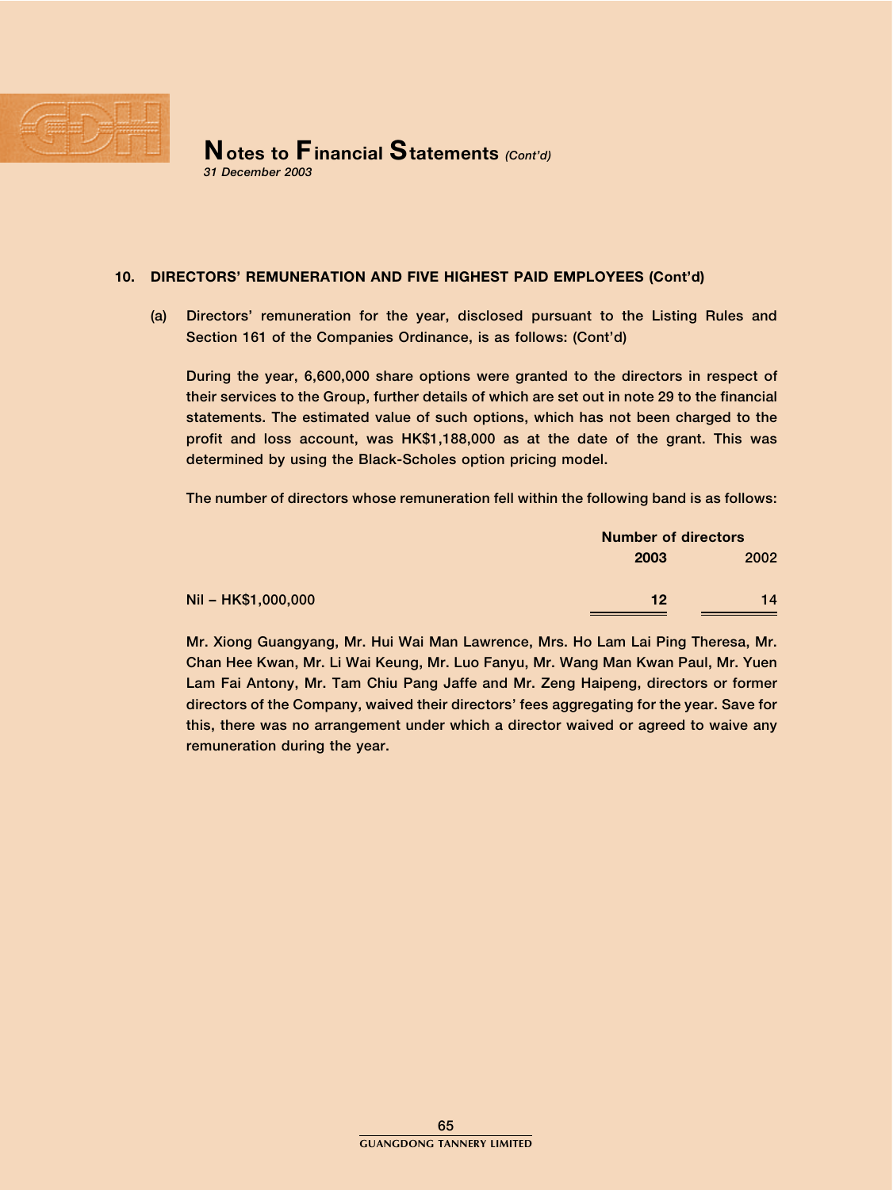# Notes to Financial Statements *(Cont'd)*

*31 December 2003*

## 10. DIRECTORS' REMUNERATION AND FIVE HIGHEST PAID EMPLOYEES (Cont'd)

(a) Directors' remuneration for the year, disclosed pursuant to the Listing Rules and Section 161 of the Companies Ordinance, is as follows: (Cont'd)

During the year, 6,600,000 share options were granted to the directors in respect of their services to the Group, further details of which are set out in note 29 to the financial statements. The estimated value of such options, which has not been charged to the profit and loss account, was HK$1,188,000 as at the date of the grant. This was determined by using the Black-Scholes option pricing model.

The number of directors whose remuneration fell within the following band is as follows:

| | Number of directors | |
|---|---|---|
| | **2003** | 2002 |
| Nil – HK$1,000,000 | **12** | 14 |

Mr. Xiong Guangyang, Mr. Hui Wai Man Lawrence, Mrs. Ho Lam Lai Ping Theresa, Mr. Chan Hee Kwan, Mr. Li Wai Keung, Mr. Luo Fanyu, Mr. Wang Man Kwan Paul, Mr. Yuen Lam Fai Antony, Mr. Tam Chiu Pang Jaffe and Mr. Zeng Haipeng, directors or former directors of the Company, waived their directors' fees aggregating for the year. Save for this, there was no arrangement under which a director waived or agreed to waive any remuneration during the year.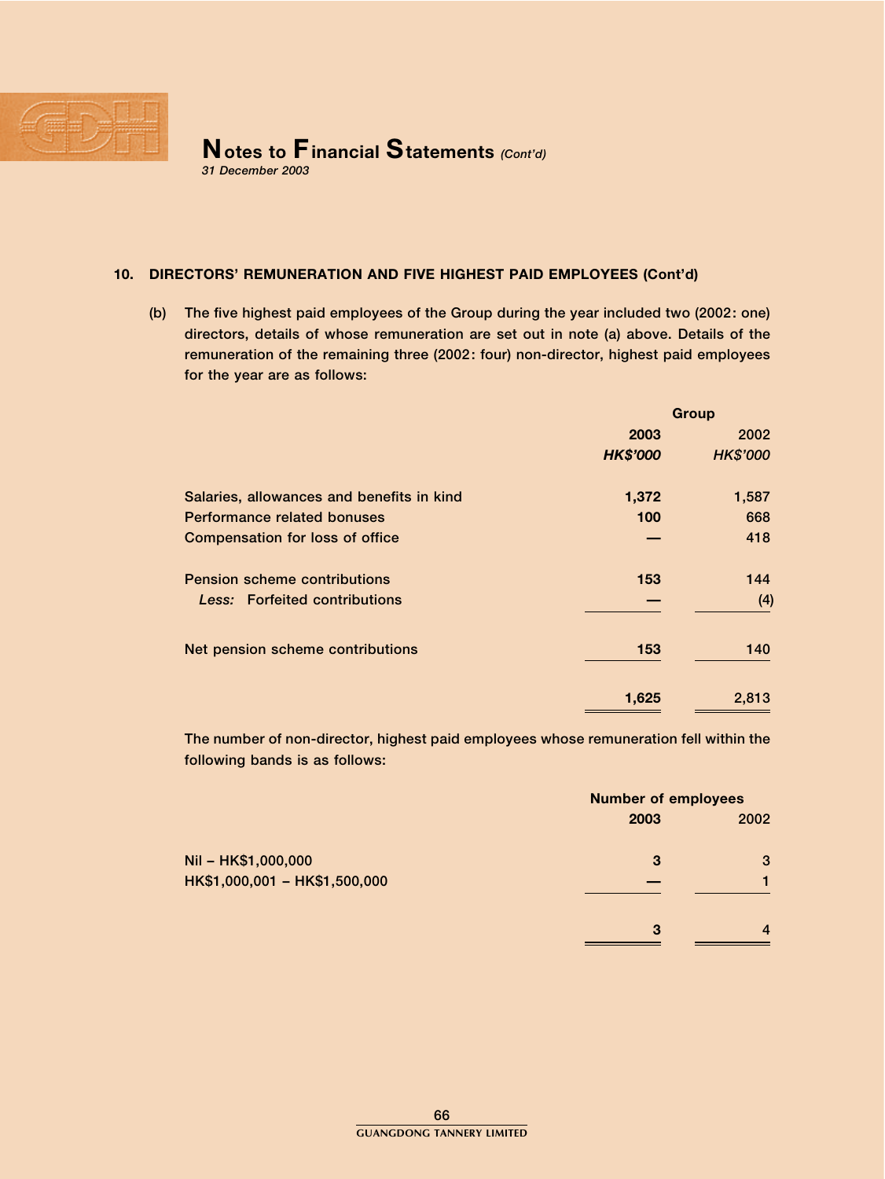## 10. DIRECTORS' REMUNERATION AND FIVE HIGHEST PAID EMPLOYEES (Cont'd)

(b) The five highest paid employees of the Group during the year included two (2002: one) directors, details of whose remuneration are set out in note (a) above. Details of the remuneration of the remaining three (2002: four) non-director, highest paid employees for the year are as follows:

| | Group | |
|---|---|---|
| | **2003** | 2002 |
| | ***HK$'000*** | *HK$'000* |
| Salaries, allowances and benefits in kind | **1,372** | 1,587 |
| Performance related bonuses | **100** | 668 |
| Compensation for loss of office | **—** | 418 |
| Pension scheme contributions | **153** | 144 |
| *Less:* Forfeited contributions | **—** | (4) |
| Net pension scheme contributions | **153** | 140 |
| | **1,625** | 2,813 |

The number of non-director, highest paid employees whose remuneration fell within the following bands is as follows:

| | Number of employees | |
|---|---|---|
| | **2003** | 2002 |
| Nil – HK$1,000,000 | **3** | 3 |
| HK$1,000,001 – HK$1,500,000 | **—** | 1 |
| | **3** | 4 |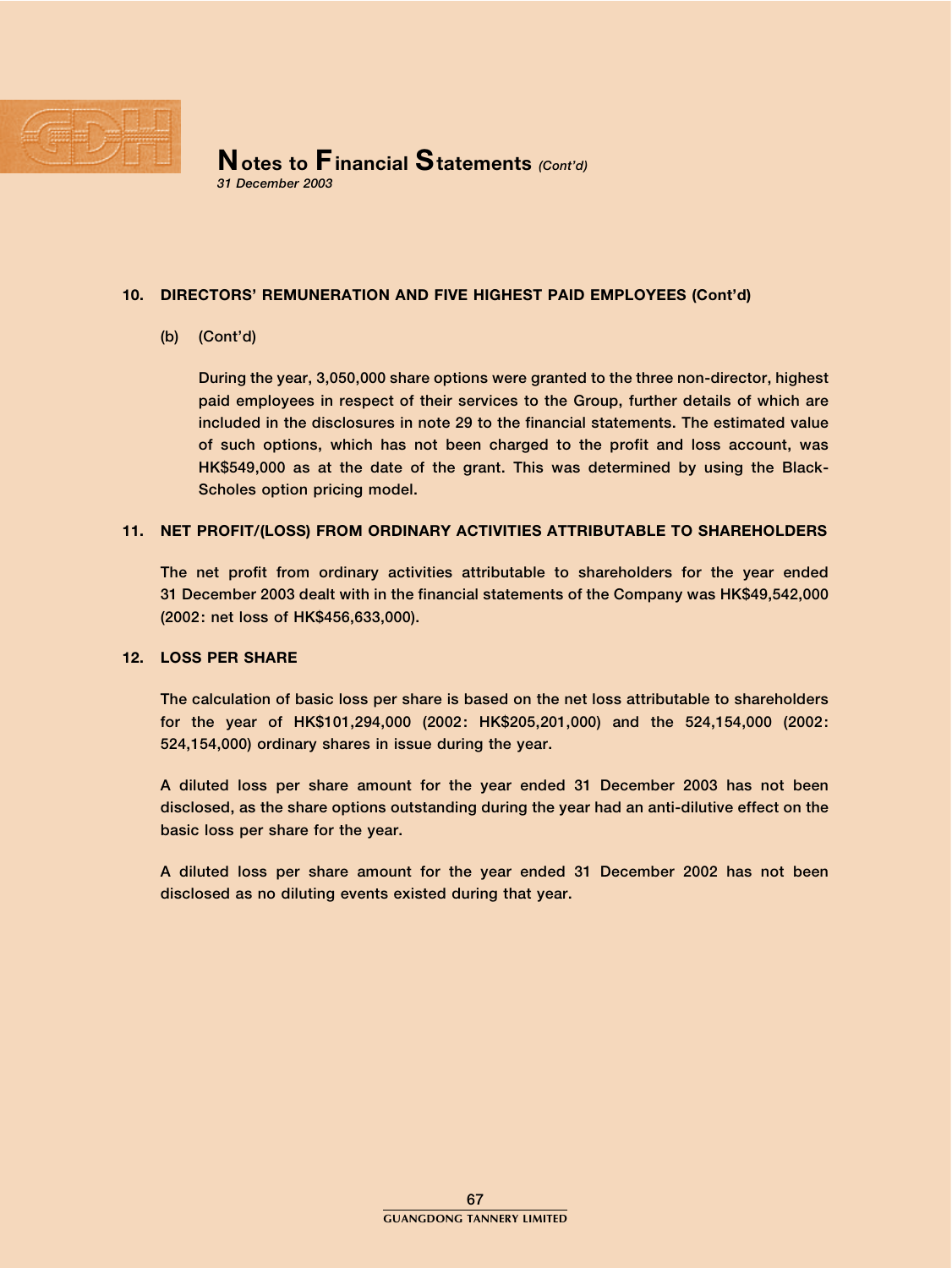## 10. DIRECTORS' REMUNERATION AND FIVE HIGHEST PAID EMPLOYEES (Cont'd)

**(b) (Cont'd)**

During the year, 3,050,000 share options were granted to the three non-director, highest paid employees in respect of their services to the Group, further details of which are included in the disclosures in note 29 to the financial statements. The estimated value of such options, which has not been charged to the profit and loss account, was HK$549,000 as at the date of the grant. This was determined by using the Black-Scholes option pricing model.

## 11. NET PROFIT/(LOSS) FROM ORDINARY ACTIVITIES ATTRIBUTABLE TO SHAREHOLDERS

The net profit from ordinary activities attributable to shareholders for the year ended 31 December 2003 dealt with in the financial statements of the Company was HK$49,542,000 (2002: net loss of HK$456,633,000).

## 12. LOSS PER SHARE

The calculation of basic loss per share is based on the net loss attributable to shareholders for the year of HK$101,294,000 (2002: HK$205,201,000) and the 524,154,000 (2002: 524,154,000) ordinary shares in issue during the year.

A diluted loss per share amount for the year ended 31 December 2003 has not been disclosed, as the share options outstanding during the year had an anti-dilutive effect on the basic loss per share for the year.

A diluted loss per share amount for the year ended 31 December 2002 has not been disclosed as no diluting events existed during that year.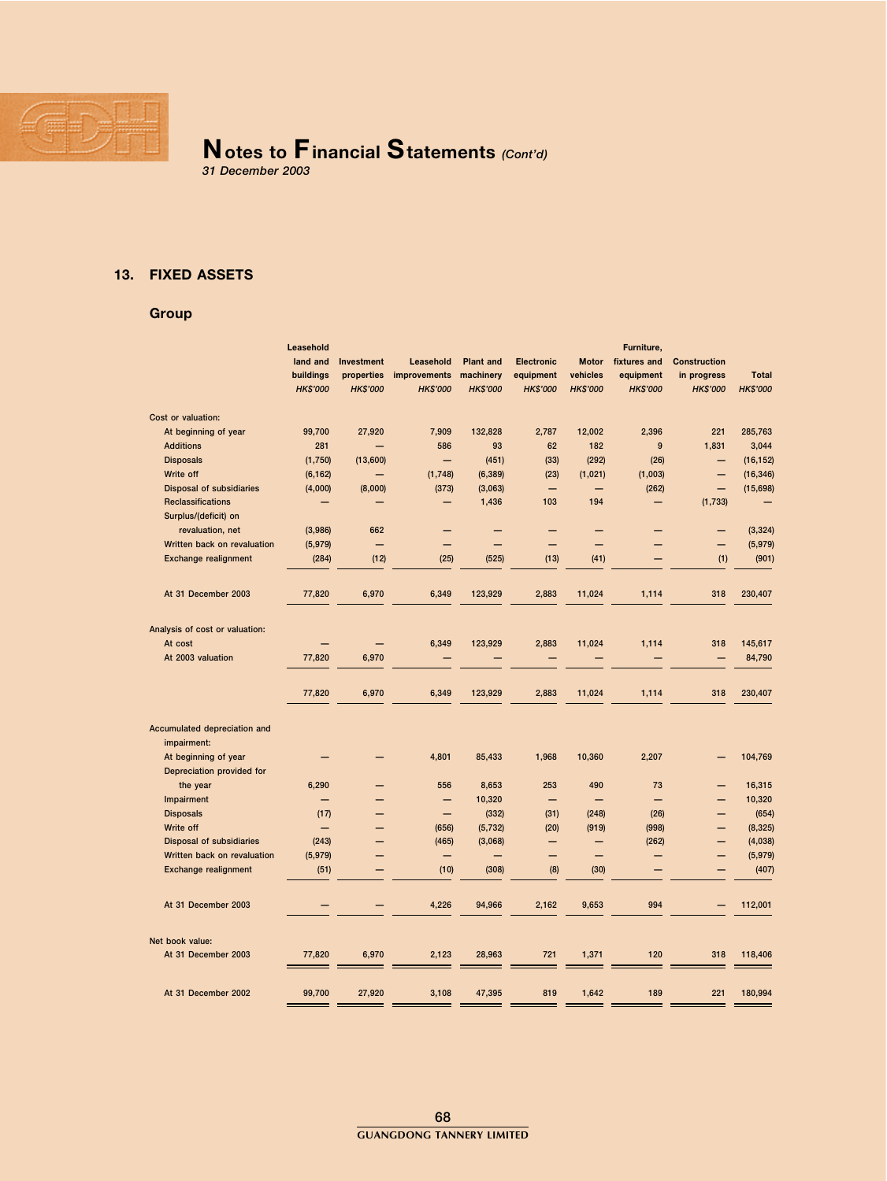# Notes to Financial Statements *(Cont'd)*

*31 December 2003*

## 13. FIXED ASSETS

### Group

| | Leasehold land and buildings HK$'000 | Investment properties HK$'000 | Leasehold improvements HK$'000 | Plant and machinery HK$'000 | Electronic equipment HK$'000 | Motor vehicles HK$'000 | Furniture, fixtures and equipment HK$'000 | Construction in progress HK$'000 | Total HK$'000 |
|---|---|---|---|---|---|---|---|---|---|
| Cost or valuation: | | | | | | | | | |
| At beginning of year | 99,700 | 27,920 | 7,909 | 132,828 | 2,787 | 12,002 | 2,396 | 221 | 285,763 |
| Additions | 281 | — | 586 | 93 | 62 | 182 | 9 | 1,831 | 3,044 |
| Disposals | (1,750) | (13,600) | — | (451) | (33) | (292) | (26) | — | (16,152) |
| Write off | (6,162) | — | (1,748) | (6,389) | (23) | (1,021) | (1,003) | — | (16,346) |
| Disposal of subsidiaries | (4,000) | (8,000) | (373) | (3,063) | — | — | (262) | — | (15,698) |
| Reclassifications | — | — | — | 1,436 | 103 | 194 | — | (1,733) | — |
| Surplus/(deficit) on revaluation, net | (3,986) | 662 | — | — | — | — | — | — | (3,324) |
| Written back on revaluation | (5,979) | — | — | — | — | — | — | — | (5,979) |
| Exchange realignment | (284) | (12) | (25) | (525) | (13) | (41) | — | (1) | (901) |
| At 31 December 2003 | 77,820 | 6,970 | 6,349 | 123,929 | 2,883 | 11,024 | 1,114 | 318 | 230,407 |
| Analysis of cost or valuation: | | | | | | | | | |
| At cost | — | — | 6,349 | 123,929 | 2,883 | 11,024 | 1,114 | 318 | 145,617 |
| At 2003 valuation | 77,820 | 6,970 | — | — | — | — | — | — | 84,790 |
| | 77,820 | 6,970 | 6,349 | 123,929 | 2,883 | 11,024 | 1,114 | 318 | 230,407 |
| Accumulated depreciation and impairment: | | | | | | | | | |
| At beginning of year | — | — | 4,801 | 85,433 | 1,968 | 10,360 | 2,207 | — | 104,769 |
| Depreciation provided for the year | 6,290 | — | 556 | 8,653 | 253 | 490 | 73 | — | 16,315 |
| Impairment | — | — | — | 10,320 | — | — | — | — | 10,320 |
| Disposals | (17) | — | — | (332) | (31) | (248) | (26) | — | (654) |
| Write off | — | — | (656) | (5,732) | (20) | (919) | (998) | — | (8,325) |
| Disposal of subsidiaries | (243) | — | (465) | (3,068) | — | — | (262) | — | (4,038) |
| Written back on revaluation | (5,979) | — | — | — | — | — | — | — | (5,979) |
| Exchange realignment | (51) | — | (10) | (308) | (8) | (30) | — | — | (407) |
| At 31 December 2003 | — | — | 4,226 | 94,966 | 2,162 | 9,653 | 994 | — | 112,001 |
| Net book value: | | | | | | | | | |
| At 31 December 2003 | 77,820 | 6,970 | 2,123 | 28,963 | 721 | 1,371 | 120 | 318 | 118,406 |
| At 31 December 2002 | 99,700 | 27,920 | 3,108 | 47,395 | 819 | 1,642 | 189 | 221 | 180,994 |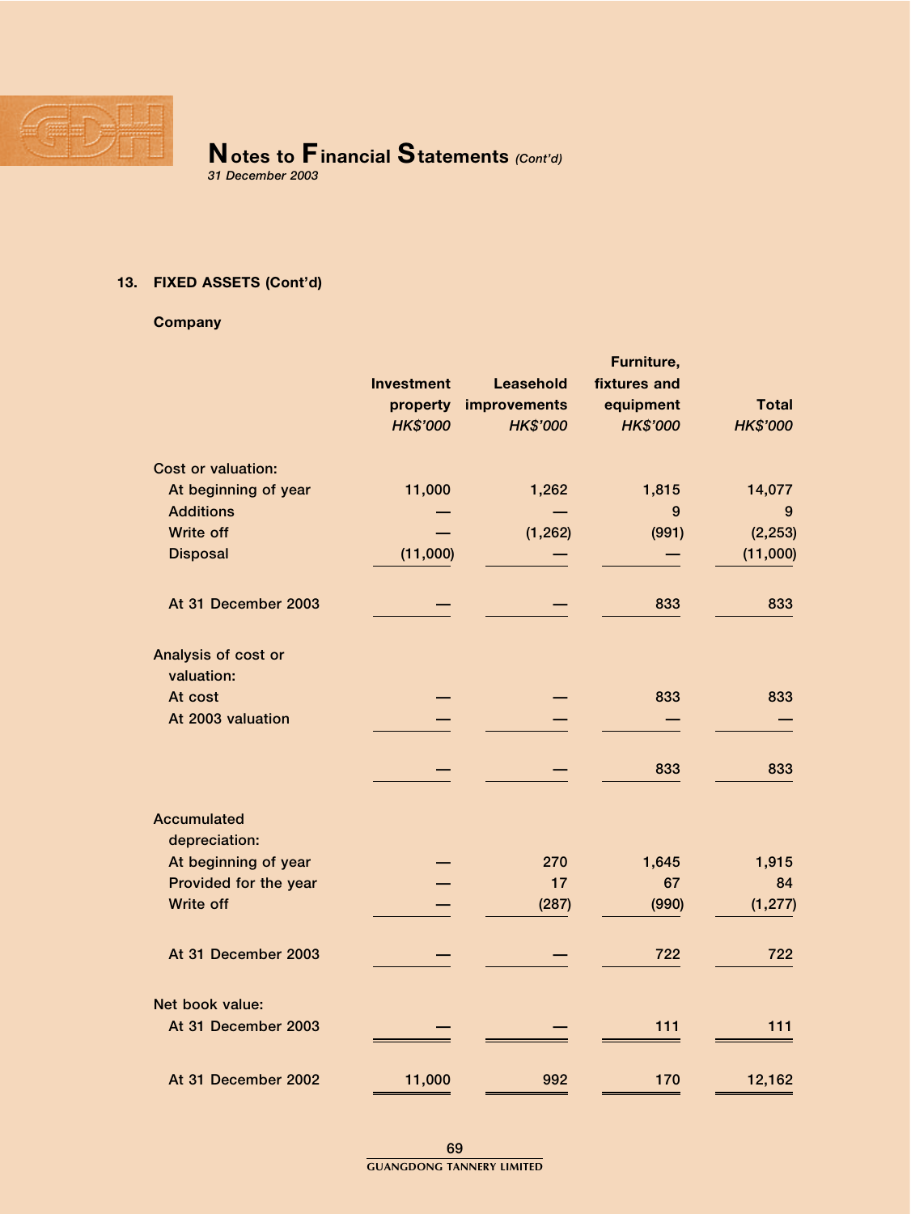## 13. FIXED ASSETS (Cont'd)

### Company

| | Investment property HK$'000 | Leasehold improvements HK$'000 | Furniture, fixtures and equipment HK$'000 | Total HK$'000 |
|---|---|---|---|---|
| **Cost or valuation:** | | | | |
| At beginning of year | 11,000 | 1,262 | 1,815 | 14,077 |
| Additions | — | — | 9 | 9 |
| Write off | — | (1,262) | (991) | (2,253) |
| Disposal | (11,000) | — | — | (11,000) |
| At 31 December 2003 | — | — | 833 | 833 |
| **Analysis of cost or valuation:** | | | | |
| At cost | — | — | 833 | 833 |
| At 2003 valuation | — | — | — | — |
| | — | — | 833 | 833 |
| **Accumulated depreciation:** | | | | |
| At beginning of year | — | 270 | 1,645 | 1,915 |
| Provided for the year | — | 17 | 67 | 84 |
| Write off | — | (287) | (990) | (1,277) |
| At 31 December 2003 | — | — | 722 | 722 |
| **Net book value:** | | | | |
| At 31 December 2003 | — | — | 111 | 111 |
| At 31 December 2002 | 11,000 | 992 | 170 | 12,162 |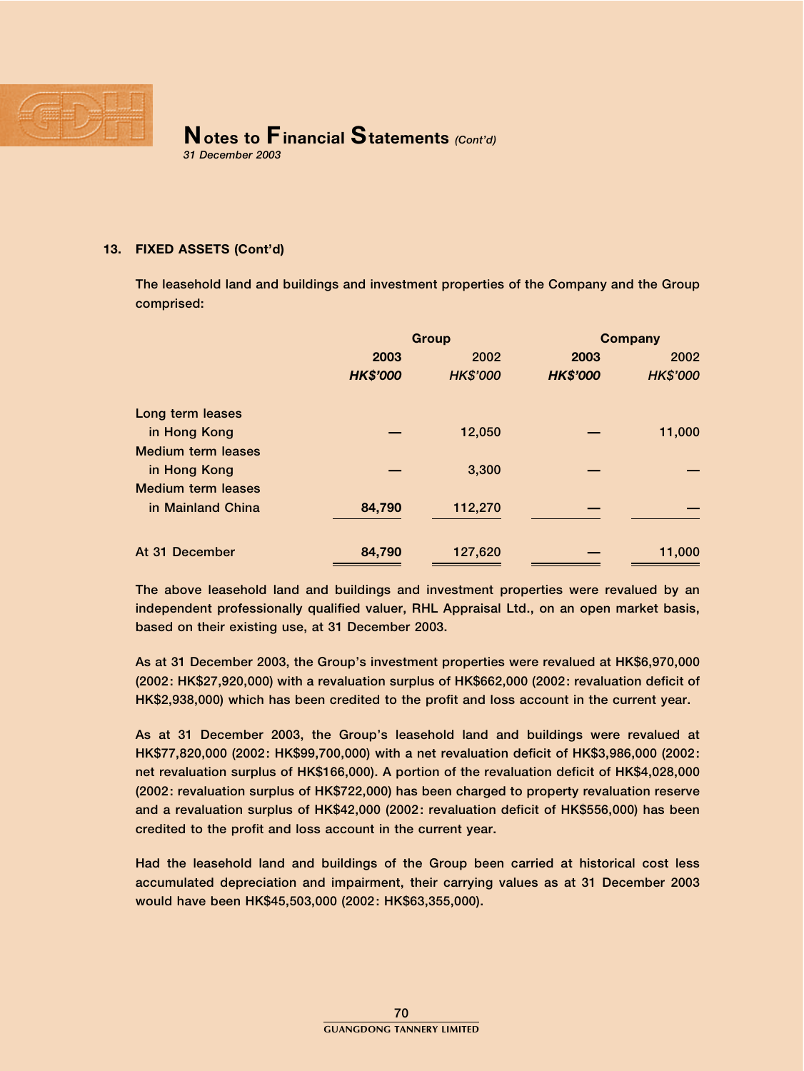## 13. FIXED ASSETS (Cont'd)

The leasehold land and buildings and investment properties of the Company and the Group comprised:

| | Group | | Company | |
|---|---|---|---|---|
| | 2003 | 2002 | 2003 | 2002 |
| | *HK$'000* | *HK$'000* | *HK$'000* | *HK$'000* |
| Long term leases in Hong Kong | — | 12,050 | — | 11,000 |
| Medium term leases in Hong Kong | — | 3,300 | — | — |
| Medium term leases in Mainland China | 84,790 | 112,270 | — | — |
| At 31 December | 84,790 | 127,620 | — | 11,000 |

The above leasehold land and buildings and investment properties were revalued by an independent professionally qualified valuer, RHL Appraisal Ltd., on an open market basis, based on their existing use, at 31 December 2003.

As at 31 December 2003, the Group's investment properties were revalued at HK$6,970,000 (2002: HK$27,920,000) with a revaluation surplus of HK$662,000 (2002: revaluation deficit of HK$2,938,000) which has been credited to the profit and loss account in the current year.

As at 31 December 2003, the Group's leasehold land and buildings were revalued at HK$77,820,000 (2002: HK$99,700,000) with a net revaluation deficit of HK$3,986,000 (2002: net revaluation surplus of HK$166,000). A portion of the revaluation deficit of HK$4,028,000 (2002: revaluation surplus of HK$722,000) has been charged to property revaluation reserve and a revaluation surplus of HK$42,000 (2002: revaluation deficit of HK$556,000) has been credited to the profit and loss account in the current year.

Had the leasehold land and buildings of the Group been carried at historical cost less accumulated depreciation and impairment, their carrying values as at 31 December 2003 would have been HK$45,503,000 (2002: HK$63,355,000).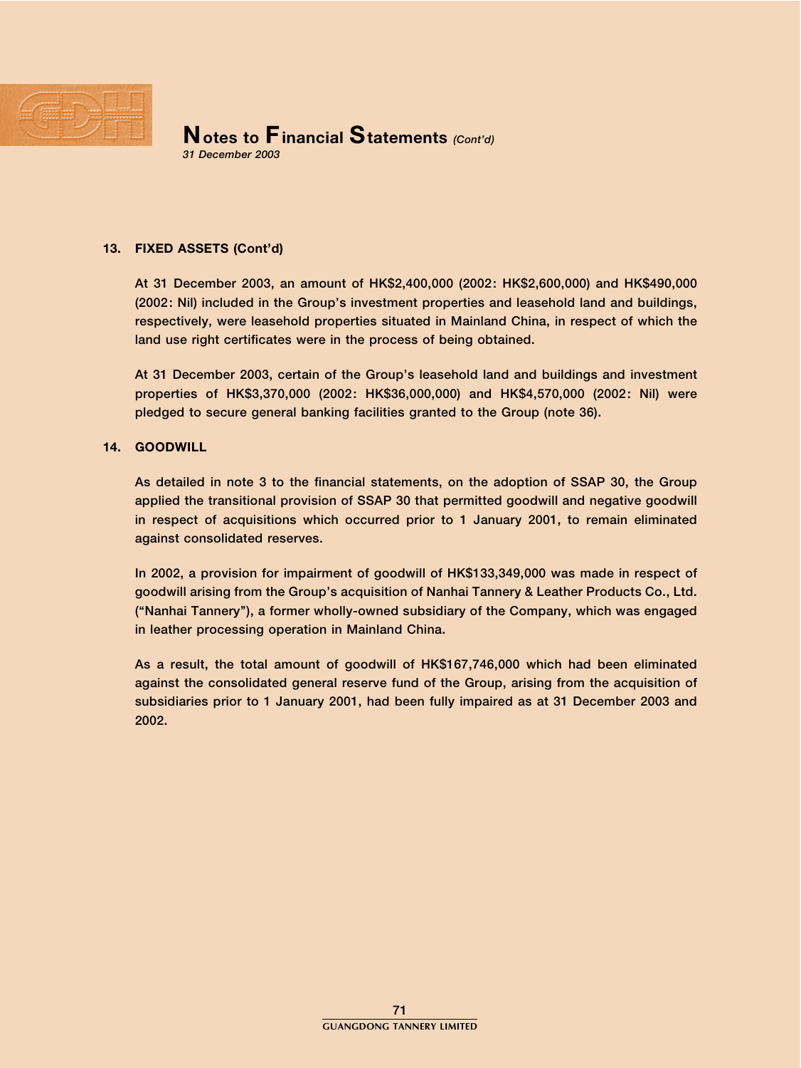## 13. FIXED ASSETS (Cont'd)

At 31 December 2003, an amount of HK$2,400,000 (2002: HK$2,600,000) and HK$490,000 (2002: Nil) included in the Group's investment properties and leasehold land and buildings, respectively, were leasehold properties situated in Mainland China, in respect of which the land use right certificates were in the process of being obtained.

At 31 December 2003, certain of the Group's leasehold land and buildings and investment properties of HK$3,370,000 (2002: HK$36,000,000) and HK$4,570,000 (2002: Nil) were pledged to secure general banking facilities granted to the Group (note 36).

## 14. GOODWILL

As detailed in note 3 to the financial statements, on the adoption of SSAP 30, the Group applied the transitional provision of SSAP 30 that permitted goodwill and negative goodwill in respect of acquisitions which occurred prior to 1 January 2001, to remain eliminated against consolidated reserves.

In 2002, a provision for impairment of goodwill of HK$133,349,000 was made in respect of goodwill arising from the Group's acquisition of Nanhai Tannery & Leather Products Co., Ltd. ("Nanhai Tannery"), a former wholly-owned subsidiary of the Company, which was engaged in leather processing operation in Mainland China.

As a result, the total amount of goodwill of HK$167,746,000 which had been eliminated against the consolidated general reserve fund of the Group, arising from the acquisition of subsidiaries prior to 1 January 2001, had been fully impaired as at 31 December 2003 and 2002.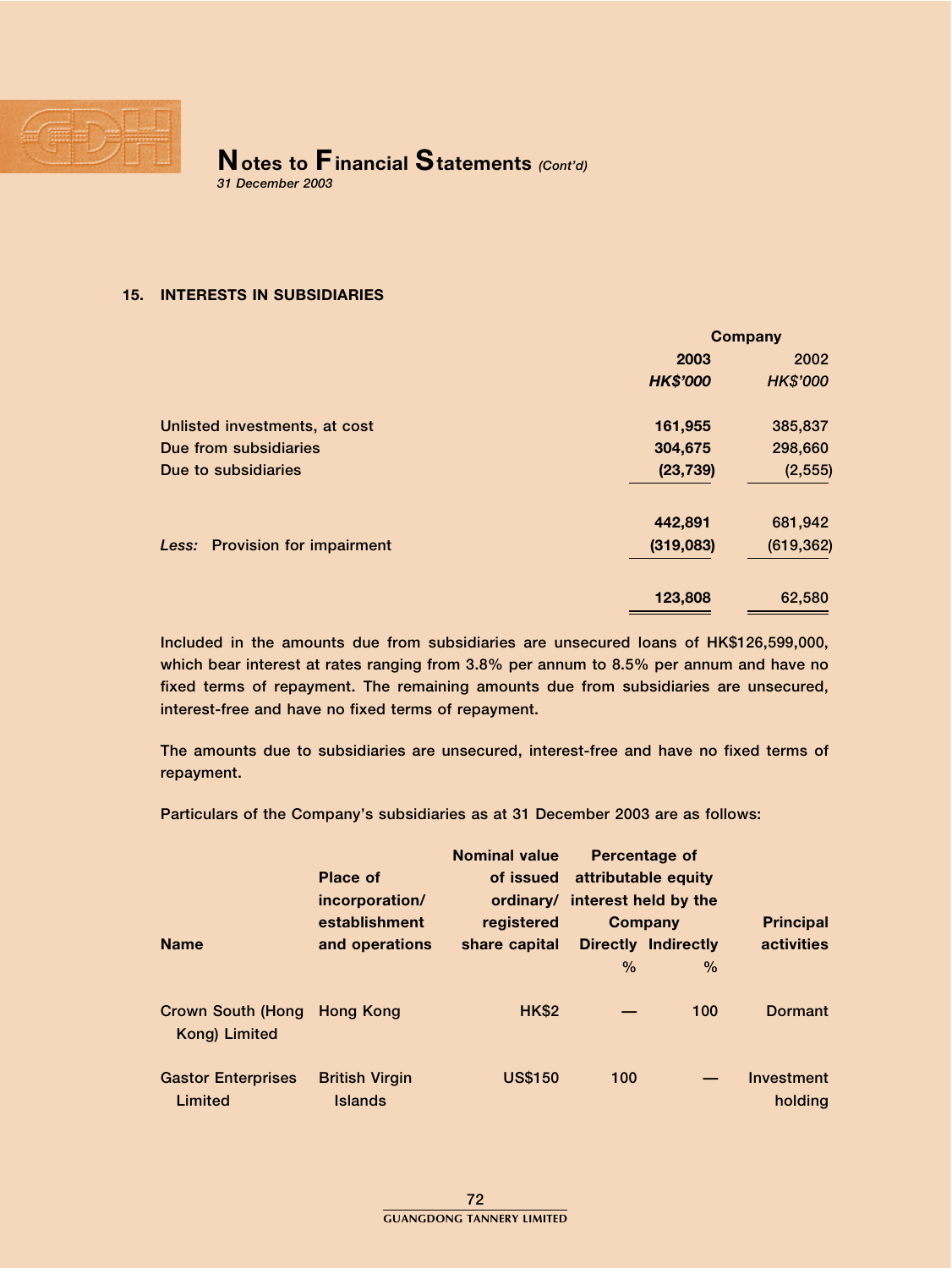## Notes to Financial Statements *(Cont'd)*

*31 December 2003*

### 15. INTERESTS IN SUBSIDIARIES

| | Company | |
|---|---|---|
| | **2003** | 2002 |
| | ***HK$'000*** | ***HK$'000*** |
| Unlisted investments, at cost | **161,955** | 385,837 |
| Due from subsidiaries | **304,675** | 298,660 |
| Due to subsidiaries | **(23,739)** | (2,555) |
| | **442,891** | 681,942 |
| *Less:* Provision for impairment | **(319,083)** | (619,362) |
| | **123,808** | 62,580 |

Included in the amounts due from subsidiaries are unsecured loans of HK$126,599,000, which bear interest at rates ranging from 3.8% per annum to 8.5% per annum and have no fixed terms of repayment. The remaining amounts due from subsidiaries are unsecured, interest-free and have no fixed terms of repayment.

The amounts due to subsidiaries are unsecured, interest-free and have no fixed terms of repayment.

Particulars of the Company's subsidiaries as at 31 December 2003 are as follows:

| Name | Place of incorporation/ establishment and operations | Nominal value of issued ordinary/ registered share capital | Percentage of attributable equity interest held by the Company | | Principal activities |
|---|---|---|---|---|---|
| | | | Directly | Indirectly | |
| | | | % | % | |
| Crown South (Hong Kong) Limited | Hong Kong | HK$2 | — | 100 | Dormant |
| Gastor Enterprises Limited | British Virgin Islands | US$150 | 100 | — | Investment holding |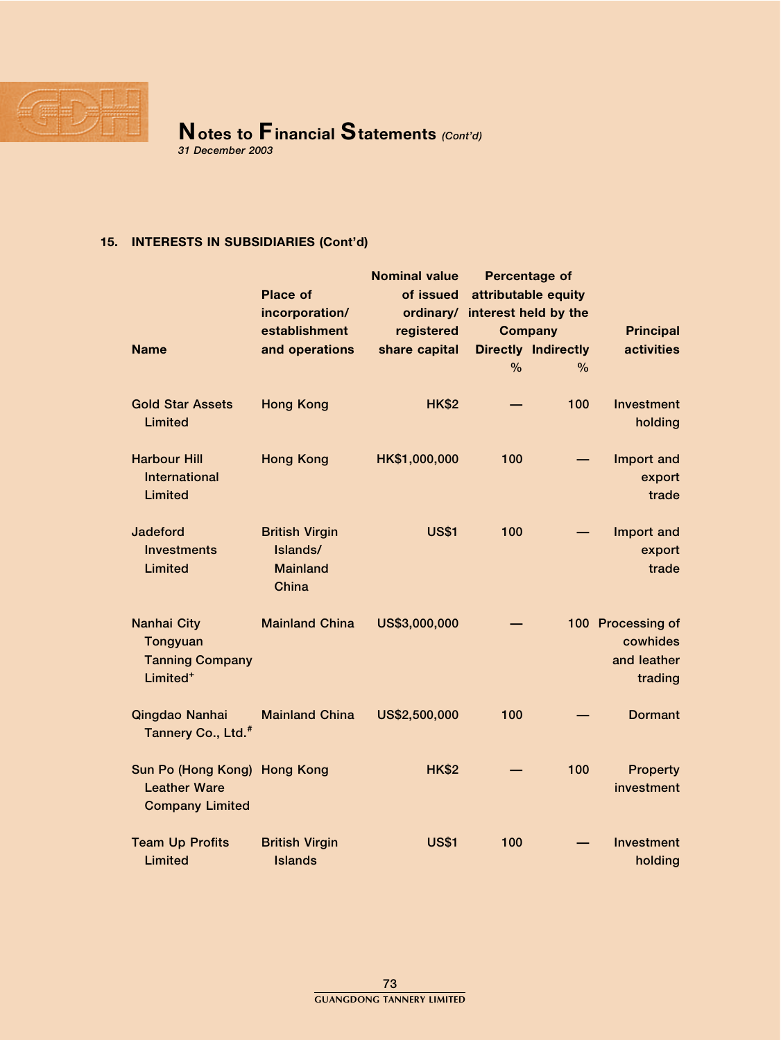## 15. INTERESTS IN SUBSIDIARIES (Cont'd)

| Name | Place of incorporation/ establishment and operations | Nominal value of issued ordinary/ registered share capital | Percentage of attributable equity interest held by the Company | | Principal activities |
|---|---|---|---|---|---|
| | | | Directly | Indirectly | |
| | | | % | % | |
| Gold Star Assets Limited | Hong Kong | HK$2 | — | 100 | Investment holding |
| Harbour Hill International Limited | Hong Kong | HK$1,000,000 | 100 | — | Import and export trade |
| Jadeford Investments Limited | British Virgin Islands/ Mainland China | US$1 | 100 | — | Import and export trade |
| Nanhai City Tongyuan Tanning Company Limited+ | Mainland China | US$3,000,000 | — | 100 | Processing of cowhides and leather trading |
| Qingdao Nanhai Tannery Co., Ltd.# | Mainland China | US$2,500,000 | 100 | — | Dormant |
| Sun Po (Hong Kong) Leather Ware Company Limited | Hong Kong | HK$2 | — | 100 | Property investment |
| Team Up Profits Limited | British Virgin Islands | US$1 | 100 | — | Investment holding |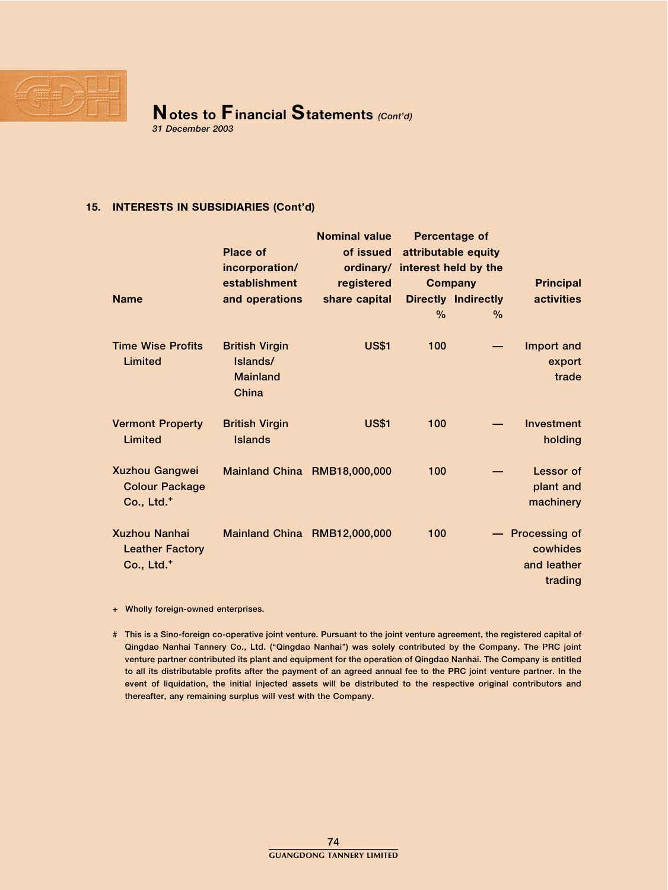## 15. INTERESTS IN SUBSIDIARIES (Cont'd)

| Name | Place of incorporation/ establishment and operations | Nominal value of issued ordinary/ registered share capital | Percentage of attributable equity interest held by the Company | | Principal activities |
|---|---|---|---|---|---|
| | | | Directly % | Indirectly % | |
| Time Wise Profits Limited | British Virgin Islands/ Mainland China | US$1 | 100 | — | Import and export trade |
| Vermont Property Limited | British Virgin Islands | US$1 | 100 | — | Investment holding |
| Xuzhou Gangwei Colour Package Co., Ltd.+ | Mainland China | RMB18,000,000 | 100 | — | Lessor of plant and machinery |
| Xuzhou Nanhai Leather Factory Co., Ltd.+ | Mainland China | RMB12,000,000 | 100 | — | Processing of cowhides and leather trading |

\+ Wholly foreign-owned enterprises.

\# This is a Sino-foreign co-operative joint venture. Pursuant to the joint venture agreement, the registered capital of Qingdao Nanhai Tannery Co., Ltd. ("Qingdao Nanhai") was solely contributed by the Company. The PRC joint venture partner contributed its plant and equipment for the operation of Qingdao Nanhai. The Company is entitled to all its distributable profits after the payment of an agreed annual fee to the PRC joint venture partner. In the event of liquidation, the initial injected assets will be distributed to the respective original contributors and thereafter, any remaining surplus will vest with the Company.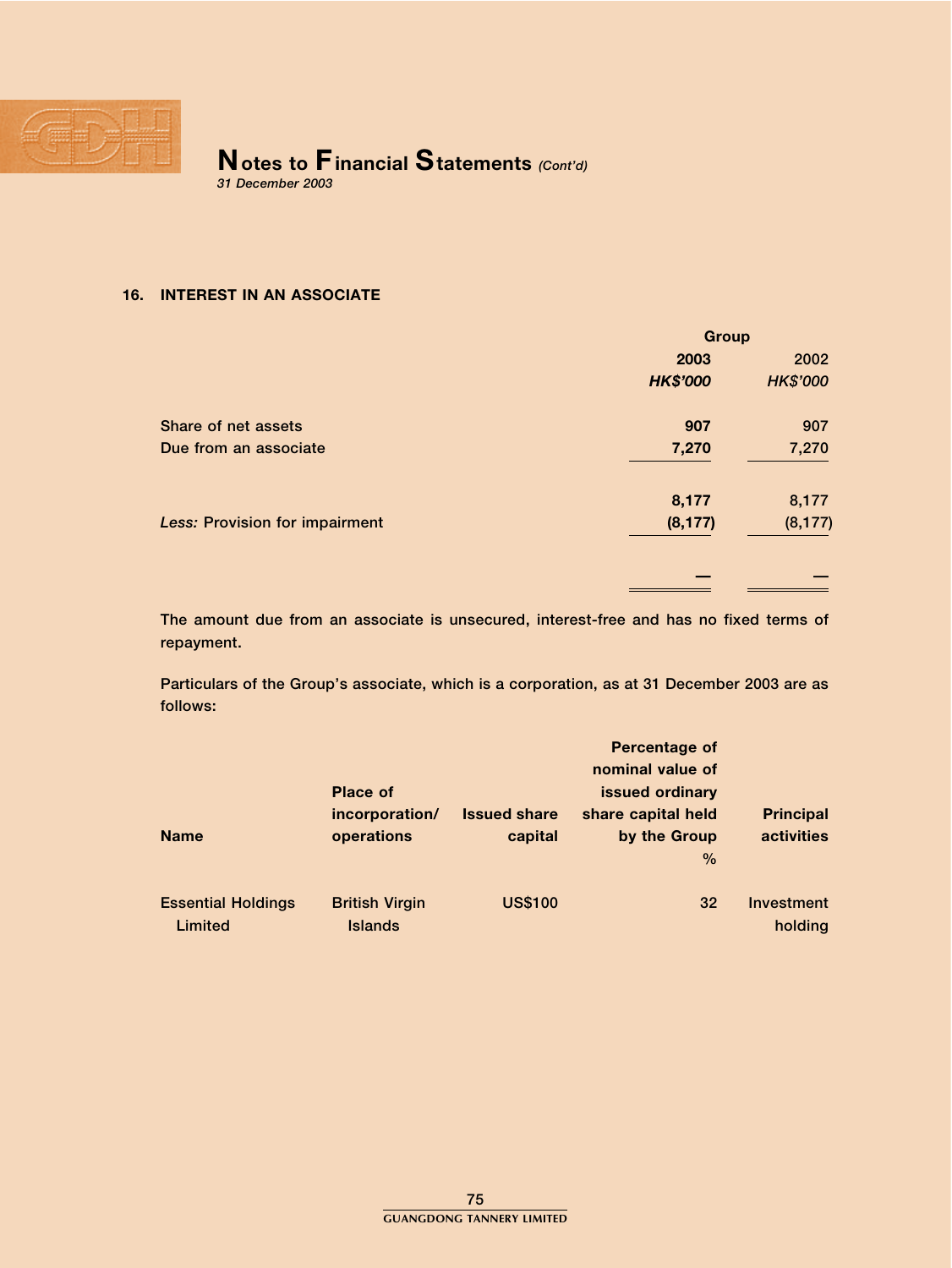## 16. INTEREST IN AN ASSOCIATE

| | Group | |
|---|---|---|
| | **2003** | 2002 |
| | ***HK$'000*** | *HK$'000* |
| Share of net assets | **907** | 907 |
| Due from an associate | **7,270** | 7,270 |
| | **8,177** | 8,177 |
| *Less:* Provision for impairment | **(8,177)** | (8,177) |
| | **—** | — |

The amount due from an associate is unsecured, interest-free and has no fixed terms of repayment.

Particulars of the Group's associate, which is a corporation, as at 31 December 2003 are as follows:

| Name | Place of incorporation/ operations | Issued share capital | Percentage of nominal value of issued ordinary share capital held by the Group % | Principal activities |
|---|---|---|---|---|
| Essential Holdings Limited | British Virgin Islands | US$100 | 32 | Investment holding |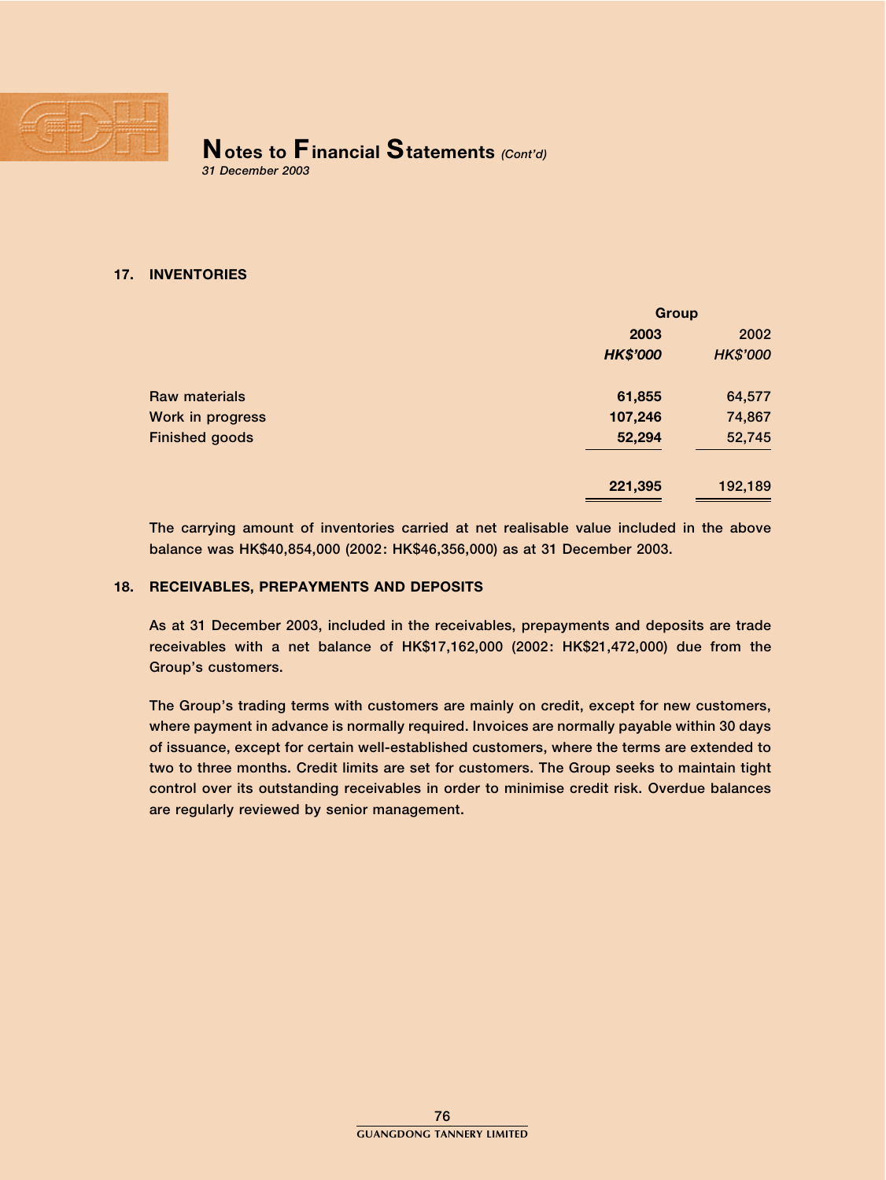## 17. INVENTORIES

| | Group | |
|---|---|---|
| | **2003** | 2002 |
| | ***HK$'000*** | *HK$'000* |
| Raw materials | **61,855** | 64,577 |
| Work in progress | **107,246** | 74,867 |
| Finished goods | **52,294** | 52,745 |
| | **221,395** | 192,189 |

The carrying amount of inventories carried at net realisable value included in the above balance was HK$40,854,000 (2002: HK$46,356,000) as at 31 December 2003.

## 18. RECEIVABLES, PREPAYMENTS AND DEPOSITS

As at 31 December 2003, included in the receivables, prepayments and deposits are trade receivables with a net balance of HK$17,162,000 (2002: HK$21,472,000) due from the Group's customers.

The Group's trading terms with customers are mainly on credit, except for new customers, where payment in advance is normally required. Invoices are normally payable within 30 days of issuance, except for certain well-established customers, where the terms are extended to two to three months. Credit limits are set for customers. The Group seeks to maintain tight control over its outstanding receivables in order to minimise credit risk. Overdue balances are regularly reviewed by senior management.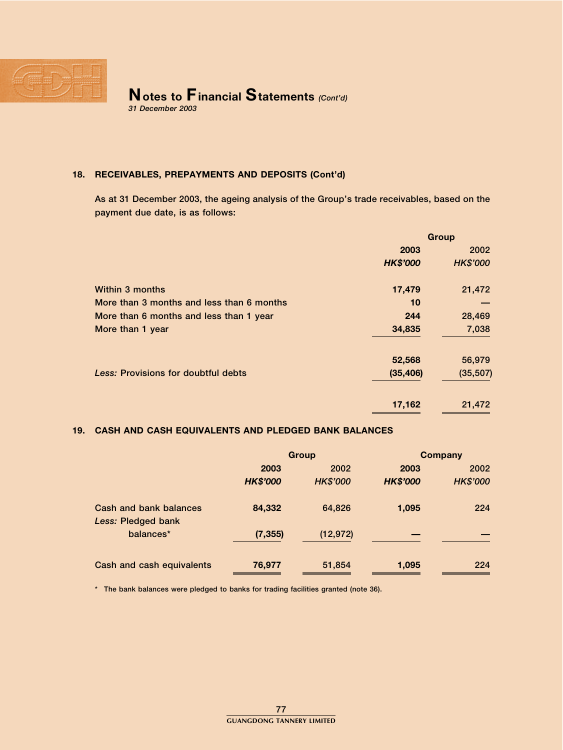### 18. RECEIVABLES, PREPAYMENTS AND DEPOSITS (Cont'd)

As at 31 December 2003, the ageing analysis of the Group's trade receivables, based on the payment due date, is as follows:

| | Group | |
|---|---|---|
| | **2003** | 2002 |
| | ***HK$'000*** | *HK$'000* |
| Within 3 months | **17,479** | 21,472 |
| More than 3 months and less than 6 months | **10** | — |
| More than 6 months and less than 1 year | **244** | 28,469 |
| More than 1 year | **34,835** | 7,038 |
| | **52,568** | 56,979 |
| *Less:* Provisions for doubtful debts | **(35,406)** | (35,507) |
| | **17,162** | 21,472 |

### 19. CASH AND CASH EQUIVALENTS AND PLEDGED BANK BALANCES

| | Group | | Company | |
|---|---|---|---|---|
| | **2003** | 2002 | **2003** | 2002 |
| | ***HK$'000*** | *HK$'000* | ***HK$'000*** | *HK$'000* |
| Cash and bank balances | **84,332** | 64,826 | **1,095** | 224 |
| *Less:* Pledged bank balances* | **(7,355)** | (12,972) | **—** | — |
| Cash and cash equivalents | **76,977** | 51,854 | **1,095** | 224 |

\* The bank balances were pledged to banks for trading facilities granted (note 36).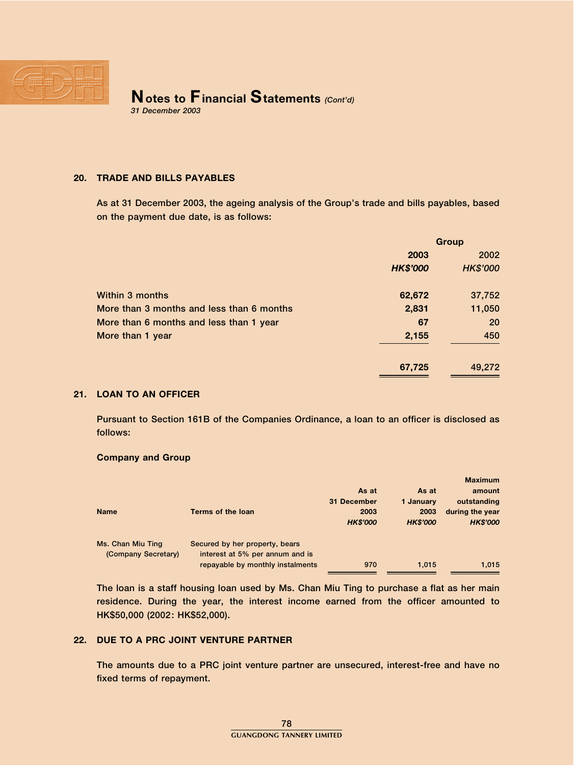## 20. TRADE AND BILLS PAYABLES

As at 31 December 2003, the ageing analysis of the Group's trade and bills payables, based on the payment due date, is as follows:

| | Group | |
|---|---|---|
| | **2003** | 2002 |
| | ***HK$'000*** | *HK$'000* |
| Within 3 months | **62,672** | 37,752 |
| More than 3 months and less than 6 months | **2,831** | 11,050 |
| More than 6 months and less than 1 year | **67** | 20 |
| More than 1 year | **2,155** | 450 |
| | **67,725** | 49,272 |

## 21. LOAN TO AN OFFICER

Pursuant to Section 161B of the Companies Ordinance, a loan to an officer is disclosed as follows:

**Company and Group**

| Name | Terms of the loan | As at 31 December 2003 *HK$'000* | As at 1 January 2003 *HK$'000* | Maximum amount outstanding during the year *HK$'000* |
|---|---|---|---|---|
| Ms. Chan Miu Ting (Company Secretary) | Secured by her property, bears interest at 5% per annum and is repayable by monthly instalments | 970 | 1,015 | 1,015 |

The loan is a staff housing loan used by Ms. Chan Miu Ting to purchase a flat as her main residence. During the year, the interest income earned from the officer amounted to HK$50,000 (2002: HK$52,000).

## 22. DUE TO A PRC JOINT VENTURE PARTNER

The amounts due to a PRC joint venture partner are unsecured, interest-free and have no fixed terms of repayment.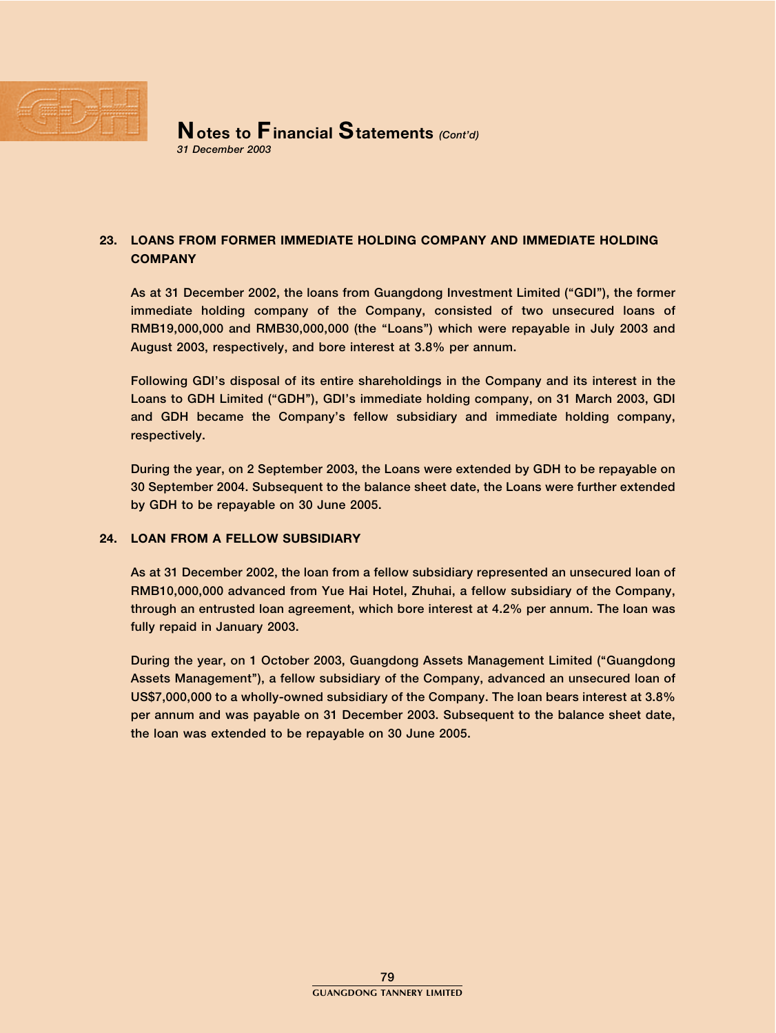## 23. LOANS FROM FORMER IMMEDIATE HOLDING COMPANY AND IMMEDIATE HOLDING COMPANY

As at 31 December 2002, the loans from Guangdong Investment Limited ("GDI"), the former immediate holding company of the Company, consisted of two unsecured loans of RMB19,000,000 and RMB30,000,000 (the "Loans") which were repayable in July 2003 and August 2003, respectively, and bore interest at 3.8% per annum.

Following GDI's disposal of its entire shareholdings in the Company and its interest in the Loans to GDH Limited ("GDH"), GDI's immediate holding company, on 31 March 2003, GDI and GDH became the Company's fellow subsidiary and immediate holding company, respectively.

During the year, on 2 September 2003, the Loans were extended by GDH to be repayable on 30 September 2004. Subsequent to the balance sheet date, the Loans were further extended by GDH to be repayable on 30 June 2005.

## 24. LOAN FROM A FELLOW SUBSIDIARY

As at 31 December 2002, the loan from a fellow subsidiary represented an unsecured loan of RMB10,000,000 advanced from Yue Hai Hotel, Zhuhai, a fellow subsidiary of the Company, through an entrusted loan agreement, which bore interest at 4.2% per annum. The loan was fully repaid in January 2003.

During the year, on 1 October 2003, Guangdong Assets Management Limited ("Guangdong Assets Management"), a fellow subsidiary of the Company, advanced an unsecured loan of US$7,000,000 to a wholly-owned subsidiary of the Company. The loan bears interest at 3.8% per annum and was payable on 31 December 2003. Subsequent to the balance sheet date, the loan was extended to be repayable on 30 June 2005.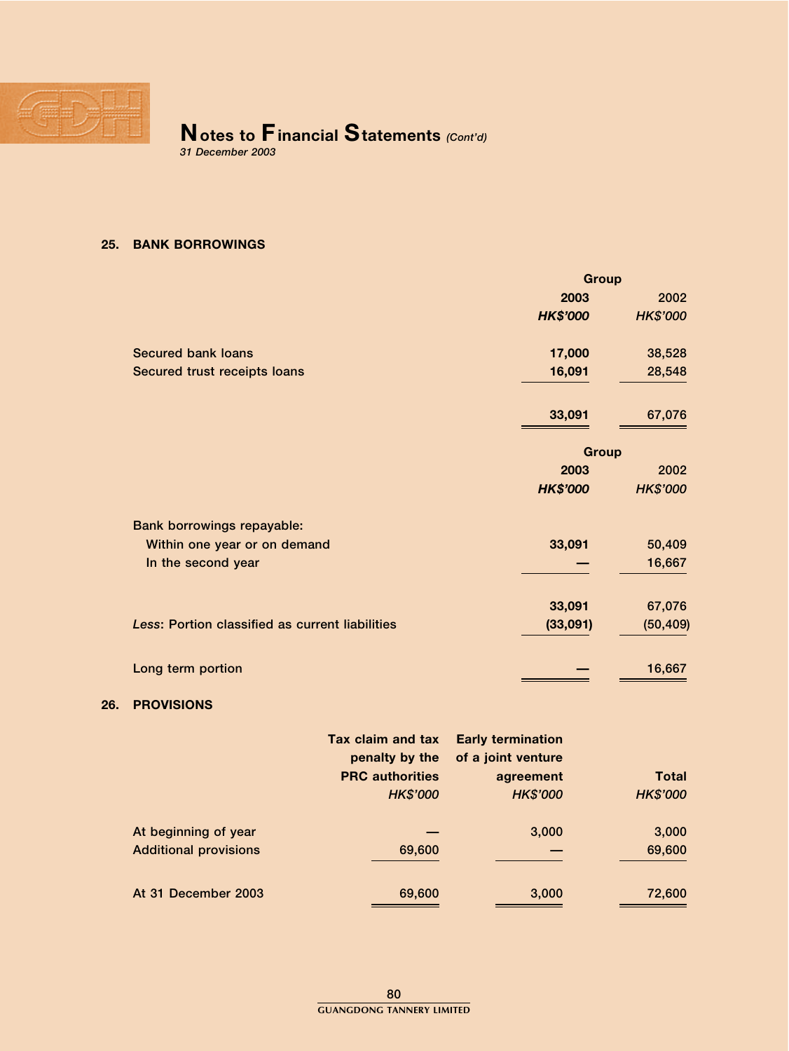## 25. BANK BORROWINGS

| | Group 2003 HK$'000 | Group 2002 HK$'000 |
|---|---|---|
| Secured bank loans | **17,000** | 38,528 |
| Secured trust receipts loans | **16,091** | 28,548 |
| | **33,091** | 67,076 |

| | Group 2003 HK$'000 | Group 2002 HK$'000 |
|---|---|---|
| Bank borrowings repayable: | | |
| Within one year or on demand | **33,091** | 50,409 |
| In the second year | **—** | 16,667 |
| | **33,091** | 67,076 |
| *Less*: Portion classified as current liabilities | **(33,091)** | (50,409) |
| Long term portion | **—** | 16,667 |

## 26. PROVISIONS

| | Tax claim and tax penalty by the PRC authorities HK$'000 | Early termination of a joint venture agreement HK$'000 | Total HK$'000 |
|---|---|---|---|
| At beginning of year | — | 3,000 | 3,000 |
| Additional provisions | 69,600 | — | 69,600 |
| At 31 December 2003 | 69,600 | 3,000 | 72,600 |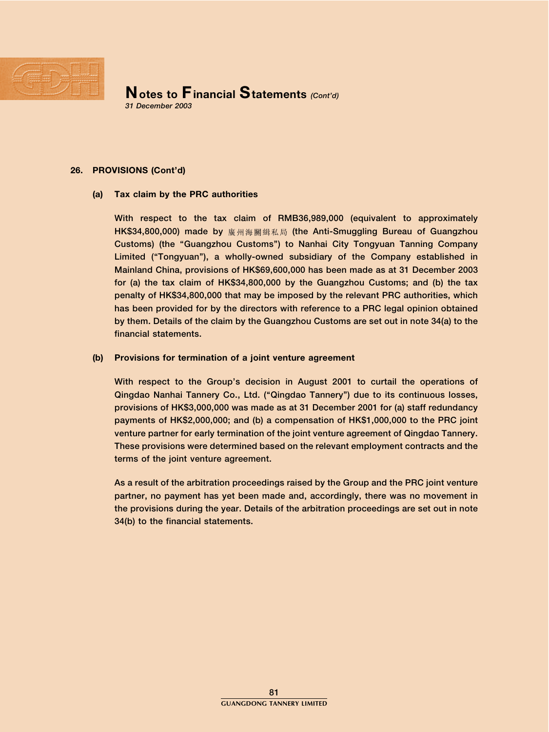## 26. PROVISIONS (Cont'd)

### (a) Tax claim by the PRC authorities

With respect to the tax claim of RMB36,989,000 (equivalent to approximately HK$34,800,000) made by 廣州海關緝私局 (the Anti-Smuggling Bureau of Guangzhou Customs) (the "Guangzhou Customs") to Nanhai City Tongyuan Tanning Company Limited ("Tongyuan"), a wholly-owned subsidiary of the Company established in Mainland China, provisions of HK$69,600,000 has been made as at 31 December 2003 for (a) the tax claim of HK$34,800,000 by the Guangzhou Customs; and (b) the tax penalty of HK$34,800,000 that may be imposed by the relevant PRC authorities, which has been provided for by the directors with reference to a PRC legal opinion obtained by them. Details of the claim by the Guangzhou Customs are set out in note 34(a) to the financial statements.

### (b) Provisions for termination of a joint venture agreement

With respect to the Group's decision in August 2001 to curtail the operations of Qingdao Nanhai Tannery Co., Ltd. ("Qingdao Tannery") due to its continuous losses, provisions of HK$3,000,000 was made as at 31 December 2001 for (a) staff redundancy payments of HK$2,000,000; and (b) a compensation of HK$1,000,000 to the PRC joint venture partner for early termination of the joint venture agreement of Qingdao Tannery. These provisions were determined based on the relevant employment contracts and the terms of the joint venture agreement.

As a result of the arbitration proceedings raised by the Group and the PRC joint venture partner, no payment has yet been made and, accordingly, there was no movement in the provisions during the year. Details of the arbitration proceedings are set out in note 34(b) to the financial statements.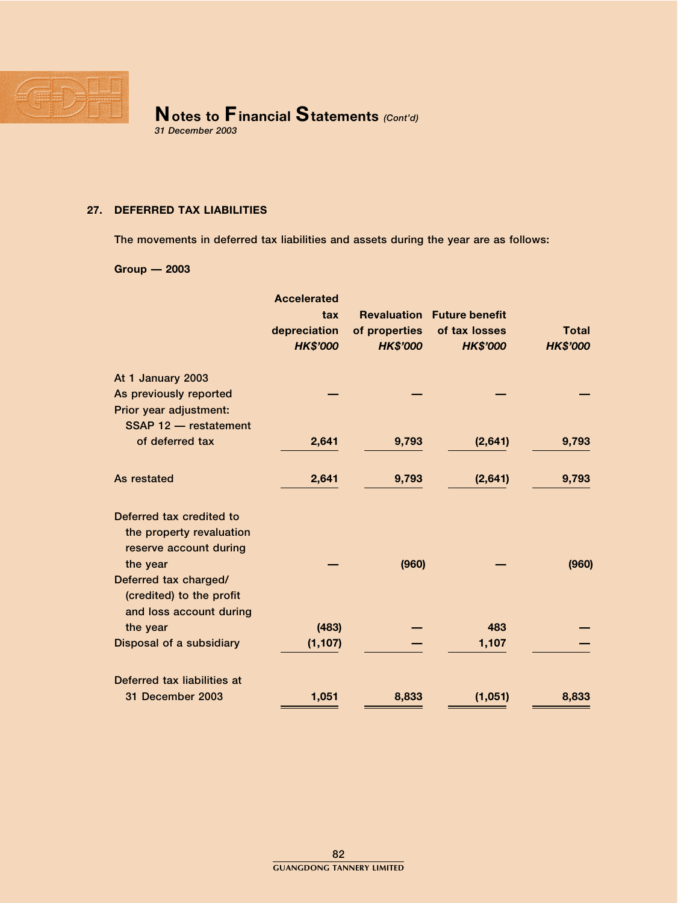## 27. DEFERRED TAX LIABILITIES

The movements in deferred tax liabilities and assets during the year are as follows:

**Group — 2003**

| | Accelerated tax depreciation *HK$'000* | Revaluation of properties *HK$'000* | Future benefit of tax losses *HK$'000* | Total *HK$'000* |
|---|---|---|---|---|
| At 1 January 2003 | | | | |
| As previously reported | — | — | — | — |
| Prior year adjustment: SSAP 12 — restatement of deferred tax | 2,641 | 9,793 | (2,641) | 9,793 |
| As restated | 2,641 | 9,793 | (2,641) | 9,793 |
| Deferred tax credited to the property revaluation reserve account during the year | — | (960) | — | (960) |
| Deferred tax charged/ (credited) to the profit and loss account during the year | (483) | — | 483 | — |
| Disposal of a subsidiary | (1,107) | — | 1,107 | — |
| Deferred tax liabilities at 31 December 2003 | 1,051 | 8,833 | (1,051) | 8,833 |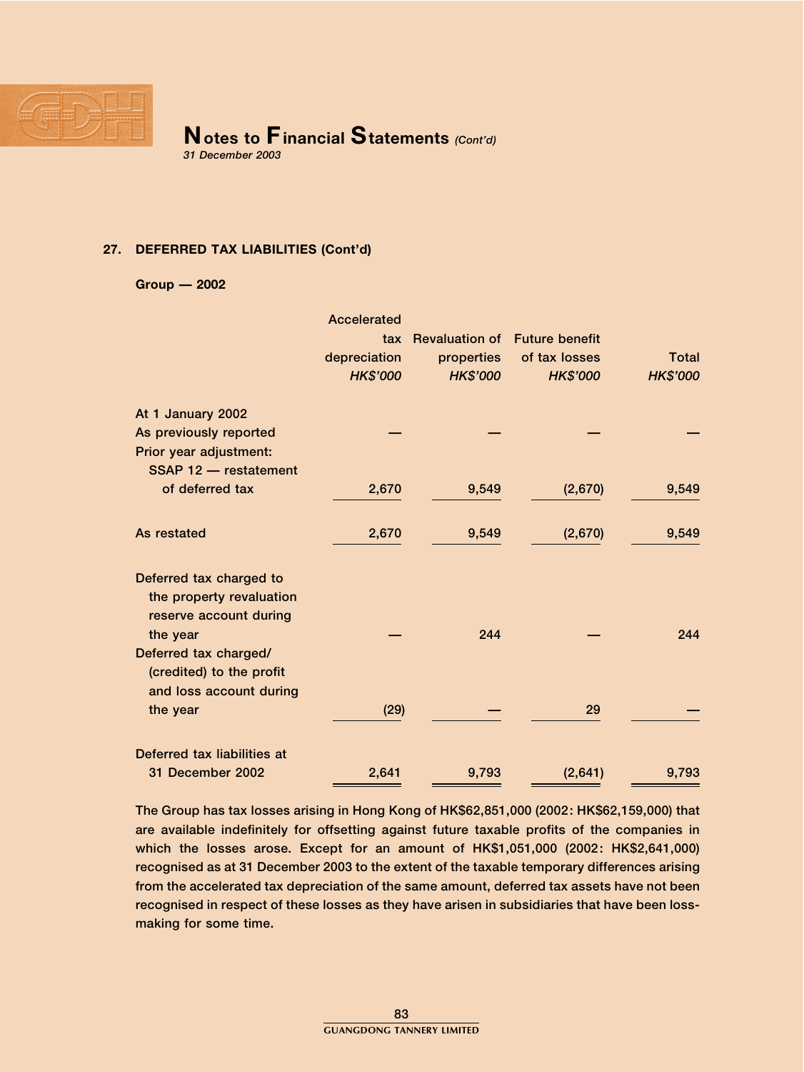## 27. DEFERRED TAX LIABILITIES (Cont'd)

**Group — 2002**

| | Accelerated tax depreciation *HK$'000* | Revaluation of properties *HK$'000* | Future benefit of tax losses *HK$'000* | Total *HK$'000* |
|---|---|---|---|---|
| At 1 January 2002 | | | | |
| As previously reported | — | — | — | — |
| Prior year adjustment: | | | | |
| SSAP 12 — restatement of deferred tax | 2,670 | 9,549 | (2,670) | 9,549 |
| As restated | 2,670 | 9,549 | (2,670) | 9,549 |
| Deferred tax charged to the property revaluation reserve account during the year | — | 244 | — | 244 |
| Deferred tax charged/ (credited) to the profit and loss account during the year | (29) | — | 29 | — |
| Deferred tax liabilities at 31 December 2002 | 2,641 | 9,793 | (2,641) | 9,793 |

The Group has tax losses arising in Hong Kong of HK$62,851,000 (2002: HK$62,159,000) that are available indefinitely for offsetting against future taxable profits of the companies in which the losses arose. Except for an amount of HK$1,051,000 (2002: HK$2,641,000) recognised as at 31 December 2003 to the extent of the taxable temporary differences arising from the accelerated tax depreciation of the same amount, deferred tax assets have not been recognised in respect of these losses as they have arisen in subsidiaries that have been loss-making for some time.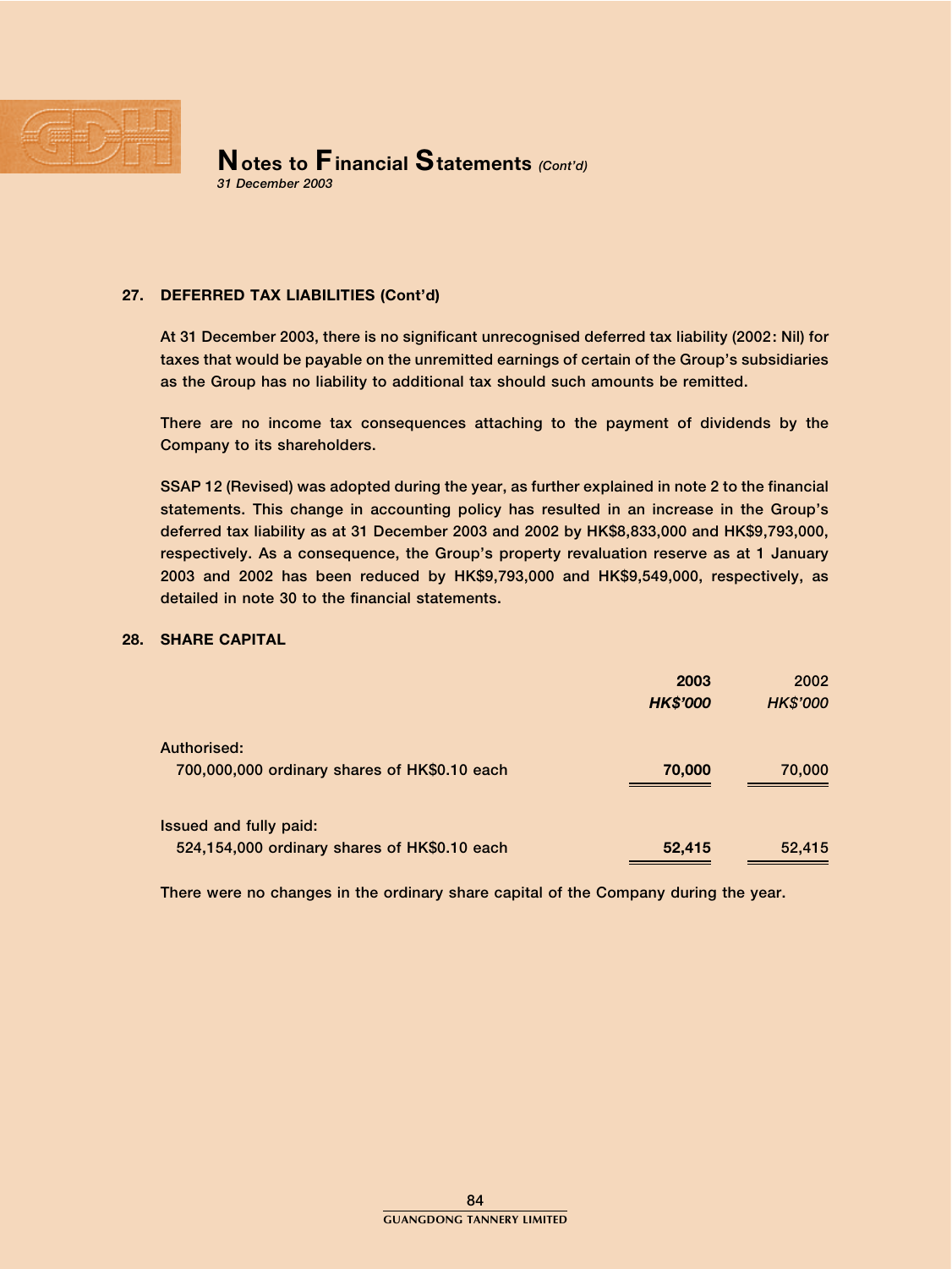## 27. DEFERRED TAX LIABILITIES (Cont'd)

At 31 December 2003, there is no significant unrecognised deferred tax liability (2002: Nil) for taxes that would be payable on the unremitted earnings of certain of the Group's subsidiaries as the Group has no liability to additional tax should such amounts be remitted.

There are no income tax consequences attaching to the payment of dividends by the Company to its shareholders.

SSAP 12 (Revised) was adopted during the year, as further explained in note 2 to the financial statements. This change in accounting policy has resulted in an increase in the Group's deferred tax liability as at 31 December 2003 and 2002 by HK$8,833,000 and HK$9,793,000, respectively. As a consequence, the Group's property revaluation reserve as at 1 January 2003 and 2002 has been reduced by HK$9,793,000 and HK$9,549,000, respectively, as detailed in note 30 to the financial statements.

## 28. SHARE CAPITAL

| | **2003** | 2002 |
|---|---|---|
| | ***HK$'000*** | *HK$'000* |
| Authorised: | | |
| 700,000,000 ordinary shares of HK$0.10 each | **70,000** | 70,000 |
| Issued and fully paid: | | |
| 524,154,000 ordinary shares of HK$0.10 each | **52,415** | 52,415 |

There were no changes in the ordinary share capital of the Company during the year.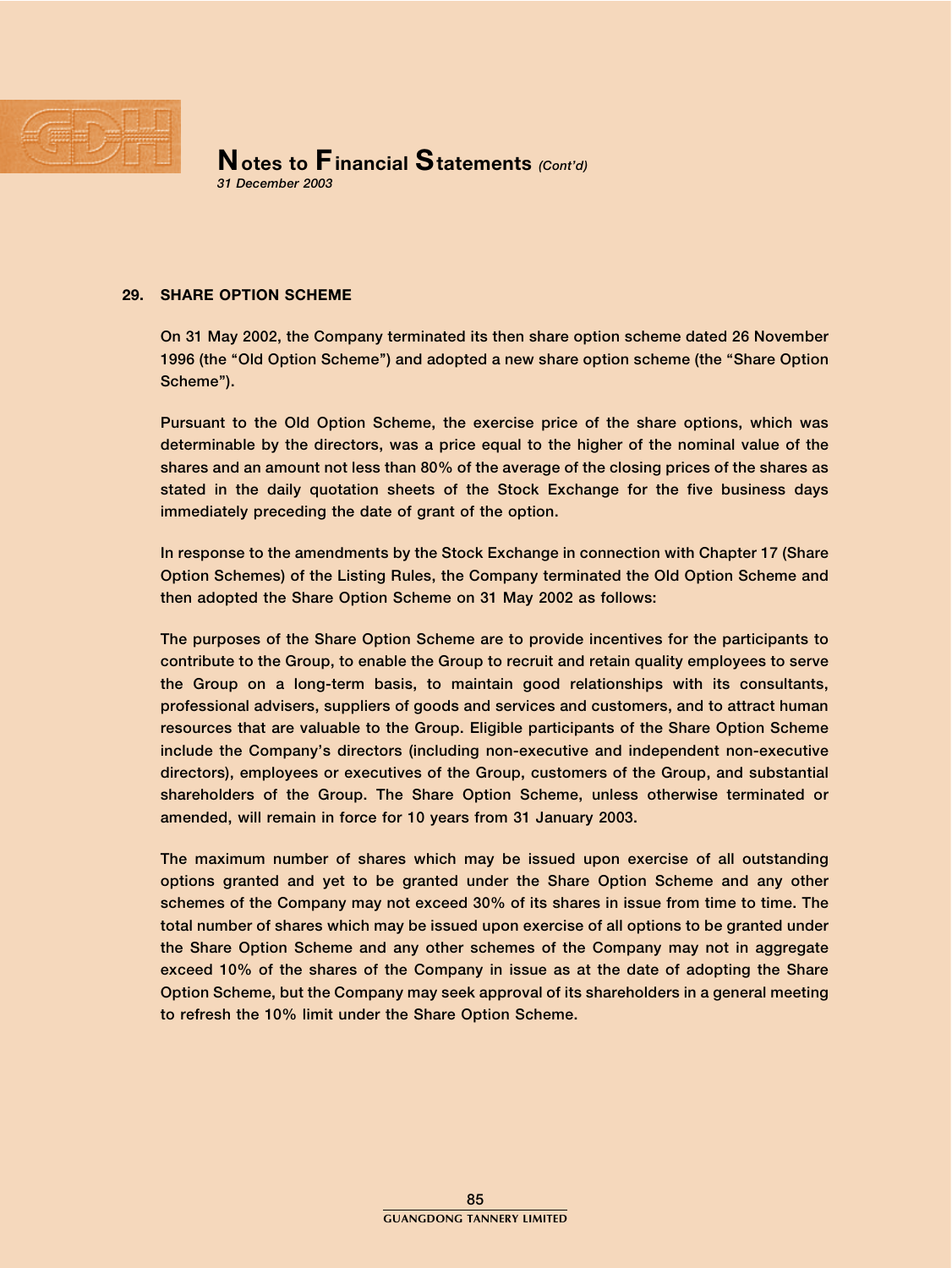## 29. SHARE OPTION SCHEME

On 31 May 2002, the Company terminated its then share option scheme dated 26 November 1996 (the "Old Option Scheme") and adopted a new share option scheme (the "Share Option Scheme").

Pursuant to the Old Option Scheme, the exercise price of the share options, which was determinable by the directors, was a price equal to the higher of the nominal value of the shares and an amount not less than 80% of the average of the closing prices of the shares as stated in the daily quotation sheets of the Stock Exchange for the five business days immediately preceding the date of grant of the option.

In response to the amendments by the Stock Exchange in connection with Chapter 17 (Share Option Schemes) of the Listing Rules, the Company terminated the Old Option Scheme and then adopted the Share Option Scheme on 31 May 2002 as follows:

The purposes of the Share Option Scheme are to provide incentives for the participants to contribute to the Group, to enable the Group to recruit and retain quality employees to serve the Group on a long-term basis, to maintain good relationships with its consultants, professional advisers, suppliers of goods and services and customers, and to attract human resources that are valuable to the Group. Eligible participants of the Share Option Scheme include the Company's directors (including non-executive and independent non-executive directors), employees or executives of the Group, customers of the Group, and substantial shareholders of the Group. The Share Option Scheme, unless otherwise terminated or amended, will remain in force for 10 years from 31 January 2003.

The maximum number of shares which may be issued upon exercise of all outstanding options granted and yet to be granted under the Share Option Scheme and any other schemes of the Company may not exceed 30% of its shares in issue from time to time. The total number of shares which may be issued upon exercise of all options to be granted under the Share Option Scheme and any other schemes of the Company may not in aggregate exceed 10% of the shares of the Company in issue as at the date of adopting the Share Option Scheme, but the Company may seek approval of its shareholders in a general meeting to refresh the 10% limit under the Share Option Scheme.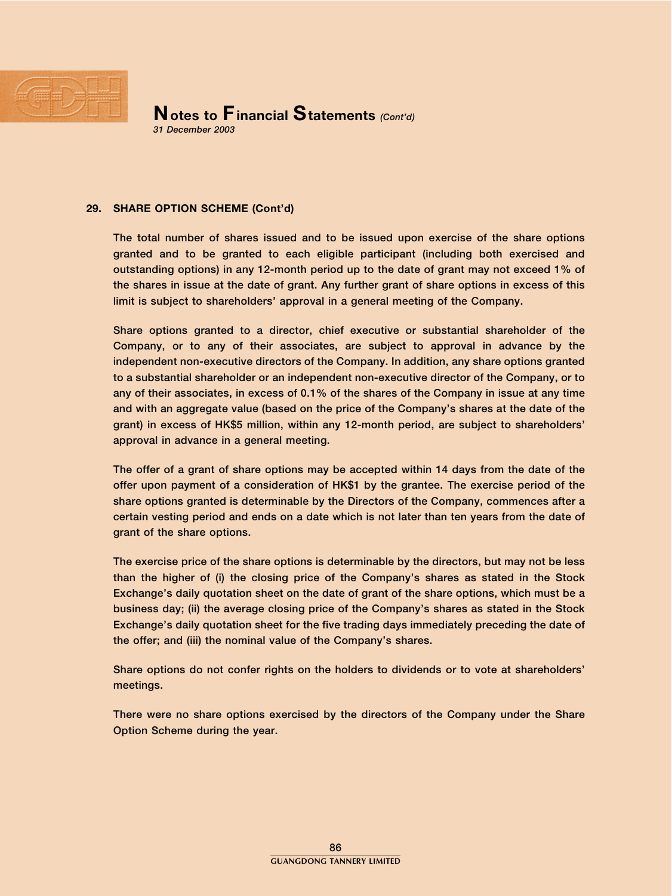## 29. SHARE OPTION SCHEME (Cont'd)

The total number of shares issued and to be issued upon exercise of the share options granted and to be granted to each eligible participant (including both exercised and outstanding options) in any 12-month period up to the date of grant may not exceed 1% of the shares in issue at the date of grant. Any further grant of share options in excess of this limit is subject to shareholders' approval in a general meeting of the Company.

Share options granted to a director, chief executive or substantial shareholder of the Company, or to any of their associates, are subject to approval in advance by the independent non-executive directors of the Company. In addition, any share options granted to a substantial shareholder or an independent non-executive director of the Company, or to any of their associates, in excess of 0.1% of the shares of the Company in issue at any time and with an aggregate value (based on the price of the Company's shares at the date of the grant) in excess of HK$5 million, within any 12-month period, are subject to shareholders' approval in advance in a general meeting.

The offer of a grant of share options may be accepted within 14 days from the date of the offer upon payment of a consideration of HK$1 by the grantee. The exercise period of the share options granted is determinable by the Directors of the Company, commences after a certain vesting period and ends on a date which is not later than ten years from the date of grant of the share options.

The exercise price of the share options is determinable by the directors, but may not be less than the higher of (i) the closing price of the Company's shares as stated in the Stock Exchange's daily quotation sheet on the date of grant of the share options, which must be a business day; (ii) the average closing price of the Company's shares as stated in the Stock Exchange's daily quotation sheet for the five trading days immediately preceding the date of the offer; and (iii) the nominal value of the Company's shares.

Share options do not confer rights on the holders to dividends or to vote at shareholders' meetings.

There were no share options exercised by the directors of the Company under the Share Option Scheme during the year.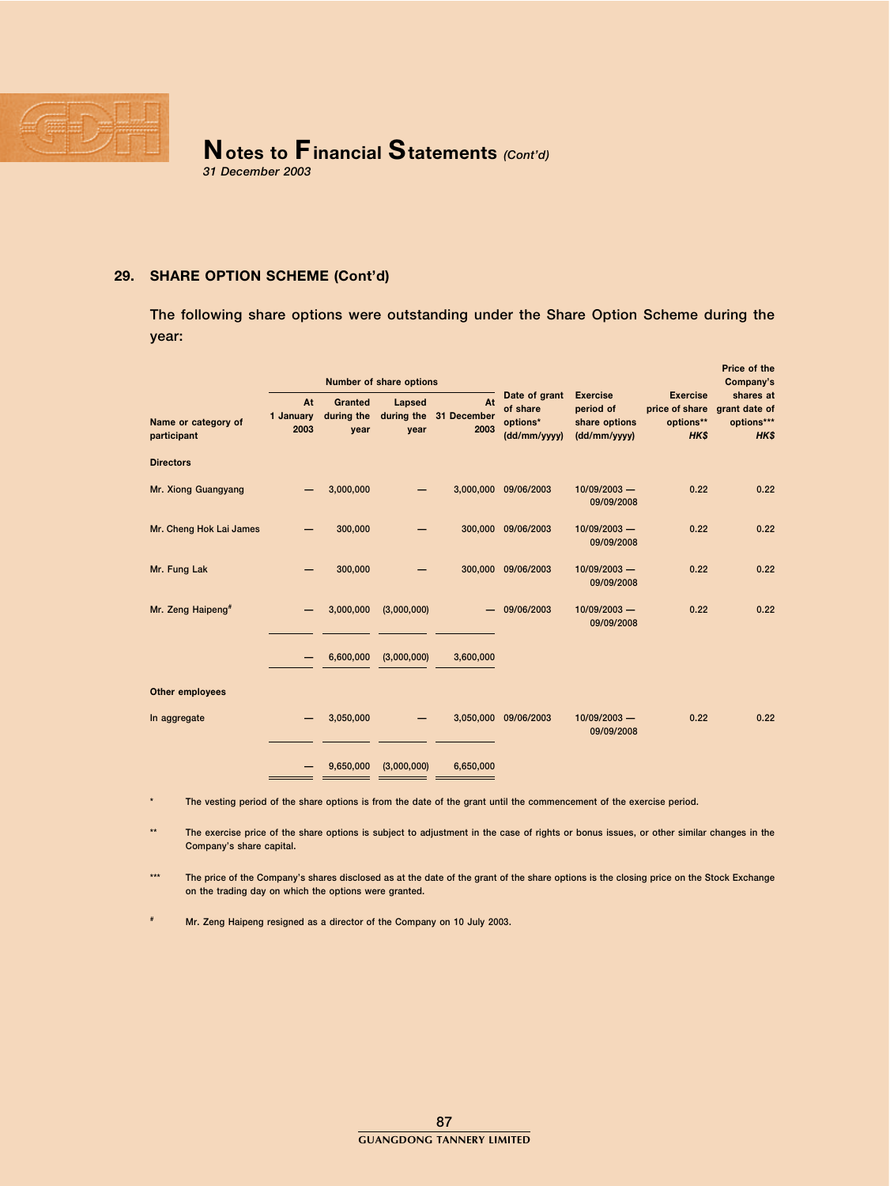## 29. SHARE OPTION SCHEME (Cont'd)

The following share options were outstanding under the Share Option Scheme during the year:

| Name or category of participant | Number of share options | | | | Date of grant of share options* (dd/mm/yyyy) | Exercise period of share options (dd/mm/yyyy) | Exercise price of share options** HK$ | Price of the Company's shares at grant date of options*** HK$ |
|---|---|---|---|---|---|---|---|---|
| | At 1 January 2003 | Granted during the year | Lapsed during the year | At 31 December 2003 | | | | |
| **Directors** | | | | | | | | |
| Mr. Xiong Guangyang | — | 3,000,000 | — | 3,000,000 | 09/06/2003 | 10/09/2003 — 09/09/2008 | 0.22 | 0.22 |
| Mr. Cheng Hok Lai James | — | 300,000 | — | 300,000 | 09/06/2003 | 10/09/2003 — 09/09/2008 | 0.22 | 0.22 |
| Mr. Fung Lak | — | 300,000 | — | 300,000 | 09/06/2003 | 10/09/2003 — 09/09/2008 | 0.22 | 0.22 |
| Mr. Zeng Haipeng# | — | 3,000,000 | (3,000,000) | — | 09/06/2003 | 10/09/2003 — 09/09/2008 | 0.22 | 0.22 |
| | — | 6,600,000 | (3,000,000) | 3,600,000 | | | | |
| **Other employees** | | | | | | | | |
| In aggregate | — | 3,050,000 | — | 3,050,000 | 09/06/2003 | 10/09/2003 — 09/09/2008 | 0.22 | 0.22 |
| | — | 9,650,000 | (3,000,000) | 6,650,000 | | | | |

\* The vesting period of the share options is from the date of the grant until the commencement of the exercise period.

** The exercise price of the share options is subject to adjustment in the case of rights or bonus issues, or other similar changes in the Company's share capital.

*** The price of the Company's shares disclosed as at the date of the grant of the share options is the closing price on the Stock Exchange on the trading day on which the options were granted.

\# Mr. Zeng Haipeng resigned as a director of the Company on 10 July 2003.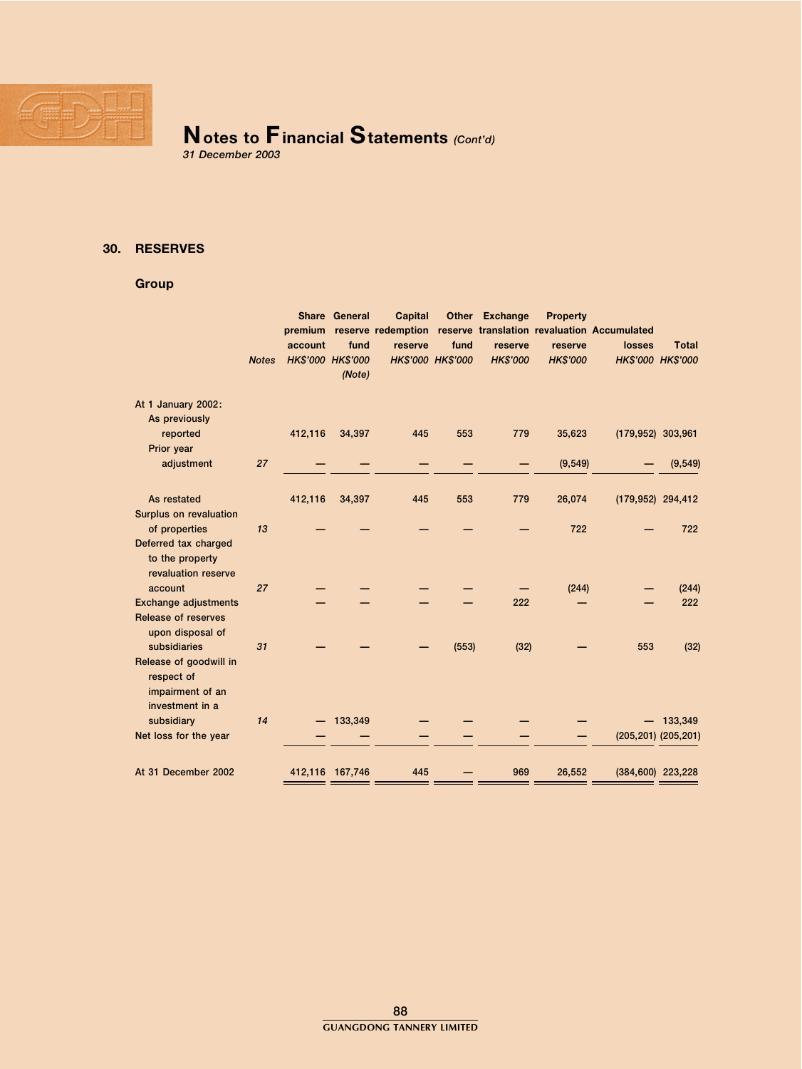## 30. RESERVES

### Group

| | Notes | Share premium account HK$'000 | General reserve fund HK$'000 (Note) | Capital redemption reserve HK$'000 | Other reserve fund HK$'000 | Exchange translation reserve HK$'000 | Property revaluation reserve HK$'000 | Accumulated losses HK$'000 | Total HK$'000 |
|---|---|---|---|---|---|---|---|---|---|
| At 1 January 2002: | | | | | | | | | |
| As previously reported | | 412,116 | 34,397 | 445 | 553 | 779 | 35,623 | (179,952) | 303,961 |
| Prior year adjustment | 27 | — | — | — | — | — | (9,549) | — | (9,549) |
| As restated | | 412,116 | 34,397 | 445 | 553 | 779 | 26,074 | (179,952) | 294,412 |
| Surplus on revaluation of properties | 13 | — | — | — | — | — | 722 | — | 722 |
| Deferred tax charged to the property revaluation reserve account | 27 | — | — | — | — | — | (244) | — | (244) |
| Exchange adjustments | | — | — | — | — | 222 | — | — | 222 |
| Release of reserves upon disposal of subsidiaries | 31 | — | — | — | (553) | (32) | — | 553 | (32) |
| Release of goodwill in respect of impairment of an investment in a subsidiary | 14 | — | 133,349 | — | — | — | — | — | 133,349 |
| Net loss for the year | | — | — | — | — | — | — | (205,201) | (205,201) |
| At 31 December 2002 | | 412,116 | 167,746 | 445 | — | 969 | 26,552 | (384,600) | 223,228 |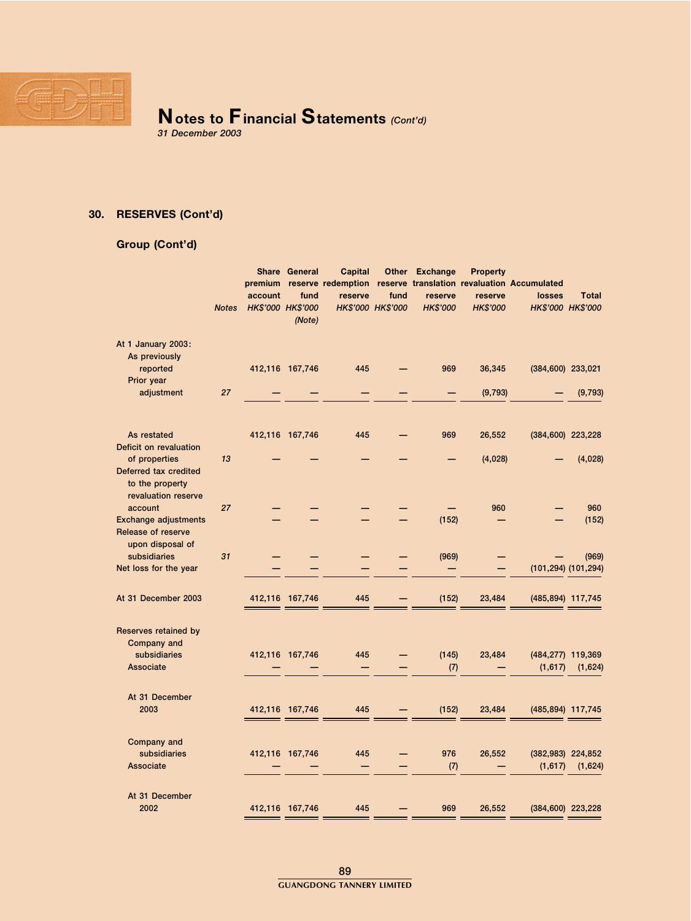# Notes to Financial Statements *(Cont'd)*

*31 December 2003*

## 30. RESERVES (Cont'd)

### Group (Cont'd)

| | Notes | Share premium account HK$'000 | General reserve fund HK$'000 (Note) | Capital redemption reserve HK$'000 | Other reserve fund HK$'000 | Exchange translation reserve HK$'000 | Property revaluation reserve HK$'000 | Accumulated losses HK$'000 | Total HK$'000 |
|---|---|---|---|---|---|---|---|---|---|
| At 1 January 2003: | | | | | | | | | |
| As previously reported | | 412,116 | 167,746 | 445 | — | 969 | 36,345 | (384,600) | 233,021 |
| Prior year adjustment | 27 | — | — | — | — | — | (9,793) | — | (9,793) |
| As restated | | 412,116 | 167,746 | 445 | — | 969 | 26,552 | (384,600) | 223,228 |
| Deficit on revaluation of properties | 13 | — | — | — | — | — | (4,028) | — | (4,028) |
| Deferred tax credited to the property revaluation reserve account | 27 | — | — | — | — | — | 960 | — | 960 |
| Exchange adjustments | | — | — | — | — | (152) | — | — | (152) |
| Release of reserve upon disposal of subsidiaries | 31 | — | — | — | — | (969) | — | — | (969) |
| Net loss for the year | | — | — | — | — | — | — | (101,294) | (101,294) |
| At 31 December 2003 | | 412,116 | 167,746 | 445 | — | (152) | 23,484 | (485,894) | 117,745 |
| Reserves retained by | | | | | | | | | |
| Company and subsidiaries | | 412,116 | 167,746 | 445 | — | (145) | 23,484 | (484,277) | 119,369 |
| Associate | | — | — | — | — | (7) | — | (1,617) | (1,624) |
| At 31 December 2003 | | 412,116 | 167,746 | 445 | — | (152) | 23,484 | (485,894) | 117,745 |
| Company and subsidiaries | | 412,116 | 167,746 | 445 | — | 976 | 26,552 | (382,983) | 224,852 |
| Associate | | — | — | — | — | (7) | — | (1,617) | (1,624) |
| At 31 December 2002 | | 412,116 | 167,746 | 445 | — | 969 | 26,552 | (384,600) | 223,228 |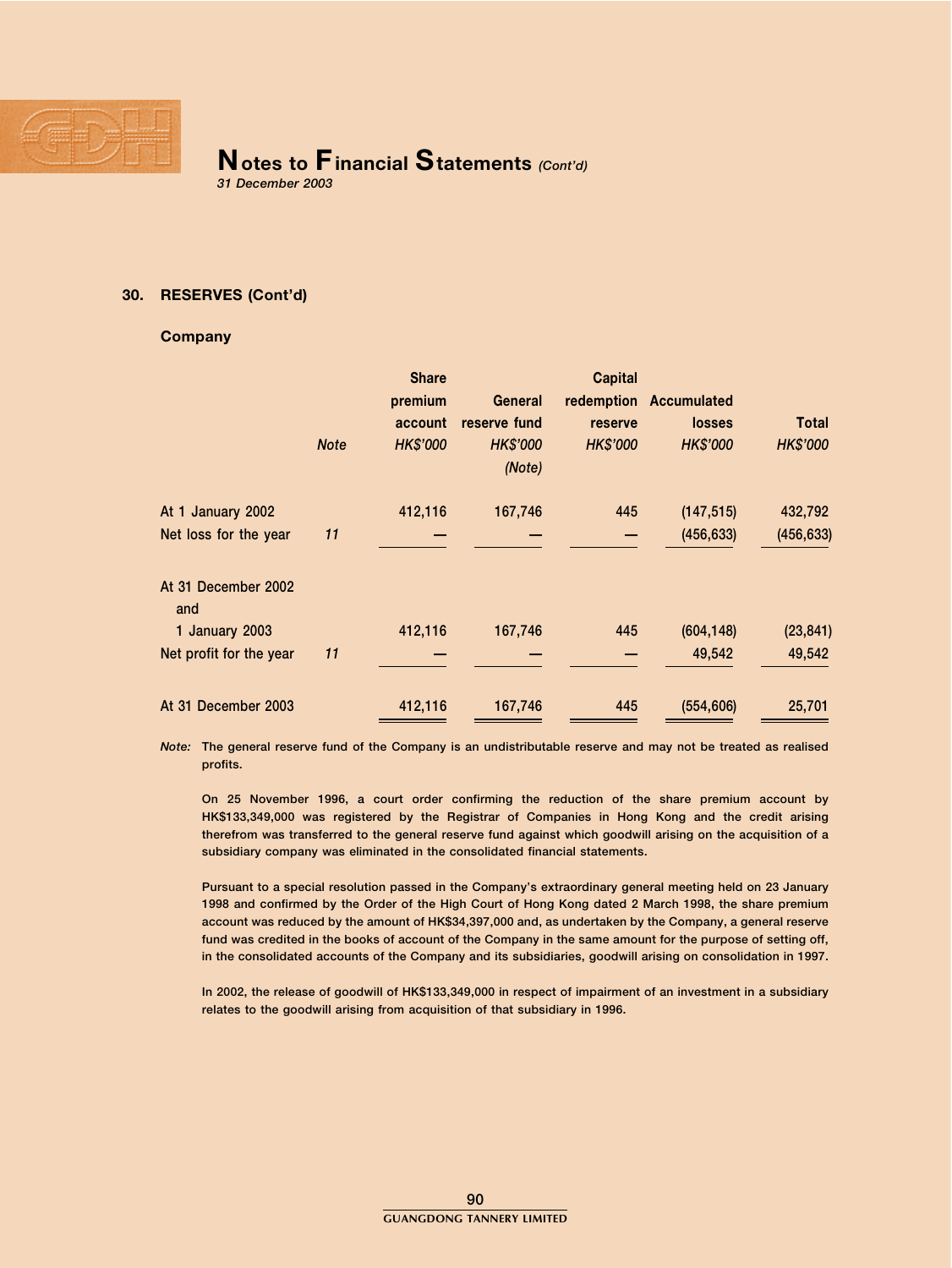## 30. RESERVES (Cont'd)

### Company

| | Note | Share premium account HK$'000 | General reserve fund HK$'000 (Note) | Capital redemption reserve HK$'000 | Accumulated losses HK$'000 | Total HK$'000 |
|---|---|---|---|---|---|---|
| At 1 January 2002 | | 412,116 | 167,746 | 445 | (147,515) | 432,792 |
| Net loss for the year | 11 | — | — | — | (456,633) | (456,633) |
| At 31 December 2002 and 1 January 2003 | | 412,116 | 167,746 | 445 | (604,148) | (23,841) |
| Net profit for the year | 11 | — | — | — | 49,542 | 49,542 |
| At 31 December 2003 | | 412,116 | 167,746 | 445 | (554,606) | 25,701 |

*Note:* The general reserve fund of the Company is an undistributable reserve and may not be treated as realised profits.

On 25 November 1996, a court order confirming the reduction of the share premium account by HK$133,349,000 was registered by the Registrar of Companies in Hong Kong and the credit arising therefrom was transferred to the general reserve fund against which goodwill arising on the acquisition of a subsidiary company was eliminated in the consolidated financial statements.

Pursuant to a special resolution passed in the Company's extraordinary general meeting held on 23 January 1998 and confirmed by the Order of the High Court of Hong Kong dated 2 March 1998, the share premium account was reduced by the amount of HK$34,397,000 and, as undertaken by the Company, a general reserve fund was credited in the books of account of the Company in the same amount for the purpose of setting off, in the consolidated accounts of the Company and its subsidiaries, goodwill arising on consolidation in 1997.

In 2002, the release of goodwill of HK$133,349,000 in respect of impairment of an investment in a subsidiary relates to the goodwill arising from acquisition of that subsidiary in 1996.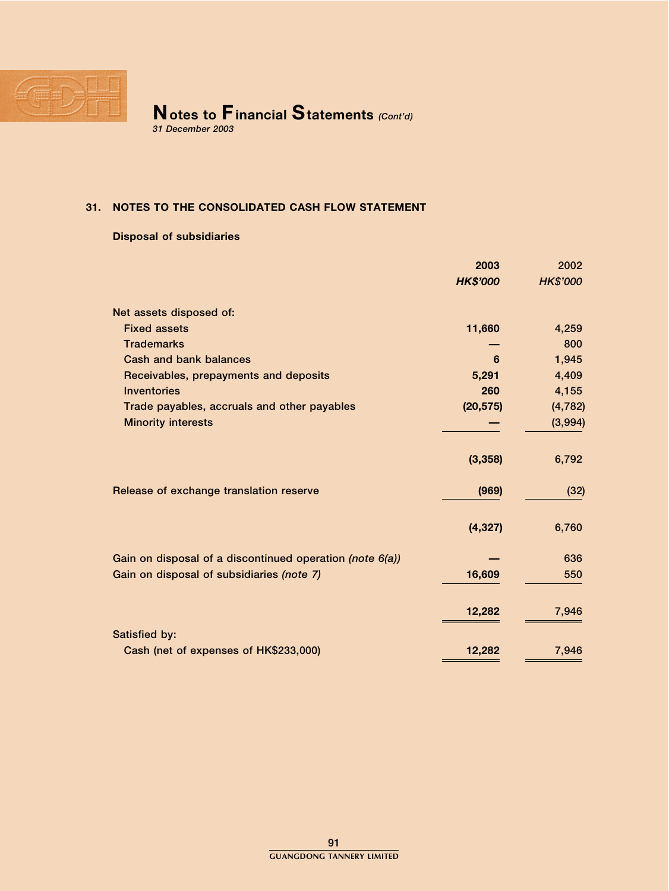## 31. NOTES TO THE CONSOLIDATED CASH FLOW STATEMENT

### Disposal of subsidiaries

| | 2003 | 2002 |
|---|---|---|
| | *HK$'000* | *HK$'000* |
| Net assets disposed of: | | |
| Fixed assets | **11,660** | 4,259 |
| Trademarks | **—** | 800 |
| Cash and bank balances | **6** | 1,945 |
| Receivables, prepayments and deposits | **5,291** | 4,409 |
| Inventories | **260** | 4,155 |
| Trade payables, accruals and other payables | **(20,575)** | (4,782) |
| Minority interests | **—** | (3,994) |
| | **(3,358)** | 6,792 |
| Release of exchange translation reserve | **(969)** | (32) |
| | **(4,327)** | 6,760 |
| Gain on disposal of a discontinued operation *(note 6(a))* | **—** | 636 |
| Gain on disposal of subsidiaries *(note 7)* | **16,609** | 550 |
| | **12,282** | 7,946 |
| Satisfied by: | | |
| Cash (net of expenses of HK$233,000) | **12,282** | 7,946 |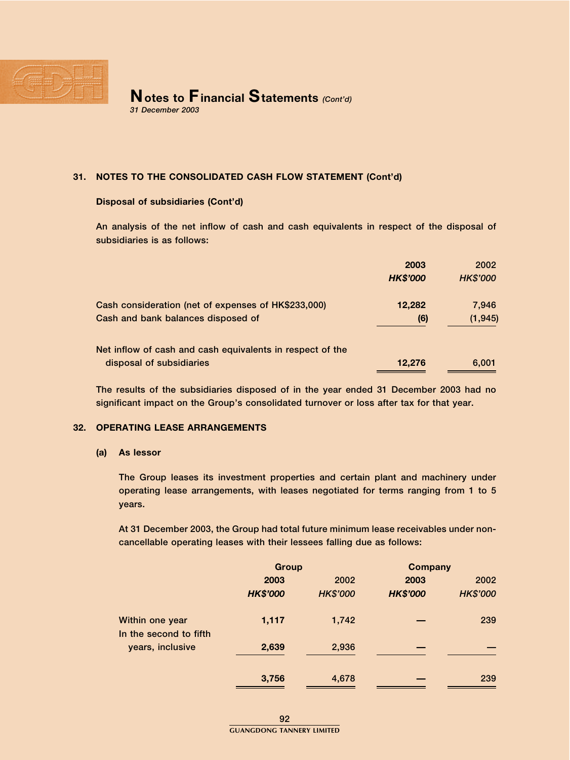## 31. NOTES TO THE CONSOLIDATED CASH FLOW STATEMENT (Cont'd)

### Disposal of subsidiaries (Cont'd)

An analysis of the net inflow of cash and cash equivalents in respect of the disposal of subsidiaries is as follows:

| | 2003 | 2002 |
|---|---|---|
| | *HK$'000* | *HK$'000* |
| Cash consideration (net of expenses of HK$233,000) | **12,282** | 7,946 |
| Cash and bank balances disposed of | **(6)** | (1,945) |
| Net inflow of cash and cash equivalents in respect of the disposal of subsidiaries | **12,276** | 6,001 |

The results of the subsidiaries disposed of in the year ended 31 December 2003 had no significant impact on the Group's consolidated turnover or loss after tax for that year.

## 32. OPERATING LEASE ARRANGEMENTS

### (a) As lessor

The Group leases its investment properties and certain plant and machinery under operating lease arrangements, with leases negotiated for terms ranging from 1 to 5 years.

At 31 December 2003, the Group had total future minimum lease receivables under non-cancellable operating leases with their lessees falling due as follows:

| | Group | | Company | |
|---|---|---|---|---|
| | 2003 | 2002 | 2003 | 2002 |
| | *HK$'000* | *HK$'000* | *HK$'000* | *HK$'000* |
| Within one year | **1,117** | 1,742 | **—** | 239 |
| In the second to fifth years, inclusive | **2,639** | 2,936 | **—** | — |
| | **3,756** | 4,678 | **—** | 239 |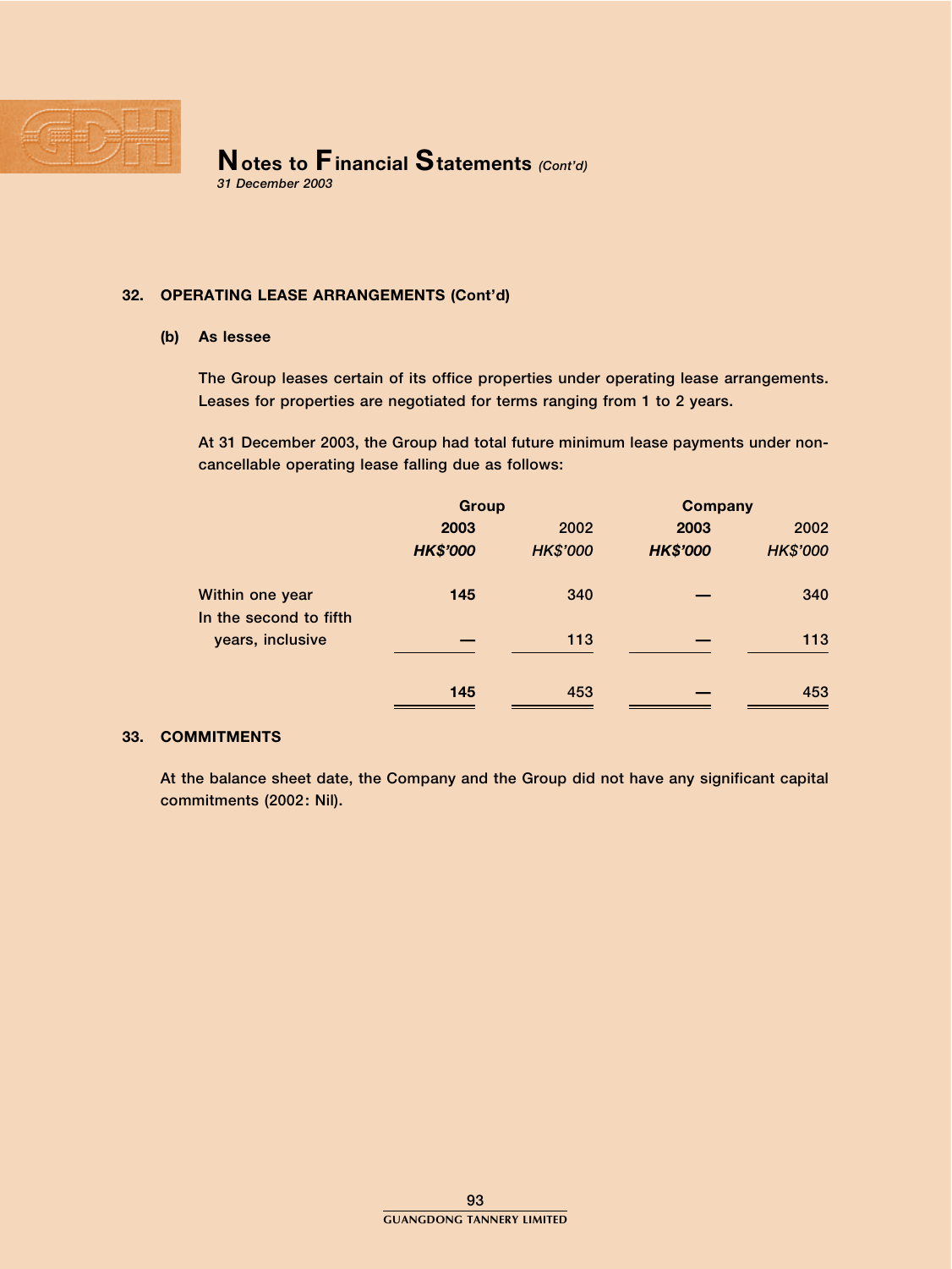## 32. OPERATING LEASE ARRANGEMENTS (Cont'd)

### (b) As lessee

The Group leases certain of its office properties under operating lease arrangements. Leases for properties are negotiated for terms ranging from 1 to 2 years.

At 31 December 2003, the Group had total future minimum lease payments under non-cancellable operating lease falling due as follows:

| | Group | | Company | |
|---|---|---|---|---|
| | **2003** | 2002 | **2003** | 2002 |
| | ***HK$'000*** | *HK$'000* | ***HK$'000*** | *HK$'000* |
| Within one year | **145** | 340 | **—** | 340 |
| In the second to fifth years, inclusive | **—** | 113 | **—** | 113 |
| | **145** | 453 | **—** | 453 |

## 33. COMMITMENTS

At the balance sheet date, the Company and the Group did not have any significant capital commitments (2002: Nil).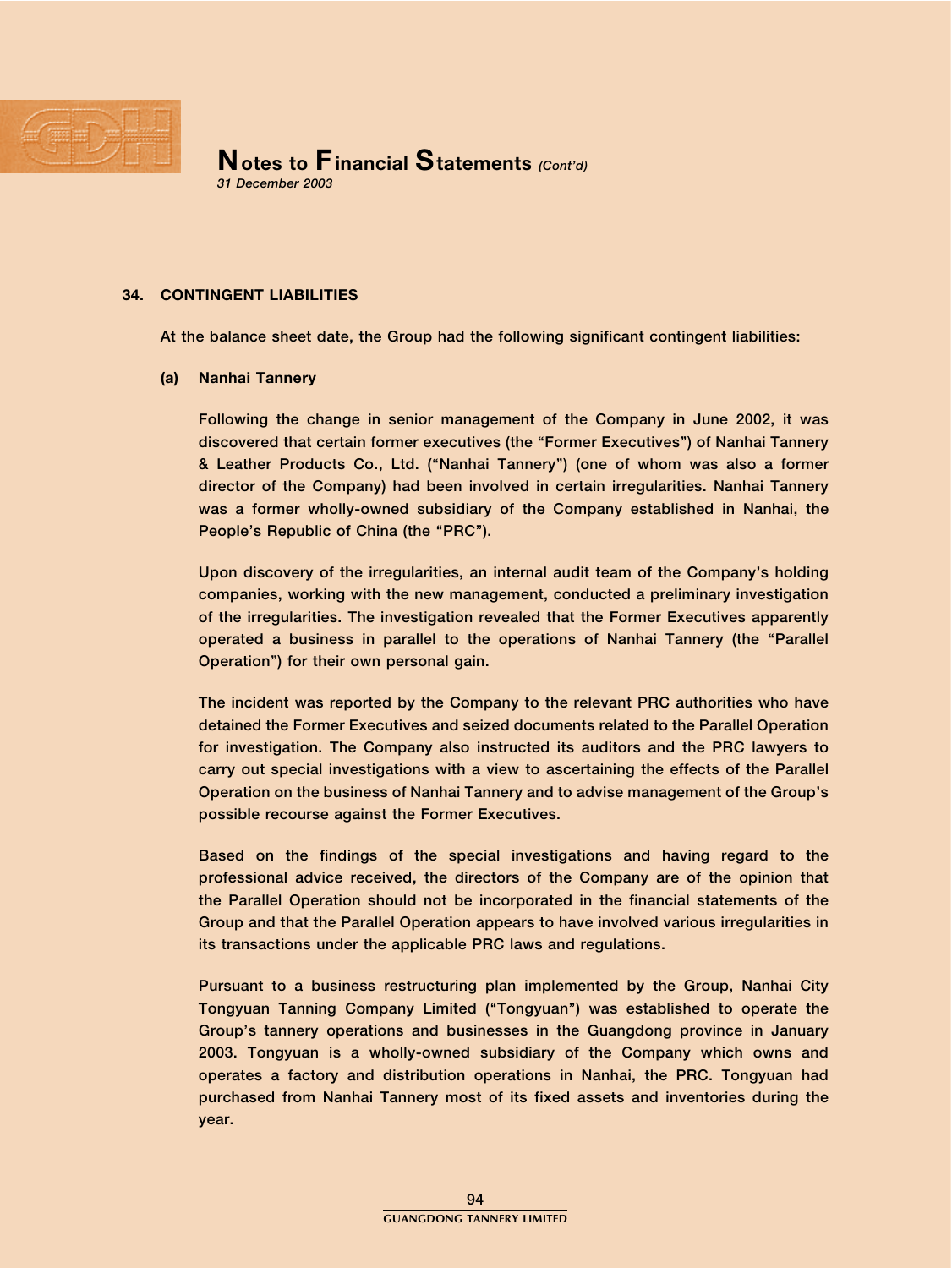## 34. CONTINGENT LIABILITIES

At the balance sheet date, the Group had the following significant contingent liabilities:

### (a) Nanhai Tannery

Following the change in senior management of the Company in June 2002, it was discovered that certain former executives (the "Former Executives") of Nanhai Tannery & Leather Products Co., Ltd. ("Nanhai Tannery") (one of whom was also a former director of the Company) had been involved in certain irregularities. Nanhai Tannery was a former wholly-owned subsidiary of the Company established in Nanhai, the People's Republic of China (the "PRC").

Upon discovery of the irregularities, an internal audit team of the Company's holding companies, working with the new management, conducted a preliminary investigation of the irregularities. The investigation revealed that the Former Executives apparently operated a business in parallel to the operations of Nanhai Tannery (the "Parallel Operation") for their own personal gain.

The incident was reported by the Company to the relevant PRC authorities who have detained the Former Executives and seized documents related to the Parallel Operation for investigation. The Company also instructed its auditors and the PRC lawyers to carry out special investigations with a view to ascertaining the effects of the Parallel Operation on the business of Nanhai Tannery and to advise management of the Group's possible recourse against the Former Executives.

Based on the findings of the special investigations and having regard to the professional advice received, the directors of the Company are of the opinion that the Parallel Operation should not be incorporated in the financial statements of the Group and that the Parallel Operation appears to have involved various irregularities in its transactions under the applicable PRC laws and regulations.

Pursuant to a business restructuring plan implemented by the Group, Nanhai City Tongyuan Tanning Company Limited ("Tongyuan") was established to operate the Group's tannery operations and businesses in the Guangdong province in January 2003. Tongyuan is a wholly-owned subsidiary of the Company which owns and operates a factory and distribution operations in Nanhai, the PRC. Tongyuan had purchased from Nanhai Tannery most of its fixed assets and inventories during the year.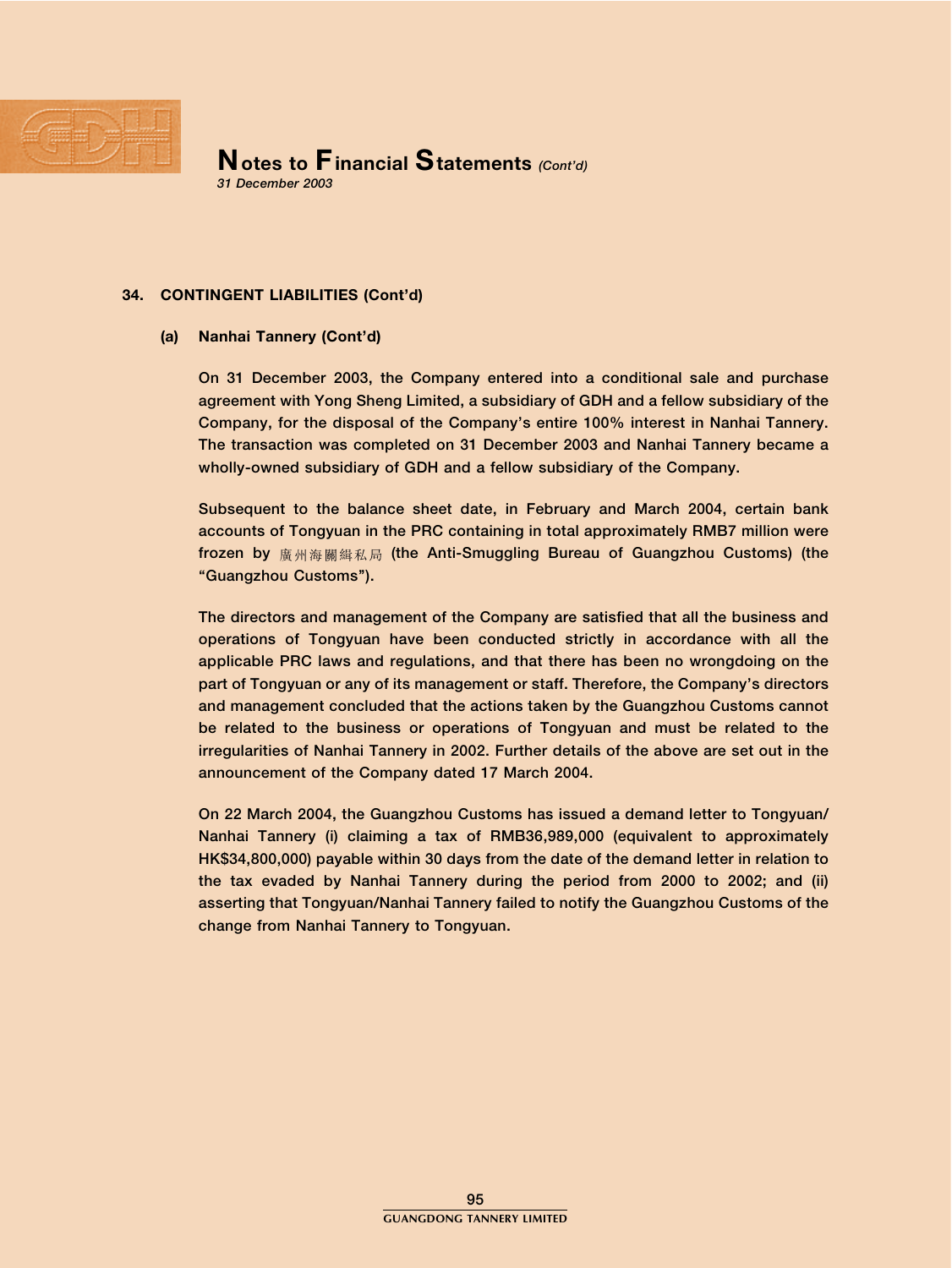## 34. CONTINGENT LIABILITIES (Cont'd)

### (a) Nanhai Tannery (Cont'd)

On 31 December 2003, the Company entered into a conditional sale and purchase agreement with Yong Sheng Limited, a subsidiary of GDH and a fellow subsidiary of the Company, for the disposal of the Company's entire 100% interest in Nanhai Tannery. The transaction was completed on 31 December 2003 and Nanhai Tannery became a wholly-owned subsidiary of GDH and a fellow subsidiary of the Company.

Subsequent to the balance sheet date, in February and March 2004, certain bank accounts of Tongyuan in the PRC containing in total approximately RMB7 million were frozen by 廣州海關緝私局 (the Anti-Smuggling Bureau of Guangzhou Customs) (the "Guangzhou Customs").

The directors and management of the Company are satisfied that all the business and operations of Tongyuan have been conducted strictly in accordance with all the applicable PRC laws and regulations, and that there has been no wrongdoing on the part of Tongyuan or any of its management or staff. Therefore, the Company's directors and management concluded that the actions taken by the Guangzhou Customs cannot be related to the business or operations of Tongyuan and must be related to the irregularities of Nanhai Tannery in 2002. Further details of the above are set out in the announcement of the Company dated 17 March 2004.

On 22 March 2004, the Guangzhou Customs has issued a demand letter to Tongyuan/Nanhai Tannery (i) claiming a tax of RMB36,989,000 (equivalent to approximately HK$34,800,000) payable within 30 days from the date of the demand letter in relation to the tax evaded by Nanhai Tannery during the period from 2000 to 2002; and (ii) asserting that Tongyuan/Nanhai Tannery failed to notify the Guangzhou Customs of the change from Nanhai Tannery to Tongyuan.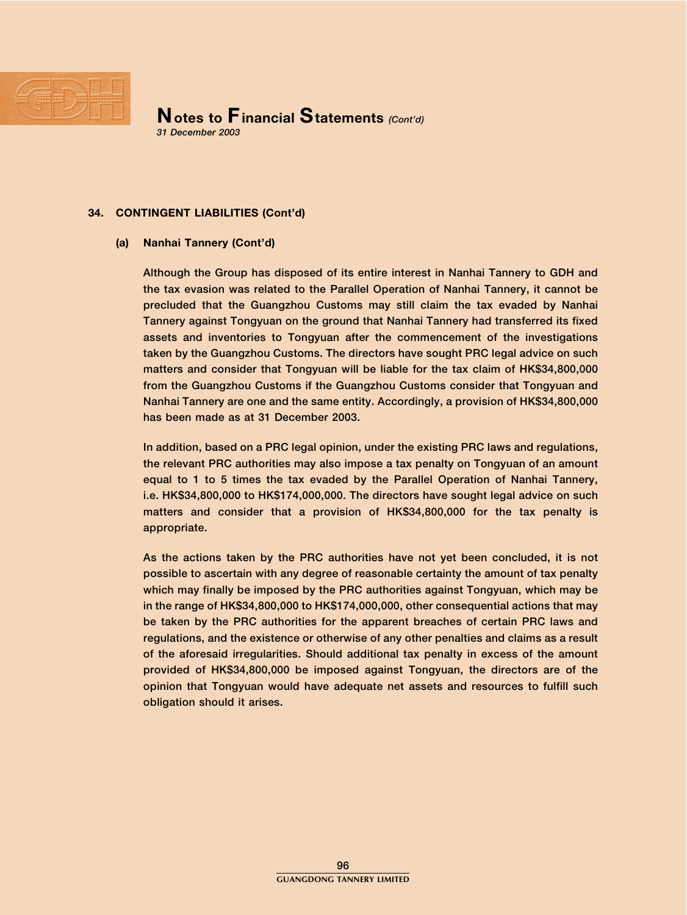## 34. CONTINGENT LIABILITIES (Cont'd)

### (a) Nanhai Tannery (Cont'd)

Although the Group has disposed of its entire interest in Nanhai Tannery to GDH and the tax evasion was related to the Parallel Operation of Nanhai Tannery, it cannot be precluded that the Guangzhou Customs may still claim the tax evaded by Nanhai Tannery against Tongyuan on the ground that Nanhai Tannery had transferred its fixed assets and inventories to Tongyuan after the commencement of the investigations taken by the Guangzhou Customs. The directors have sought PRC legal advice on such matters and consider that Tongyuan will be liable for the tax claim of HK$34,800,000 from the Guangzhou Customs if the Guangzhou Customs consider that Tongyuan and Nanhai Tannery are one and the same entity. Accordingly, a provision of HK$34,800,000 has been made as at 31 December 2003.

In addition, based on a PRC legal opinion, under the existing PRC laws and regulations, the relevant PRC authorities may also impose a tax penalty on Tongyuan of an amount equal to 1 to 5 times the tax evaded by the Parallel Operation of Nanhai Tannery, i.e. HK$34,800,000 to HK$174,000,000. The directors have sought legal advice on such matters and consider that a provision of HK$34,800,000 for the tax penalty is appropriate.

As the actions taken by the PRC authorities have not yet been concluded, it is not possible to ascertain with any degree of reasonable certainty the amount of tax penalty which may finally be imposed by the PRC authorities against Tongyuan, which may be in the range of HK$34,800,000 to HK$174,000,000, other consequential actions that may be taken by the PRC authorities for the apparent breaches of certain PRC laws and regulations, and the existence or otherwise of any other penalties and claims as a result of the aforesaid irregularities. Should additional tax penalty in excess of the amount provided of HK$34,800,000 be imposed against Tongyuan, the directors are of the opinion that Tongyuan would have adequate net assets and resources to fulfill such obligation should it arises.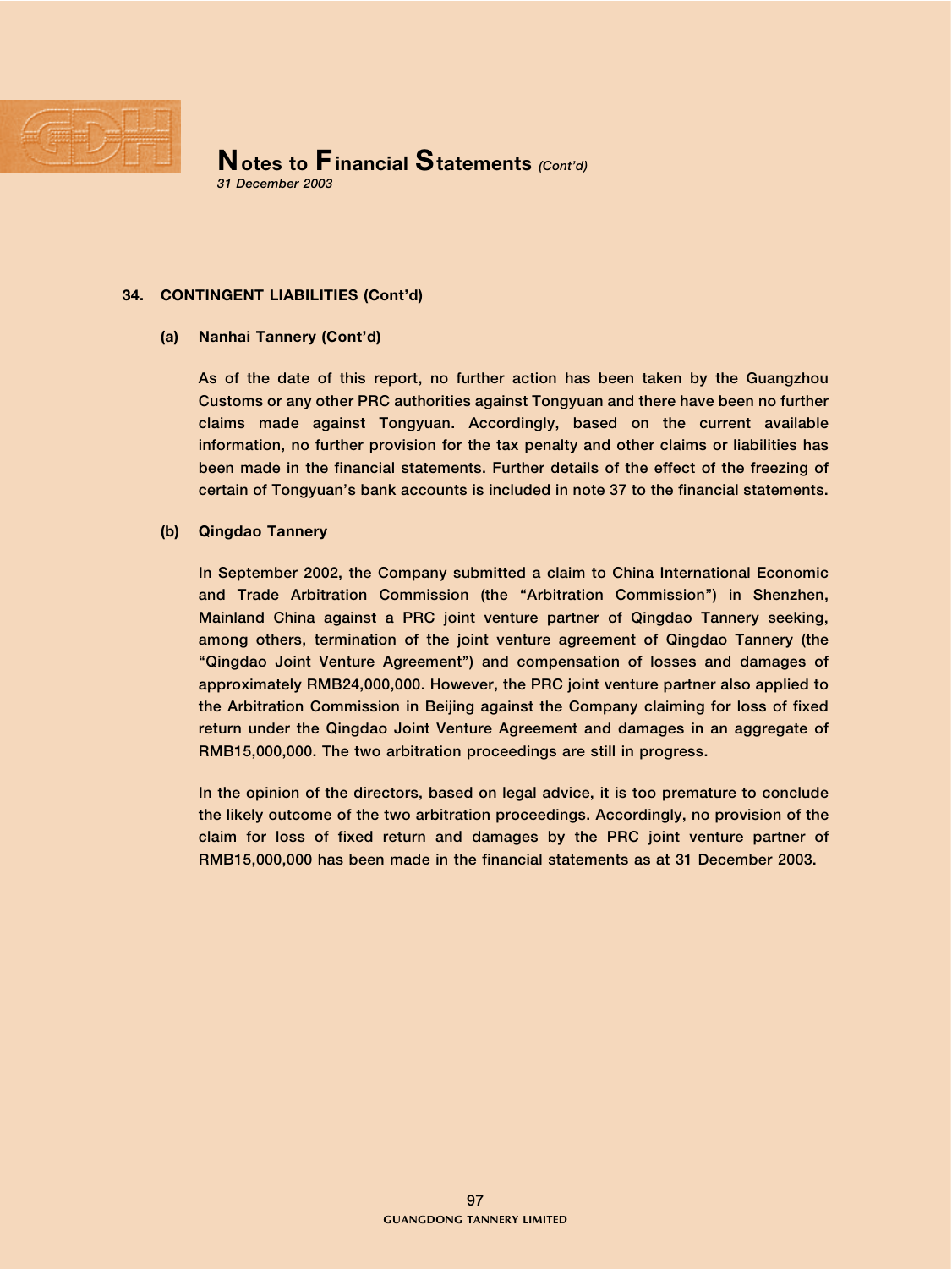## 34. CONTINGENT LIABILITIES (Cont'd)

### (a) Nanhai Tannery (Cont'd)

As of the date of this report, no further action has been taken by the Guangzhou Customs or any other PRC authorities against Tongyuan and there have been no further claims made against Tongyuan. Accordingly, based on the current available information, no further provision for the tax penalty and other claims or liabilities has been made in the financial statements. Further details of the effect of the freezing of certain of Tongyuan's bank accounts is included in note 37 to the financial statements.

### (b) Qingdao Tannery

In September 2002, the Company submitted a claim to China International Economic and Trade Arbitration Commission (the "Arbitration Commission") in Shenzhen, Mainland China against a PRC joint venture partner of Qingdao Tannery seeking, among others, termination of the joint venture agreement of Qingdao Tannery (the "Qingdao Joint Venture Agreement") and compensation of losses and damages of approximately RMB24,000,000. However, the PRC joint venture partner also applied to the Arbitration Commission in Beijing against the Company claiming for loss of fixed return under the Qingdao Joint Venture Agreement and damages in an aggregate of RMB15,000,000. The two arbitration proceedings are still in progress.

In the opinion of the directors, based on legal advice, it is too premature to conclude the likely outcome of the two arbitration proceedings. Accordingly, no provision of the claim for loss of fixed return and damages by the PRC joint venture partner of RMB15,000,000 has been made in the financial statements as at 31 December 2003.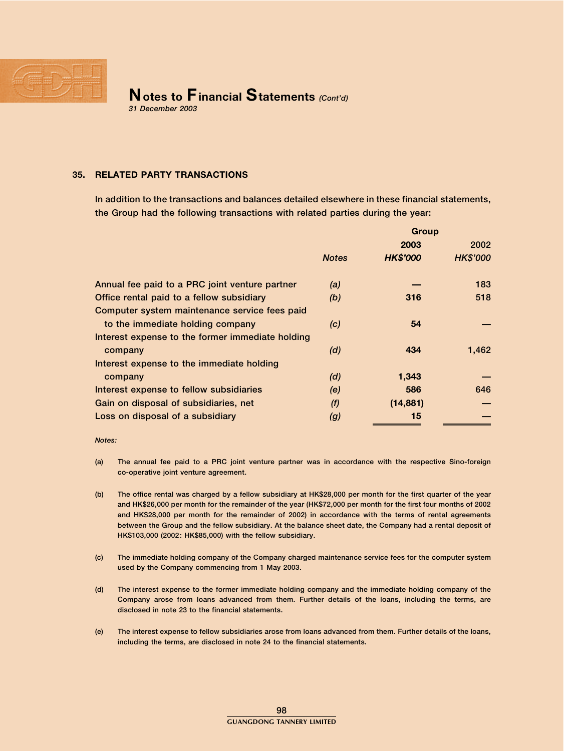## Notes to Financial Statements *(Cont'd)*

*31 December 2003*

### 35. RELATED PARTY TRANSACTIONS

In addition to the transactions and balances detailed elsewhere in these financial statements, the Group had the following transactions with related parties during the year:

| | | Group | |
|---|---|---|---|
| | | 2003 | 2002 |
| | *Notes* | *HK$'000* | *HK$'000* |
| Annual fee paid to a PRC joint venture partner | *(a)* | — | 183 |
| Office rental paid to a fellow subsidiary | *(b)* | 316 | 518 |
| Computer system maintenance service fees paid to the immediate holding company | *(c)* | 54 | — |
| Interest expense to the former immediate holding company | *(d)* | 434 | 1,462 |
| Interest expense to the immediate holding company | *(d)* | 1,343 | — |
| Interest expense to fellow subsidiaries | *(e)* | 586 | 646 |
| Gain on disposal of subsidiaries, net | *(f)* | (14,881) | — |
| Loss on disposal of a subsidiary | *(g)* | 15 | — |

*Notes:*

(a) The annual fee paid to a PRC joint venture partner was in accordance with the respective Sino-foreign co-operative joint venture agreement.

(b) The office rental was charged by a fellow subsidiary at HK$28,000 per month for the first quarter of the year and HK$26,000 per month for the remainder of the year (HK$72,000 per month for the first four months of 2002 and HK$28,000 per month for the remainder of 2002) in accordance with the terms of rental agreements between the Group and the fellow subsidiary. At the balance sheet date, the Company had a rental deposit of HK$103,000 (2002: HK$85,000) with the fellow subsidiary.

(c) The immediate holding company of the Company charged maintenance service fees for the computer system used by the Company commencing from 1 May 2003.

(d) The interest expense to the former immediate holding company and the immediate holding company of the Company arose from loans advanced from them. Further details of the loans, including the terms, are disclosed in note 23 to the financial statements.

(e) The interest expense to fellow subsidiaries arose from loans advanced from them. Further details of the loans, including the terms, are disclosed in note 24 to the financial statements.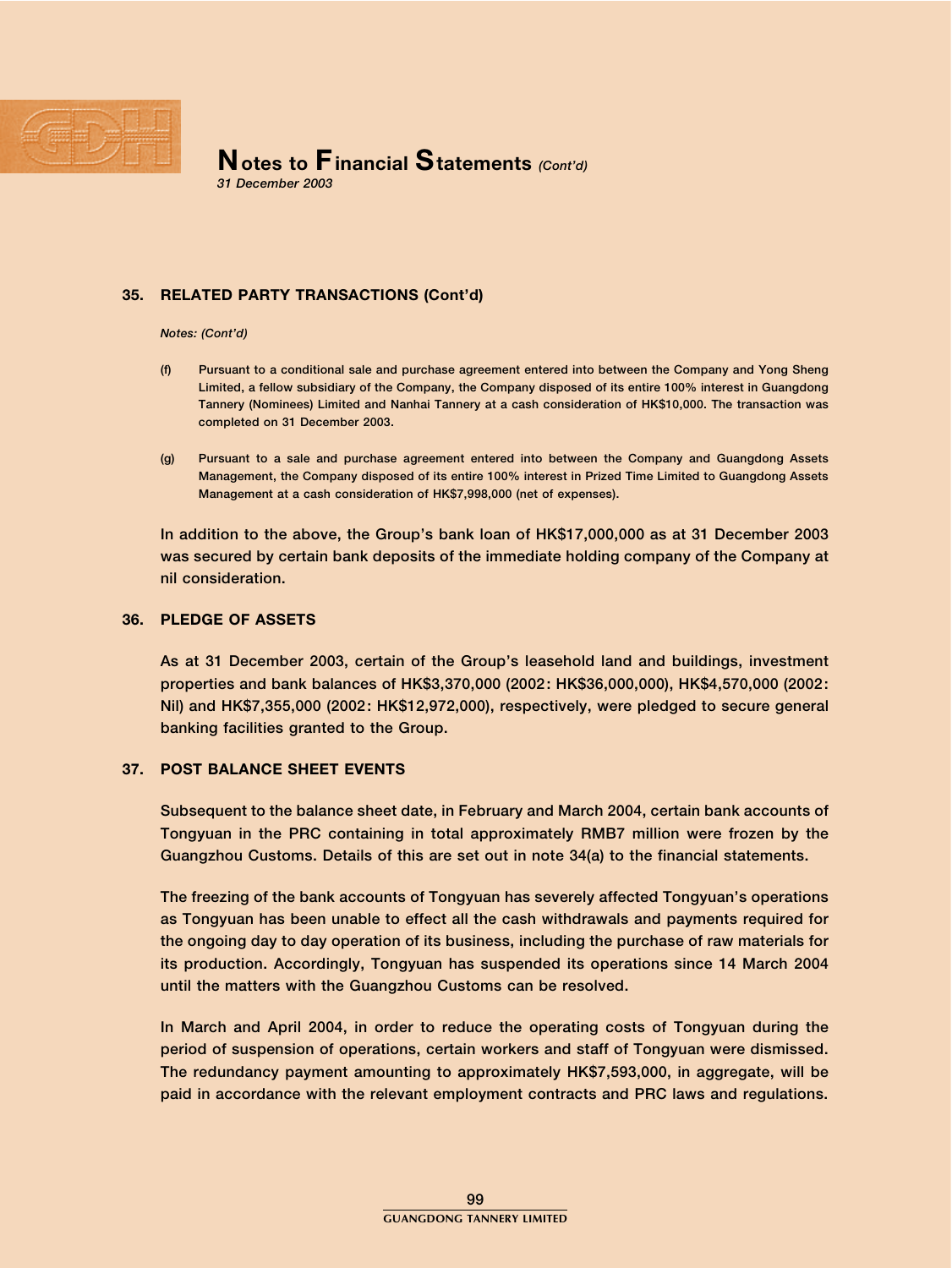## 35. RELATED PARTY TRANSACTIONS (Cont'd)

*Notes: (Cont'd)*

(f) Pursuant to a conditional sale and purchase agreement entered into between the Company and Yong Sheng Limited, a fellow subsidiary of the Company, the Company disposed of its entire 100% interest in Guangdong Tannery (Nominees) Limited and Nanhai Tannery at a cash consideration of HK$10,000. The transaction was completed on 31 December 2003.

(g) Pursuant to a sale and purchase agreement entered into between the Company and Guangdong Assets Management, the Company disposed of its entire 100% interest in Prized Time Limited to Guangdong Assets Management at a cash consideration of HK$7,998,000 (net of expenses).

In addition to the above, the Group's bank loan of HK$17,000,000 as at 31 December 2003 was secured by certain bank deposits of the immediate holding company of the Company at nil consideration.

## 36. PLEDGE OF ASSETS

As at 31 December 2003, certain of the Group's leasehold land and buildings, investment properties and bank balances of HK$3,370,000 (2002: HK$36,000,000), HK$4,570,000 (2002: Nil) and HK$7,355,000 (2002: HK$12,972,000), respectively, were pledged to secure general banking facilities granted to the Group.

## 37. POST BALANCE SHEET EVENTS

Subsequent to the balance sheet date, in February and March 2004, certain bank accounts of Tongyuan in the PRC containing in total approximately RMB7 million were frozen by the Guangzhou Customs. Details of this are set out in note 34(a) to the financial statements.

The freezing of the bank accounts of Tongyuan has severely affected Tongyuan's operations as Tongyuan has been unable to effect all the cash withdrawals and payments required for the ongoing day to day operation of its business, including the purchase of raw materials for its production. Accordingly, Tongyuan has suspended its operations since 14 March 2004 until the matters with the Guangzhou Customs can be resolved.

In March and April 2004, in order to reduce the operating costs of Tongyuan during the period of suspension of operations, certain workers and staff of Tongyuan were dismissed. The redundancy payment amounting to approximately HK$7,593,000, in aggregate, will be paid in accordance with the relevant employment contracts and PRC laws and regulations.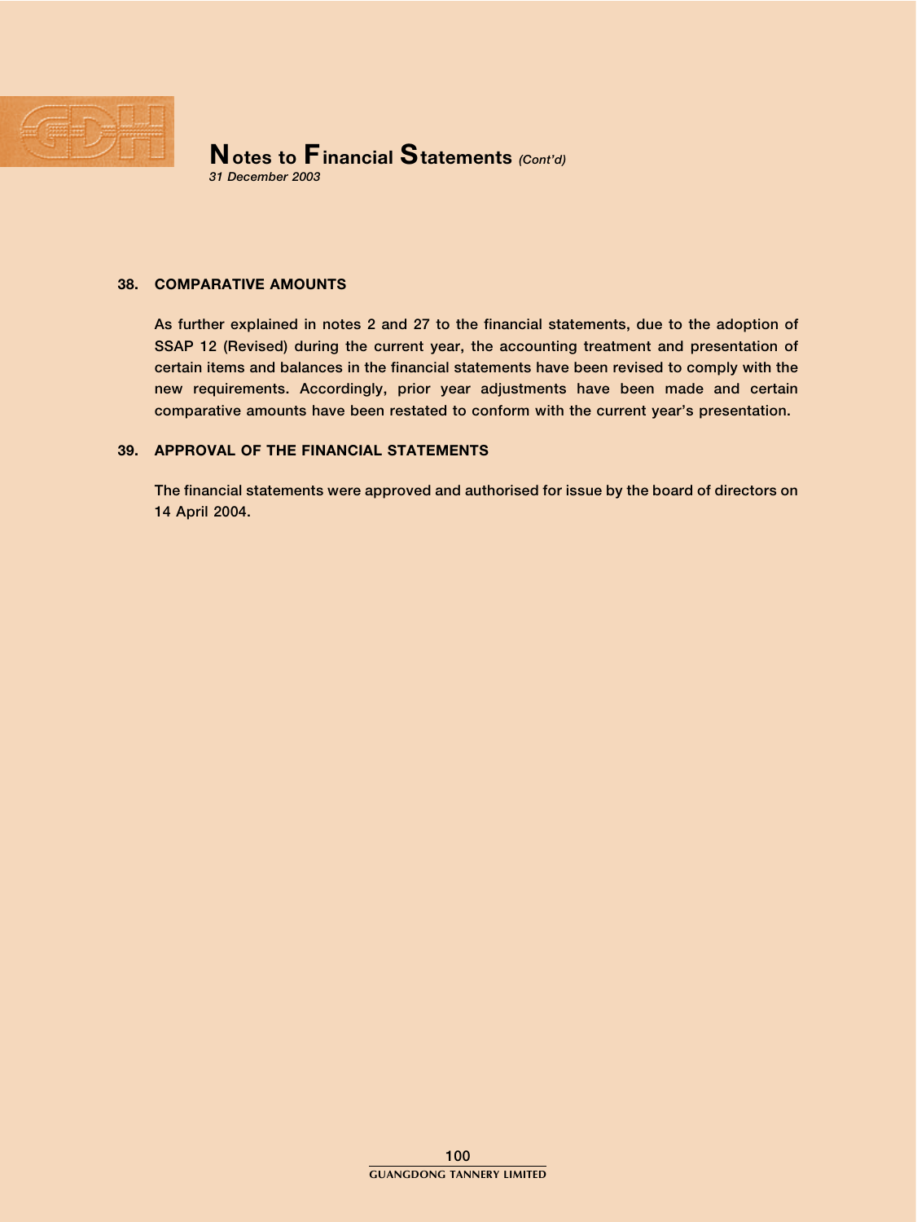### 38. COMPARATIVE AMOUNTS

As further explained in notes 2 and 27 to the financial statements, due to the adoption of SSAP 12 (Revised) during the current year, the accounting treatment and presentation of certain items and balances in the financial statements have been revised to comply with the new requirements. Accordingly, prior year adjustments have been made and certain comparative amounts have been restated to conform with the current year's presentation.

### 39. APPROVAL OF THE FINANCIAL STATEMENTS

The financial statements were approved and authorised for issue by the board of directors on 14 April 2004.